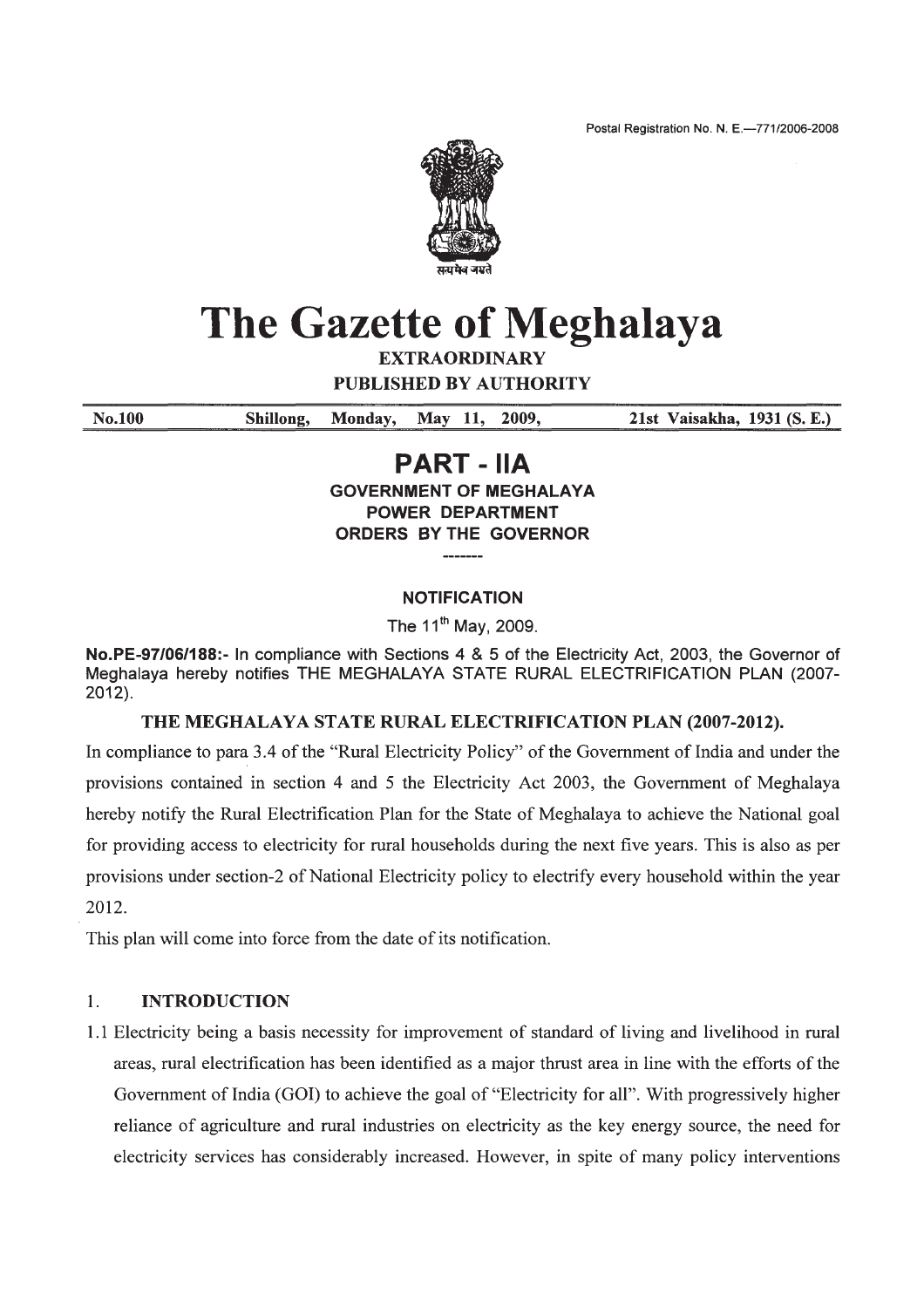Postal Registration No. N. E.—771/2006-2008

# The Gazette of Meghalaya

**EXTRAORDINARY**

**PUBLISHED BY AUTHORITY**

**No.100 Shillong, Monday, May 11, 2009, 21st Vaisakha, 1931 (S. E.)**

## PART - IIA

**GOVERNMENT OF MEGHALAYA**
**POWER DEPARTMENT**
**ORDERS BY THE GOVERNOR**

-------

**NOTIFICATION**

The 11th May, 2009.

**No.PE-97/06/188:-** In compliance with Sections 4 & 5 of the Electricity Act, 2003, the Governor of Meghalaya hereby notifies THE MEGHALAYA STATE RURAL ELECTRIFICATION PLAN (2007-2012).

**THE MEGHALAYA STATE RURAL ELECTRIFICATION PLAN (2007-2012).**

In compliance to para 3.4 of the "Rural Electricity Policy" of the Government of India and under the provisions contained in section 4 and 5 the Electricity Act 2003, the Government of Meghalaya hereby notify the Rural Electrification Plan for the State of Meghalaya to achieve the National goal for providing access to electricity for rural households during the next five years. This is also as per provisions under section-2 of National Electricity policy to electrify every household within the year 2012.

This plan will come into force from the date of its notification.

### 1. INTRODUCTION

1.1 Electricity being a basis necessity for improvement of standard of living and livelihood in rural areas, rural electrification has been identified as a major thrust area in line with the efforts of the Government of India (GOI) to achieve the goal of "Electricity for all". With progressively higher reliance of agriculture and rural industries on electricity as the key energy source, the need for electricity services has considerably increased. However, in spite of many policy interventions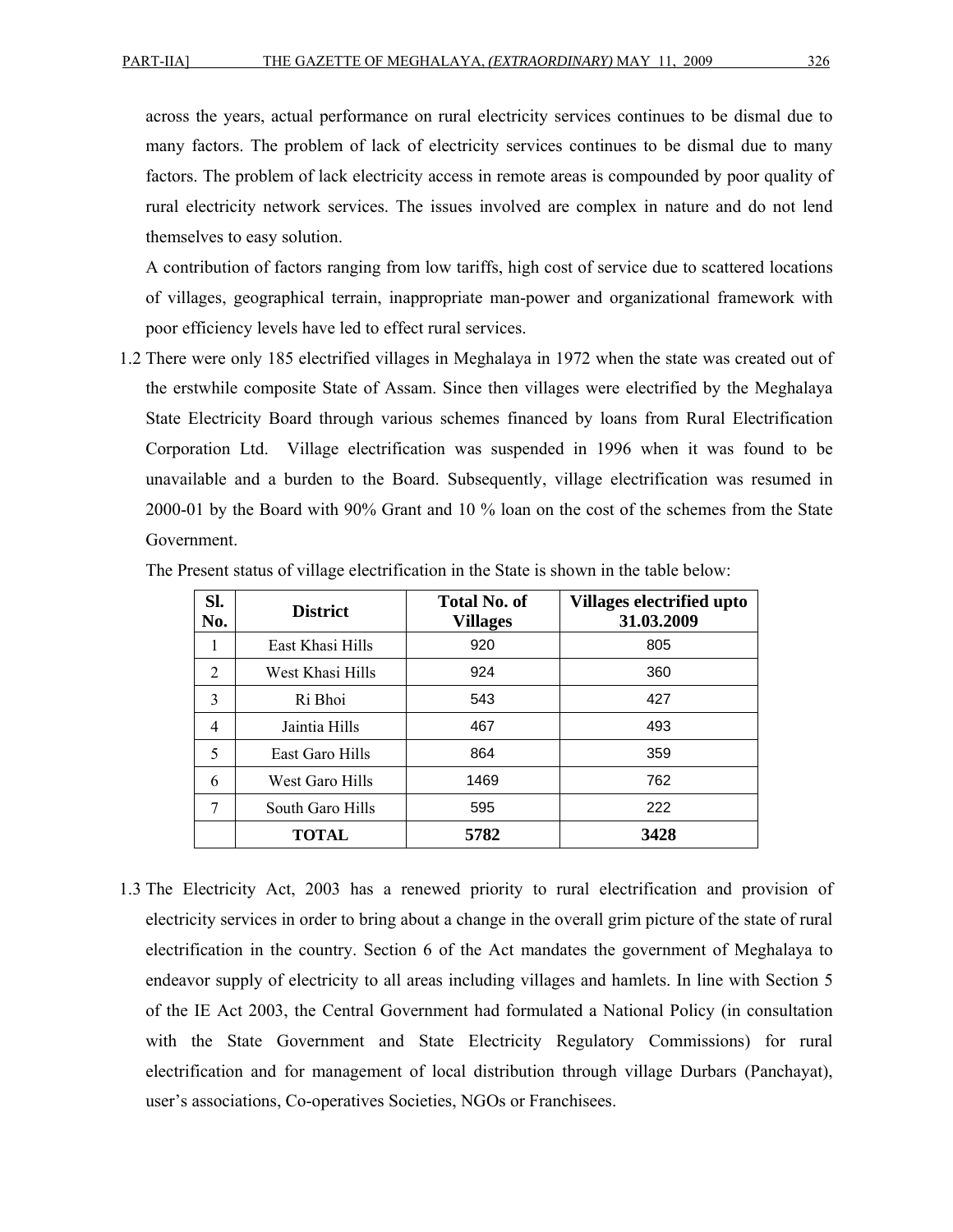across the years, actual performance on rural electricity services continues to be dismal due to many factors. The problem of lack of electricity services continues to be dismal due to many factors. The problem of lack electricity access in remote areas is compounded by poor quality of rural electricity network services. The issues involved are complex in nature and do not lend themselves to easy solution.

A contribution of factors ranging from low tariffs, high cost of service due to scattered locations of villages, geographical terrain, inappropriate man-power and organizational framework with poor efficiency levels have led to effect rural services.

1.2 There were only 185 electrified villages in Meghalaya in 1972 when the state was created out of the erstwhile composite State of Assam. Since then villages were electrified by the Meghalaya State Electricity Board through various schemes financed by loans from Rural Electrification Corporation Ltd. Village electrification was suspended in 1996 when it was found to be unavailable and a burden to the Board. Subsequently, village electrification was resumed in 2000-01 by the Board with 90% Grant and 10 % loan on the cost of the schemes from the State Government.

The Present status of village electrification in the State is shown in the table below:

| Sl. No. | District | Total No. of Villages | Villages electrified upto 31.03.2009 |
|---|---|---|---|
| 1 | East Khasi Hills | 920 | 805 |
| 2 | West Khasi Hills | 924 | 360 |
| 3 | Ri Bhoi | 543 | 427 |
| 4 | Jaintia Hills | 467 | 493 |
| 5 | East Garo Hills | 864 | 359 |
| 6 | West Garo Hills | 1469 | 762 |
| 7 | South Garo Hills | 595 | 222 |
| | **TOTAL** | **5782** | **3428** |

1.3 The Electricity Act, 2003 has a renewed priority to rural electrification and provision of electricity services in order to bring about a change in the overall grim picture of the state of rural electrification in the country. Section 6 of the Act mandates the government of Meghalaya to endeavor supply of electricity to all areas including villages and hamlets. In line with Section 5 of the IE Act 2003, the Central Government had formulated a National Policy (in consultation with the State Government and State Electricity Regulatory Commissions) for rural electrification and for management of local distribution through village Durbars (Panchayat), user's associations, Co-operatives Societies, NGOs or Franchisees.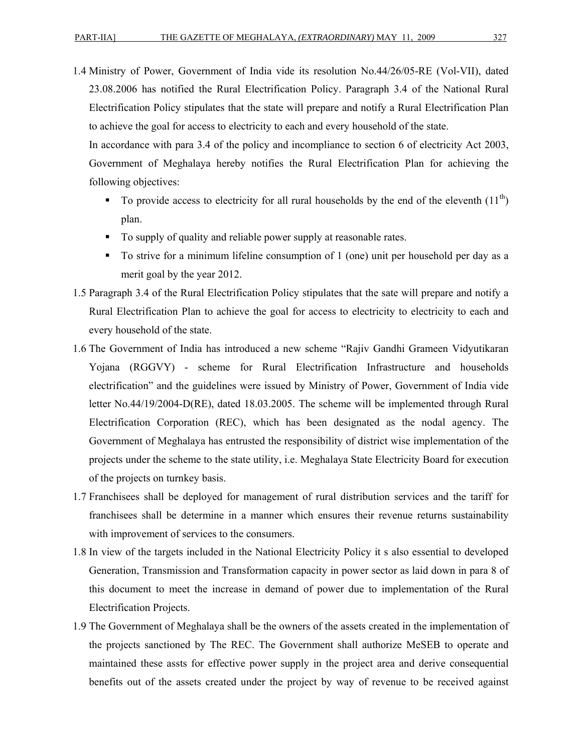1.4 Ministry of Power, Government of India vide its resolution No.44/26/05-RE (Vol-VII), dated 23.08.2006 has notified the Rural Electrification Policy. Paragraph 3.4 of the National Rural Electrification Policy stipulates that the state will prepare and notify a Rural Electrification Plan to achieve the goal for access to electricity to each and every household of the state.

   In accordance with para 3.4 of the policy and incompliance to section 6 of electricity Act 2003, Government of Meghalaya hereby notifies the Rural Electrification Plan for achieving the following objectives:

   - To provide access to electricity for all rural households by the end of the eleventh (11th) plan.
   - To supply of quality and reliable power supply at reasonable rates.
   - To strive for a minimum lifeline consumption of 1 (one) unit per household per day as a merit goal by the year 2012.

1.5 Paragraph 3.4 of the Rural Electrification Policy stipulates that the sate will prepare and notify a Rural Electrification Plan to achieve the goal for access to electricity to electricity to each and every household of the state.

1.6 The Government of India has introduced a new scheme "Rajiv Gandhi Grameen Vidyutikaran Yojana (RGGVY) - scheme for Rural Electrification Infrastructure and households electrification" and the guidelines were issued by Ministry of Power, Government of India vide letter No.44/19/2004-D(RE), dated 18.03.2005. The scheme will be implemented through Rural Electrification Corporation (REC), which has been designated as the nodal agency. The Government of Meghalaya has entrusted the responsibility of district wise implementation of the projects under the scheme to the state utility, i.e. Meghalaya State Electricity Board for execution of the projects on turnkey basis.

1.7 Franchisees shall be deployed for management of rural distribution services and the tariff for franchisees shall be determine in a manner which ensures their revenue returns sustainability with improvement of services to the consumers.

1.8 In view of the targets included in the National Electricity Policy it s also essential to developed Generation, Transmission and Transformation capacity in power sector as laid down in para 8 of this document to meet the increase in demand of power due to implementation of the Rural Electrification Projects.

1.9 The Government of Meghalaya shall be the owners of the assets created in the implementation of the projects sanctioned by The REC. The Government shall authorize MeSEB to operate and maintained these assts for effective power supply in the project area and derive consequential benefits out of the assets created under the project by way of revenue to be received against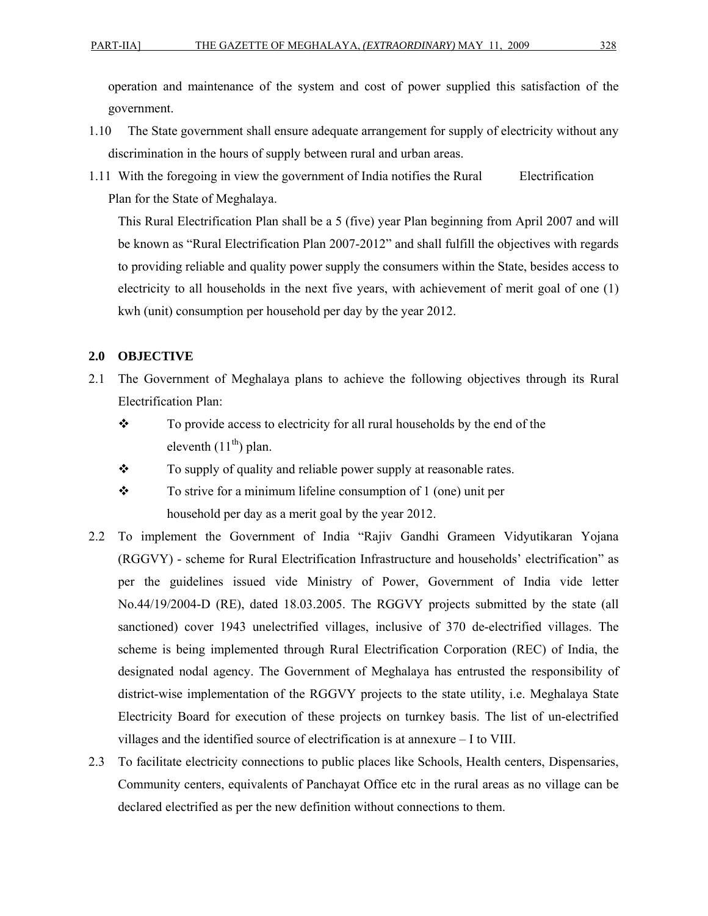operation and maintenance of the system and cost of power supplied this satisfaction of the government.

1.10 The State government shall ensure adequate arrangement for supply of electricity without any discrimination in the hours of supply between rural and urban areas.

1.11 With the foregoing in view the government of India notifies the Rural Electrification Plan for the State of Meghalaya.

This Rural Electrification Plan shall be a 5 (five) year Plan beginning from April 2007 and will be known as "Rural Electrification Plan 2007-2012" and shall fulfill the objectives with regards to providing reliable and quality power supply the consumers within the State, besides access to electricity to all households in the next five years, with achievement of merit goal of one (1) kwh (unit) consumption per household per day by the year 2012.

## 2.0 OBJECTIVE

2.1 The Government of Meghalaya plans to achieve the following objectives through its Rural Electrification Plan:

- To provide access to electricity for all rural households by the end of the eleventh ($11^{th}$) plan.
- To supply of quality and reliable power supply at reasonable rates.
- To strive for a minimum lifeline consumption of 1 (one) unit per household per day as a merit goal by the year 2012.

2.2 To implement the Government of India "Rajiv Gandhi Grameen Vidyutikaran Yojana (RGGVY) - scheme for Rural Electrification Infrastructure and households' electrification" as per the guidelines issued vide Ministry of Power, Government of India vide letter No.44/19/2004-D (RE), dated 18.03.2005. The RGGVY projects submitted by the state (all sanctioned) cover 1943 unelectrified villages, inclusive of 370 de-electrified villages. The scheme is being implemented through Rural Electrification Corporation (REC) of India, the designated nodal agency. The Government of Meghalaya has entrusted the responsibility of district-wise implementation of the RGGVY projects to the state utility, i.e. Meghalaya State Electricity Board for execution of these projects on turnkey basis. The list of un-electrified villages and the identified source of electrification is at annexure – I to VIII.

2.3 To facilitate electricity connections to public places like Schools, Health centers, Dispensaries, Community centers, equivalents of Panchayat Office etc in the rural areas as no village can be declared electrified as per the new definition without connections to them.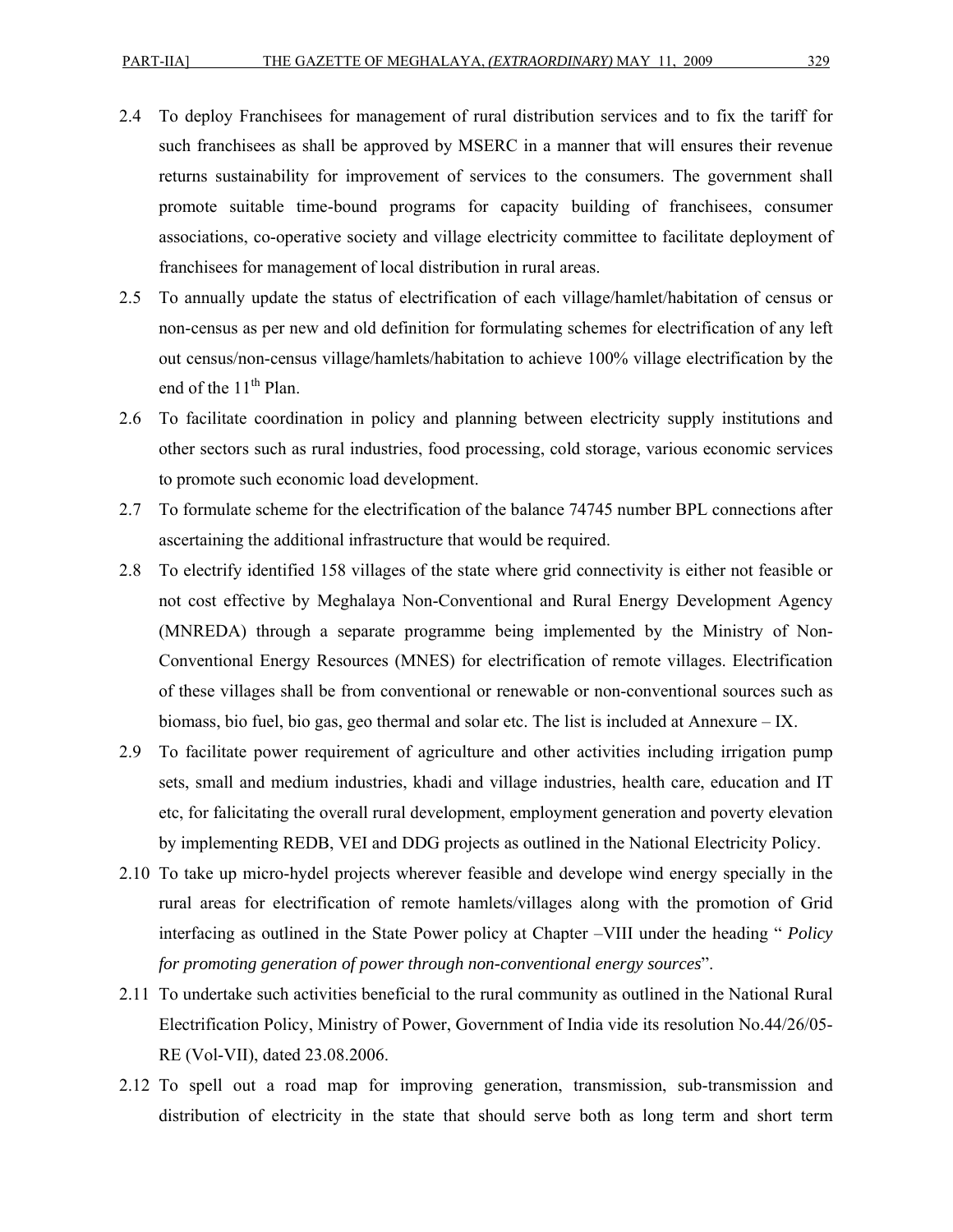2.4 To deploy Franchisees for management of rural distribution services and to fix the tariff for such franchisees as shall be approved by MSERC in a manner that will ensures their revenue returns sustainability for improvement of services to the consumers. The government shall promote suitable time-bound programs for capacity building of franchisees, consumer associations, co-operative society and village electricity committee to facilitate deployment of franchisees for management of local distribution in rural areas.

2.5 To annually update the status of electrification of each village/hamlet/habitation of census or non-census as per new and old definition for formulating schemes for electrification of any left out census/non-census village/hamlets/habitation to achieve 100% village electrification by the end of the 11th Plan.

2.6 To facilitate coordination in policy and planning between electricity supply institutions and other sectors such as rural industries, food processing, cold storage, various economic services to promote such economic load development.

2.7 To formulate scheme for the electrification of the balance 74745 number BPL connections after ascertaining the additional infrastructure that would be required.

2.8 To electrify identified 158 villages of the state where grid connectivity is either not feasible or not cost effective by Meghalaya Non-Conventional and Rural Energy Development Agency (MNREDA) through a separate programme being implemented by the Ministry of Non-Conventional Energy Resources (MNES) for electrification of remote villages. Electrification of these villages shall be from conventional or renewable or non-conventional sources such as biomass, bio fuel, bio gas, geo thermal and solar etc. The list is included at Annexure – IX.

2.9 To facilitate power requirement of agriculture and other activities including irrigation pump sets, small and medium industries, khadi and village industries, health care, education and IT etc, for falicitating the overall rural development, employment generation and poverty elevation by implementing REDB, VEI and DDG projects as outlined in the National Electricity Policy.

2.10 To take up micro-hydel projects wherever feasible and develope wind energy specially in the rural areas for electrification of remote hamlets/villages along with the promotion of Grid interfacing as outlined in the State Power policy at Chapter –VIII under the heading " *Policy for promoting generation of power through non-conventional energy sources*".

2.11 To undertake such activities beneficial to the rural community as outlined in the National Rural Electrification Policy, Ministry of Power, Government of India vide its resolution No.44/26/05-RE (Vol-VII), dated 23.08.2006.

2.12 To spell out a road map for improving generation, transmission, sub-transmission and distribution of electricity in the state that should serve both as long term and short term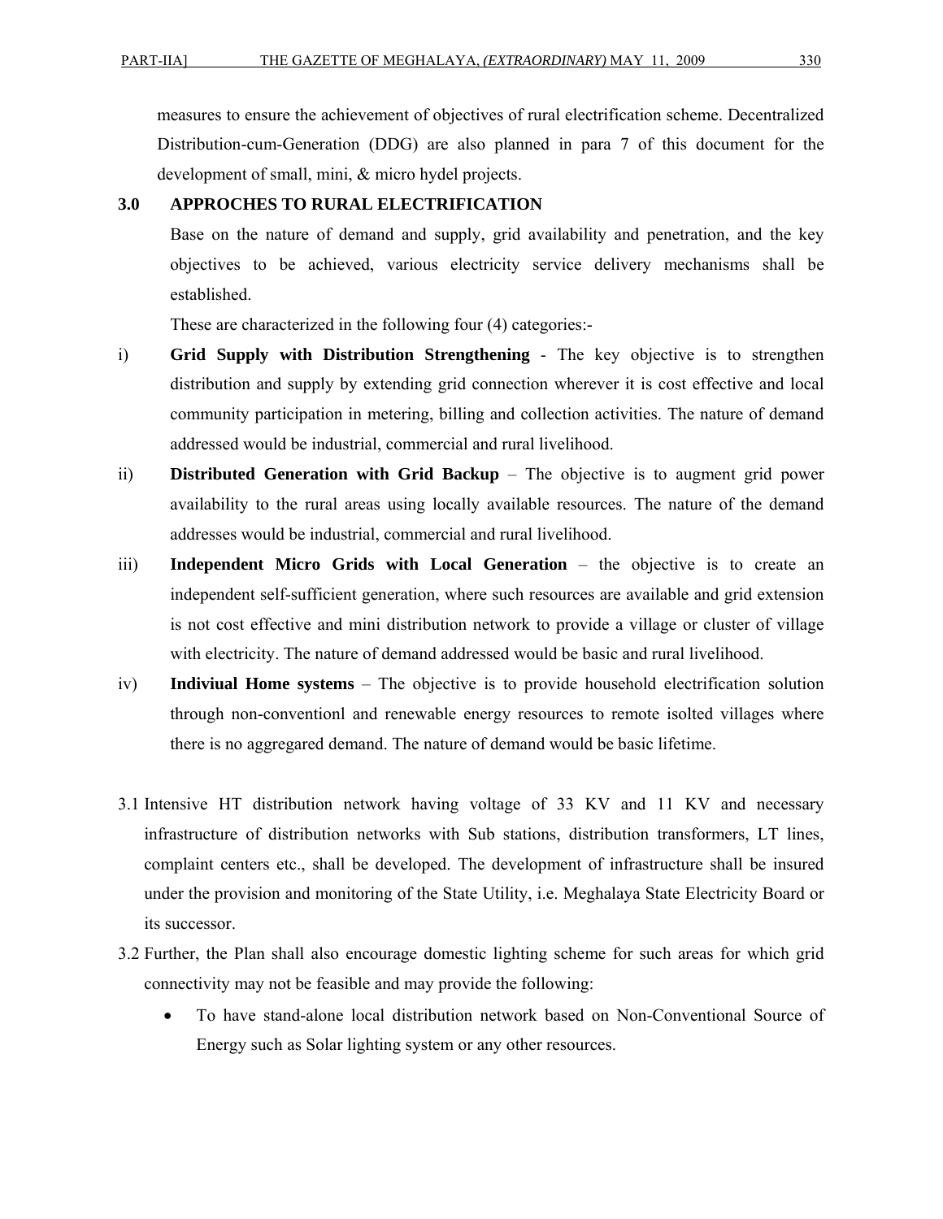measures to ensure the achievement of objectives of rural electrification scheme. Decentralized Distribution-cum-Generation (DDG) are also planned in para 7 of this document for the development of small, mini, & micro hydel projects.

## 3.0 APPROCHES TO RURAL ELECTRIFICATION

Base on the nature of demand and supply, grid availability and penetration, and the key objectives to be achieved, various electricity service delivery mechanisms shall be established.

These are characterized in the following four (4) categories:-

i) **Grid Supply with Distribution Strengthening** - The key objective is to strengthen distribution and supply by extending grid connection wherever it is cost effective and local community participation in metering, billing and collection activities. The nature of demand addressed would be industrial, commercial and rural livelihood.

ii) **Distributed Generation with Grid Backup** – The objective is to augment grid power availability to the rural areas using locally available resources. The nature of the demand addresses would be industrial, commercial and rural livelihood.

iii) **Independent Micro Grids with Local Generation** – the objective is to create an independent self-sufficient generation, where such resources are available and grid extension is not cost effective and mini distribution network to provide a village or cluster of village with electricity. The nature of demand addressed would be basic and rural livelihood.

iv) **Indiviual Home systems** – The objective is to provide household electrification solution through non-conventionl and renewable energy resources to remote isolted villages where there is no aggregared demand. The nature of demand would be basic lifetime.

3.1 Intensive HT distribution network having voltage of 33 KV and 11 KV and necessary infrastructure of distribution networks with Sub stations, distribution transformers, LT lines, complaint centers etc., shall be developed. The development of infrastructure shall be insured under the provision and monitoring of the State Utility, i.e. Meghalaya State Electricity Board or its successor.

3.2 Further, the Plan shall also encourage domestic lighting scheme for such areas for which grid connectivity may not be feasible and may provide the following:

- To have stand-alone local distribution network based on Non-Conventional Source of Energy such as Solar lighting system or any other resources.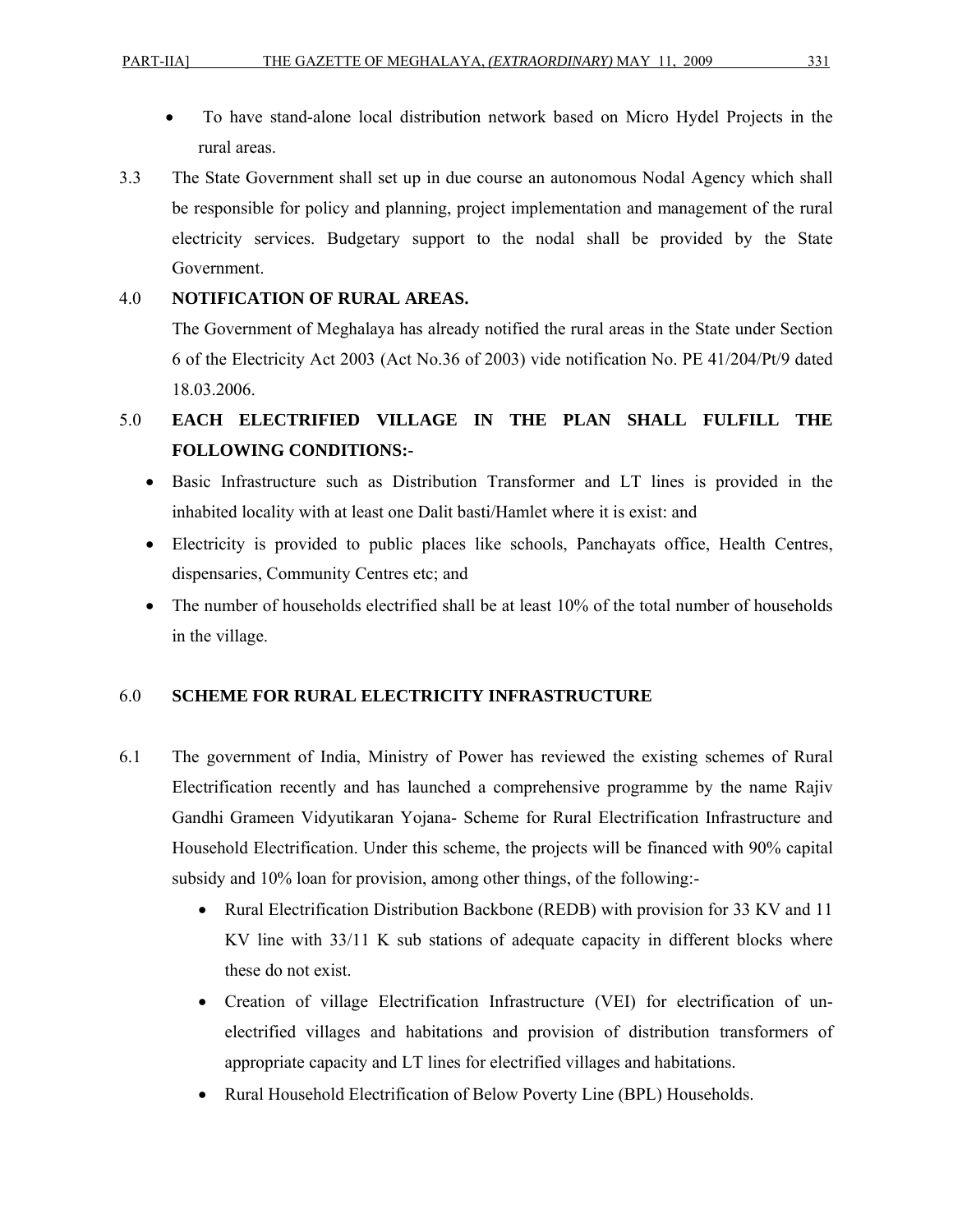- To have stand-alone local distribution network based on Micro Hydel Projects in the rural areas.

3.3 The State Government shall set up in due course an autonomous Nodal Agency which shall be responsible for policy and planning, project implementation and management of the rural electricity services. Budgetary support to the nodal shall be provided by the State Government.

**4.0 NOTIFICATION OF RURAL AREAS.**

The Government of Meghalaya has already notified the rural areas in the State under Section 6 of the Electricity Act 2003 (Act No.36 of 2003) vide notification No. PE 41/204/Pt/9 dated 18.03.2006.

**5.0 EACH ELECTRIFIED VILLAGE IN THE PLAN SHALL FULFILL THE FOLLOWING CONDITIONS:-**

- Basic Infrastructure such as Distribution Transformer and LT lines is provided in the inhabited locality with at least one Dalit basti/Hamlet where it is exist: and
- Electricity is provided to public places like schools, Panchayats office, Health Centres, dispensaries, Community Centres etc; and
- The number of households electrified shall be at least 10% of the total number of households in the village.

**6.0 SCHEME FOR RURAL ELECTRICITY INFRASTRUCTURE**

6.1 The government of India, Ministry of Power has reviewed the existing schemes of Rural Electrification recently and has launched a comprehensive programme by the name Rajiv Gandhi Grameen Vidyutikaran Yojana- Scheme for Rural Electrification Infrastructure and Household Electrification. Under this scheme, the projects will be financed with 90% capital subsidy and 10% loan for provision, among other things, of the following:-

- Rural Electrification Distribution Backbone (REDB) with provision for 33 KV and 11 KV line with 33/11 K sub stations of adequate capacity in different blocks where these do not exist.
- Creation of village Electrification Infrastructure (VEI) for electrification of un-electrified villages and habitations and provision of distribution transformers of appropriate capacity and LT lines for electrified villages and habitations.
- Rural Household Electrification of Below Poverty Line (BPL) Households.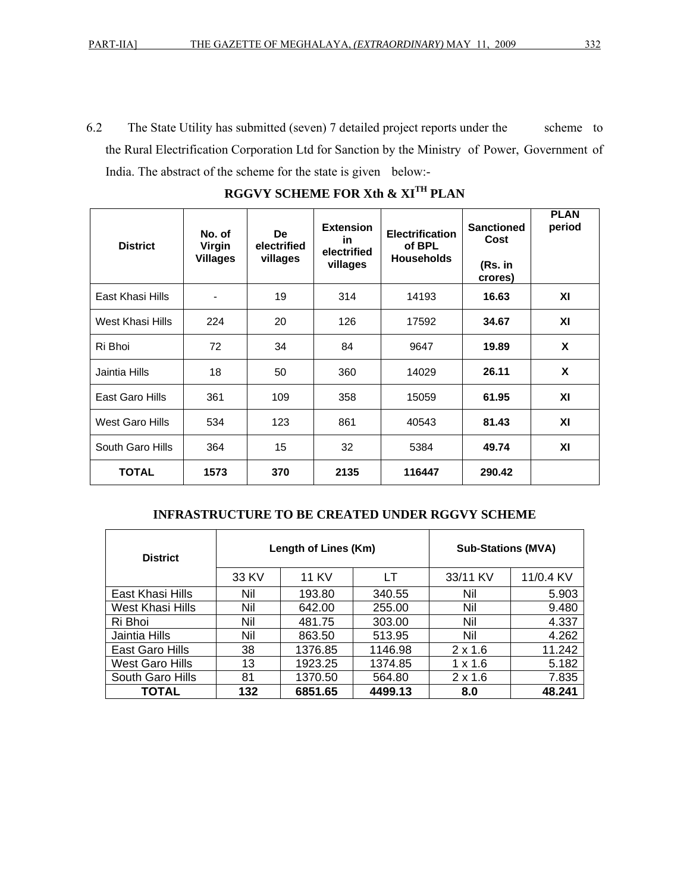6.2 The State Utility has submitted (seven) 7 detailed project reports under the scheme to the Rural Electrification Corporation Ltd for Sanction by the Ministry of Power, Government of India. The abstract of the scheme for the state is given below:-

**RGGVY SCHEME FOR Xth & XI[TH] PLAN**

| District | No. of Virgin Villages | De electrified villages | Extension in electrified villages | Electrification of BPL Households | Sanctioned Cost (Rs. in crores) | PLAN period |
|---|---|---|---|---|---|---|
| East Khasi Hills | - | 19 | 314 | 14193 | **16.63** | **XI** |
| West Khasi Hills | 224 | 20 | 126 | 17592 | **34.67** | **XI** |
| Ri Bhoi | 72 | 34 | 84 | 9647 | **19.89** | **X** |
| Jaintia Hills | 18 | 50 | 360 | 14029 | **26.11** | **X** |
| East Garo Hills | 361 | 109 | 358 | 15059 | **61.95** | **XI** |
| West Garo Hills | 534 | 123 | 861 | 40543 | **81.43** | **XI** |
| South Garo Hills | 364 | 15 | 32 | 5384 | **49.74** | **XI** |
| **TOTAL** | **1573** | **370** | **2135** | **116447** | **290.42** | |

**INFRASTRUCTURE TO BE CREATED UNDER RGGVY SCHEME**

| District | Length of Lines (Km) | | | Sub-Stations (MVA) | |
|---|---|---|---|---|---|
| | 33 KV | 11 KV | LT | 33/11 KV | 11/0.4 KV |
| East Khasi Hills | Nil | 193.80 | 340.55 | Nil | 5.903 |
| West Khasi Hills | Nil | 642.00 | 255.00 | Nil | 9.480 |
| Ri Bhoi | Nil | 481.75 | 303.00 | Nil | 4.337 |
| Jaintia Hills | Nil | 863.50 | 513.95 | Nil | 4.262 |
| East Garo Hills | 38 | 1376.85 | 1146.98 | 2 x 1.6 | 11.242 |
| West Garo Hills | 13 | 1923.25 | 1374.85 | 1 x 1.6 | 5.182 |
| South Garo Hills | 81 | 1370.50 | 564.80 | 2 x 1.6 | 7.835 |
| **TOTAL** | **132** | **6851.65** | **4499.13** | **8.0** | **48.241** |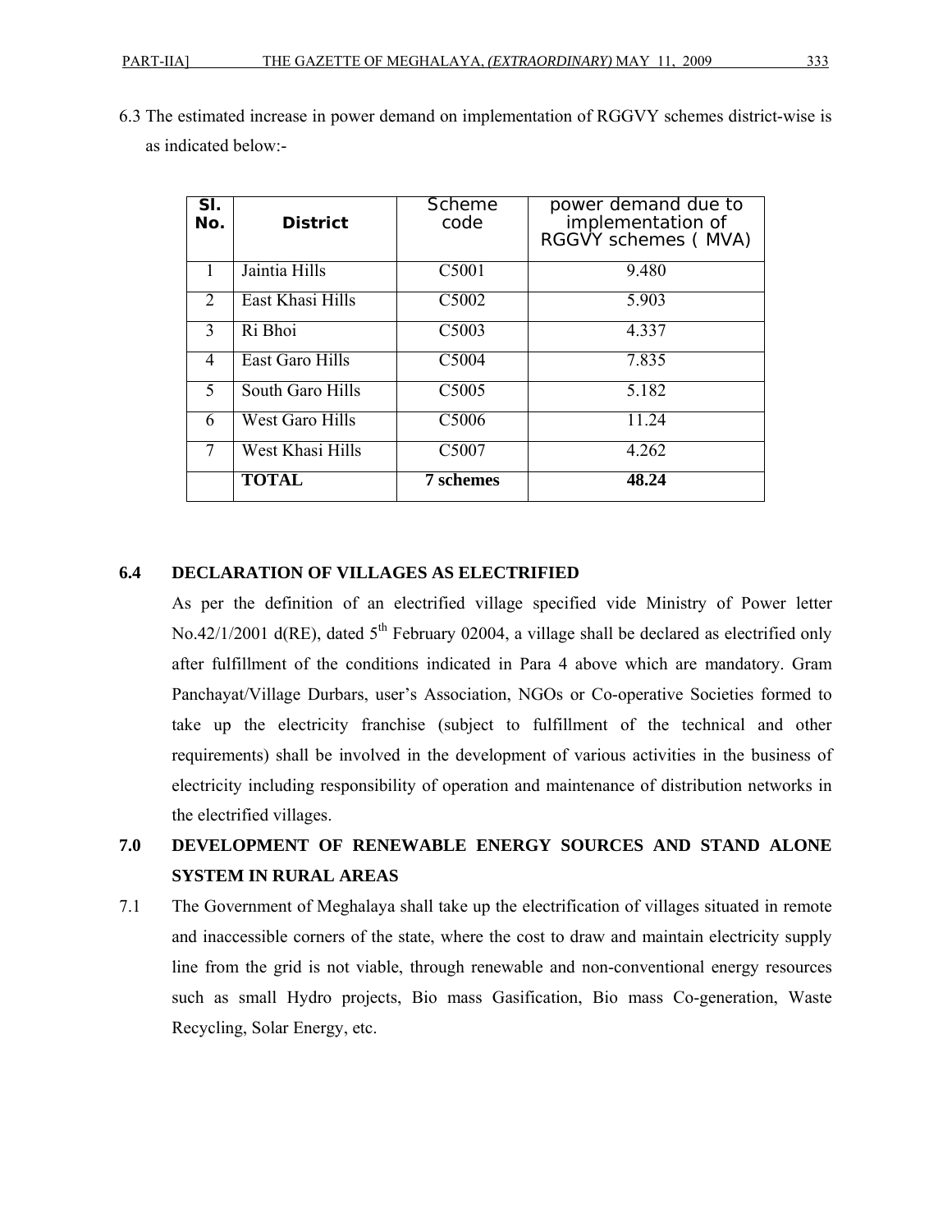6.3 The estimated increase in power demand on implementation of RGGVY schemes district-wise is as indicated below:-

| Sl. No. | District | Scheme code | power demand due to implementation of RGGVY schemes ( MVA) |
|---|---|---|---|
| 1 | Jaintia Hills | C5001 | 9.480 |
| 2 | East Khasi Hills | C5002 | 5.903 |
| 3 | Ri Bhoi | C5003 | 4.337 |
| 4 | East Garo Hills | C5004 | 7.835 |
| 5 | South Garo Hills | C5005 | 5.182 |
| 6 | West Garo Hills | C5006 | 11.24 |
| 7 | West Khasi Hills | C5007 | 4.262 |
| | **TOTAL** | **7 schemes** | **48.24** |

**6.4 DECLARATION OF VILLAGES AS ELECTRIFIED**

As per the definition of an electrified village specified vide Ministry of Power letter No.42/1/2001 d(RE), dated 5th February 02004, a village shall be declared as electrified only after fulfillment of the conditions indicated in Para 4 above which are mandatory. Gram Panchayat/Village Durbars, user's Association, NGOs or Co-operative Societies formed to take up the electricity franchise (subject to fulfillment of the technical and other requirements) shall be involved in the development of various activities in the business of electricity including responsibility of operation and maintenance of distribution networks in the electrified villages.

## 7.0 DEVELOPMENT OF RENEWABLE ENERGY SOURCES AND STAND ALONE SYSTEM IN RURAL AREAS

7.1 The Government of Meghalaya shall take up the electrification of villages situated in remote and inaccessible corners of the state, where the cost to draw and maintain electricity supply line from the grid is not viable, through renewable and non-conventional energy resources such as small Hydro projects, Bio mass Gasification, Bio mass Co-generation, Waste Recycling, Solar Energy, etc.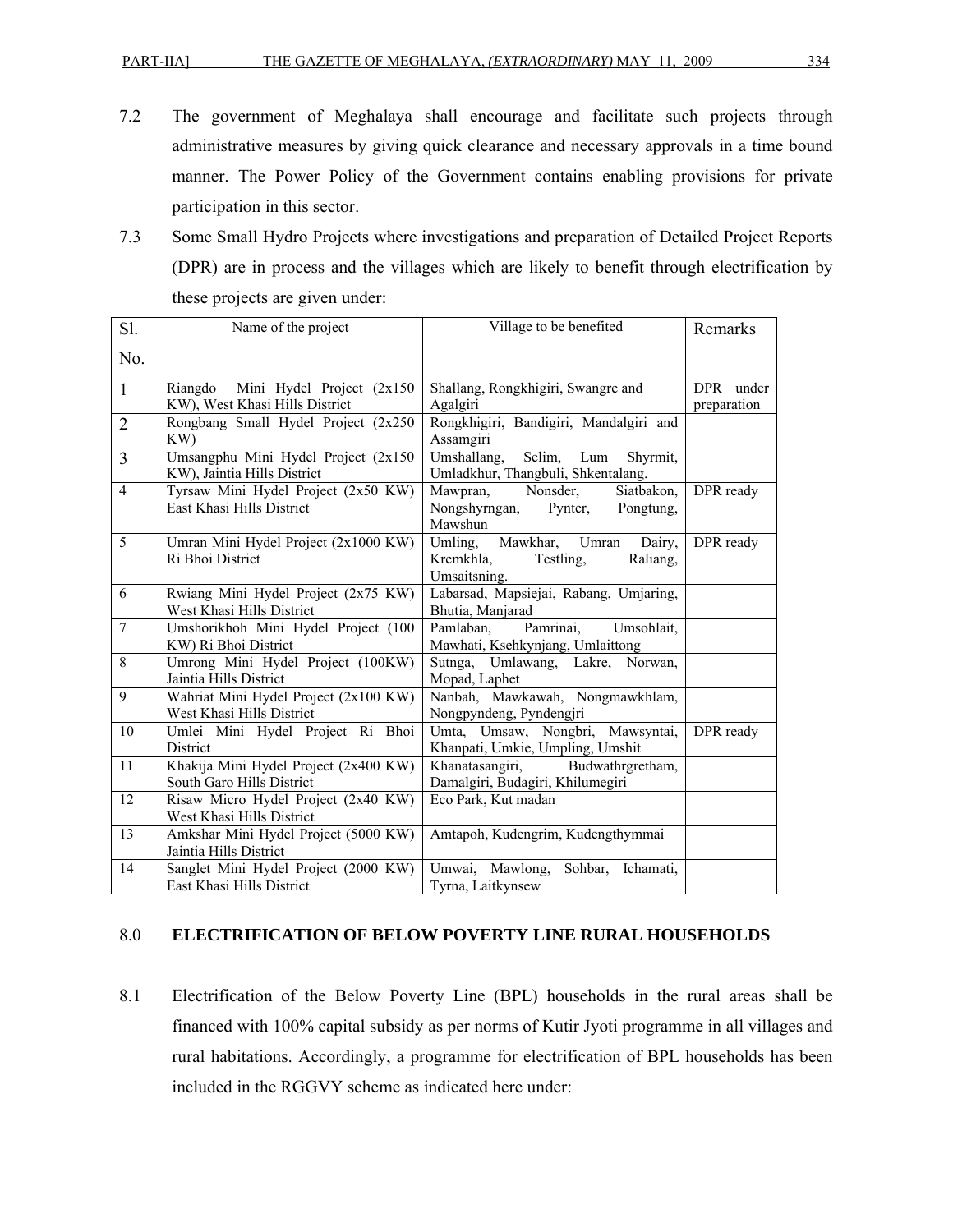7.2 The government of Meghalaya shall encourage and facilitate such projects through administrative measures by giving quick clearance and necessary approvals in a time bound manner. The Power Policy of the Government contains enabling provisions for private participation in this sector.

7.3 Some Small Hydro Projects where investigations and preparation of Detailed Project Reports (DPR) are in process and the villages which are likely to benefit through electrification by these projects are given under:

| Sl. No. | Name of the project | Village to be benefited | Remarks |
|---|---|---|---|
| 1 | Riangdo Mini Hydel Project (2x150 KW), West Khasi Hills District | Shallang, Rongkhigiri, Swangre and Agalgiri | DPR under preparation |
| 2 | Rongbang Small Hydel Project (2x250 KW) | Rongkhigiri, Bandigiri, Mandalgiri and Assamgiri | |
| 3 | Umsangphu Mini Hydel Project (2x150 KW), Jaintia Hills District | Umshallang, Selim, Lum Shyrmit, Umladkhur, Thangbuli, Shkentalang. | |
| 4 | Tyrsaw Mini Hydel Project (2x50 KW) East Khasi Hills District | Mawpran, Nonsder, Siatbakon, Nongshyrngan, Pynter, Pongtung, Mawshun | DPR ready |
| 5 | Umran Mini Hydel Project (2x1000 KW) Ri Bhoi District | Umling, Mawkhar, Umran Dairy, Kremkhla, Testling, Raliang, Umsaitsning. | DPR ready |
| 6 | Rwiang Mini Hydel Project (2x75 KW) West Khasi Hills District | Labarsad, Mapsiejai, Rabang, Umjaring, Bhutia, Manjarad | |
| 7 | Umshorikhoh Mini Hydel Project (100 KW) Ri Bhoi District | Pamlaban, Pamrinai, Umsohlait, Mawhati, Ksehkynjang, Umlaittong | |
| 8 | Umrong Mini Hydel Project (100KW) Jaintia Hills District | Sutnga, Umlawang, Lakre, Norwan, Mopad, Laphet | |
| 9 | Wahriat Mini Hydel Project (2x100 KW) West Khasi Hills District | Nanbah, Mawkawah, Nongmawkhlam, Nongpyndeng, Pyndengjri | |
| 10 | Umlei Mini Hydel Project Ri Bhoi District | Umta, Umsaw, Nongbri, Mawsyntai, Khanpati, Umkie, Umpling, Umshit | DPR ready |
| 11 | Khakija Mini Hydel Project (2x400 KW) South Garo Hills District | Khanatasangiri, Budwathrgretham, Damalgiri, Budagiri, Khilumegiri | |
| 12 | Risaw Micro Hydel Project (2x40 KW) West Khasi Hills District | Eco Park, Kut madan | |
| 13 | Amkshar Mini Hydel Project (5000 KW) Jaintia Hills District | Amtapoh, Kudengrim, Kudengthymmai | |
| 14 | Sanglet Mini Hydel Project (2000 KW) East Khasi Hills District | Umwai, Mawlong, Sohbar, Ichamati, Tyrna, Laitkynsew | |

## 8.0 ELECTRIFICATION OF BELOW POVERTY LINE RURAL HOUSEHOLDS

8.1 Electrification of the Below Poverty Line (BPL) households in the rural areas shall be financed with 100% capital subsidy as per norms of Kutir Jyoti programme in all villages and rural habitations. Accordingly, a programme for electrification of BPL households has been included in the RGGVY scheme as indicated here under: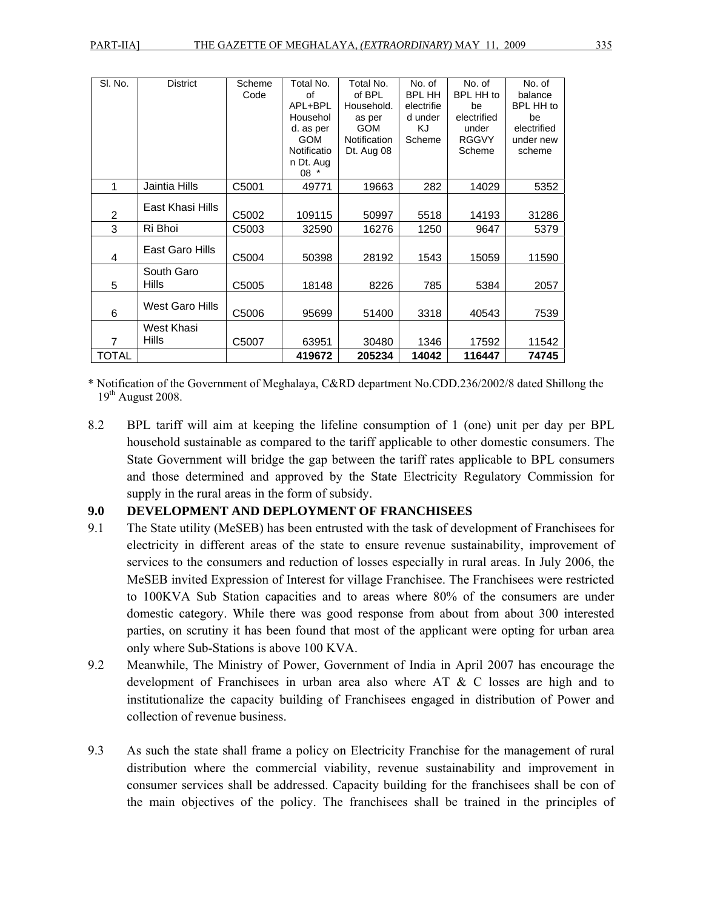| Sl. No. | District | Scheme Code | Total No. of APL+BPL Household. as per GOM Notification Dt. Aug 08 * | Total No. of BPL Household. as per GOM Notification Dt. Aug 08 | No. of BPL HH electrified under KJ Scheme | No. of BPL HH to be electrified under RGGVY Scheme | No. of balance BPL HH to be electrified under new scheme |
|---|---|---|---|---|---|---|---|
| 1 | Jaintia Hills | C5001 | 49771 | 19663 | 282 | 14029 | 5352 |
| 2 | East Khasi Hills | C5002 | 109115 | 50997 | 5518 | 14193 | 31286 |
| 3 | Ri Bhoi | C5003 | 32590 | 16276 | 1250 | 9647 | 5379 |
| 4 | East Garo Hills | C5004 | 50398 | 28192 | 1543 | 15059 | 11590 |
| 5 | South Garo Hills | C5005 | 18148 | 8226 | 785 | 5384 | 2057 |
| 6 | West Garo Hills | C5006 | 95699 | 51400 | 3318 | 40543 | 7539 |
| 7 | West Khasi Hills | C5007 | 63951 | 30480 | 1346 | 17592 | 11542 |
| TOTAL | | | **419672** | **205234** | **14042** | **116447** | **74745** |

\* Notification of the Government of Meghalaya, C&RD department No.CDD.236/2002/8 dated Shillong the 19th August 2008.

8.2 BPL tariff will aim at keeping the lifeline consumption of 1 (one) unit per day per BPL household sustainable as compared to the tariff applicable to other domestic consumers. The State Government will bridge the gap between the tariff rates applicable to BPL consumers and those determined and approved by the State Electricity Regulatory Commission for supply in the rural areas in the form of subsidy.

### 9.0 DEVELOPMENT AND DEPLOYMENT OF FRANCHISEES

9.1 The State utility (MeSEB) has been entrusted with the task of development of Franchisees for electricity in different areas of the state to ensure revenue sustainability, improvement of services to the consumers and reduction of losses especially in rural areas. In July 2006, the MeSEB invited Expression of Interest for village Franchisee. The Franchisees were restricted to 100KVA Sub Station capacities and to areas where 80% of the consumers are under domestic category. While there was good response from about from about 300 interested parties, on scrutiny it has been found that most of the applicant were opting for urban area only where Sub-Stations is above 100 KVA.

9.2 Meanwhile, The Ministry of Power, Government of India in April 2007 has encourage the development of Franchisees in urban area also where AT & C losses are high and to institutionalize the capacity building of Franchisees engaged in distribution of Power and collection of revenue business.

9.3 As such the state shall frame a policy on Electricity Franchise for the management of rural distribution where the commercial viability, revenue sustainability and improvement in consumer services shall be addressed. Capacity building for the franchisees shall be con of the main objectives of the policy. The franchisees shall be trained in the principles of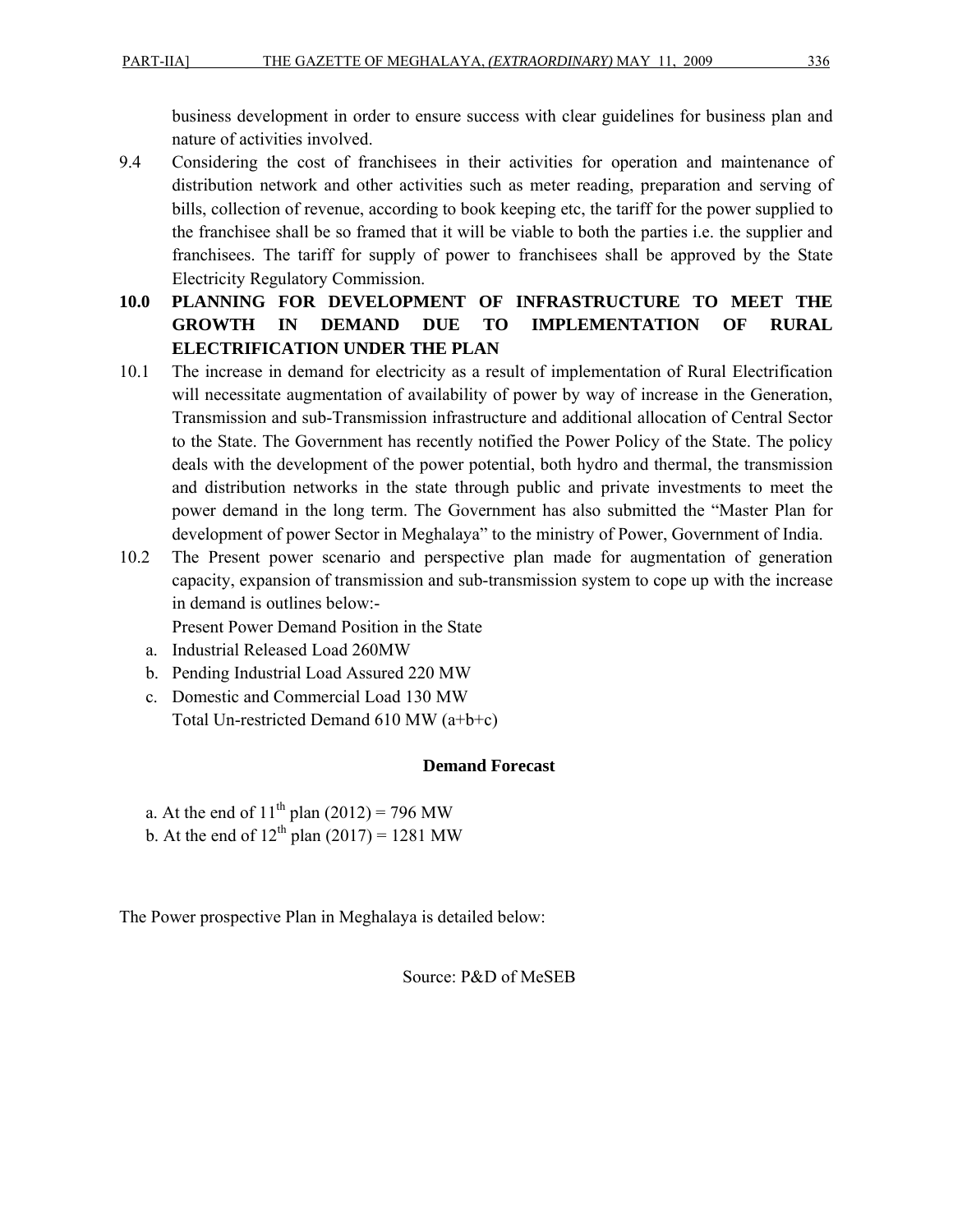business development in order to ensure success with clear guidelines for business plan and nature of activities involved.

9.4 Considering the cost of franchisees in their activities for operation and maintenance of distribution network and other activities such as meter reading, preparation and serving of bills, collection of revenue, according to book keeping etc, the tariff for the power supplied to the franchisee shall be so framed that it will be viable to both the parties i.e. the supplier and franchisees. The tariff for supply of power to franchisees shall be approved by the State Electricity Regulatory Commission.

## 10.0 PLANNING FOR DEVELOPMENT OF INFRASTRUCTURE TO MEET THE GROWTH IN DEMAND DUE TO IMPLEMENTATION OF RURAL ELECTRIFICATION UNDER THE PLAN

10.1 The increase in demand for electricity as a result of implementation of Rural Electrification will necessitate augmentation of availability of power by way of increase in the Generation, Transmission and sub-Transmission infrastructure and additional allocation of Central Sector to the State. The Government has recently notified the Power Policy of the State. The policy deals with the development of the power potential, both hydro and thermal, the transmission and distribution networks in the state through public and private investments to meet the power demand in the long term. The Government has also submitted the "Master Plan for development of power Sector in Meghalaya" to the ministry of Power, Government of India.

10.2 The Present power scenario and perspective plan made for augmentation of generation capacity, expansion of transmission and sub-transmission system to cope up with the increase in demand is outlines below:-

Present Power Demand Position in the State

a. Industrial Released Load 260MW
b. Pending Industrial Load Assured 220 MW
c. Domestic and Commercial Load 130 MW

Total Un-restricted Demand 610 MW (a+b+c)

**Demand Forecast**

a. At the end of 11th plan (2012) = 796 MW
b. At the end of 12th plan (2017) = 1281 MW

The Power prospective Plan in Meghalaya is detailed below:

Source: P&D of MeSEB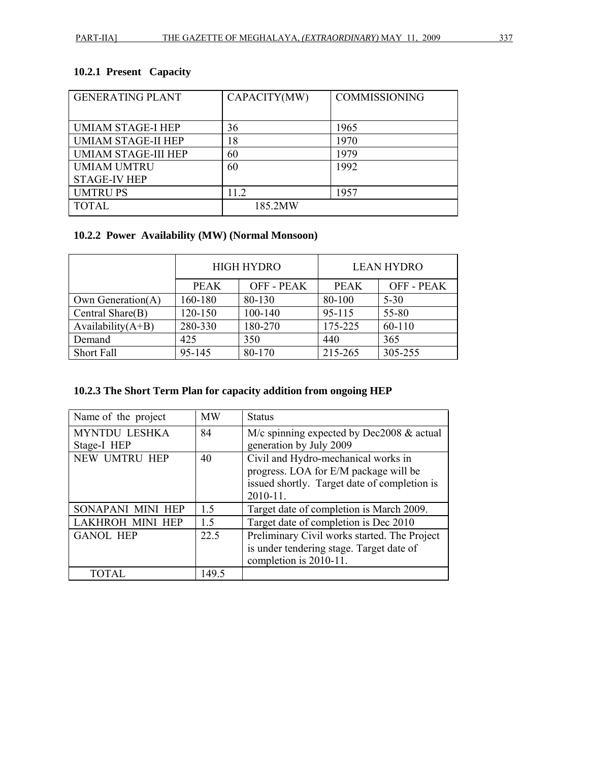### 10.2.1 Present Capacity

| GENERATING PLANT | CAPACITY(MW) | COMMISSIONING |
|---|---|---|
| UMIAM STAGE-I HEP | 36 | 1965 |
| UMIAM STAGE-II HEP | 18 | 1970 |
| UMIAM STAGE-III HEP | 60 | 1979 |
| UMIAM UMTRU STAGE-IV HEP | 60 | 1992 |
| UMTRU PS | 11.2 | 1957 |
| TOTAL | 185.2MW | |

### 10.2.2 Power Availability (MW) (Normal Monsoon)

| | HIGH HYDRO | | LEAN HYDRO | |
|---|---|---|---|---|
| | PEAK | OFF - PEAK | PEAK | OFF - PEAK |
| Own Generation(A) | 160-180 | 80-130 | 80-100 | 5-30 |
| Central Share(B) | 120-150 | 100-140 | 95-115 | 55-80 |
| Availability(A+B) | 280-330 | 180-270 | 175-225 | 60-110 |
| Demand | 425 | 350 | 440 | 365 |
| Short Fall | 95-145 | 80-170 | 215-265 | 305-255 |

### 10.2.3 The Short Term Plan for capacity addition from ongoing HEP

| Name of the project | MW | Status |
|---|---|---|
| MYNTDU LESHKA Stage-I HEP | 84 | M/c spinning expected by Dec2008 & actual generation by July 2009 |
| NEW UMTRU HEP | 40 | Civil and Hydro-mechanical works in progress. LOA for E/M package will be issued shortly. Target date of completion is 2010-11. |
| SONAPANI MINI HEP | 1.5 | Target date of completion is March 2009. |
| LAKHROH MINI HEP | 1.5 | Target date of completion is Dec 2010 |
| GANOL HEP | 22.5 | Preliminary Civil works started. The Project is under tendering stage. Target date of completion is 2010-11. |
| TOTAL | 149.5 | |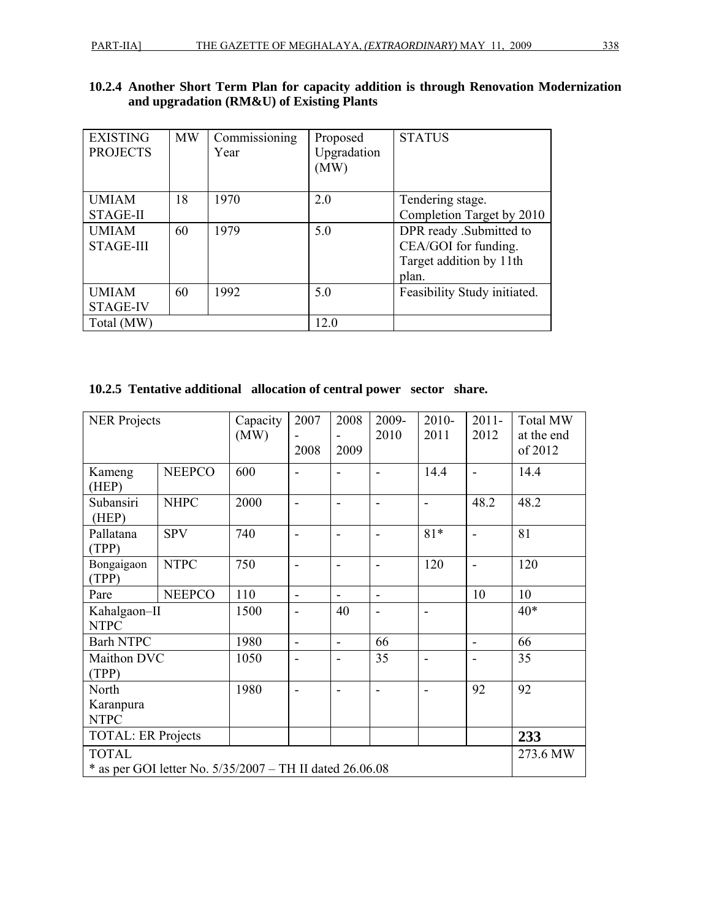### 10.2.4 Another Short Term Plan for capacity addition is through Renovation Modernization and upgradation (RM&U) of Existing Plants

| EXISTING PROJECTS | MW | Commissioning Year | Proposed Upgradation (MW) | STATUS |
|---|---|---|---|---|
| UMIAM STAGE-II | 18 | 1970 | 2.0 | Tendering stage. Completion Target by 2010 |
| UMIAM STAGE-III | 60 | 1979 | 5.0 | DPR ready .Submitted to CEA/GOI for funding. Target addition by 11th plan. |
| UMIAM STAGE-IV | 60 | 1992 | 5.0 | Feasibility Study initiated. |
| Total (MW) | | | 12.0 | |

### 10.2.5 Tentative additional allocation of central power sector share.

| NER Projects | | Capacity (MW) | 2007 - 2008 | 2008 - 2009 | 2009-2010 | 2010-2011 | 2011-2012 | Total MW at the end of 2012 |
|---|---|---|---|---|---|---|---|---|
| Kameng (HEP) | NEEPCO | 600 | - | - | - | 14.4 | - | 14.4 |
| Subansiri (HEP) | NHPC | 2000 | - | - | - | - | 48.2 | 48.2 |
| Pallatana (TPP) | SPV | 740 | - | - | - | 81* | - | 81 |
| Bongaigaon (TPP) | NTPC | 750 | - | - | - | 120 | - | 120 |
| Pare | NEEPCO | 110 | - | - | - | | 10 | 10 |
| Kahalgaon–II NTPC | | 1500 | - | 40 | - | - | | 40* |
| Barh NTPC | | 1980 | - | - | 66 | | - | 66 |
| Maithon DVC (TPP) | | 1050 | - | - | 35 | - | - | 35 |
| North Karanpura NTPC | | 1980 | - | - | - | - | 92 | 92 |
| TOTAL: ER Projects | | | | | | | | **233** |
| TOTAL | | | | | | | | 273.6 MW |

* as per GOI letter No. 5/35/2007 – TH II dated 26.06.08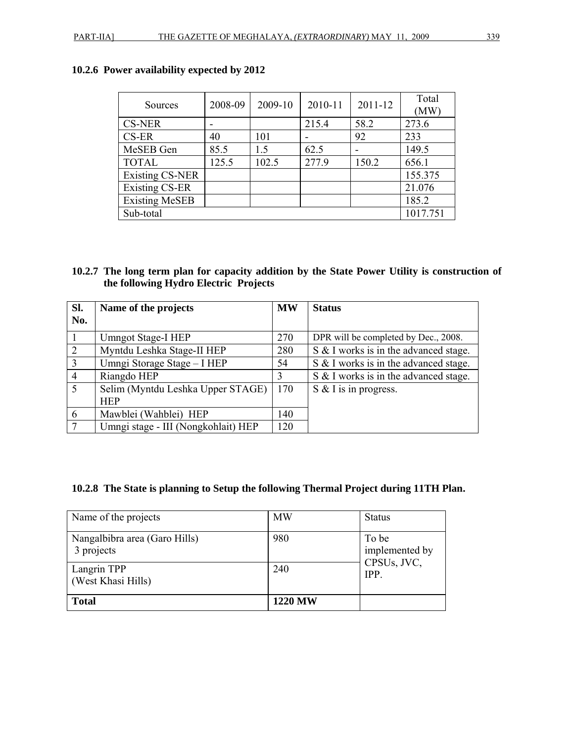#### 10.2.6 Power availability expected by 2012

| Sources | 2008-09 | 2009-10 | 2010-11 | 2011-12 | Total (MW) |
|---|---|---|---|---|---|
| CS-NER | - | | 215.4 | 58.2 | 273.6 |
| CS-ER | 40 | 101 | - | 92 | 233 |
| MeSEB Gen | 85.5 | 1.5 | 62.5 | - | 149.5 |
| TOTAL | 125.5 | 102.5 | 277.9 | 150.2 | 656.1 |
| Existing CS-NER | | | | | 155.375 |
| Existing CS-ER | | | | | 21.076 |
| Existing MeSEB | | | | | 185.2 |
| Sub-total | | | | | 1017.751 |

#### 10.2.7 The long term plan for capacity addition by the State Power Utility is construction of the following Hydro Electric Projects

| Sl. No. | Name of the projects | MW | Status |
|---|---|---|---|
| 1 | Umngot Stage-I HEP | 270 | DPR will be completed by Dec., 2008. |
| 2 | Myntdu Leshka Stage-II HEP | 280 | S & I works is in the advanced stage. |
| 3 | Umngi Storage Stage – I HEP | 54 | S & I works is in the advanced stage. |
| 4 | Riangdo HEP | 3 | S & I works is in the advanced stage. |
| 5 | Selim (Myntdu Leshka Upper STAGE) HEP | 170 | S & I is in progress. |
| 6 | Mawblei (Wahblei) HEP | 140 | |
| 7 | Umngi stage - III (Nongkohlait) HEP | 120 | |

#### 10.2.8 The State is planning to Setup the following Thermal Project during 11TH Plan.

| Name of the projects | MW | Status |
|---|---|---|
| Nangalbibra area (Garo Hills) 3 projects | 980 | To be implemented by CPSUs, JVC, IPP. |
| Langrin TPP (West Khasi Hills) | 240 | |
| **Total** | **1220 MW** | |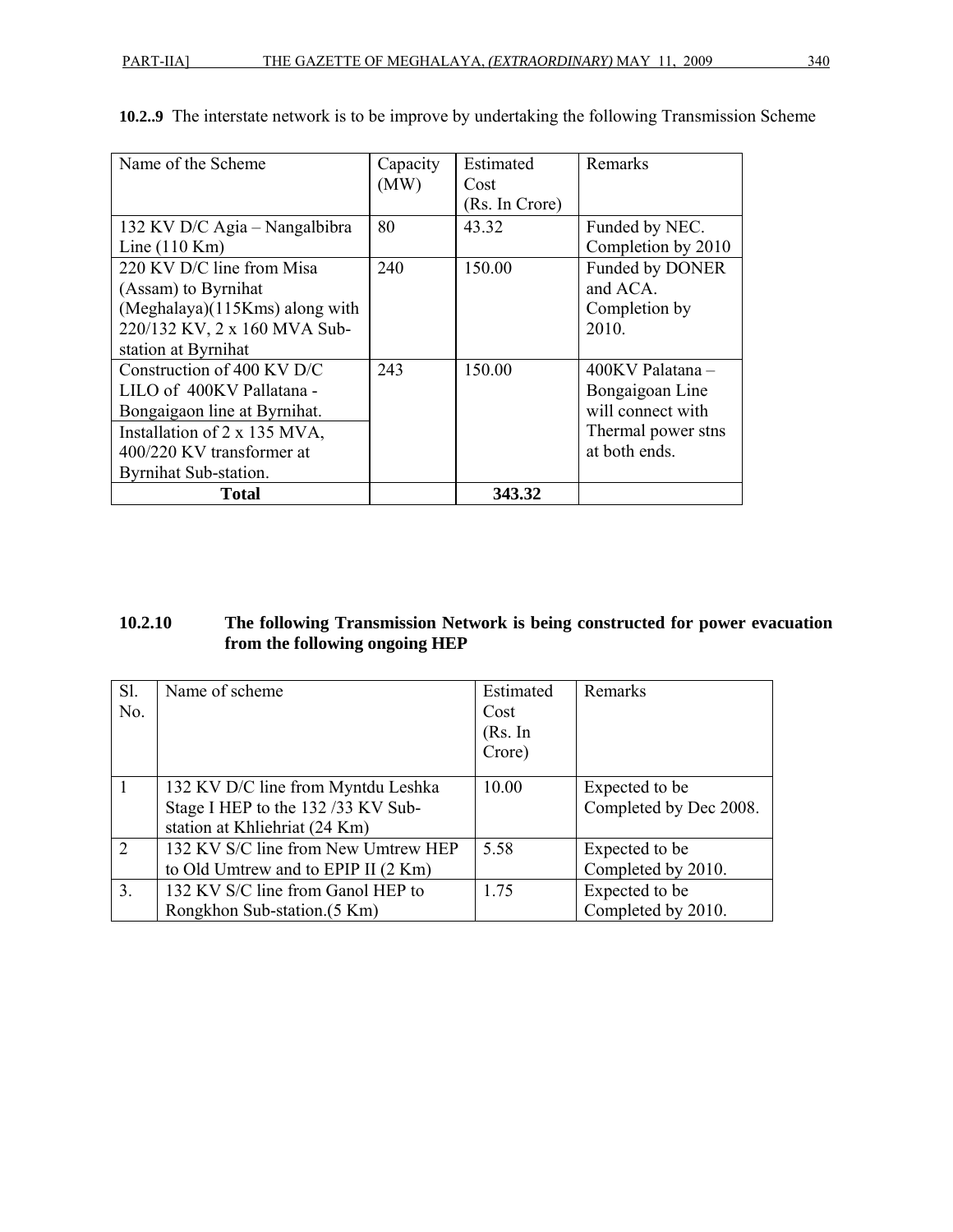**10.2..9** The interstate network is to be improve by undertaking the following Transmission Scheme

| Name of the Scheme | Capacity (MW) | Estimated Cost (Rs. In Crore) | Remarks |
|---|---|---|---|
| 132 KV D/C Agia – Nangalbibra Line (110 Km) | 80 | 43.32 | Funded by NEC. Completion by 2010 |
| 220 KV D/C line from Misa (Assam) to Byrnihat (Meghalaya)(115Kms) along with 220/132 KV, 2 x 160 MVA Sub-station at Byrnihat | 240 | 150.00 | Funded by DONER and ACA. Completion by 2010. |
| Construction of 400 KV D/C LILO of 400KV Pallatana - Bongaigaon line at Byrnihat. Installation of 2 x 135 MVA, 400/220 KV transformer at Byrnihat Sub-station. | 243 | 150.00 | 400KV Palatana – Bongaigoan Line will connect with Thermal power stns at both ends. |
| **Total** | | **343.32** | |

**10.2.10 The following Transmission Network is being constructed for power evacuation from the following ongoing HEP**

| Sl. No. | Name of scheme | Estimated Cost (Rs. In Crore) | Remarks |
|---|---|---|---|
| 1 | 132 KV D/C line from Myntdu Leshka Stage I HEP to the 132 /33 KV Sub-station at Khliehriat (24 Km) | 10.00 | Expected to be Completed by Dec 2008. |
| 2 | 132 KV S/C line from New Umtrew HEP to Old Umtrew and to EPIP II (2 Km) | 5.58 | Expected to be Completed by 2010. |
| 3. | 132 KV S/C line from Ganol HEP to Rongkhon Sub-station.(5 Km) | 1.75 | Expected to be Completed by 2010. |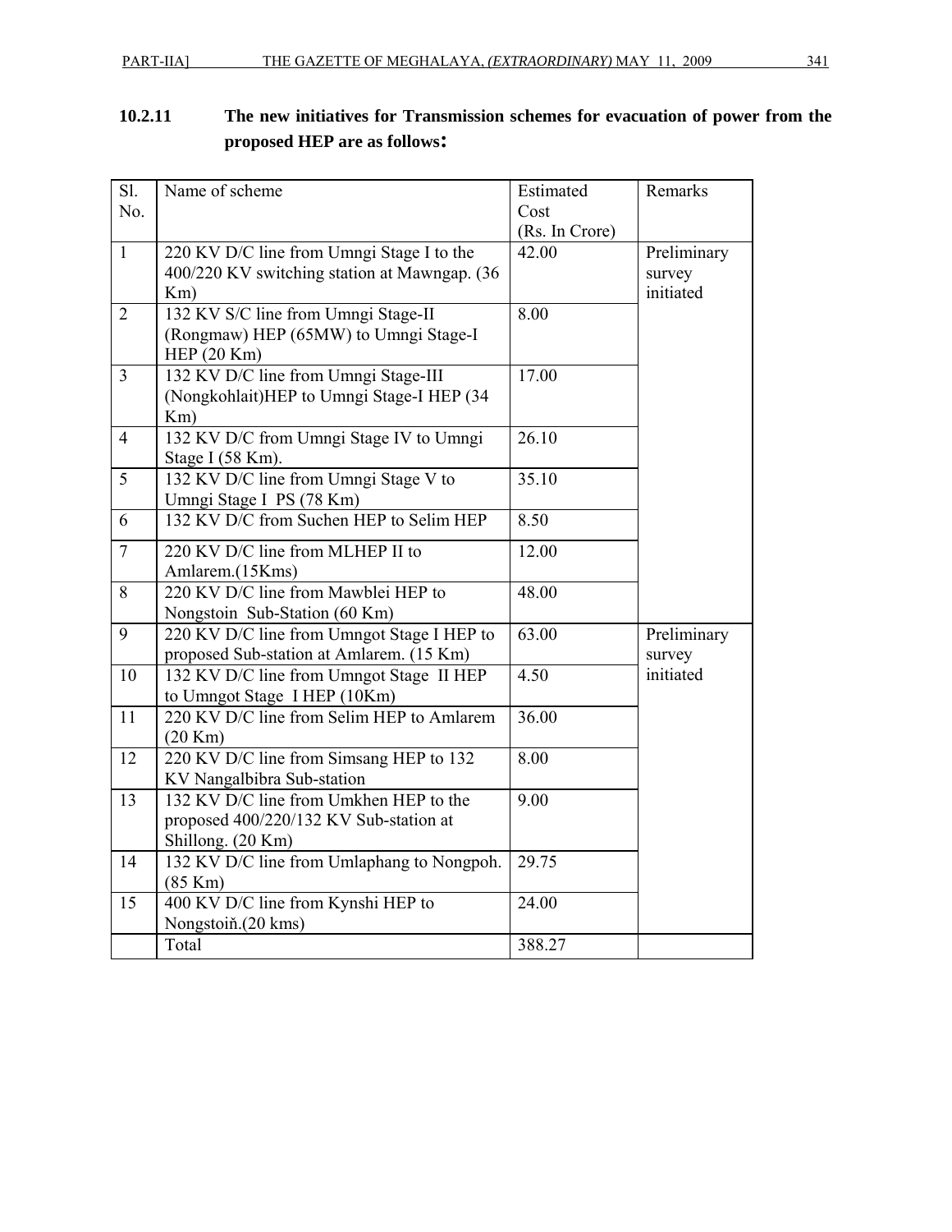### 10.2.11 The new initiatives for Transmission schemes for evacuation of power from the proposed HEP are as follows:

| Sl. No. | Name of scheme | Estimated Cost (Rs. In Crore) | Remarks |
|---|---|---|---|
| 1 | 220 KV D/C line from Umngi Stage I to the 400/220 KV switching station at Mawngap. (36 Km) | 42.00 | Preliminary survey initiated |
| 2 | 132 KV S/C line from Umngi Stage-II (Rongmaw) HEP (65MW) to Umngi Stage-I HEP (20 Km) | 8.00 | |
| 3 | 132 KV D/C line from Umngi Stage-III (Nongkohlait)HEP to Umngi Stage-I HEP (34 Km) | 17.00 | |
| 4 | 132 KV D/C from Umngi Stage IV to Umngi Stage I (58 Km). | 26.10 | |
| 5 | 132 KV D/C line from Umngi Stage V to Umngi Stage I PS (78 Km) | 35.10 | |
| 6 | 132 KV D/C from Suchen HEP to Selim HEP | 8.50 | |
| 7 | 220 KV D/C line from MLHEP II to Amlarem.(15Kms) | 12.00 | |
| 8 | 220 KV D/C line from Mawblei HEP to Nongstoin Sub-Station (60 Km) | 48.00 | |
| 9 | 220 KV D/C line from Umngot Stage I HEP to proposed Sub-station at Amlarem. (15 Km) | 63.00 | Preliminary survey initiated |
| 10 | 132 KV D/C line from Umngot Stage II HEP to Umngot Stage I HEP (10Km) | 4.50 | |
| 11 | 220 KV D/C line from Selim HEP to Amlarem (20 Km) | 36.00 | |
| 12 | 220 KV D/C line from Simsang HEP to 132 KV Nangalbibra Sub-station | 8.00 | |
| 13 | 132 KV D/C line from Umkhen HEP to the proposed 400/220/132 KV Sub-station at Shillong. (20 Km) | 9.00 | |
| 14 | 132 KV D/C line from Umlaphang to Nongpoh. (85 Km) | 29.75 | |
| 15 | 400 KV D/C line from Kynshi HEP to Nongstoiň.(20 kms) | 24.00 | |
| | Total | 388.27 | |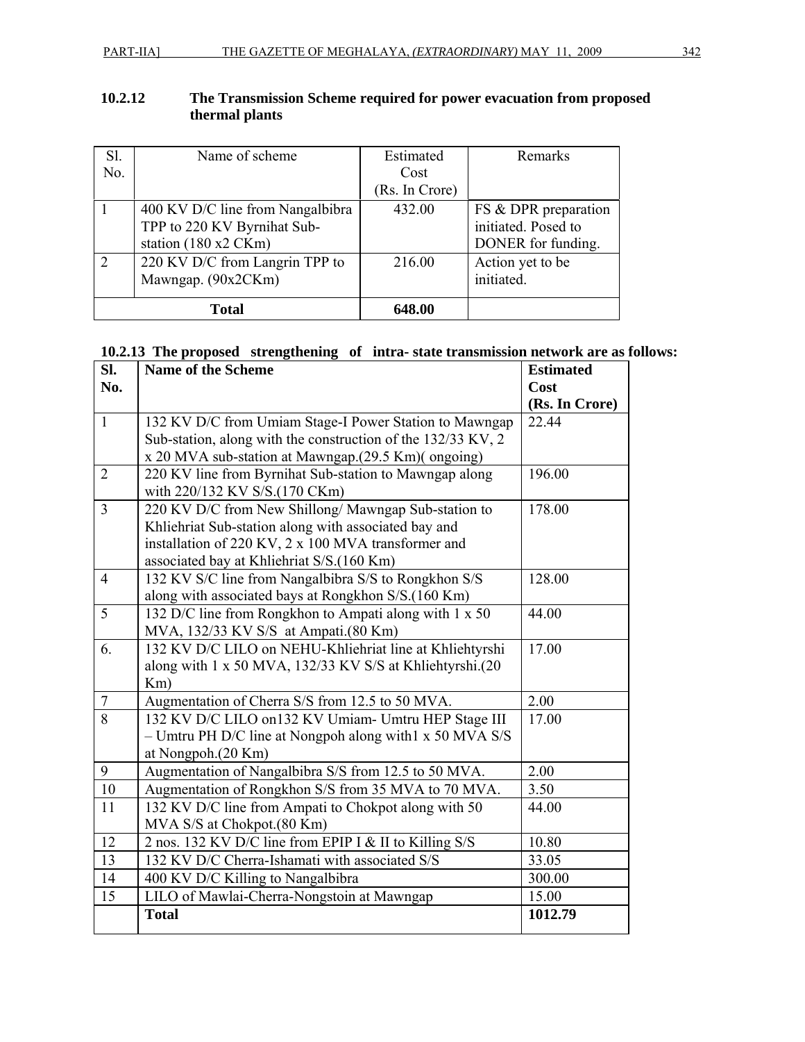### 10.2.12 The Transmission Scheme required for power evacuation from proposed thermal plants

| Sl. No. | Name of scheme | Estimated Cost (Rs. In Crore) | Remarks |
|---|---|---|---|
| 1 | 400 KV D/C line from Nangalbibra TPP to 220 KV Byrnihat Sub-station (180 x2 CKm) | 432.00 | FS & DPR preparation initiated. Posed to DONER for funding. |
| 2 | 220 KV D/C from Langrin TPP to Mawngap. (90x2CKm) | 216.00 | Action yet to be initiated. |
| **Total** | | **648.00** | |

### 10.2.13 The proposed strengthening of intra- state transmission network are as follows:

| Sl. No. | Name of the Scheme | Estimated Cost (Rs. In Crore) |
|---|---|---|
| 1 | 132 KV D/C from Umiam Stage-I Power Station to Mawngap Sub-station, along with the construction of the 132/33 KV, 2 x 20 MVA sub-station at Mawngap.(29.5 Km)( ongoing) | 22.44 |
| 2 | 220 KV line from Byrnihat Sub-station to Mawngap along with 220/132 KV S/S.(170 CKm) | 196.00 |
| 3 | 220 KV D/C from New Shillong/ Mawngap Sub-station to Khliehriat Sub-station along with associated bay and installation of 220 KV, 2 x 100 MVA transformer and associated bay at Khliehriat S/S.(160 Km) | 178.00 |
| 4 | 132 KV S/C line from Nangalbibra S/S to Rongkhon S/S along with associated bays at Rongkhon S/S.(160 Km) | 128.00 |
| 5 | 132 D/C line from Rongkhon to Ampati along with 1 x 50 MVA, 132/33 KV S/S at Ampati.(80 Km) | 44.00 |
| 6. | 132 KV D/C LILO on NEHU-Khliehriat line at Khliehtyrshi along with 1 x 50 MVA, 132/33 KV S/S at Khliehtyrshi.(20 Km) | 17.00 |
| 7 | Augmentation of Cherra S/S from 12.5 to 50 MVA. | 2.00 |
| 8 | 132 KV D/C LILO on132 KV Umiam- Umtru HEP Stage III – Umtru PH D/C line at Nongpoh along with1 x 50 MVA S/S at Nongpoh.(20 Km) | 17.00 |
| 9 | Augmentation of Nangalbibra S/S from 12.5 to 50 MVA. | 2.00 |
| 10 | Augmentation of Rongkhon S/S from 35 MVA to 70 MVA. | 3.50 |
| 11 | 132 KV D/C line from Ampati to Chokpot along with 50 MVA S/S at Chokpot.(80 Km) | 44.00 |
| 12 | 2 nos. 132 KV D/C line from EPIP I & II to Killing S/S | 10.80 |
| 13 | 132 KV D/C Cherra-Ishamati with associated S/S | 33.05 |
| 14 | 400 KV D/C Killing to Nangalbibra | 300.00 |
| 15 | LILO of Mawlai-Cherra-Nongstoin at Mawngap | 15.00 |
| | **Total** | **1012.79** |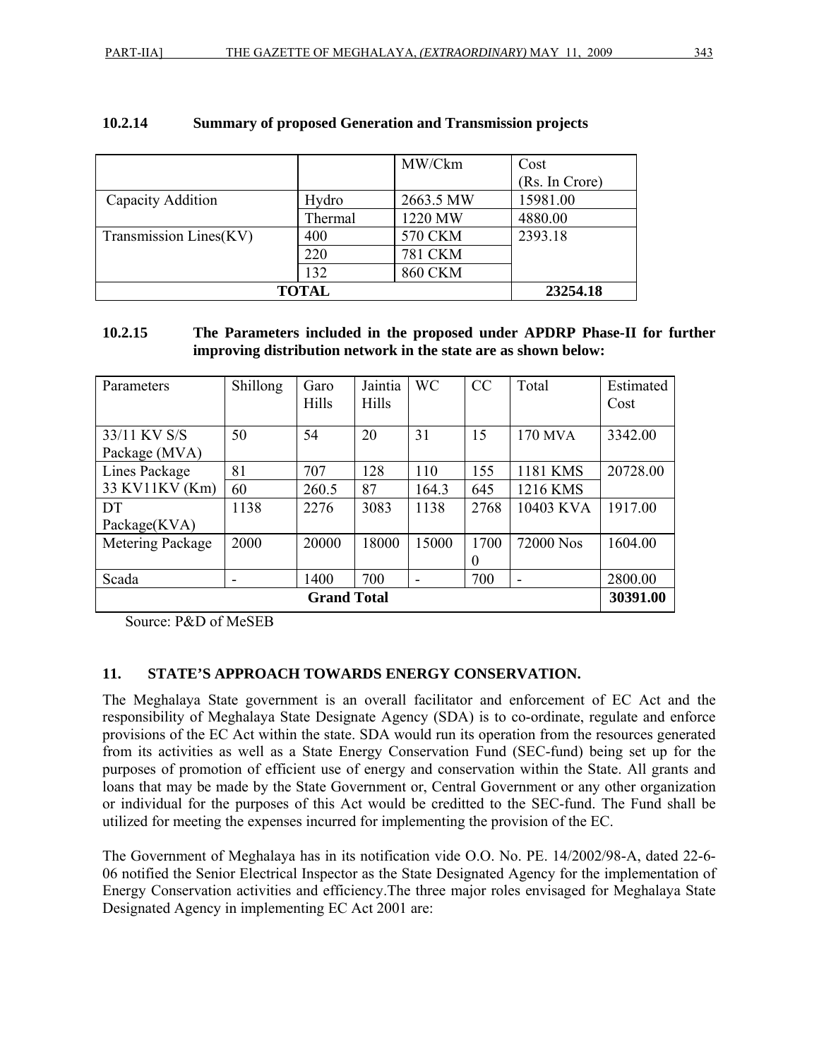### 10.2.14 Summary of proposed Generation and Transmission projects

| | | MW/Ckm | Cost (Rs. In Crore) |
|---|---|---|---|
| Capacity Addition | Hydro | 2663.5 MW | 15981.00 |
| | Thermal | 1220 MW | 4880.00 |
| Transmission Lines(KV) | 400 | 570 CKM | 2393.18 |
| | 220 | 781 CKM | |
| | 132 | 860 CKM | |
| **TOTAL** | | | **23254.18** |

### 10.2.15 The Parameters included in the proposed under APDRP Phase-II for further improving distribution network in the state are as shown below:

| Parameters | Shillong | Garo Hills | Jaintia Hills | WC | CC | Total | Estimated Cost |
|---|---|---|---|---|---|---|---|
| 33/11 KV S/S Package (MVA) | 50 | 54 | 20 | 31 | 15 | 170 MVA | 3342.00 |
| Lines Package | 81 | 707 | 128 | 110 | 155 | 1181 KMS | 20728.00 |
| 33 KV11KV (Km) | 60 | 260.5 | 87 | 164.3 | 645 | 1216 KMS | |
| DT Package(KVA) | 1138 | 2276 | 3083 | 1138 | 2768 | 10403 KVA | 1917.00 |
| Metering Package | 2000 | 20000 | 18000 | 15000 | 17000 | 72000 Nos | 1604.00 |
| Scada | - | 1400 | 700 | - | 700 | - | 2800.00 |
| **Grand Total** | | | | | | | **30391.00** |

Source: P&D of MeSEB

## 11. STATE'S APPROACH TOWARDS ENERGY CONSERVATION.

The Meghalaya State government is an overall facilitator and enforcement of EC Act and the responsibility of Meghalaya State Designate Agency (SDA) is to co-ordinate, regulate and enforce provisions of the EC Act within the state. SDA would run its operation from the resources generated from its activities as well as a State Energy Conservation Fund (SEC-fund) being set up for the purposes of promotion of efficient use of energy and conservation within the State. All grants and loans that may be made by the State Government or, Central Government or any other organization or individual for the purposes of this Act would be creditted to the SEC-fund. The Fund shall be utilized for meeting the expenses incurred for implementing the provision of the EC.

The Government of Meghalaya has in its notification vide O.O. No. PE. 14/2002/98-A, dated 22-6-06 notified the Senior Electrical Inspector as the State Designated Agency for the implementation of Energy Conservation activities and efficiency.The three major roles envisaged for Meghalaya State Designated Agency in implementing EC Act 2001 are: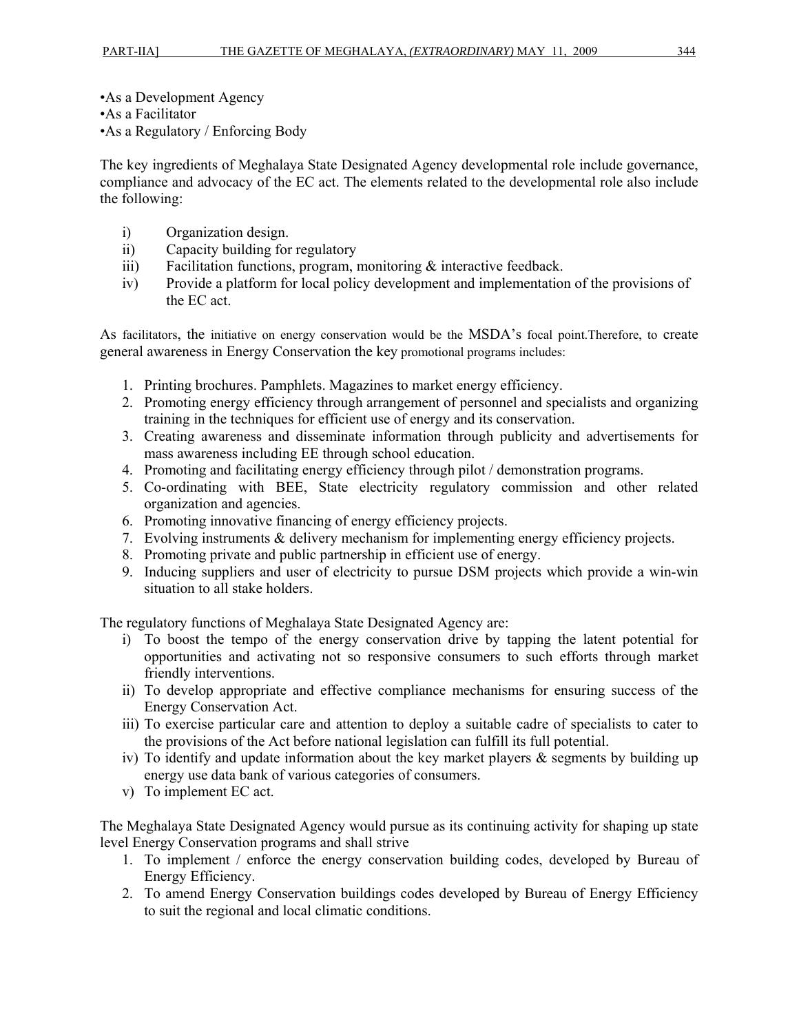•As a Development Agency
•As a Facilitator
•As a Regulatory / Enforcing Body

The key ingredients of Meghalaya State Designated Agency developmental role include governance, compliance and advocacy of the EC act. The elements related to the developmental role also include the following:

i) Organization design.
ii) Capacity building for regulatory
iii) Facilitation functions, program, monitoring & interactive feedback.
iv) Provide a platform for local policy development and implementation of the provisions of the EC act.

As facilitators, the initiative on energy conservation would be the MSDA's focal point.Therefore, to create general awareness in Energy Conservation the key promotional programs includes:

1. Printing brochures. Pamphlets. Magazines to market energy efficiency.
2. Promoting energy efficiency through arrangement of personnel and specialists and organizing training in the techniques for efficient use of energy and its conservation.
3. Creating awareness and disseminate information through publicity and advertisements for mass awareness including EE through school education.
4. Promoting and facilitating energy efficiency through pilot / demonstration programs.
5. Co-ordinating with BEE, State electricity regulatory commission and other related organization and agencies.
6. Promoting innovative financing of energy efficiency projects.
7. Evolving instruments & delivery mechanism for implementing energy efficiency projects.
8. Promoting private and public partnership in efficient use of energy.
9. Inducing suppliers and user of electricity to pursue DSM projects which provide a win-win situation to all stake holders.

The regulatory functions of Meghalaya State Designated Agency are:

i) To boost the tempo of the energy conservation drive by tapping the latent potential for opportunities and activating not so responsive consumers to such efforts through market friendly interventions.
ii) To develop appropriate and effective compliance mechanisms for ensuring success of the Energy Conservation Act.
iii) To exercise particular care and attention to deploy a suitable cadre of specialists to cater to the provisions of the Act before national legislation can fulfill its full potential.
iv) To identify and update information about the key market players & segments by building up energy use data bank of various categories of consumers.
v) To implement EC act.

The Meghalaya State Designated Agency would pursue as its continuing activity for shaping up state level Energy Conservation programs and shall strive

1. To implement / enforce the energy conservation building codes, developed by Bureau of Energy Efficiency.
2. To amend Energy Conservation buildings codes developed by Bureau of Energy Efficiency to suit the regional and local climatic conditions.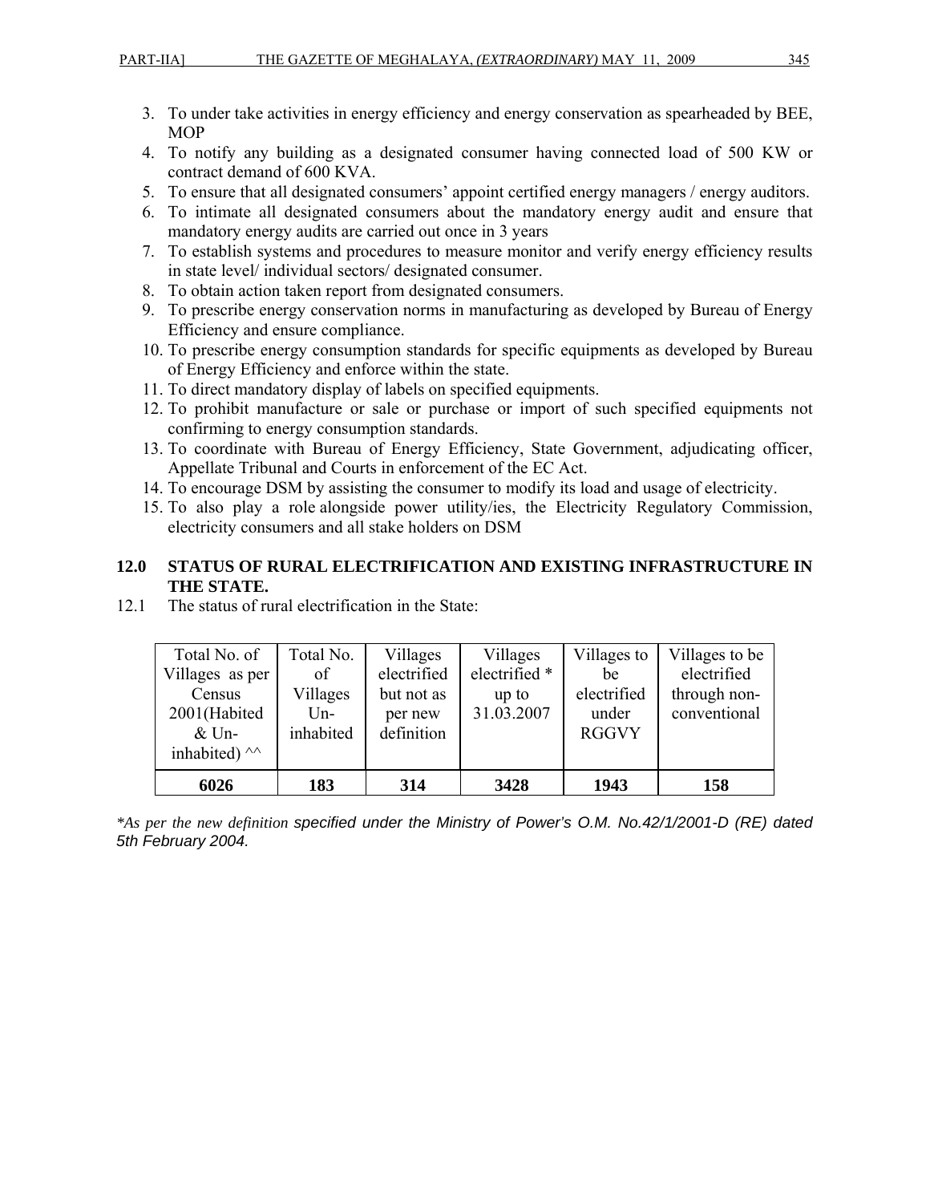3. To under take activities in energy efficiency and energy conservation as spearheaded by BEE, MOP
4. To notify any building as a designated consumer having connected load of 500 KW or contract demand of 600 KVA.
5. To ensure that all designated consumers' appoint certified energy managers / energy auditors.
6. To intimate all designated consumers about the mandatory energy audit and ensure that mandatory energy audits are carried out once in 3 years
7. To establish systems and procedures to measure monitor and verify energy efficiency results in state level/ individual sectors/ designated consumer.
8. To obtain action taken report from designated consumers.
9. To prescribe energy conservation norms in manufacturing as developed by Bureau of Energy Efficiency and ensure compliance.
10. To prescribe energy consumption standards for specific equipments as developed by Bureau of Energy Efficiency and enforce within the state.
11. To direct mandatory display of labels on specified equipments.
12. To prohibit manufacture or sale or purchase or import of such specified equipments not confirming to energy consumption standards.
13. To coordinate with Bureau of Energy Efficiency, State Government, adjudicating officer, Appellate Tribunal and Courts in enforcement of the EC Act.
14. To encourage DSM by assisting the consumer to modify its load and usage of electricity.
15. To also play a role alongside power utility/ies, the Electricity Regulatory Commission, electricity consumers and all stake holders on DSM

## 12.0 STATUS OF RURAL ELECTRIFICATION AND EXISTING INFRASTRUCTURE IN THE STATE.

12.1 The status of rural electrification in the State:

| Total No. of Villages as per Census 2001(Habited & Un-inhabited) ^^ | Total No. of Villages Un-inhabited | Villages electrified but not as per new definition | Villages electrified * up to 31.03.2007 | Villages to be electrified under RGGVY | Villages to be electrified through non-conventional |
|---|---|---|---|---|---|
| **6026** | **183** | **314** | **3428** | **1943** | **158** |

*\*As per the new definition specified under the Ministry of Power's O.M. No.42/1/2001-D (RE) dated 5th February 2004.*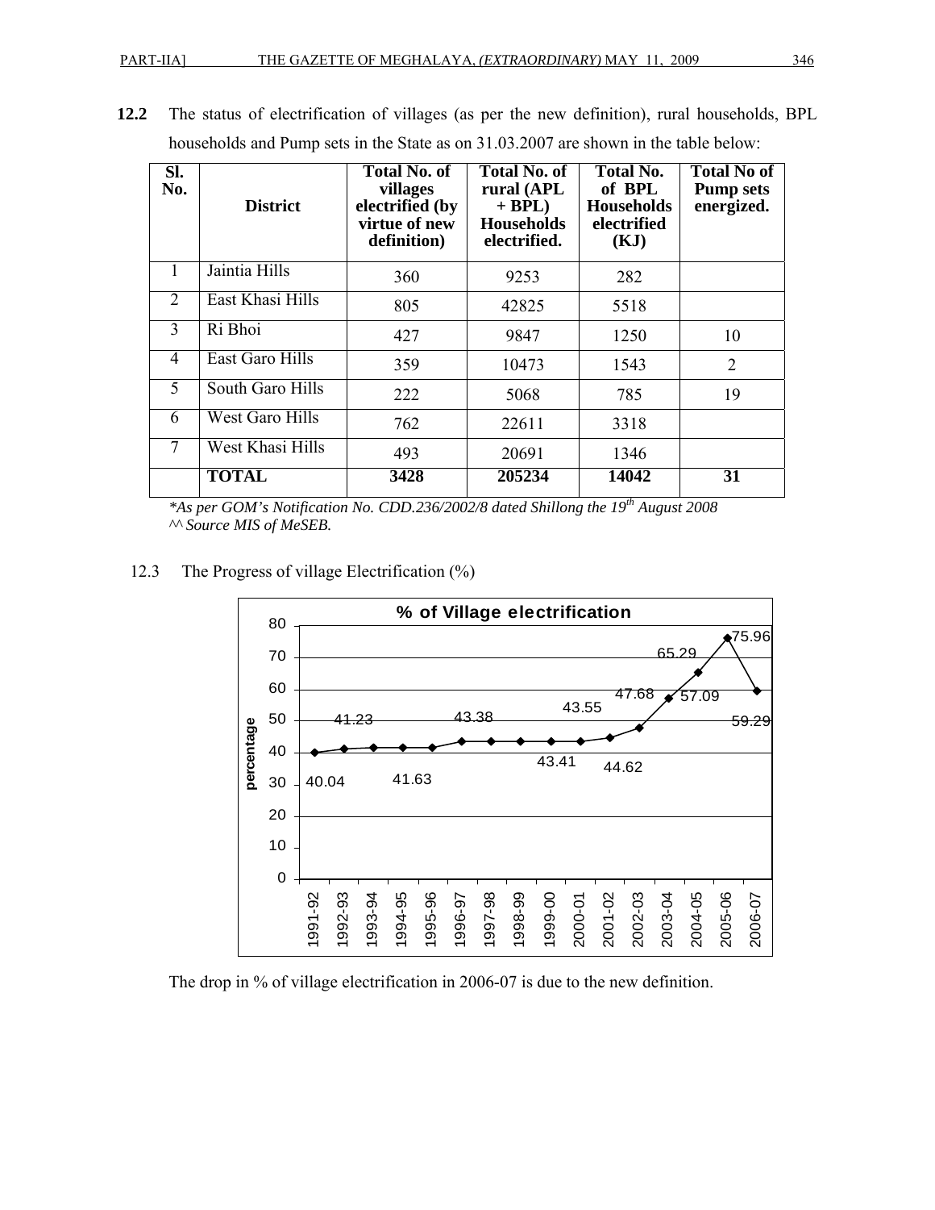**12.2** The status of electrification of villages (as per the new definition), rural households, BPL households and Pump sets in the State as on 31.03.2007 are shown in the table below:

| Sl. No. | District | Total No. of villages electrified (by virtue of new definition) | Total No. of rural (APL + BPL) Households electrified. | Total No. of BPL Households electrified (KJ) | Total No of Pump sets energized. |
|---|---|---|---|---|---|
| 1 | Jaintia Hills | 360 | 9253 | 282 | |
| 2 | East Khasi Hills | 805 | 42825 | 5518 | |
| 3 | Ri Bhoi | 427 | 9847 | 1250 | 10 |
| 4 | East Garo Hills | 359 | 10473 | 1543 | 2 |
| 5 | South Garo Hills | 222 | 5068 | 785 | 19 |
| 6 | West Garo Hills | 762 | 22611 | 3318 | |
| 7 | West Khasi Hills | 493 | 20691 | 1346 | |
| | **TOTAL** | **3428** | **205234** | **14042** | **31** |

*\*As per GOM's Notification No. CDD.236/2002/8 dated Shillong the 19th August 2008*
*^^ Source MIS of MeSEB.*

12.3 The Progress of village Electrification (%)

**% of Village electrification**

| Year | percentage |
|---|---|
| 1991-92 | 40.04 |
| 1992-93 | 41.23 |
| 1993-94 | 41.63 |
| 1994-95 | 41.63 |
| 1995-96 | 41.63 |
| 1996-97 | 43.38 |
| 1997-98 | 43.41 |
| 1998-99 | 43.41 |
| 1999-00 | 43.41 |
| 2000-01 | 43.55 |
| 2001-02 | 44.62 |
| 2002-03 | 47.68 |
| 2003-04 | 57.09 |
| 2004-05 | 65.29 |
| 2005-06 | 75.96 |
| 2006-07 | 59.29 |

The drop in % of village electrification in 2006-07 is due to the new definition.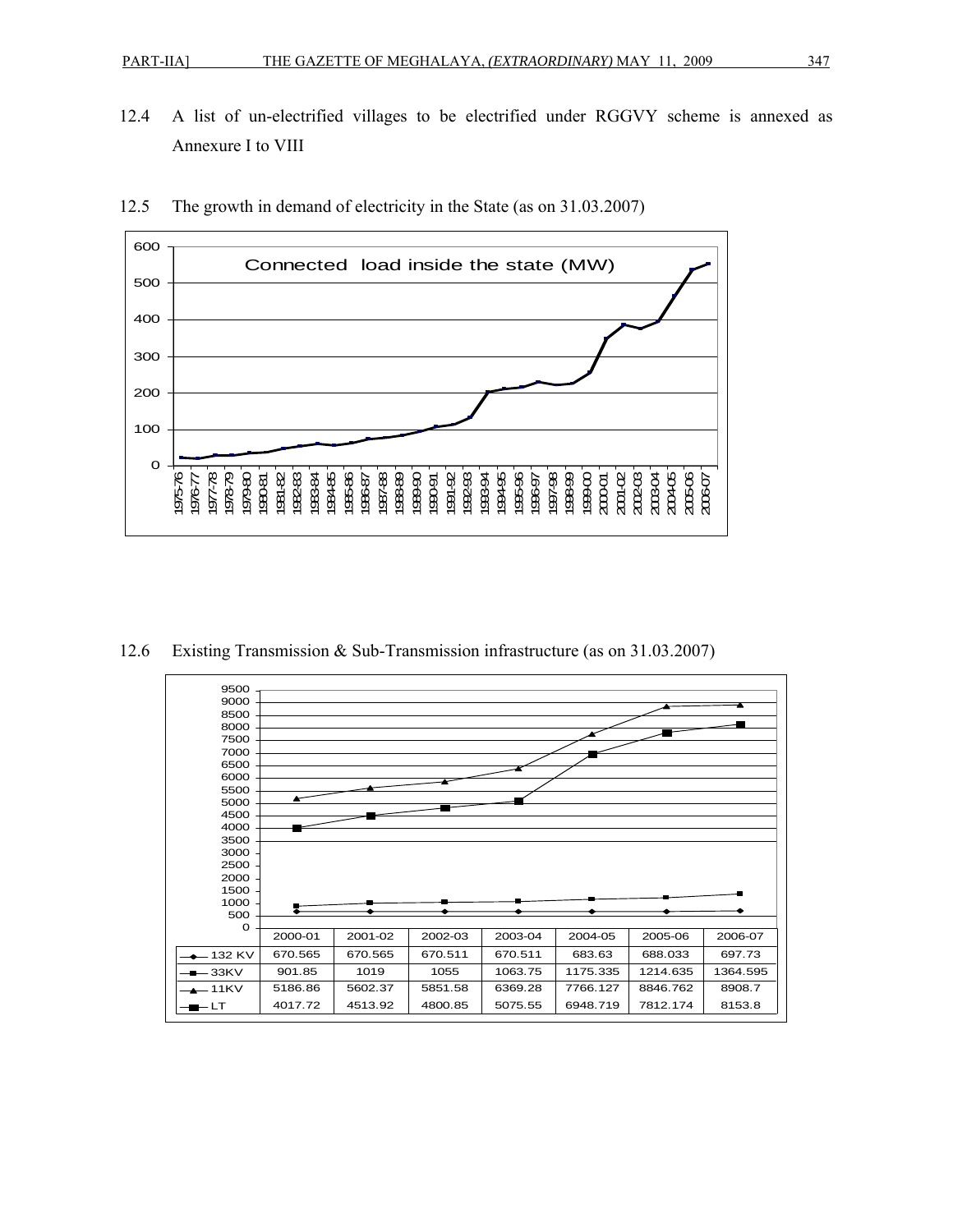12.4 A list of un-electrified villages to be electrified under RGGVY scheme is annexed as Annexure I to VIII

12.5 The growth in demand of electricity in the State (as on 31.03.2007)

Connected load inside the state (MW)

12.6 Existing Transmission & Sub-Transmission infrastructure (as on 31.03.2007)

| | 2000-01 | 2001-02 | 2002-03 | 2003-04 | 2004-05 | 2005-06 | 2006-07 |
|---|---|---|---|---|---|---|---|
| 132 KV | 670.565 | 670.565 | 670.511 | 670.511 | 683.63 | 688.033 | 697.73 |
| 33KV | 901.85 | 1019 | 1055 | 1063.75 | 1175.335 | 1214.635 | 1364.595 |
| 11KV | 5186.86 | 5602.37 | 5851.58 | 6369.28 | 7766.127 | 8846.762 | 8908.7 |
| LT | 4017.72 | 4513.92 | 4800.85 | 5075.55 | 6948.719 | 7812.174 | 8153.8 |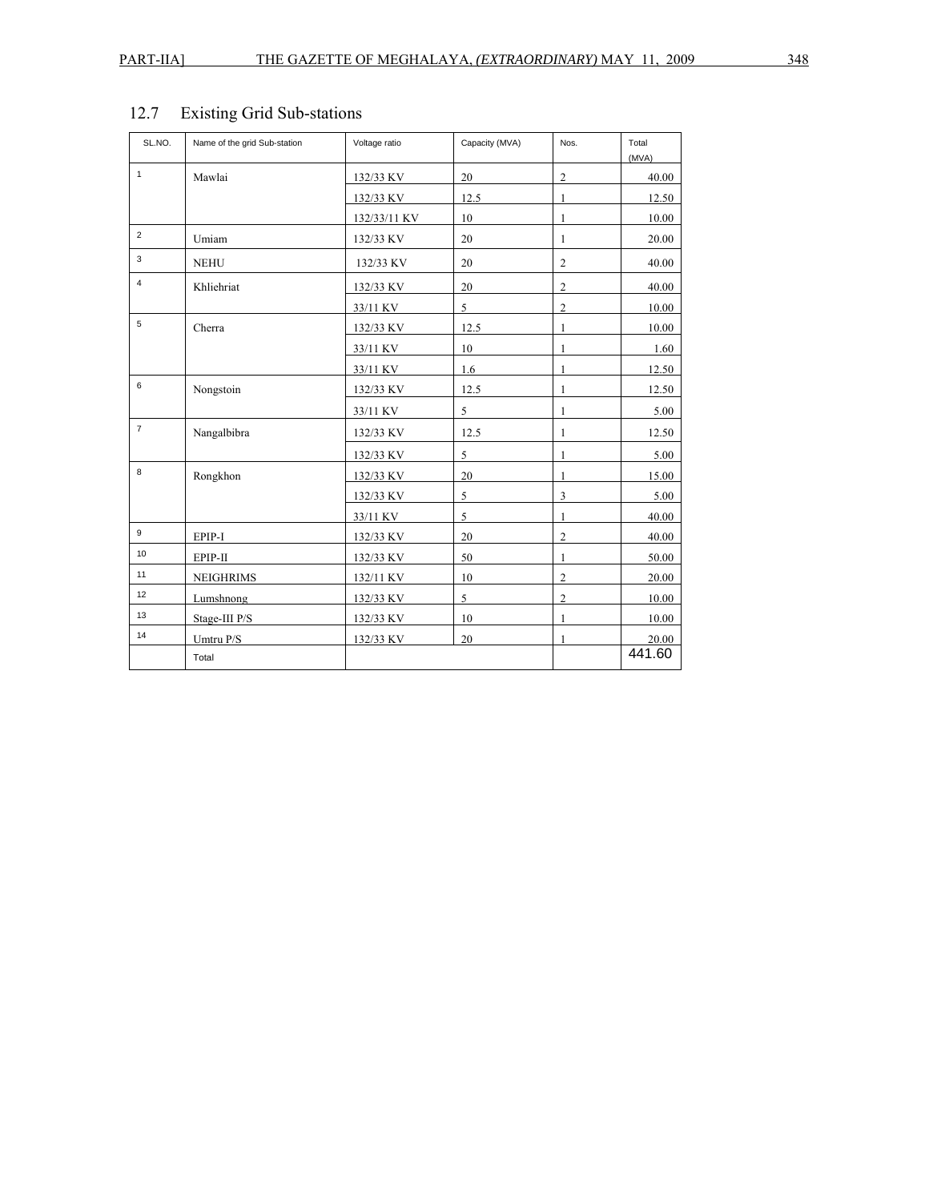## 12.7 Existing Grid Sub-stations

| SL.NO. | Name of the grid Sub-station | Voltage ratio | Capacity (MVA) | Nos. | Total (MVA) |
|---|---|---|---|---|---|
| 1 | Mawlai | 132/33 KV | 20 | 2 | 40.00 |
| | | 132/33 KV | 12.5 | 1 | 12.50 |
| | | 132/33/11 KV | 10 | 1 | 10.00 |
| 2 | Umiam | 132/33 KV | 20 | 1 | 20.00 |
| 3 | NEHU | 132/33 KV | 20 | 2 | 40.00 |
| 4 | Khliehriat | 132/33 KV | 20 | 2 | 40.00 |
| | | 33/11 KV | 5 | 2 | 10.00 |
| 5 | Cherra | 132/33 KV | 12.5 | 1 | 10.00 |
| | | 33/11 KV | 10 | 1 | 1.60 |
| | | 33/11 KV | 1.6 | 1 | 12.50 |
| 6 | Nongstoin | 132/33 KV | 12.5 | 1 | 12.50 |
| | | 33/11 KV | 5 | 1 | 5.00 |
| 7 | Nangalbibra | 132/33 KV | 12.5 | 1 | 12.50 |
| | | 132/33 KV | 5 | 1 | 5.00 |
| 8 | Rongkhon | 132/33 KV | 20 | 1 | 15.00 |
| | | 132/33 KV | 5 | 3 | 5.00 |
| | | 33/11 KV | 5 | 1 | 40.00 |
| 9 | EPIP-I | 132/33 KV | 20 | 2 | 40.00 |
| 10 | EPIP-II | 132/33 KV | 50 | 1 | 50.00 |
| 11 | NEIGHRIMS | 132/11 KV | 10 | 2 | 20.00 |
| 12 | Lumshnong | 132/33 KV | 5 | 2 | 10.00 |
| 13 | Stage-III P/S | 132/33 KV | 10 | 1 | 10.00 |
| 14 | Umtru P/S | 132/33 KV | 20 | 1 | 20.00 |
| | Total | | | | 441.60 |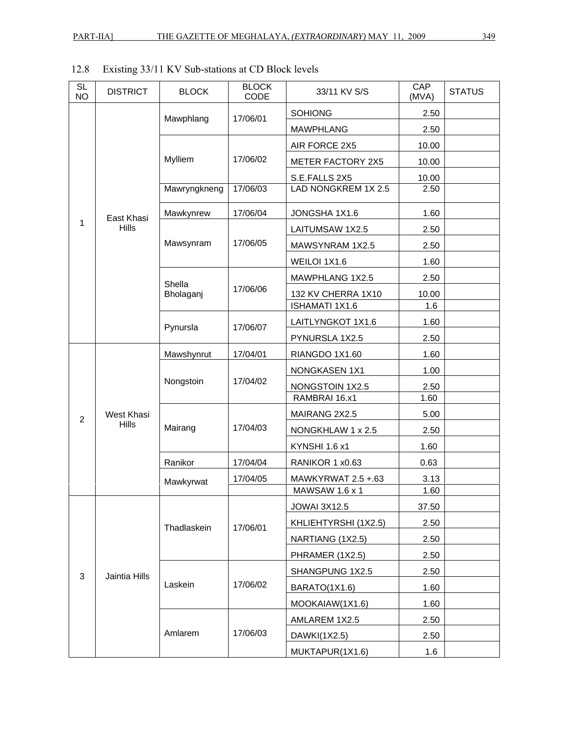## 12.8 Existing 33/11 KV Sub-stations at CD Block levels

| SL NO | DISTRICT | BLOCK | BLOCK CODE | 33/11 KV S/S | CAP (MVA) | STATUS |
|---|---|---|---|---|---|---|
| 1 | East Khasi Hills | Mawphlang | 17/06/01 | SOHIONG | 2.50 | |
| | | | | MAWPHLANG | 2.50 | |
| | | Mylliem | 17/06/02 | AIR FORCE 2X5 | 10.00 | |
| | | | | METER FACTORY 2X5 | 10.00 | |
| | | | | S.E.FALLS 2X5 | 10.00 | |
| | | Mawryngkneng | 17/06/03 | LAD NONGKREM 1X 2.5 | 2.50 | |
| | | Mawkynrew | 17/06/04 | JONGSHA 1X1.6 | 1.60 | |
| | | Mawsynram | 17/06/05 | LAITUMSAW 1X2.5 | 2.50 | |
| | | | | MAWSYNRAM 1X2.5 | 2.50 | |
| | | | | WEILOI 1X1.6 | 1.60 | |
| | | Shella Bholaganj | 17/06/06 | MAWPHLANG 1X2.5 | 2.50 | |
| | | | | 132 KV CHERRA 1X10 | 10.00 | |
| | | | | ISHAMATI 1X1.6 | 1.6 | |
| | | Pynursla | 17/06/07 | LAITLYNGKOT 1X1.6 | 1.60 | |
| | | | | PYNURSLA 1X2.5 | 2.50 | |
| 2 | West Khasi Hills | Mawshynrut | 17/04/01 | RIANGDO 1X1.60 | 1.60 | |
| | | Nongstoin | 17/04/02 | NONGKASEN 1X1 | 1.00 | |
| | | | | NONGSTOIN 1X2.5 | 2.50 | |
| | | | | RAMBRAI 16.x1 | 1.60 | |
| | | Mairang | 17/04/03 | MAIRANG 2X2.5 | 5.00 | |
| | | | | NONGKHLAW 1 x 2.5 | 2.50 | |
| | | | | KYNSHI 1.6 x1 | 1.60 | |
| | | Ranikor | 17/04/04 | RANIKOR 1 x0.63 | 0.63 | |
| | | Mawkyrwat | 17/04/05 | MAWKYRWAT 2.5 +.63 | 3.13 | |
| | | | | MAWSAW 1.6 x 1 | 1.60 | |
| 3 | Jaintia Hills | Thadlaskein | 17/06/01 | JOWAI 3X12.5 | 37.50 | |
| | | | | KHLIEHTYRSHI (1X2.5) | 2.50 | |
| | | | | NARTIANG (1X2.5) | 2.50 | |
| | | | | PHRAMER (1X2.5) | 2.50 | |
| | | Laskein | 17/06/02 | SHANGPUNG 1X2.5 | 2.50 | |
| | | | | BARATO(1X1.6) | 1.60 | |
| | | | | MOOKAIAW(1X1.6) | 1.60 | |
| | | Amlarem | 17/06/03 | AMLAREM 1X2.5 | 2.50 | |
| | | | | DAWKI(1X2.5) | 2.50 | |
| | | | | MUKTAPUR(1X1.6) | 1.6 | |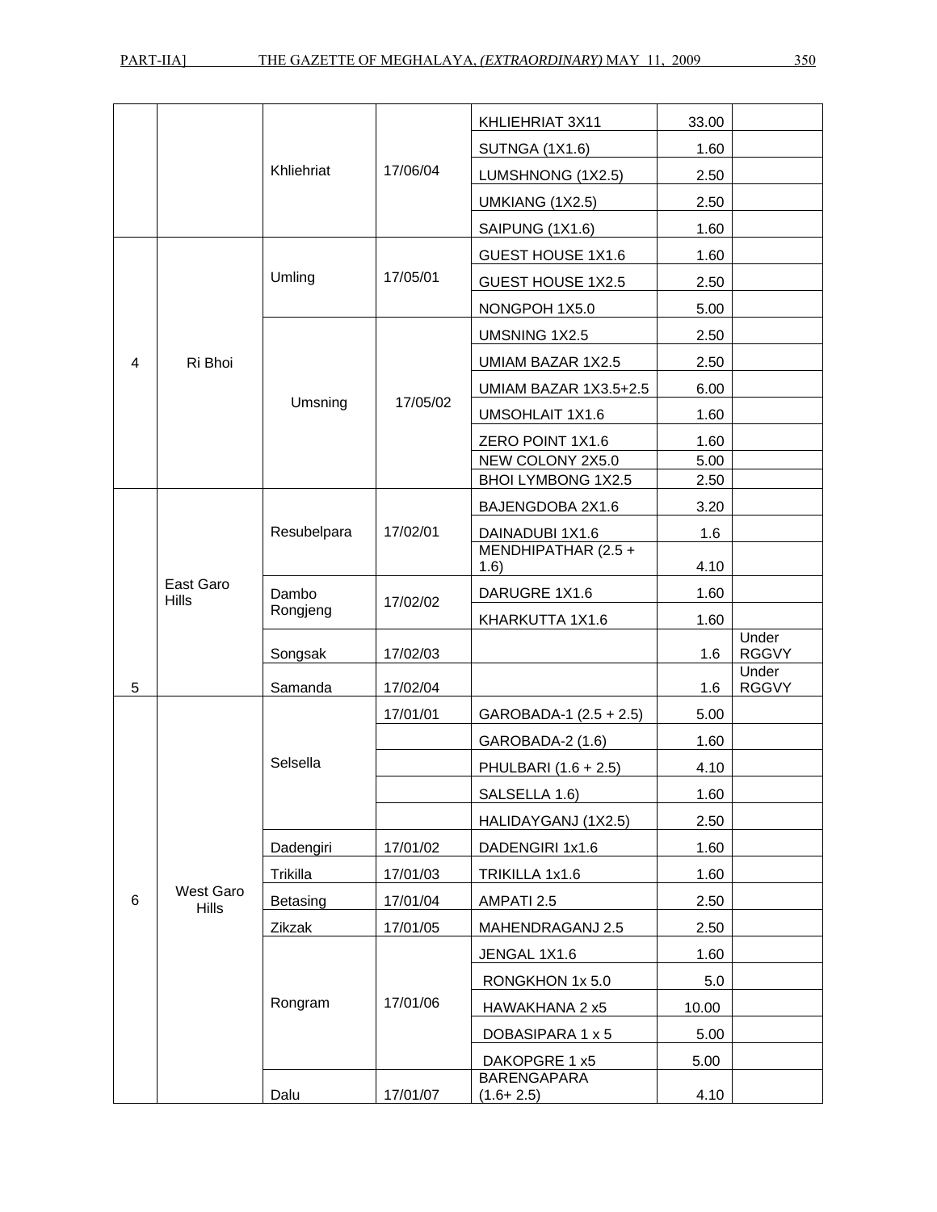|  |  |  |  |  |  |  |
|---|---|---|---|---|---|---|
|  |  | Khliehriat | 17/06/04 | KHLIEHRIAT 3X11 | 33.00 |  |
|  |  |  |  | SUTNGA (1X1.6) | 1.60 |  |
|  |  |  |  | LUMSHNONG (1X2.5) | 2.50 |  |
|  |  |  |  | UMKIANG (1X2.5) | 2.50 |  |
|  |  |  |  | SAIPUNG (1X1.6) | 1.60 |  |
| 4 | Ri Bhoi | Umling | 17/05/01 | GUEST HOUSE 1X1.6 | 1.60 |  |
|  |  |  |  | GUEST HOUSE 1X2.5 | 2.50 |  |
|  |  |  |  | NONGPOH 1X5.0 | 5.00 |  |
|  |  | Umsning | 17/05/02 | UMSNING 1X2.5 | 2.50 |  |
|  |  |  |  | UMIAM BAZAR 1X2.5 | 2.50 |  |
|  |  |  |  | UMIAM BAZAR 1X3.5+2.5 | 6.00 |  |
|  |  |  |  | UMSOHLAIT 1X1.6 | 1.60 |  |
|  |  |  |  | ZERO POINT 1X1.6 | 1.60 |  |
|  |  |  |  | NEW COLONY 2X5.0 | 5.00 |  |
|  |  |  |  | BHOI LYMBONG 1X2.5 | 2.50 |  |
| 5 | East Garo Hills | Resubelpara | 17/02/01 | BAJENGDOBA 2X1.6 | 3.20 |  |
|  |  |  |  | DAINADUBI 1X1.6 | 1.6 |  |
|  |  |  |  | MENDHIPATHAR (2.5 + 1.6) | 4.10 |  |
|  |  | Dambo Rongjeng | 17/02/02 | DARUGRE 1X1.6 | 1.60 |  |
|  |  |  |  | KHARKUTTA 1X1.6 | 1.60 |  |
|  |  | Songsak | 17/02/03 |  | 1.6 | Under RGGVY |
|  |  | Samanda | 17/02/04 |  | 1.6 | Under RGGVY |
| 6 | West Garo Hills | Selsella | 17/01/01 | GAROBADA-1 (2.5 + 2.5) | 5.00 |  |
|  |  |  |  | GAROBADA-2 (1.6) | 1.60 |  |
|  |  |  |  | PHULBARI (1.6 + 2.5) | 4.10 |  |
|  |  |  |  | SALSELLA 1.6) | 1.60 |  |
|  |  |  |  | HALIDAYGANJ (1X2.5) | 2.50 |  |
|  |  | Dadengiri | 17/01/02 | DADENGIRI 1x1.6 | 1.60 |  |
|  |  | Trikilla | 17/01/03 | TRIKILLA 1x1.6 | 1.60 |  |
|  |  | Betasing | 17/01/04 | AMPATI 2.5 | 2.50 |  |
|  |  | Zikzak | 17/01/05 | MAHENDRAGANJ 2.5 | 2.50 |  |
|  |  | Rongram | 17/01/06 | JENGAL 1X1.6 | 1.60 |  |
|  |  |  |  | RONGKHON 1x 5.0 | 5.0 |  |
|  |  |  |  | HAWAKHANA 2 x5 | 10.00 |  |
|  |  |  |  | DOBASIPARA 1 x 5 | 5.00 |  |
|  |  |  |  | DAKOPGRE 1 x5 | 5.00 |  |
|  |  | Dalu | 17/01/07 | BARENGAPARA (1.6+ 2.5) | 4.10 |  |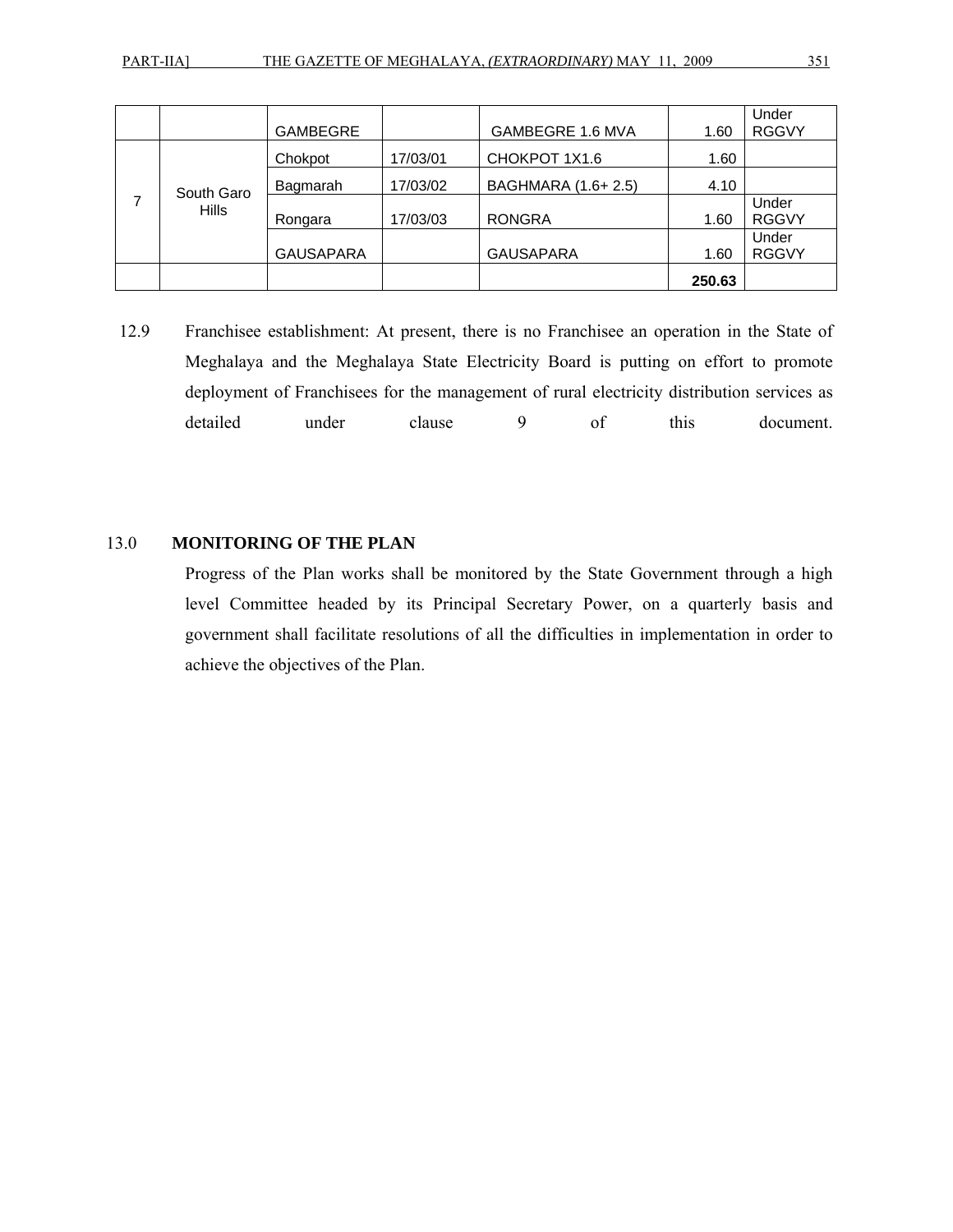| | | | | | | |
|---|---|---|---|---|---|---|
| | | GAMBEGRE | | GAMBEGRE 1.6 MVA | 1.60 | Under RGGVY |
| 7 | South Garo Hills | Chokpot | 17/03/01 | CHOKPOT 1X1.6 | 1.60 | |
| | | Bagmarah | 17/03/02 | BAGHMARA (1.6+ 2.5) | 4.10 | |
| | | Rongara | 17/03/03 | RONGRA | 1.60 | Under RGGVY |
| | | GAUSAPARA | | GAUSAPARA | 1.60 | Under RGGVY |
| | | | | | **250.63** | |

12.9 Franchisee establishment: At present, there is no Franchisee an operation in the State of Meghalaya and the Meghalaya State Electricity Board is putting on effort to promote deployment of Franchisees for the management of rural electricity distribution services as detailed under clause 9 of this document.

## 13.0 MONITORING OF THE PLAN

Progress of the Plan works shall be monitored by the State Government through a high level Committee headed by its Principal Secretary Power, on a quarterly basis and government shall facilitate resolutions of all the difficulties in implementation in order to achieve the objectives of the Plan.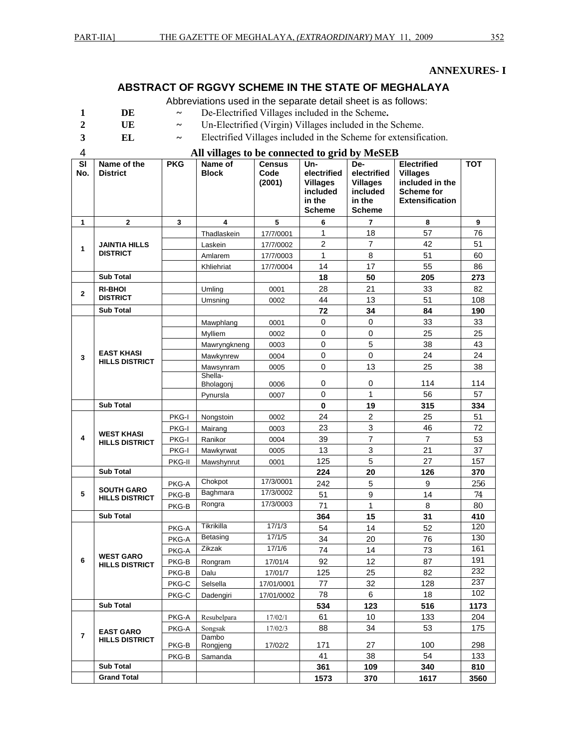**ANNEXURES- I**

## ABSTRACT OF RGGVY SCHEME IN THE STATE OF MEGHALAYA

Abbreviations used in the separate detail sheet is as follows:

1. **DE** ~ De-Electrified Villages included in the Scheme.
2. **UE** ~ Un-Electrified (Virgin) Villages included in the Scheme.
3. **EL** ~ Electrified Villages included in the Scheme for extensification.
4. **All villages to be connected to grid by MeSEB**

| Sl No. | Name of the District | PKG | Name of Block | Census Code (2001) | Un-electrified Villages included in the Scheme | De-electrified Villages included in the Scheme | Electrified Villages included in the Scheme for Extensification | TOT |
|---|---|---|---|---|---|---|---|---|
| 1 | 2 | 3 | 4 | 5 | 6 | 7 | 8 | 9 |
| 1 | JAINTIA HILLS DISTRICT | | Thadlaskein | 17/7/0001 | 1 | 18 | 57 | 76 |
| | | | Laskein | 17/7/0002 | 2 | 7 | 42 | 51 |
| | | | Amlarem | 17/7/0003 | 1 | 8 | 51 | 60 |
| | | | Khliehriat | 17/7/0004 | 14 | 17 | 55 | 86 |
| | **Sub Total** | | | | **18** | **50** | **205** | **273** |
| 2 | RI-BHOI DISTRICT | | Umling | 0001 | 28 | 21 | 33 | 82 |
| | | | Umsning | 0002 | 44 | 13 | 51 | 108 |
| | **Sub Total** | | | | **72** | **34** | **84** | **190** |
| 3 | EAST KHASI HILLS DISTRICT | | Mawphlang | 0001 | 0 | 0 | 33 | 33 |
| | | | Mylliem | 0002 | 0 | 0 | 25 | 25 |
| | | | Mawryngkneng | 0003 | 0 | 5 | 38 | 43 |
| | | | Mawkynrew | 0004 | 0 | 0 | 24 | 24 |
| | | | Mawsynram | 0005 | 0 | 13 | 25 | 38 |
| | | | Shella-Bholagonj | 0006 | 0 | 0 | 114 | 114 |
| | | | Pynursla | 0007 | 0 | 1 | 56 | 57 |
| | **Sub Total** | | | | **0** | **19** | **315** | **334** |
| 4 | WEST KHASI HILLS DISTRICT | PKG-I | Nongstoin | 0002 | 24 | 2 | 25 | 51 |
| | | PKG-I | Mairang | 0003 | 23 | 3 | 46 | 72 |
| | | PKG-I | Ranikor | 0004 | 39 | 7 | 7 | 53 |
| | | PKG-I | Mawkyrwat | 0005 | 13 | 3 | 21 | 37 |
| | | PKG-II | Mawshynrut | 0001 | 125 | 5 | 27 | 157 |
| | **Sub Total** | | | | **224** | **20** | **126** | **370** |
| 5 | SOUTH GARO HILLS DISTRICT | PKG-A | Chokpot | 17/3/0001 | 242 | 5 | 9 | 256 |
| | | PKG-B | Baghmara | 17/3/0002 | 51 | 9 | 14 | 74 |
| | | PKG-B | Rongra | 17/3/0003 | 71 | 1 | 8 | 80 |
| | **Sub Total** | | | | **364** | **15** | **31** | **410** |
| 6 | WEST GARO HILLS DISTRICT | PKG-A | Tikrikilla | 17/1/3 | 54 | 14 | 52 | 120 |
| | | PKG-A | Betasing | 17/1/5 | 34 | 20 | 76 | 130 |
| | | PKG-A | Zikzak | 17/1/6 | 74 | 14 | 73 | 161 |
| | | PKG-B | Rongram | 17/01/4 | 92 | 12 | 87 | 191 |
| | | PKG-B | Dalu | 17/01/7 | 125 | 25 | 82 | 232 |
| | | PKG-C | Selsella | 17/01/0001 | 77 | 32 | 128 | 237 |
| | | PKG-C | Dadengiri | 17/01/0002 | 78 | 6 | 18 | 102 |
| | **Sub Total** | | | | **534** | **123** | **516** | **1173** |
| 7 | EAST GARO HILLS DISTRICT | PKG-A | Resubelpara | 17/02/1 | 61 | 10 | 133 | 204 |
| | | PKG-A | Songsak | 17/02/3 | 88 | 34 | 53 | 175 |
| | | PKG-B | Dambo Rongjeng | 17/02/2 | 171 | 27 | 100 | 298 |
| | | PKG-B | Samanda | | 41 | 38 | 54 | 133 |
| | **Sub Total** | | | | **361** | **109** | **340** | **810** |
| | **Grand Total** | | | | **1573** | **370** | **1617** | **3560** |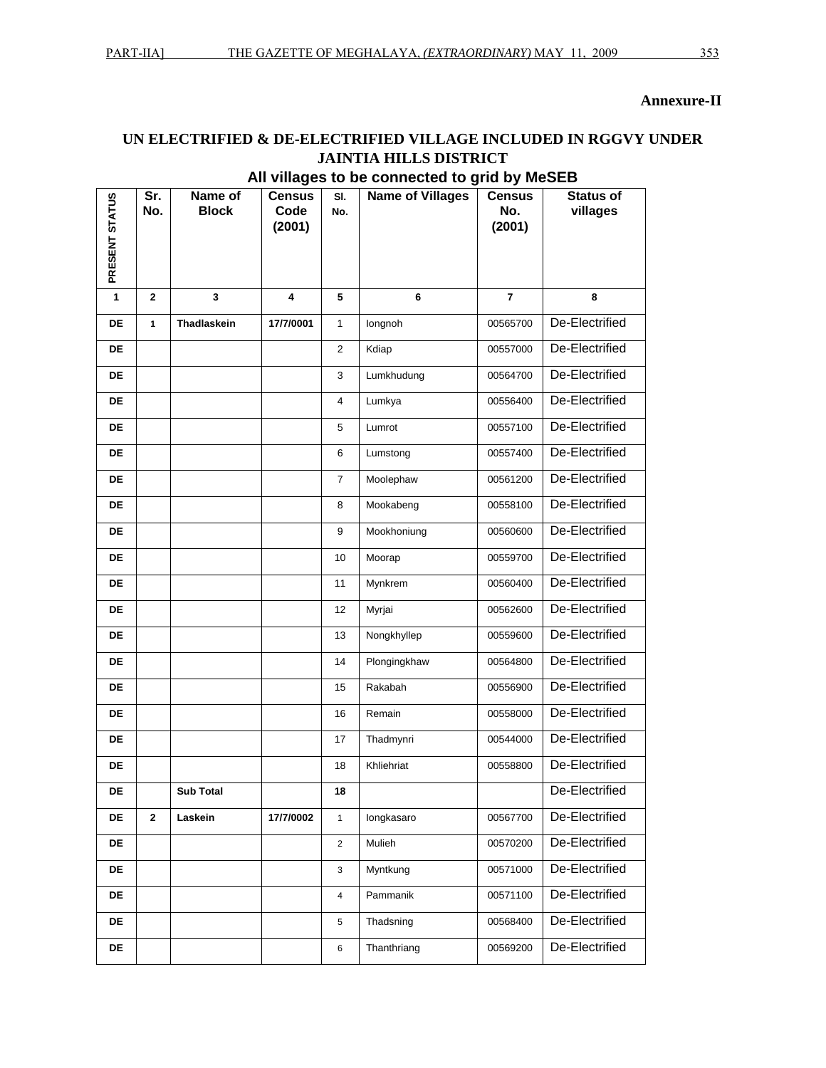**Annexure-II**

## UN ELECTRIFIED & DE-ELECTRIFIED VILLAGE INCLUDED IN RGGVY UNDER JAINTIA HILLS DISTRICT

### All villages to be connected to grid by MeSEB

| PRESENT STATUS | Sr. No. | Name of Block | Census Code (2001) | Sl. No. | Name of Villages | Census No. (2001) | Status of villages |
|---|---|---|---|---|---|---|---|
| 1 | 2 | 3 | 4 | 5 | 6 | 7 | 8 |
| DE | 1 | Thadlaskein | 17/7/0001 | 1 | Iongnoh | 00565700 | De-Electrified |
| DE | | | | 2 | Kdiap | 00557000 | De-Electrified |
| DE | | | | 3 | Lumkhudung | 00564700 | De-Electrified |
| DE | | | | 4 | Lumkya | 00556400 | De-Electrified |
| DE | | | | 5 | Lumrot | 00557100 | De-Electrified |
| DE | | | | 6 | Lumstong | 00557400 | De-Electrified |
| DE | | | | 7 | Moolephaw | 00561200 | De-Electrified |
| DE | | | | 8 | Mookabeng | 00558100 | De-Electrified |
| DE | | | | 9 | Mookhoniung | 00560600 | De-Electrified |
| DE | | | | 10 | Moorap | 00559700 | De-Electrified |
| DE | | | | 11 | Mynkrem | 00560400 | De-Electrified |
| DE | | | | 12 | Myrjai | 00562600 | De-Electrified |
| DE | | | | 13 | Nongkhyllep | 00559600 | De-Electrified |
| DE | | | | 14 | Plongingkhaw | 00564800 | De-Electrified |
| DE | | | | 15 | Rakabah | 00556900 | De-Electrified |
| DE | | | | 16 | Remain | 00558000 | De-Electrified |
| DE | | | | 17 | Thadmynri | 00544000 | De-Electrified |
| DE | | | | 18 | Khliehriat | 00558800 | De-Electrified |
| DE | | Sub Total | | 18 | | | De-Electrified |
| DE | 2 | Laskein | 17/7/0002 | 1 | Iongkasaro | 00567700 | De-Electrified |
| DE | | | | 2 | Mulieh | 00570200 | De-Electrified |
| DE | | | | 3 | Myntkung | 00571000 | De-Electrified |
| DE | | | | 4 | Pammanik | 00571100 | De-Electrified |
| DE | | | | 5 | Thadsning | 00568400 | De-Electrified |
| DE | | | | 6 | Thanthriang | 00569200 | De-Electrified |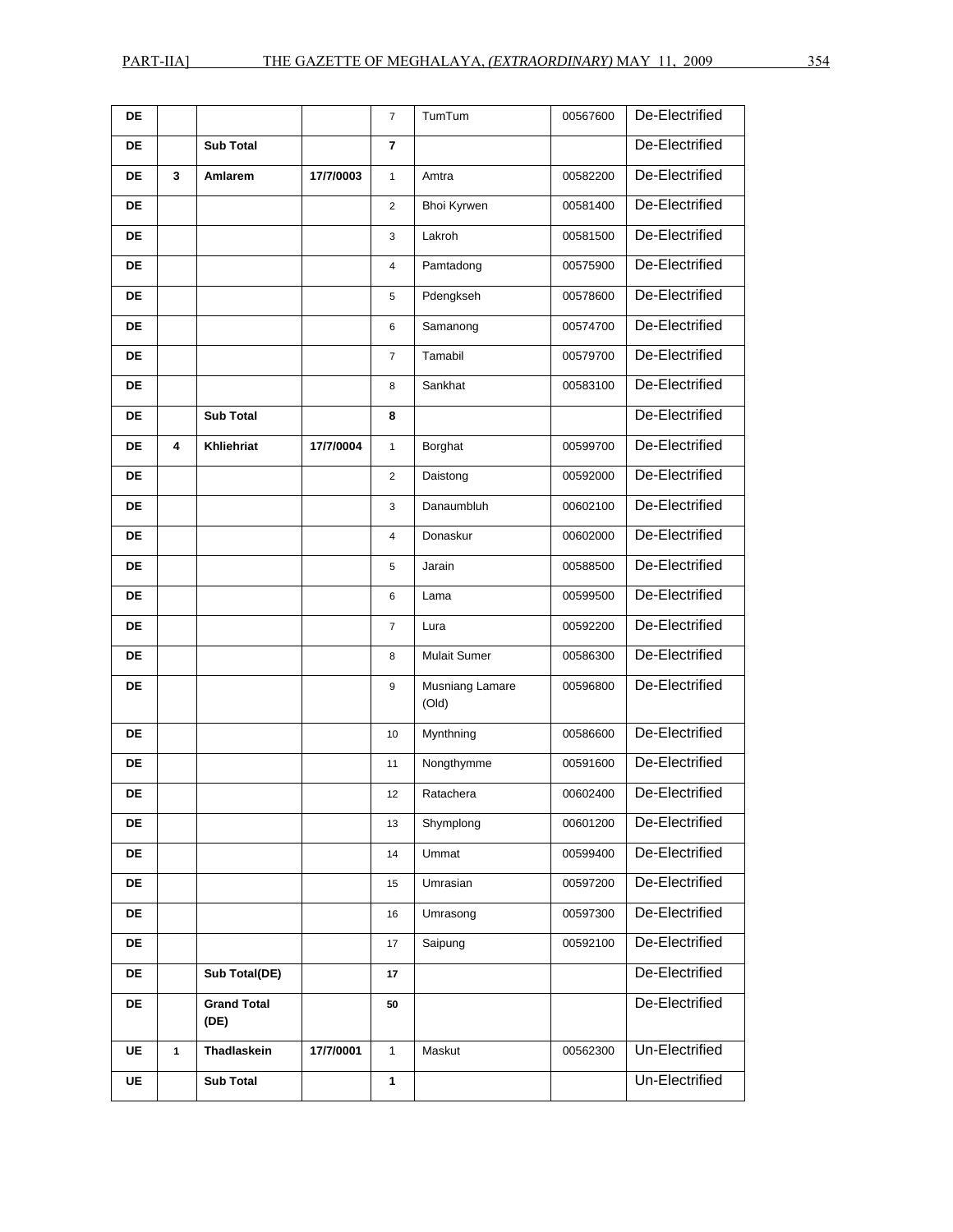| DE | | | | 7 | TumTum | 00567600 | De-Electrified |
|---|---|---|---|---|---|---|---|
| DE | | **Sub Total** | | **7** | | | De-Electrified |
| DE | **3** | **Amlarem** | **17/7/0003** | 1 | Amtra | 00582200 | De-Electrified |
| DE | | | | 2 | Bhoi Kyrwen | 00581400 | De-Electrified |
| DE | | | | 3 | Lakroh | 00581500 | De-Electrified |
| DE | | | | 4 | Pamtadong | 00575900 | De-Electrified |
| DE | | | | 5 | Pdengkseh | 00578600 | De-Electrified |
| DE | | | | 6 | Samanong | 00574700 | De-Electrified |
| DE | | | | 7 | Tamabil | 00579700 | De-Electrified |
| DE | | | | 8 | Sankhat | 00583100 | De-Electrified |
| DE | | **Sub Total** | | **8** | | | De-Electrified |
| DE | **4** | **Khliehriat** | **17/7/0004** | 1 | Borghat | 00599700 | De-Electrified |
| DE | | | | 2 | Daistong | 00592000 | De-Electrified |
| DE | | | | 3 | Danaumbluh | 00602100 | De-Electrified |
| DE | | | | 4 | Donaskur | 00602000 | De-Electrified |
| DE | | | | 5 | Jarain | 00588500 | De-Electrified |
| DE | | | | 6 | Lama | 00599500 | De-Electrified |
| DE | | | | 7 | Lura | 00592200 | De-Electrified |
| DE | | | | 8 | Mulait Sumer | 00586300 | De-Electrified |
| DE | | | | 9 | Musniang Lamare (Old) | 00596800 | De-Electrified |
| DE | | | | 10 | Mynthning | 00586600 | De-Electrified |
| DE | | | | 11 | Nongthymme | 00591600 | De-Electrified |
| DE | | | | 12 | Ratachera | 00602400 | De-Electrified |
| DE | | | | 13 | Shymplong | 00601200 | De-Electrified |
| DE | | | | 14 | Ummat | 00599400 | De-Electrified |
| DE | | | | 15 | Umrasian | 00597200 | De-Electrified |
| DE | | | | 16 | Umrasong | 00597300 | De-Electrified |
| DE | | | | 17 | Saipung | 00592100 | De-Electrified |
| DE | | **Sub Total(DE)** | | **17** | | | De-Electrified |
| DE | | **Grand Total (DE)** | | **50** | | | De-Electrified |
| UE | **1** | **Thadlaskein** | **17/7/0001** | 1 | Maskut | 00562300 | Un-Electrified |
| UE | | **Sub Total** | | **1** | | | Un-Electrified |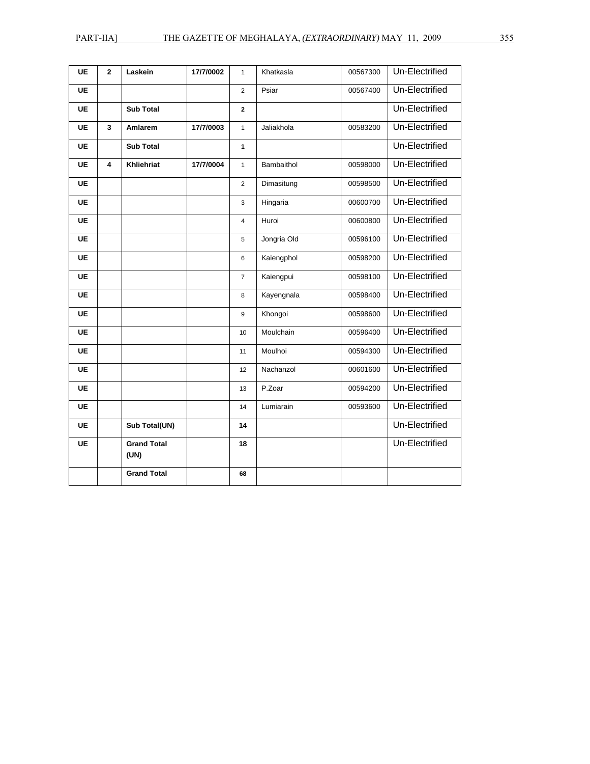| UE | 2 | **Laskein** | **17/7/0002** | 1 | Khatkasla | 00567300 | Un-Electrified |
|---|---|---|---|---|---|---|---|
| UE | | | | 2 | Psiar | 00567400 | Un-Electrified |
| UE | | **Sub Total** | | **2** | | | Un-Electrified |
| UE | 3 | **Amlarem** | **17/7/0003** | 1 | Jaliakhola | 00583200 | Un-Electrified |
| UE | | **Sub Total** | | **1** | | | Un-Electrified |
| UE | 4 | **Khliehriat** | **17/7/0004** | 1 | Bambaithol | 00598000 | Un-Electrified |
| UE | | | | 2 | Dimasitung | 00598500 | Un-Electrified |
| UE | | | | 3 | Hingaria | 00600700 | Un-Electrified |
| UE | | | | 4 | Huroi | 00600800 | Un-Electrified |
| UE | | | | 5 | Jongria Old | 00596100 | Un-Electrified |
| UE | | | | 6 | Kaiengphol | 00598200 | Un-Electrified |
| UE | | | | 7 | Kaiengpui | 00598100 | Un-Electrified |
| UE | | | | 8 | Kayengnala | 00598400 | Un-Electrified |
| UE | | | | 9 | Khongoi | 00598600 | Un-Electrified |
| UE | | | | 10 | Moulchain | 00596400 | Un-Electrified |
| UE | | | | 11 | Moulhoi | 00594300 | Un-Electrified |
| UE | | | | 12 | Nachanzol | 00601600 | Un-Electrified |
| UE | | | | 13 | P.Zoar | 00594200 | Un-Electrified |
| UE | | | | 14 | Lumiarain | 00593600 | Un-Electrified |
| UE | | **Sub Total(UN)** | | **14** | | | Un-Electrified |
| UE | | **Grand Total (UN)** | | **18** | | | Un-Electrified |
| | | **Grand Total** | | **68** | | | |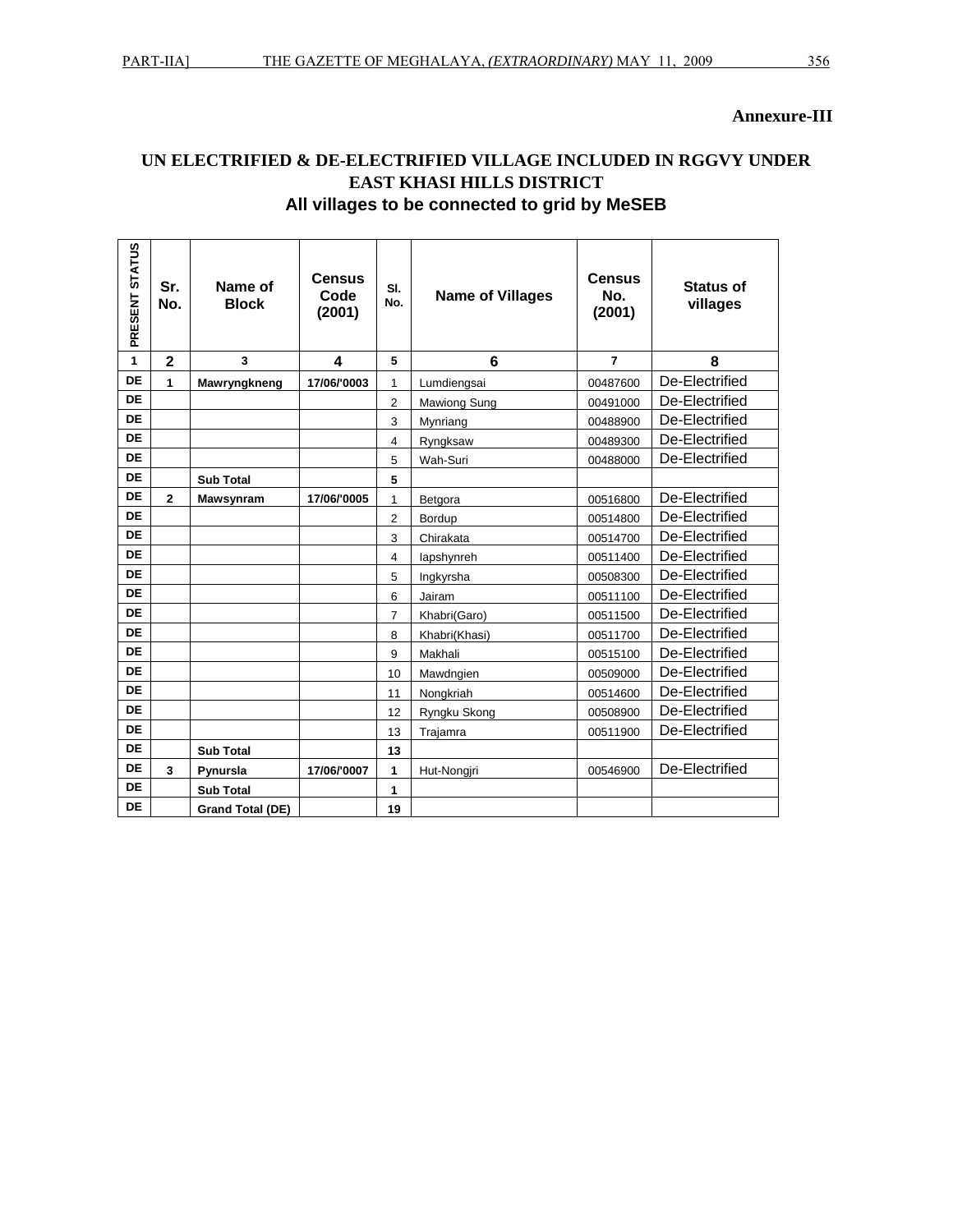**Annexure-III**

## UN ELECTRIFIED & DE-ELECTRIFIED VILLAGE INCLUDED IN RGGVY UNDER EAST KHASI HILLS DISTRICT

### All villages to be connected to grid by MeSEB

| PRESENT STATUS | Sr. No. | Name of Block | Census Code (2001) | Sl. No. | Name of Villages | Census No. (2001) | Status of villages |
|---|---|---|---|---|---|---|---|
| 1 | 2 | 3 | 4 | 5 | 6 | 7 | 8 |
| DE | 1 | Mawryngkneng | 17/06/'0003 | 1 | Lumdiengsai | 00487600 | De-Electrified |
| DE | | | | 2 | Mawiong Sung | 00491000 | De-Electrified |
| DE | | | | 3 | Mynriang | 00488900 | De-Electrified |
| DE | | | | 4 | Ryngksaw | 00489300 | De-Electrified |
| DE | | | | 5 | Wah-Suri | 00488000 | De-Electrified |
| DE | | Sub Total | | 5 | | | |
| DE | 2 | Mawsynram | 17/06/'0005 | 1 | Betgora | 00516800 | De-Electrified |
| DE | | | | 2 | Bordup | 00514800 | De-Electrified |
| DE | | | | 3 | Chirakata | 00514700 | De-Electrified |
| DE | | | | 4 | Iapshynreh | 00511400 | De-Electrified |
| DE | | | | 5 | Ingkyrsha | 00508300 | De-Electrified |
| DE | | | | 6 | Jairam | 00511100 | De-Electrified |
| DE | | | | 7 | Khabri(Garo) | 00511500 | De-Electrified |
| DE | | | | 8 | Khabri(Khasi) | 00511700 | De-Electrified |
| DE | | | | 9 | Makhali | 00515100 | De-Electrified |
| DE | | | | 10 | Mawdngien | 00509000 | De-Electrified |
| DE | | | | 11 | Nongkriah | 00514600 | De-Electrified |
| DE | | | | 12 | Ryngku Skong | 00508900 | De-Electrified |
| DE | | | | 13 | Trajamra | 00511900 | De-Electrified |
| DE | | Sub Total | | 13 | | | |
| DE | 3 | Pynursla | 17/06/'0007 | 1 | Hut-Nongjri | 00546900 | De-Electrified |
| DE | | Sub Total | | 1 | | | |
| DE | | Grand Total (DE) | | 19 | | | |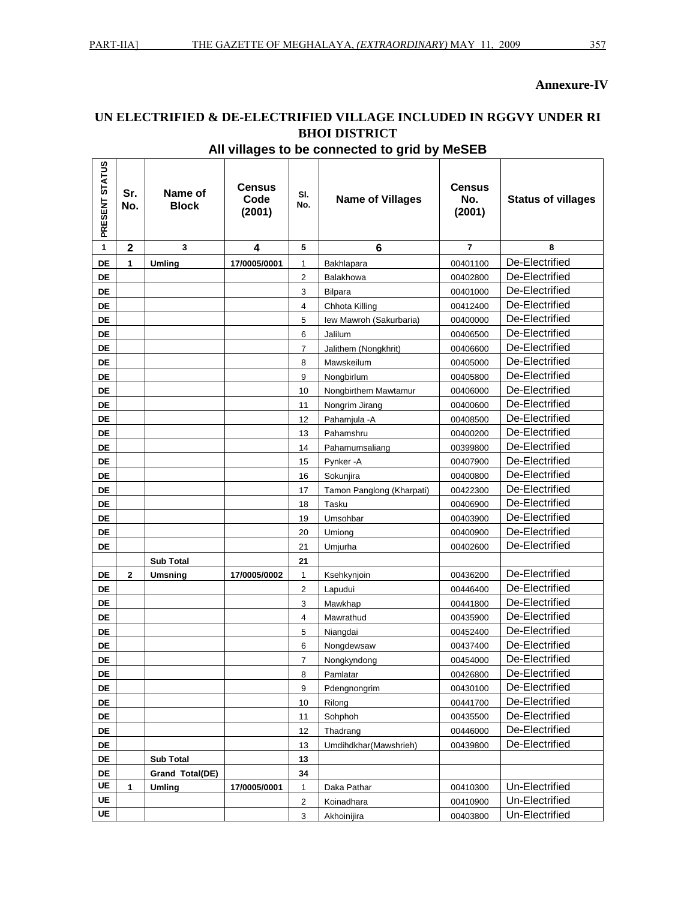**Annexure-IV**

## UN ELECTRIFIED & DE-ELECTRIFIED VILLAGE INCLUDED IN RGGVY UNDER RI BHOI DISTRICT

### All villages to be connected to grid by MeSEB

| PRESENT STATUS | Sr. No. | Name of Block | Census Code (2001) | Sl. No. | Name of Villages | Census No. (2001) | Status of villages |
|---|---|---|---|---|---|---|---|
| 1 | 2 | 3 | 4 | 5 | 6 | 7 | 8 |
| DE | 1 | Umling | 17/0005/0001 | 1 | Bakhlapara | 00401100 | De-Electrified |
| DE | | | | 2 | Balakhowa | 00402800 | De-Electrified |
| DE | | | | 3 | Bilpara | 00401000 | De-Electrified |
| DE | | | | 4 | Chhota Killing | 00412400 | De-Electrified |
| DE | | | | 5 | Iew Mawroh (Sakurbaria) | 00400000 | De-Electrified |
| DE | | | | 6 | Jalilum | 00406500 | De-Electrified |
| DE | | | | 7 | Jalithem (Nongkhrit) | 00406600 | De-Electrified |
| DE | | | | 8 | Mawskeilum | 00405000 | De-Electrified |
| DE | | | | 9 | Nongbirlum | 00405800 | De-Electrified |
| DE | | | | 10 | Nongbirthem Mawtamur | 00406000 | De-Electrified |
| DE | | | | 11 | Nongrim Jirang | 00400600 | De-Electrified |
| DE | | | | 12 | Pahamjula -A | 00408500 | De-Electrified |
| DE | | | | 13 | Pahamshru | 00400200 | De-Electrified |
| DE | | | | 14 | Pahamumsaliang | 00399800 | De-Electrified |
| DE | | | | 15 | Pynker -A | 00407900 | De-Electrified |
| DE | | | | 16 | Sokunjira | 00400800 | De-Electrified |
| DE | | | | 17 | Tamon Panglong (Kharpati) | 00422300 | De-Electrified |
| DE | | | | 18 | Tasku | 00406900 | De-Electrified |
| DE | | | | 19 | Umsohbar | 00403900 | De-Electrified |
| DE | | | | 20 | Umiong | 00400900 | De-Electrified |
| DE | | | | 21 | Umjurha | 00402600 | De-Electrified |
| | | Sub Total | | 21 | | | |
| DE | 2 | Umsning | 17/0005/0002 | 1 | Ksehkynjoin | 00436200 | De-Electrified |
| DE | | | | 2 | Lapudui | 00446400 | De-Electrified |
| DE | | | | 3 | Mawkhap | 00441800 | De-Electrified |
| DE | | | | 4 | Mawrathud | 00435900 | De-Electrified |
| DE | | | | 5 | Niangdai | 00452400 | De-Electrified |
| DE | | | | 6 | Nongdewsaw | 00437400 | De-Electrified |
| DE | | | | 7 | Nongkyndong | 00454000 | De-Electrified |
| DE | | | | 8 | Pamlatar | 00426800 | De-Electrified |
| DE | | | | 9 | Pdengnongrim | 00430100 | De-Electrified |
| DE | | | | 10 | Rilong | 00441700 | De-Electrified |
| DE | | | | 11 | Sohphoh | 00435500 | De-Electrified |
| DE | | | | 12 | Thadrang | 00446000 | De-Electrified |
| DE | | | | 13 | Umdihdkhar(Mawshrieh) | 00439800 | De-Electrified |
| DE | | Sub Total | | 13 | | | |
| DE | | Grand Total(DE) | | 34 | | | |
| UE | 1 | Umling | 17/0005/0001 | 1 | Daka Pathar | 00410300 | Un-Electrified |
| UE | | | | 2 | Koinadhara | 00410900 | Un-Electrified |
| UE | | | | 3 | Akhoinijira | 00403800 | Un-Electrified |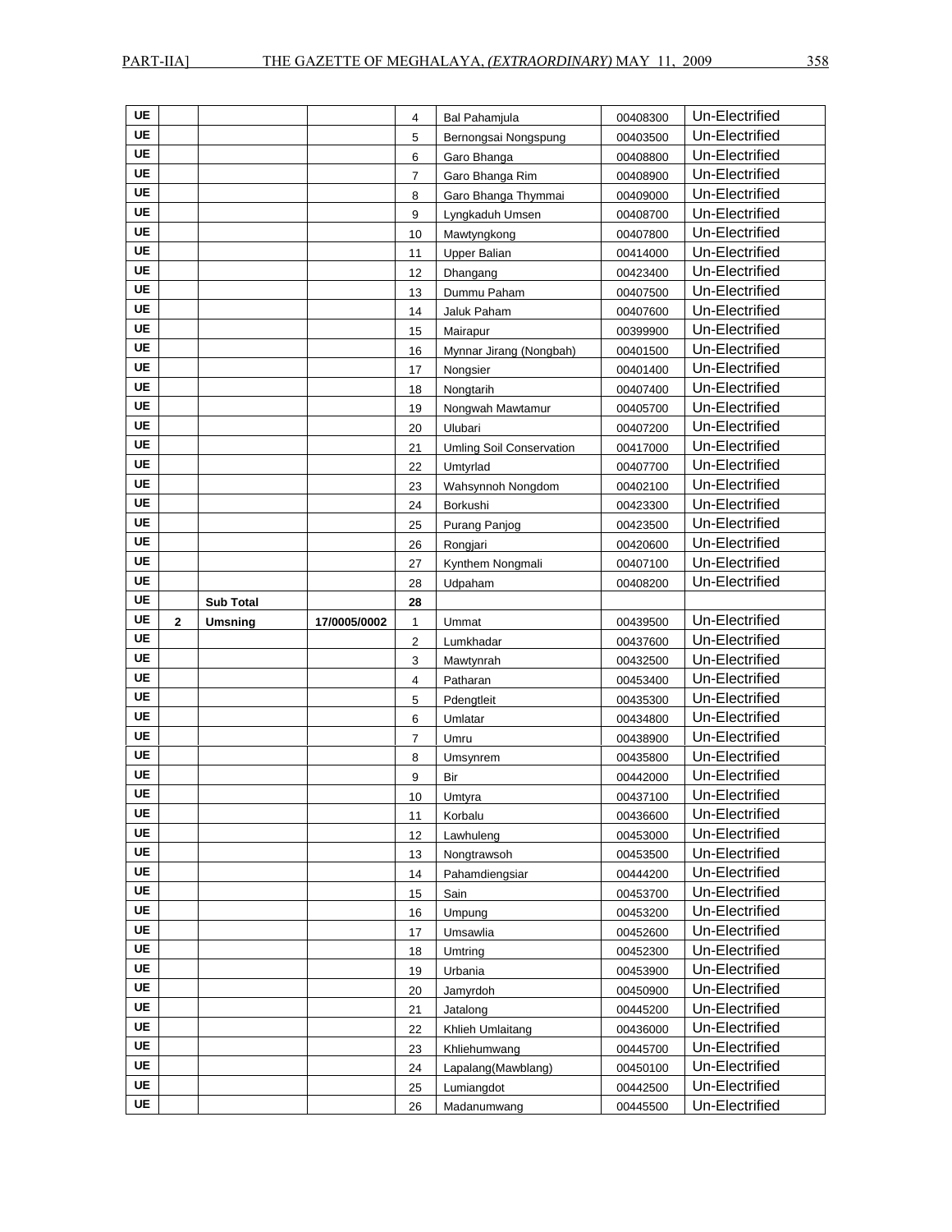| | | | | | | | |
|---|---|---|---|---|---|---|---|
| UE | | | | 4 | Bal Pahamjula | 00408300 | Un-Electrified |
| UE | | | | 5 | Bernongsai Nongspung | 00403500 | Un-Electrified |
| UE | | | | 6 | Garo Bhanga | 00408800 | Un-Electrified |
| UE | | | | 7 | Garo Bhanga Rim | 00408900 | Un-Electrified |
| UE | | | | 8 | Garo Bhanga Thymmai | 00409000 | Un-Electrified |
| UE | | | | 9 | Lyngkaduh Umsen | 00408700 | Un-Electrified |
| UE | | | | 10 | Mawtyngkong | 00407800 | Un-Electrified |
| UE | | | | 11 | Upper Balian | 00414000 | Un-Electrified |
| UE | | | | 12 | Dhangang | 00423400 | Un-Electrified |
| UE | | | | 13 | Dummu Paham | 00407500 | Un-Electrified |
| UE | | | | 14 | Jaluk Paham | 00407600 | Un-Electrified |
| UE | | | | 15 | Mairapur | 00399900 | Un-Electrified |
| UE | | | | 16 | Mynnar Jirang (Nongbah) | 00401500 | Un-Electrified |
| UE | | | | 17 | Nongsier | 00401400 | Un-Electrified |
| UE | | | | 18 | Nongtarih | 00407400 | Un-Electrified |
| UE | | | | 19 | Nongwah Mawtamur | 00405700 | Un-Electrified |
| UE | | | | 20 | Ulubari | 00407200 | Un-Electrified |
| UE | | | | 21 | Umling Soil Conservation | 00417000 | Un-Electrified |
| UE | | | | 22 | Umtyrlad | 00407700 | Un-Electrified |
| UE | | | | 23 | Wahsynnoh Nongdom | 00402100 | Un-Electrified |
| UE | | | | 24 | Borkushi | 00423300 | Un-Electrified |
| UE | | | | 25 | Purang Panjog | 00423500 | Un-Electrified |
| UE | | | | 26 | Rongjari | 00420600 | Un-Electrified |
| UE | | | | 27 | Kynthem Nongmali | 00407100 | Un-Electrified |
| UE | | | | 28 | Udpaham | 00408200 | Un-Electrified |
| UE | | **Sub Total** | | **28** | | | |
| UE | **2** | **Umsning** | **17/0005/0002** | 1 | Ummat | 00439500 | Un-Electrified |
| UE | | | | 2 | Lumkhadar | 00437600 | Un-Electrified |
| UE | | | | 3 | Mawtynrah | 00432500 | Un-Electrified |
| UE | | | | 4 | Patharan | 00453400 | Un-Electrified |
| UE | | | | 5 | Pdengtleit | 00435300 | Un-Electrified |
| UE | | | | 6 | Umlatar | 00434800 | Un-Electrified |
| UE | | | | 7 | Umru | 00438900 | Un-Electrified |
| UE | | | | 8 | Umsynrem | 00435800 | Un-Electrified |
| UE | | | | 9 | Bir | 00442000 | Un-Electrified |
| UE | | | | 10 | Umtyra | 00437100 | Un-Electrified |
| UE | | | | 11 | Korbalu | 00436600 | Un-Electrified |
| UE | | | | 12 | Lawhuleng | 00453000 | Un-Electrified |
| UE | | | | 13 | Nongtrawsoh | 00453500 | Un-Electrified |
| UE | | | | 14 | Pahamdiengsiar | 00444200 | Un-Electrified |
| UE | | | | 15 | Sain | 00453700 | Un-Electrified |
| UE | | | | 16 | Umpung | 00453200 | Un-Electrified |
| UE | | | | 17 | Umsawlia | 00452600 | Un-Electrified |
| UE | | | | 18 | Umtring | 00452300 | Un-Electrified |
| UE | | | | 19 | Urbania | 00453900 | Un-Electrified |
| UE | | | | 20 | Jamyrdoh | 00450900 | Un-Electrified |
| UE | | | | 21 | Jatalong | 00445200 | Un-Electrified |
| UE | | | | 22 | Khlieh Umlaitang | 00436000 | Un-Electrified |
| UE | | | | 23 | Khliehumwang | 00445700 | Un-Electrified |
| UE | | | | 24 | Lapalang(Mawblang) | 00450100 | Un-Electrified |
| UE | | | | 25 | Lumiangdot | 00442500 | Un-Electrified |
| UE | | | | 26 | Madanumwang | 00445500 | Un-Electrified |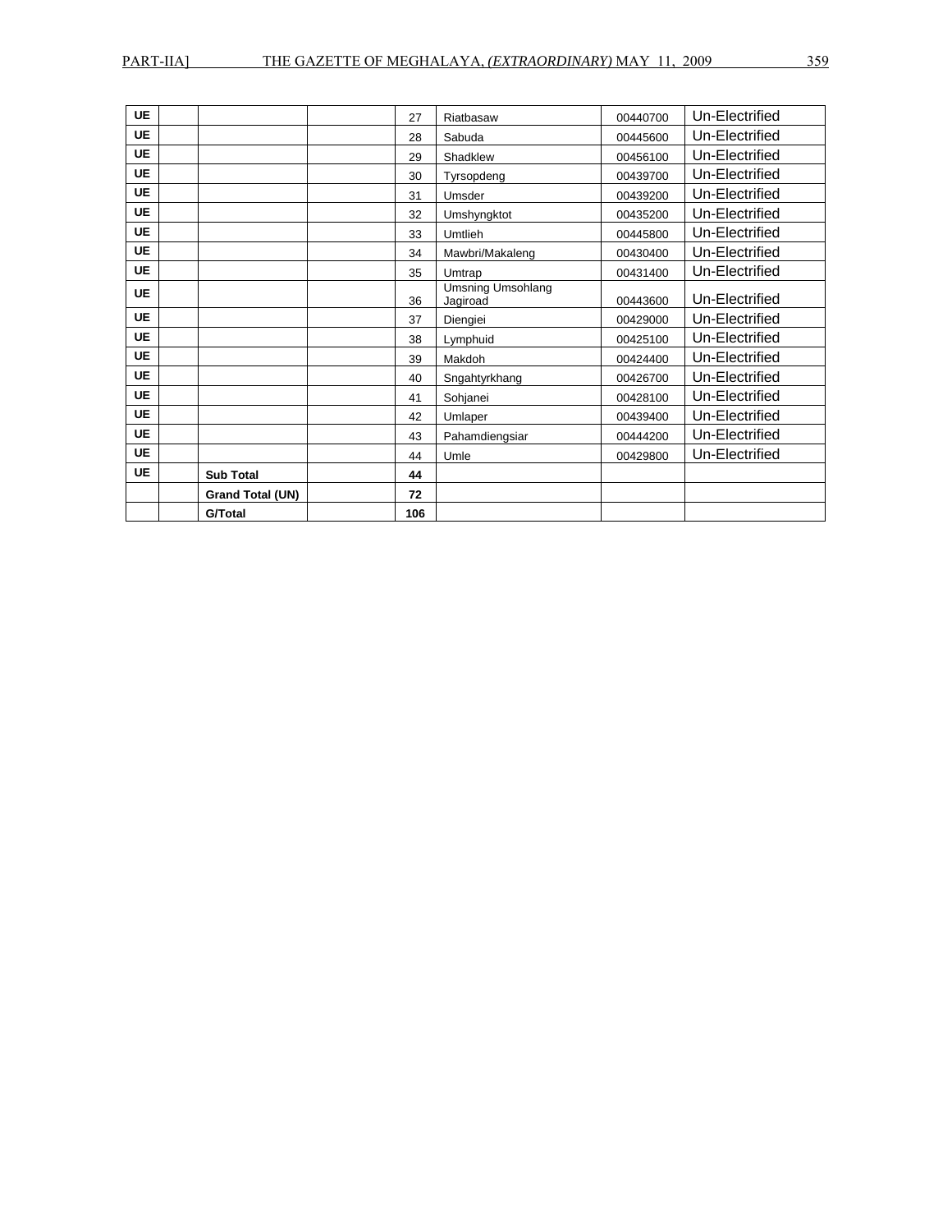| | | | | | | | |
|---|---|---|---|---|---|---|---|
| **UE** | | | | 27 | Riatbasaw | 00440700 | Un-Electrified |
| **UE** | | | | 28 | Sabuda | 00445600 | Un-Electrified |
| **UE** | | | | 29 | Shadklew | 00456100 | Un-Electrified |
| **UE** | | | | 30 | Tyrsopdeng | 00439700 | Un-Electrified |
| **UE** | | | | 31 | Umsder | 00439200 | Un-Electrified |
| **UE** | | | | 32 | Umshyngktot | 00435200 | Un-Electrified |
| **UE** | | | | 33 | Umtlieh | 00445800 | Un-Electrified |
| **UE** | | | | 34 | Mawbri/Makaleng | 00430400 | Un-Electrified |
| **UE** | | | | 35 | Umtrap | 00431400 | Un-Electrified |
| **UE** | | | | 36 | Umsning Umsohlang Jagiroad | 00443600 | Un-Electrified |
| **UE** | | | | 37 | Diengiei | 00429000 | Un-Electrified |
| **UE** | | | | 38 | Lymphuid | 00425100 | Un-Electrified |
| **UE** | | | | 39 | Makdoh | 00424400 | Un-Electrified |
| **UE** | | | | 40 | Sngahtyrkhang | 00426700 | Un-Electrified |
| **UE** | | | | 41 | Sohjanei | 00428100 | Un-Electrified |
| **UE** | | | | 42 | Umlaper | 00439400 | Un-Electrified |
| **UE** | | | | 43 | Pahamdiengsiar | 00444200 | Un-Electrified |
| **UE** | | | | 44 | Umle | 00429800 | Un-Electrified |
| **UE** | | **Sub Total** | | **44** | | | |
| | | **Grand Total (UN)** | | **72** | | | |
| | | **G/Total** | | **106** | | | |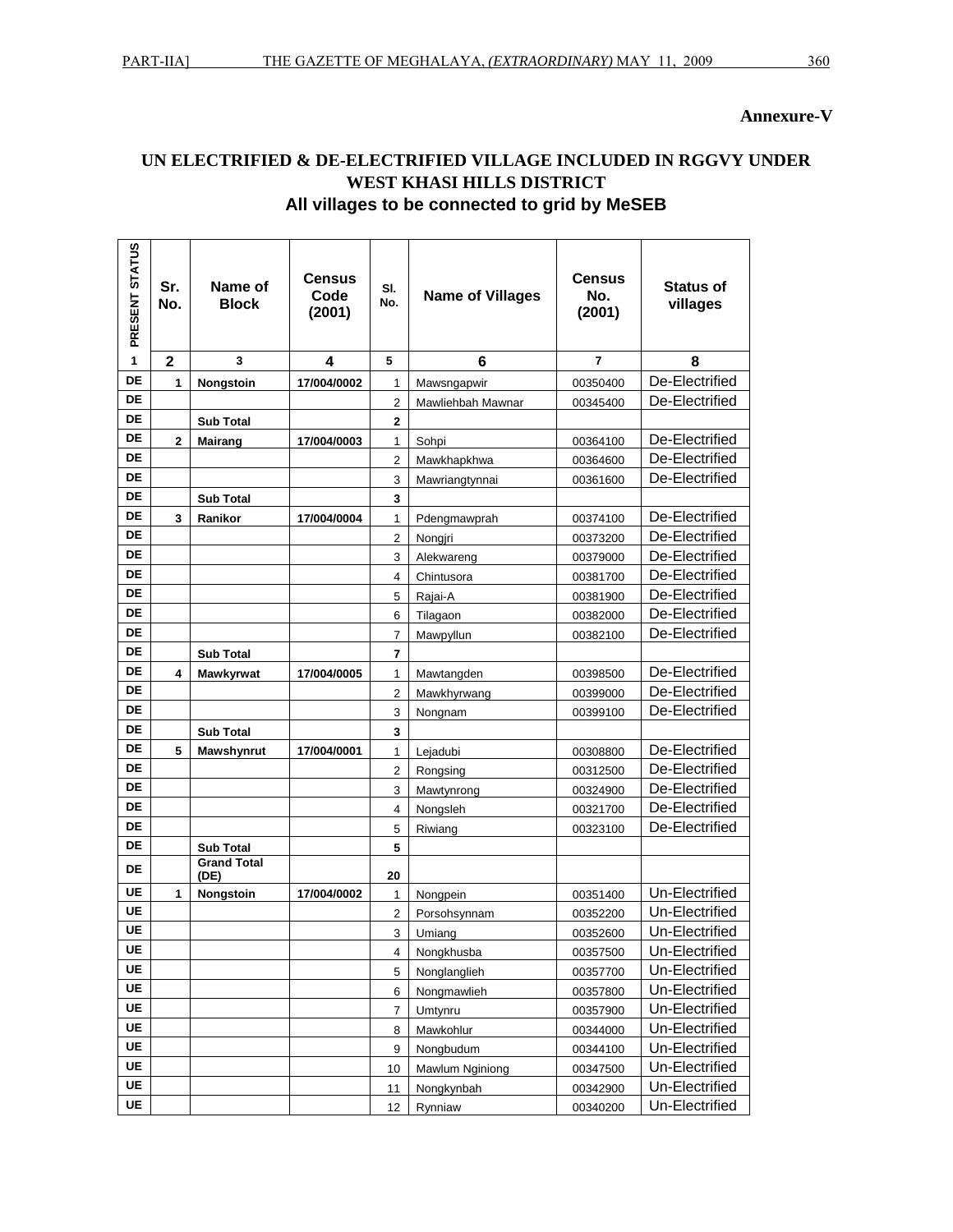**Annexure-V**

## UN ELECTRIFIED & DE-ELECTRIFIED VILLAGE INCLUDED IN RGGVY UNDER WEST KHASI HILLS DISTRICT

### All villages to be connected to grid by MeSEB

| PRESENT STATUS | Sr. No. | Name of Block | Census Code (2001) | Sl. No. | Name of Villages | Census No. (2001) | Status of villages |
|---|---|---|---|---|---|---|---|
| 1 | 2 | 3 | 4 | 5 | 6 | 7 | 8 |
| DE | 1 | Nongstoin | 17/004/0002 | 1 | Mawsngapwir | 00350400 | De-Electrified |
| DE | | | | 2 | Mawliehbah Mawnar | 00345400 | De-Electrified |
| DE | | Sub Total | | 2 | | | |
| DE | 2 | Mairang | 17/004/0003 | 1 | Sohpi | 00364100 | De-Electrified |
| DE | | | | 2 | Mawkhapkhwa | 00364600 | De-Electrified |
| DE | | | | 3 | Mawriangtynnai | 00361600 | De-Electrified |
| DE | | Sub Total | | 3 | | | |
| DE | 3 | Ranikor | 17/004/0004 | 1 | Pdengmawprah | 00374100 | De-Electrified |
| DE | | | | 2 | Nongjri | 00373200 | De-Electrified |
| DE | | | | 3 | Alekwareng | 00379000 | De-Electrified |
| DE | | | | 4 | Chintusora | 00381700 | De-Electrified |
| DE | | | | 5 | Rajai-A | 00381900 | De-Electrified |
| DE | | | | 6 | Tilagaon | 00382000 | De-Electrified |
| DE | | | | 7 | Mawpyllun | 00382100 | De-Electrified |
| DE | | Sub Total | | 7 | | | |
| DE | 4 | Mawkyrwat | 17/004/0005 | 1 | Mawtangden | 00398500 | De-Electrified |
| DE | | | | 2 | Mawkhyrwang | 00399000 | De-Electrified |
| DE | | | | 3 | Nongnam | 00399100 | De-Electrified |
| DE | | Sub Total | | 3 | | | |
| DE | 5 | Mawshynrut | 17/004/0001 | 1 | Lejadubi | 00308800 | De-Electrified |
| DE | | | | 2 | Rongsing | 00312500 | De-Electrified |
| DE | | | | 3 | Mawtynrong | 00324900 | De-Electrified |
| DE | | | | 4 | Nongsleh | 00321700 | De-Electrified |
| DE | | | | 5 | Riwiang | 00323100 | De-Electrified |
| DE | | Sub Total | | 5 | | | |
| DE | | Grand Total (DE) | | 20 | | | |
| UE | 1 | Nongstoin | 17/004/0002 | 1 | Nongpein | 00351400 | Un-Electrified |
| UE | | | | 2 | Porsohsynnam | 00352200 | Un-Electrified |
| UE | | | | 3 | Umiang | 00352600 | Un-Electrified |
| UE | | | | 4 | Nongkhusba | 00357500 | Un-Electrified |
| UE | | | | 5 | Nonglanglieh | 00357700 | Un-Electrified |
| UE | | | | 6 | Nongmawlieh | 00357800 | Un-Electrified |
| UE | | | | 7 | Umtynru | 00357900 | Un-Electrified |
| UE | | | | 8 | Mawkohlur | 00344000 | Un-Electrified |
| UE | | | | 9 | Nongbudum | 00344100 | Un-Electrified |
| UE | | | | 10 | Mawlum Nginiong | 00347500 | Un-Electrified |
| UE | | | | 11 | Nongkynbah | 00342900 | Un-Electrified |
| UE | | | | 12 | Rynniaw | 00340200 | Un-Electrified |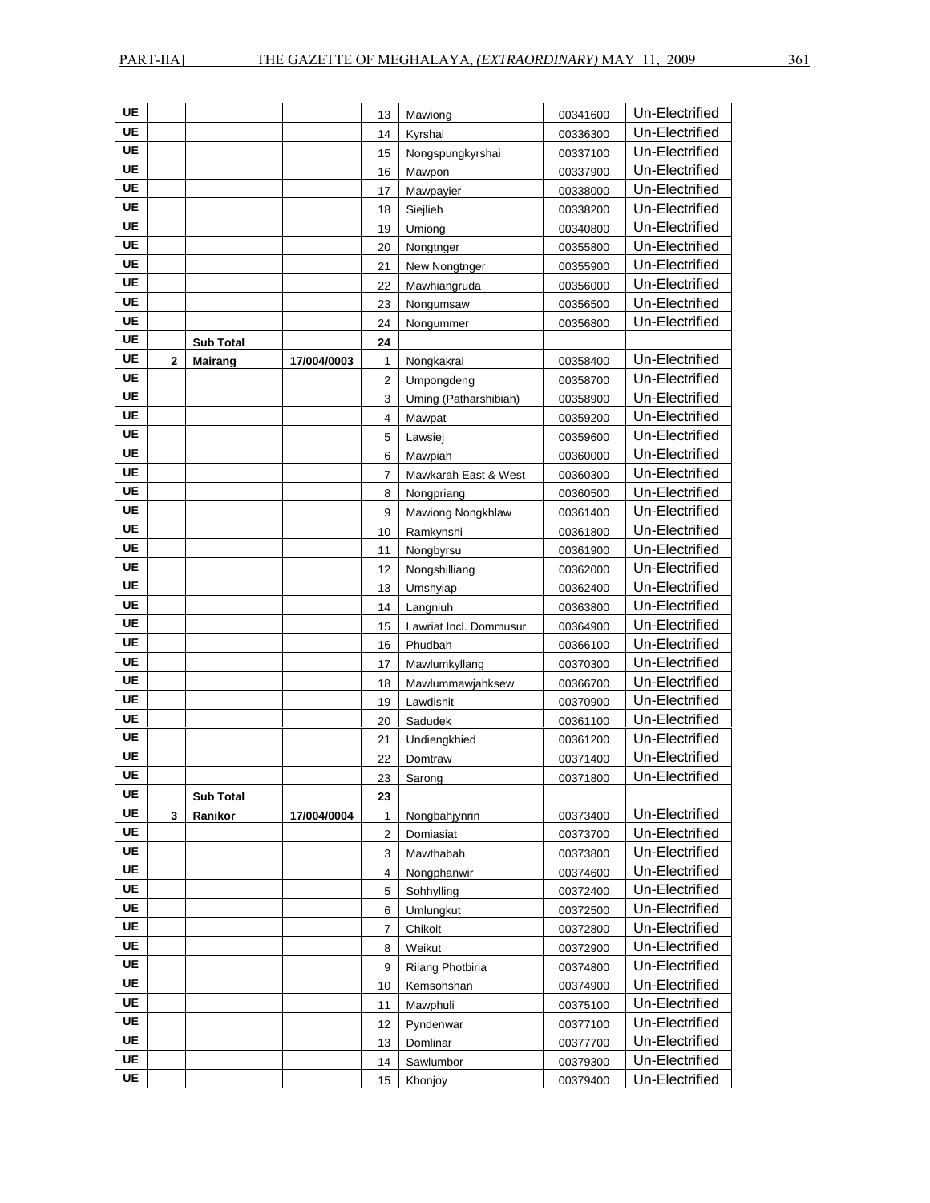| UE | | | | 13 | Mawiong | 00341600 | Un-Electrified |
|---|---|---|---|---|---|---|---|
| UE | | | | 14 | Kyrshai | 00336300 | Un-Electrified |
| UE | | | | 15 | Nongspungkyrshai | 00337100 | Un-Electrified |
| UE | | | | 16 | Mawpon | 00337900 | Un-Electrified |
| UE | | | | 17 | Mawpayier | 00338000 | Un-Electrified |
| UE | | | | 18 | Siejlieh | 00338200 | Un-Electrified |
| UE | | | | 19 | Umiong | 00340800 | Un-Electrified |
| UE | | | | 20 | Nongtnger | 00355800 | Un-Electrified |
| UE | | | | 21 | New Nongtnger | 00355900 | Un-Electrified |
| UE | | | | 22 | Mawhiangruda | 00356000 | Un-Electrified |
| UE | | | | 23 | Nongumsaw | 00356500 | Un-Electrified |
| UE | | | | 24 | Nongummer | 00356800 | Un-Electrified |
| UE | | **Sub Total** | | **24** | | | |
| UE | **2** | **Mairang** | **17/004/0003** | 1 | Nongkakrai | 00358400 | Un-Electrified |
| UE | | | | 2 | Umpongdeng | 00358700 | Un-Electrified |
| UE | | | | 3 | Uming (Patharshibiah) | 00358900 | Un-Electrified |
| UE | | | | 4 | Mawpat | 00359200 | Un-Electrified |
| UE | | | | 5 | Lawsiej | 00359600 | Un-Electrified |
| UE | | | | 6 | Mawpiah | 00360000 | Un-Electrified |
| UE | | | | 7 | Mawkarah East & West | 00360300 | Un-Electrified |
| UE | | | | 8 | Nongpriang | 00360500 | Un-Electrified |
| UE | | | | 9 | Mawiong Nongkhlaw | 00361400 | Un-Electrified |
| UE | | | | 10 | Ramkynshi | 00361800 | Un-Electrified |
| UE | | | | 11 | Nongbyrsu | 00361900 | Un-Electrified |
| UE | | | | 12 | Nongshilliang | 00362000 | Un-Electrified |
| UE | | | | 13 | Umshyiap | 00362400 | Un-Electrified |
| UE | | | | 14 | Langniuh | 00363800 | Un-Electrified |
| UE | | | | 15 | Lawriat Incl. Dommusur | 00364900 | Un-Electrified |
| UE | | | | 16 | Phudbah | 00366100 | Un-Electrified |
| UE | | | | 17 | Mawlumkyllang | 00370300 | Un-Electrified |
| UE | | | | 18 | Mawlummawjahksew | 00366700 | Un-Electrified |
| UE | | | | 19 | Lawdishit | 00370900 | Un-Electrified |
| UE | | | | 20 | Sadudek | 00361100 | Un-Electrified |
| UE | | | | 21 | Undiengkhied | 00361200 | Un-Electrified |
| UE | | | | 22 | Domtraw | 00371400 | Un-Electrified |
| UE | | | | 23 | Sarong | 00371800 | Un-Electrified |
| UE | | **Sub Total** | | **23** | | | |
| UE | **3** | **Ranikor** | **17/004/0004** | 1 | Nongbahjynrin | 00373400 | Un-Electrified |
| UE | | | | 2 | Domiasiat | 00373700 | Un-Electrified |
| UE | | | | 3 | Mawthabah | 00373800 | Un-Electrified |
| UE | | | | 4 | Nongphanwir | 00374600 | Un-Electrified |
| UE | | | | 5 | Sohhylling | 00372400 | Un-Electrified |
| UE | | | | 6 | Umlungkut | 00372500 | Un-Electrified |
| UE | | | | 7 | Chikoit | 00372800 | Un-Electrified |
| UE | | | | 8 | Weikut | 00372900 | Un-Electrified |
| UE | | | | 9 | Rilang Photbiria | 00374800 | Un-Electrified |
| UE | | | | 10 | Kemsohshan | 00374900 | Un-Electrified |
| UE | | | | 11 | Mawphuli | 00375100 | Un-Electrified |
| UE | | | | 12 | Pyndenwar | 00377100 | Un-Electrified |
| UE | | | | 13 | Domlinar | 00377700 | Un-Electrified |
| UE | | | | 14 | Sawlumbor | 00379300 | Un-Electrified |
| UE | | | | 15 | Khonjoy | 00379400 | Un-Electrified |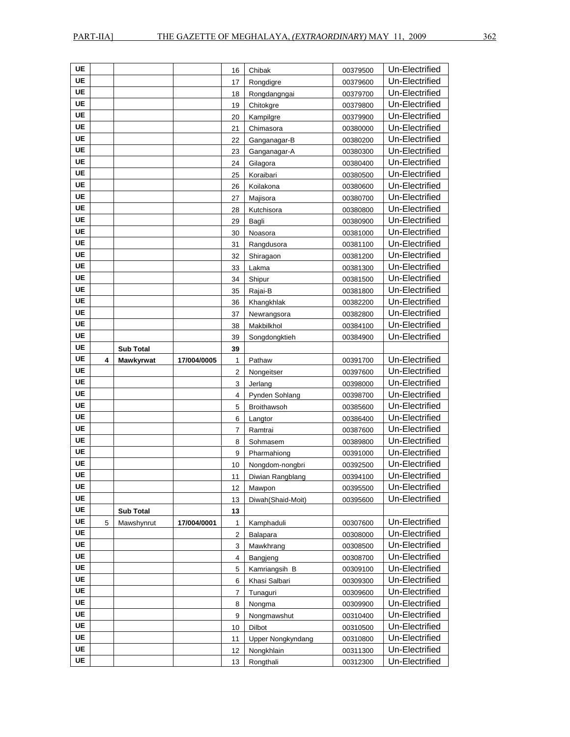| UE | | | | 16 | Chibak | 00379500 | Un-Electrified |
|---|---|---|---|---|---|---|---|
| UE | | | | 17 | Rongdigre | 00379600 | Un-Electrified |
| UE | | | | 18 | Rongdangngai | 00379700 | Un-Electrified |
| UE | | | | 19 | Chitokgre | 00379800 | Un-Electrified |
| UE | | | | 20 | Kampilgre | 00379900 | Un-Electrified |
| UE | | | | 21 | Chimasora | 00380000 | Un-Electrified |
| UE | | | | 22 | Ganganagar-B | 00380200 | Un-Electrified |
| UE | | | | 23 | Ganganagar-A | 00380300 | Un-Electrified |
| UE | | | | 24 | Gilagora | 00380400 | Un-Electrified |
| UE | | | | 25 | Koraibari | 00380500 | Un-Electrified |
| UE | | | | 26 | Koilakona | 00380600 | Un-Electrified |
| UE | | | | 27 | Majisora | 00380700 | Un-Electrified |
| UE | | | | 28 | Kutchisora | 00380800 | Un-Electrified |
| UE | | | | 29 | Bagli | 00380900 | Un-Electrified |
| UE | | | | 30 | Noasora | 00381000 | Un-Electrified |
| UE | | | | 31 | Rangdusora | 00381100 | Un-Electrified |
| UE | | | | 32 | Shiragaon | 00381200 | Un-Electrified |
| UE | | | | 33 | Lakma | 00381300 | Un-Electrified |
| UE | | | | 34 | Shipur | 00381500 | Un-Electrified |
| UE | | | | 35 | Rajai-B | 00381800 | Un-Electrified |
| UE | | | | 36 | Khangkhlak | 00382200 | Un-Electrified |
| UE | | | | 37 | Newrangsora | 00382800 | Un-Electrified |
| UE | | | | 38 | Makbilkhol | 00384100 | Un-Electrified |
| UE | | | | 39 | Songdongktieh | 00384900 | Un-Electrified |
| UE | | **Sub Total** | | **39** | | | |
| UE | **4** | **Mawkyrwat** | **17/004/0005** | 1 | Pathaw | 00391700 | Un-Electrified |
| UE | | | | 2 | Nongeitser | 00397600 | Un-Electrified |
| UE | | | | 3 | Jerlang | 00398000 | Un-Electrified |
| UE | | | | 4 | Pynden Sohlang | 00398700 | Un-Electrified |
| UE | | | | 5 | Broithawsoh | 00385600 | Un-Electrified |
| UE | | | | 6 | Langtor | 00386400 | Un-Electrified |
| UE | | | | 7 | Ramtrai | 00387600 | Un-Electrified |
| UE | | | | 8 | Sohmasem | 00389800 | Un-Electrified |
| UE | | | | 9 | Pharmahiong | 00391000 | Un-Electrified |
| UE | | | | 10 | Nongdom-nongbri | 00392500 | Un-Electrified |
| UE | | | | 11 | Diwian Rangblang | 00394100 | Un-Electrified |
| UE | | | | 12 | Mawpon | 00395500 | Un-Electrified |
| UE | | | | 13 | Diwah(Shaid-Moit) | 00395600 | Un-Electrified |
| UE | | **Sub Total** | | **13** | | | |
| UE | 5 | Mawshynrut | **17/004/0001** | 1 | Kamphaduli | 00307600 | Un-Electrified |
| UE | | | | 2 | Balapara | 00308000 | Un-Electrified |
| UE | | | | 3 | Mawkhrang | 00308500 | Un-Electrified |
| UE | | | | 4 | Bangjeng | 00308700 | Un-Electrified |
| UE | | | | 5 | Kamriangsih B | 00309100 | Un-Electrified |
| UE | | | | 6 | Khasi Salbari | 00309300 | Un-Electrified |
| UE | | | | 7 | Tunaguri | 00309600 | Un-Electrified |
| UE | | | | 8 | Nongma | 00309900 | Un-Electrified |
| UE | | | | 9 | Nongmawshut | 00310400 | Un-Electrified |
| UE | | | | 10 | Dilbot | 00310500 | Un-Electrified |
| UE | | | | 11 | Upper Nongkyndang | 00310800 | Un-Electrified |
| UE | | | | 12 | Nongkhlain | 00311300 | Un-Electrified |
| UE | | | | 13 | Rongthali | 00312300 | Un-Electrified |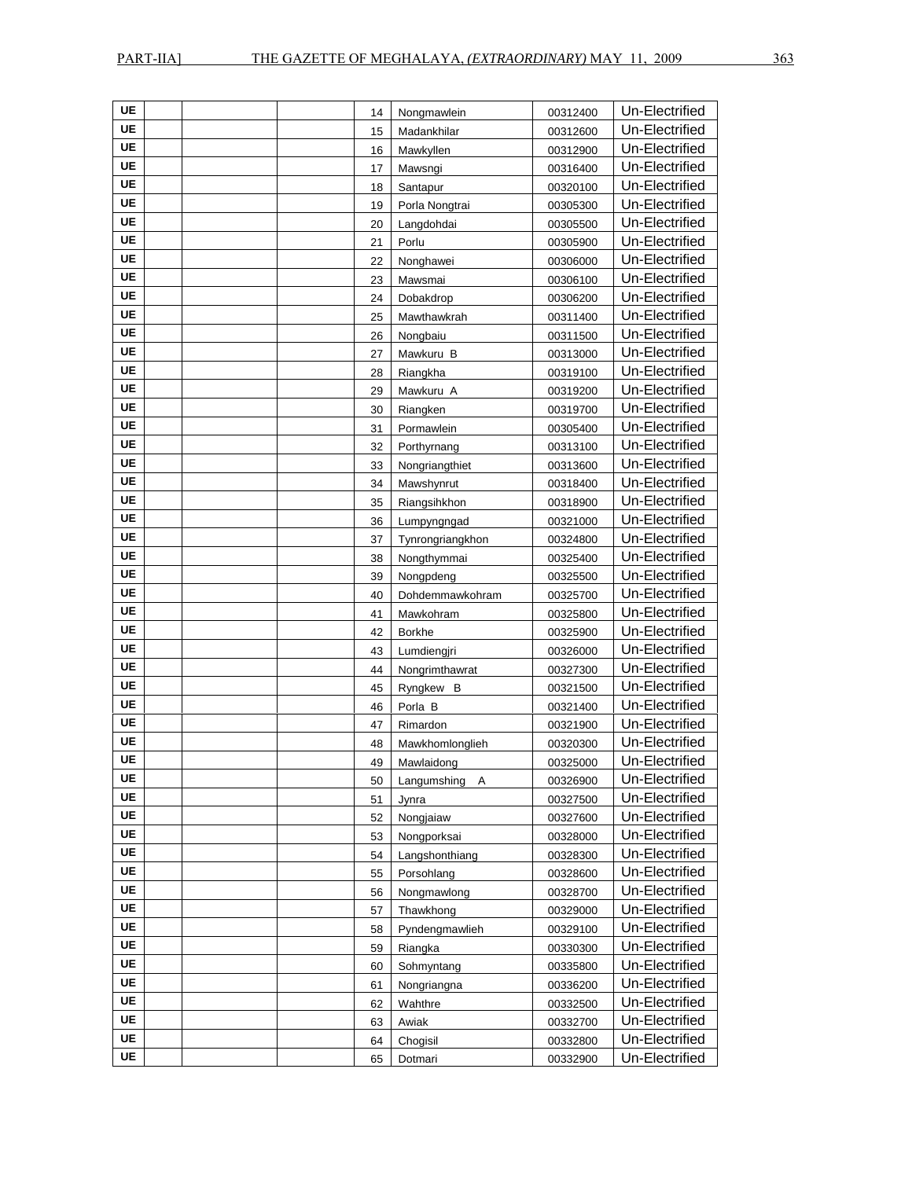| UE | | | | 14 | Nongmawlein | 00312400 | Un-Electrified |
|---|---|---|---|---|---|---|---|
| UE | | | | 15 | Madankhilar | 00312600 | Un-Electrified |
| UE | | | | 16 | Mawkyllen | 00312900 | Un-Electrified |
| UE | | | | 17 | Mawsngi | 00316400 | Un-Electrified |
| UE | | | | 18 | Santapur | 00320100 | Un-Electrified |
| UE | | | | 19 | Porla Nongtrai | 00305300 | Un-Electrified |
| UE | | | | 20 | Langdohdai | 00305500 | Un-Electrified |
| UE | | | | 21 | Porlu | 00305900 | Un-Electrified |
| UE | | | | 22 | Nonghawei | 00306000 | Un-Electrified |
| UE | | | | 23 | Mawsmai | 00306100 | Un-Electrified |
| UE | | | | 24 | Dobakdrop | 00306200 | Un-Electrified |
| UE | | | | 25 | Mawthawkrah | 00311400 | Un-Electrified |
| UE | | | | 26 | Nongbaiu | 00311500 | Un-Electrified |
| UE | | | | 27 | Mawkuru B | 00313000 | Un-Electrified |
| UE | | | | 28 | Riangkha | 00319100 | Un-Electrified |
| UE | | | | 29 | Mawkuru A | 00319200 | Un-Electrified |
| UE | | | | 30 | Riangken | 00319700 | Un-Electrified |
| UE | | | | 31 | Pormawlein | 00305400 | Un-Electrified |
| UE | | | | 32 | Porthyrnang | 00313100 | Un-Electrified |
| UE | | | | 33 | Nongriangthiet | 00313600 | Un-Electrified |
| UE | | | | 34 | Mawshynrut | 00318400 | Un-Electrified |
| UE | | | | 35 | Riangsihkhon | 00318900 | Un-Electrified |
| UE | | | | 36 | Lumpyngngad | 00321000 | Un-Electrified |
| UE | | | | 37 | Tynrongriangkhon | 00324800 | Un-Electrified |
| UE | | | | 38 | Nongthymmai | 00325400 | Un-Electrified |
| UE | | | | 39 | Nongpdeng | 00325500 | Un-Electrified |
| UE | | | | 40 | Dohdemmawkohram | 00325700 | Un-Electrified |
| UE | | | | 41 | Mawkohram | 00325800 | Un-Electrified |
| UE | | | | 42 | Borkhe | 00325900 | Un-Electrified |
| UE | | | | 43 | Lumdiengjri | 00326000 | Un-Electrified |
| UE | | | | 44 | Nongrimthawrat | 00327300 | Un-Electrified |
| UE | | | | 45 | Ryngkew B | 00321500 | Un-Electrified |
| UE | | | | 46 | Porla B | 00321400 | Un-Electrified |
| UE | | | | 47 | Rimardon | 00321900 | Un-Electrified |
| UE | | | | 48 | Mawkhomlonglieh | 00320300 | Un-Electrified |
| UE | | | | 49 | Mawlaidong | 00325000 | Un-Electrified |
| UE | | | | 50 | Langumshing A | 00326900 | Un-Electrified |
| UE | | | | 51 | Jynra | 00327500 | Un-Electrified |
| UE | | | | 52 | Nongjaiaw | 00327600 | Un-Electrified |
| UE | | | | 53 | Nongporksai | 00328000 | Un-Electrified |
| UE | | | | 54 | Langshonthiang | 00328300 | Un-Electrified |
| UE | | | | 55 | Porsohlang | 00328600 | Un-Electrified |
| UE | | | | 56 | Nongmawlong | 00328700 | Un-Electrified |
| UE | | | | 57 | Thawkhong | 00329000 | Un-Electrified |
| UE | | | | 58 | Pyndengmawlieh | 00329100 | Un-Electrified |
| UE | | | | 59 | Riangka | 00330300 | Un-Electrified |
| UE | | | | 60 | Sohmyntang | 00335800 | Un-Electrified |
| UE | | | | 61 | Nongriangna | 00336200 | Un-Electrified |
| UE | | | | 62 | Wahthre | 00332500 | Un-Electrified |
| UE | | | | 63 | Awiak | 00332700 | Un-Electrified |
| UE | | | | 64 | Chogisil | 00332800 | Un-Electrified |
| UE | | | | 65 | Dotmari | 00332900 | Un-Electrified |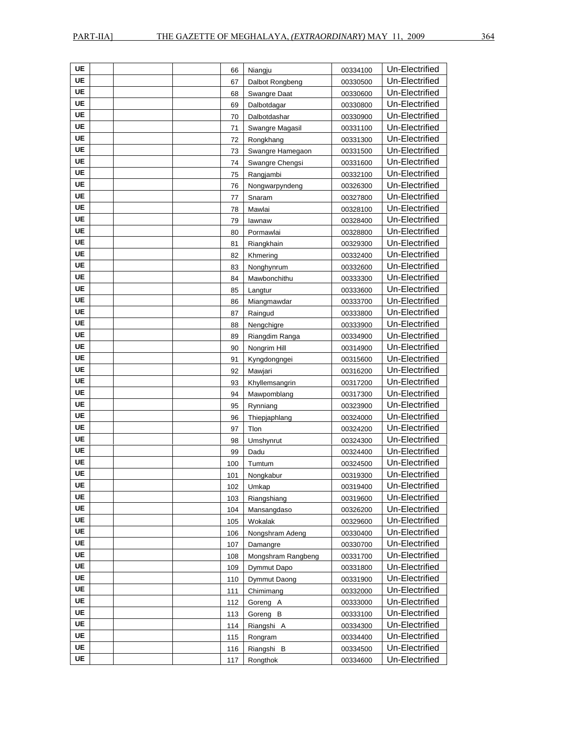| | | | | | | | |
|---|---|---|---|---|---|---|---|
| UE | | | | 66 | Niangju | 00334100 | Un-Electrified |
| UE | | | | 67 | Dalbot Rongbeng | 00330500 | Un-Electrified |
| UE | | | | 68 | Swangre Daat | 00330600 | Un-Electrified |
| UE | | | | 69 | Dalbotdagar | 00330800 | Un-Electrified |
| UE | | | | 70 | Dalbotdashar | 00330900 | Un-Electrified |
| UE | | | | 71 | Swangre Magasil | 00331100 | Un-Electrified |
| UE | | | | 72 | Rongkhang | 00331300 | Un-Electrified |
| UE | | | | 73 | Swangre Hamegaon | 00331500 | Un-Electrified |
| UE | | | | 74 | Swangre Chengsi | 00331600 | Un-Electrified |
| UE | | | | 75 | Rangjambi | 00332100 | Un-Electrified |
| UE | | | | 76 | Nongwarpyndeng | 00326300 | Un-Electrified |
| UE | | | | 77 | Snaram | 00327800 | Un-Electrified |
| UE | | | | 78 | Mawlai | 00328100 | Un-Electrified |
| UE | | | | 79 | Iawnaw | 00328400 | Un-Electrified |
| UE | | | | 80 | Pormawlai | 00328800 | Un-Electrified |
| UE | | | | 81 | Riangkhain | 00329300 | Un-Electrified |
| UE | | | | 82 | Khmering | 00332400 | Un-Electrified |
| UE | | | | 83 | Nonghynrum | 00332600 | Un-Electrified |
| UE | | | | 84 | Mawbonchithu | 00333300 | Un-Electrified |
| UE | | | | 85 | Langtur | 00333600 | Un-Electrified |
| UE | | | | 86 | Miangmawdar | 00333700 | Un-Electrified |
| UE | | | | 87 | Raingud | 00333800 | Un-Electrified |
| UE | | | | 88 | Nengchigre | 00333900 | Un-Electrified |
| UE | | | | 89 | Riangdim Ranga | 00334900 | Un-Electrified |
| UE | | | | 90 | Nongrim Hill | 00314900 | Un-Electrified |
| UE | | | | 91 | Kyngdongngei | 00315600 | Un-Electrified |
| UE | | | | 92 | Mawjari | 00316200 | Un-Electrified |
| UE | | | | 93 | Khyllemsangrin | 00317200 | Un-Electrified |
| UE | | | | 94 | Mawpomblang | 00317300 | Un-Electrified |
| UE | | | | 95 | Rynniang | 00323900 | Un-Electrified |
| UE | | | | 96 | Thiepjaphlang | 00324000 | Un-Electrified |
| UE | | | | 97 | Tlon | 00324200 | Un-Electrified |
| UE | | | | 98 | Umshynrut | 00324300 | Un-Electrified |
| UE | | | | 99 | Dadu | 00324400 | Un-Electrified |
| UE | | | | 100 | Tumtum | 00324500 | Un-Electrified |
| UE | | | | 101 | Nongkabur | 00319300 | Un-Electrified |
| UE | | | | 102 | Umkap | 00319400 | Un-Electrified |
| UE | | | | 103 | Riangshiang | 00319600 | Un-Electrified |
| UE | | | | 104 | Mansangdaso | 00326200 | Un-Electrified |
| UE | | | | 105 | Wokalak | 00329600 | Un-Electrified |
| UE | | | | 106 | Nongshram Adeng | 00330400 | Un-Electrified |
| UE | | | | 107 | Damangre | 00330700 | Un-Electrified |
| UE | | | | 108 | Mongshram Rangbeng | 00331700 | Un-Electrified |
| UE | | | | 109 | Dymmut Dapo | 00331800 | Un-Electrified |
| UE | | | | 110 | Dymmut Daong | 00331900 | Un-Electrified |
| UE | | | | 111 | Chimimang | 00332000 | Un-Electrified |
| UE | | | | 112 | Goreng A | 00333000 | Un-Electrified |
| UE | | | | 113 | Goreng B | 00333100 | Un-Electrified |
| UE | | | | 114 | Riangshi A | 00334300 | Un-Electrified |
| UE | | | | 115 | Rongram | 00334400 | Un-Electrified |
| UE | | | | 116 | Riangshi B | 00334500 | Un-Electrified |
| UE | | | | 117 | Rongthok | 00334600 | Un-Electrified |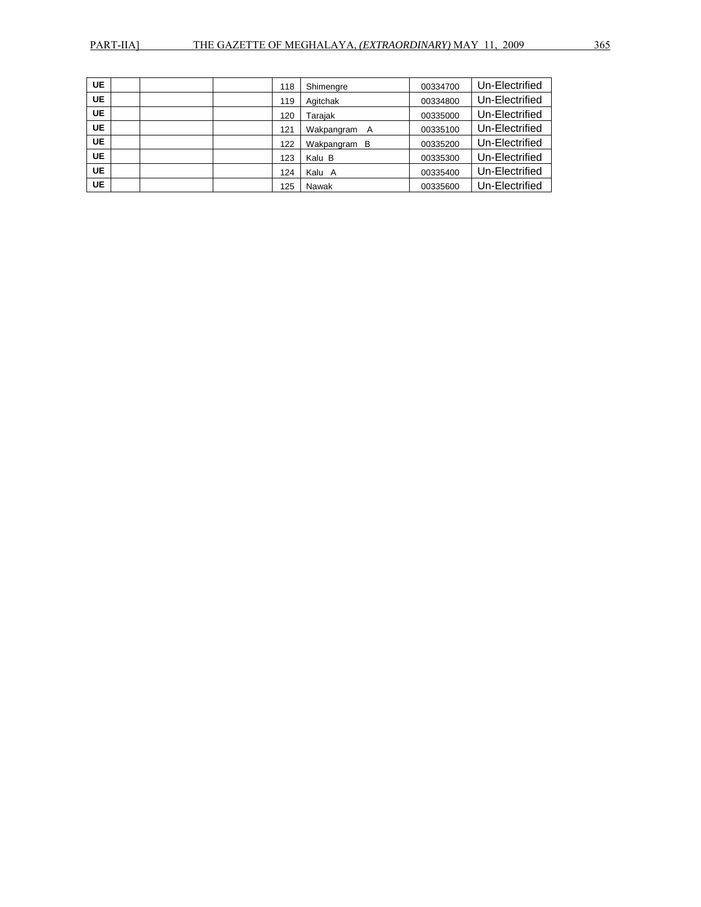| | | | | | | | |
|---|---|---|---|---|---|---|---|
| **UE** | | | | 118 | Shimengre | 00334700 | Un-Electrified |
| **UE** | | | | 119 | Agitchak | 00334800 | Un-Electrified |
| **UE** | | | | 120 | Tarajak | 00335000 | Un-Electrified |
| **UE** | | | | 121 | Wakpangram A | 00335100 | Un-Electrified |
| **UE** | | | | 122 | Wakpangram B | 00335200 | Un-Electrified |
| **UE** | | | | 123 | Kalu B | 00335300 | Un-Electrified |
| **UE** | | | | 124 | Kalu A | 00335400 | Un-Electrified |
| **UE** | | | | 125 | Nawak | 00335600 | Un-Electrified |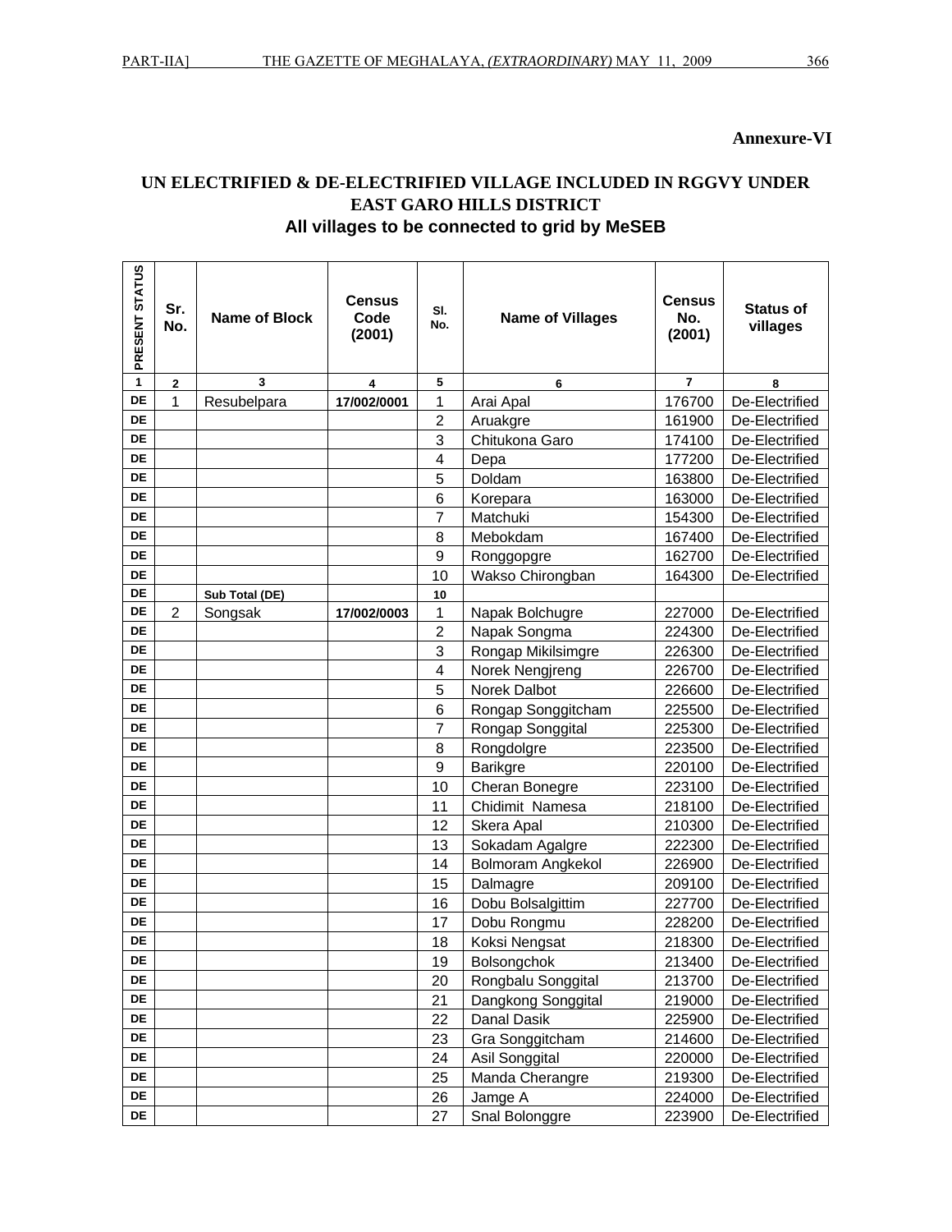**Annexure-VI**

## UN ELECTRIFIED & DE-ELECTRIFIED VILLAGE INCLUDED IN RGGVY UNDER EAST GARO HILLS DISTRICT

### All villages to be connected to grid by MeSEB

| PRESENT STATUS | Sr. No. | Name of Block | Census Code (2001) | Sl. No. | Name of Villages | Census No. (2001) | Status of villages |
|---|---|---|---|---|---|---|---|
| 1 | 2 | 3 | 4 | 5 | 6 | 7 | 8 |
| DE | 1 | Resubelpara | 17/002/0001 | 1 | Arai Apal | 176700 | De-Electrified |
| DE | | | | 2 | Aruakgre | 161900 | De-Electrified |
| DE | | | | 3 | Chitukona Garo | 174100 | De-Electrified |
| DE | | | | 4 | Depa | 177200 | De-Electrified |
| DE | | | | 5 | Doldam | 163800 | De-Electrified |
| DE | | | | 6 | Korepara | 163000 | De-Electrified |
| DE | | | | 7 | Matchuki | 154300 | De-Electrified |
| DE | | | | 8 | Mebokdam | 167400 | De-Electrified |
| DE | | | | 9 | Ronggopgre | 162700 | De-Electrified |
| DE | | | | 10 | Wakso Chirongban | 164300 | De-Electrified |
| DE | | Sub Total (DE) | | 10 | | | |
| DE | 2 | Songsak | 17/002/0003 | 1 | Napak Bolchugre | 227000 | De-Electrified |
| DE | | | | 2 | Napak Songma | 224300 | De-Electrified |
| DE | | | | 3 | Rongap Mikilsimgre | 226300 | De-Electrified |
| DE | | | | 4 | Norek Nengjreng | 226700 | De-Electrified |
| DE | | | | 5 | Norek Dalbot | 226600 | De-Electrified |
| DE | | | | 6 | Rongap Songgitcham | 225500 | De-Electrified |
| DE | | | | 7 | Rongap Songgital | 225300 | De-Electrified |
| DE | | | | 8 | Rongdolgre | 223500 | De-Electrified |
| DE | | | | 9 | Barikgre | 220100 | De-Electrified |
| DE | | | | 10 | Cheran Bonegre | 223100 | De-Electrified |
| DE | | | | 11 | Chidimit Namesa | 218100 | De-Electrified |
| DE | | | | 12 | Skera Apal | 210300 | De-Electrified |
| DE | | | | 13 | Sokadam Agalgre | 222300 | De-Electrified |
| DE | | | | 14 | Bolmoram Angkekol | 226900 | De-Electrified |
| DE | | | | 15 | Dalmagre | 209100 | De-Electrified |
| DE | | | | 16 | Dobu Bolsalgittim | 227700 | De-Electrified |
| DE | | | | 17 | Dobu Rongmu | 228200 | De-Electrified |
| DE | | | | 18 | Koksi Nengsat | 218300 | De-Electrified |
| DE | | | | 19 | Bolsongchok | 213400 | De-Electrified |
| DE | | | | 20 | Rongbalu Songgital | 213700 | De-Electrified |
| DE | | | | 21 | Dangkong Songgital | 219000 | De-Electrified |
| DE | | | | 22 | Danal Dasik | 225900 | De-Electrified |
| DE | | | | 23 | Gra Songgitcham | 214600 | De-Electrified |
| DE | | | | 24 | Asil Songgital | 220000 | De-Electrified |
| DE | | | | 25 | Manda Cherangre | 219300 | De-Electrified |
| DE | | | | 26 | Jamge A | 224000 | De-Electrified |
| DE | | | | 27 | Snal Bolonggre | 223900 | De-Electrified |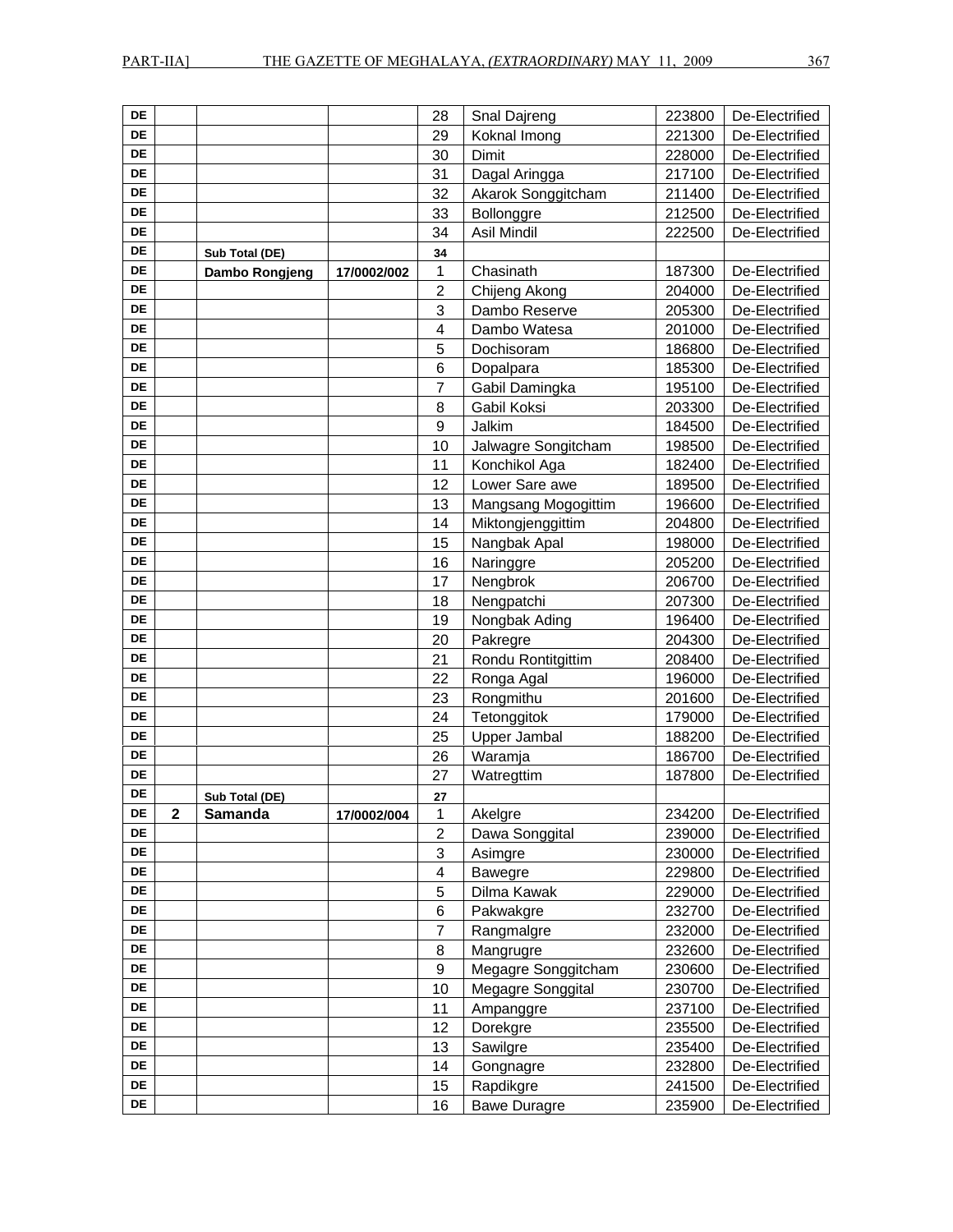| DE | | | | 28 | Snal Dajreng | 223800 | De-Electrified |
|---|---|---|---|---|---|---|---|
| DE | | | | 29 | Koknal Imong | 221300 | De-Electrified |
| DE | | | | 30 | Dimit | 228000 | De-Electrified |
| DE | | | | 31 | Dagal Aringga | 217100 | De-Electrified |
| DE | | | | 32 | Akarok Songgitcham | 211400 | De-Electrified |
| DE | | | | 33 | Bollonggre | 212500 | De-Electrified |
| DE | | | | 34 | Asil Mindil | 222500 | De-Electrified |
| DE | | **Sub Total (DE)** | | **34** | | | |
| DE | | **Dambo Rongjeng** | **17/0002/002** | 1 | Chasinath | 187300 | De-Electrified |
| DE | | | | 2 | Chijeng Akong | 204000 | De-Electrified |
| DE | | | | 3 | Dambo Reserve | 205300 | De-Electrified |
| DE | | | | 4 | Dambo Watesa | 201000 | De-Electrified |
| DE | | | | 5 | Dochisoram | 186800 | De-Electrified |
| DE | | | | 6 | Dopalpara | 185300 | De-Electrified |
| DE | | | | 7 | Gabil Damingka | 195100 | De-Electrified |
| DE | | | | 8 | Gabil Koksi | 203300 | De-Electrified |
| DE | | | | 9 | Jalkim | 184500 | De-Electrified |
| DE | | | | 10 | Jalwagre Songitcham | 198500 | De-Electrified |
| DE | | | | 11 | Konchikol Aga | 182400 | De-Electrified |
| DE | | | | 12 | Lower Sare awe | 189500 | De-Electrified |
| DE | | | | 13 | Mangsang Mogogittim | 196600 | De-Electrified |
| DE | | | | 14 | Miktongjenggittim | 204800 | De-Electrified |
| DE | | | | 15 | Nangbak Apal | 198000 | De-Electrified |
| DE | | | | 16 | Naringgre | 205200 | De-Electrified |
| DE | | | | 17 | Nengbrok | 206700 | De-Electrified |
| DE | | | | 18 | Nengpatchi | 207300 | De-Electrified |
| DE | | | | 19 | Nongbak Ading | 196400 | De-Electrified |
| DE | | | | 20 | Pakregre | 204300 | De-Electrified |
| DE | | | | 21 | Rondu Rontitgittim | 208400 | De-Electrified |
| DE | | | | 22 | Ronga Agal | 196000 | De-Electrified |
| DE | | | | 23 | Rongmithu | 201600 | De-Electrified |
| DE | | | | 24 | Tetonggitok | 179000 | De-Electrified |
| DE | | | | 25 | Upper Jambal | 188200 | De-Electrified |
| DE | | | | 26 | Waramja | 186700 | De-Electrified |
| DE | | | | 27 | Watregttim | 187800 | De-Electrified |
| DE | | **Sub Total (DE)** | | **27** | | | |
| DE | **2** | **Samanda** | **17/0002/004** | 1 | Akelgre | 234200 | De-Electrified |
| DE | | | | 2 | Dawa Songgital | 239000 | De-Electrified |
| DE | | | | 3 | Asimgre | 230000 | De-Electrified |
| DE | | | | 4 | Bawegre | 229800 | De-Electrified |
| DE | | | | 5 | Dilma Kawak | 229000 | De-Electrified |
| DE | | | | 6 | Pakwakgre | 232700 | De-Electrified |
| DE | | | | 7 | Rangmalgre | 232000 | De-Electrified |
| DE | | | | 8 | Mangrugre | 232600 | De-Electrified |
| DE | | | | 9 | Megagre Songgitcham | 230600 | De-Electrified |
| DE | | | | 10 | Megagre Songgital | 230700 | De-Electrified |
| DE | | | | 11 | Ampanggre | 237100 | De-Electrified |
| DE | | | | 12 | Dorekgre | 235500 | De-Electrified |
| DE | | | | 13 | Sawilgre | 235400 | De-Electrified |
| DE | | | | 14 | Gongnagre | 232800 | De-Electrified |
| DE | | | | 15 | Rapdikgre | 241500 | De-Electrified |
| DE | | | | 16 | Bawe Duragre | 235900 | De-Electrified |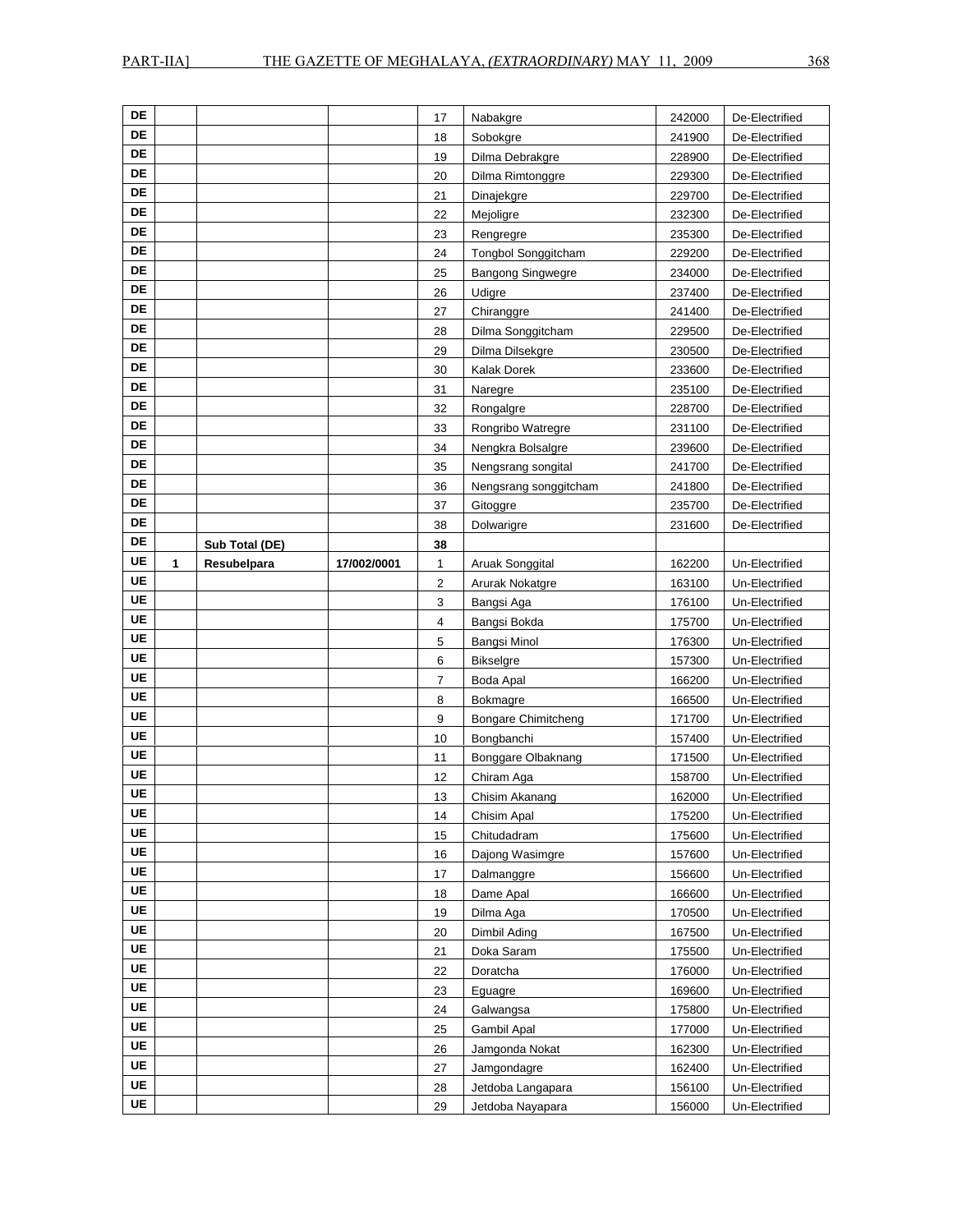| | | | | | | | |
|---|---|---|---|---|---|---|---|
| DE | | | | 17 | Nabakgre | 242000 | De-Electrified |
| DE | | | | 18 | Sobokgre | 241900 | De-Electrified |
| DE | | | | 19 | Dilma Debrakgre | 228900 | De-Electrified |
| DE | | | | 20 | Dilma Rimtonggre | 229300 | De-Electrified |
| DE | | | | 21 | Dinajekgre | 229700 | De-Electrified |
| DE | | | | 22 | Mejoligre | 232300 | De-Electrified |
| DE | | | | 23 | Rengregre | 235300 | De-Electrified |
| DE | | | | 24 | Tongbol Songgitcham | 229200 | De-Electrified |
| DE | | | | 25 | Bangong Singwegre | 234000 | De-Electrified |
| DE | | | | 26 | Udigre | 237400 | De-Electrified |
| DE | | | | 27 | Chiranggre | 241400 | De-Electrified |
| DE | | | | 28 | Dilma Songgitcham | 229500 | De-Electrified |
| DE | | | | 29 | Dilma Dilsekgre | 230500 | De-Electrified |
| DE | | | | 30 | Kalak Dorek | 233600 | De-Electrified |
| DE | | | | 31 | Naregre | 235100 | De-Electrified |
| DE | | | | 32 | Rongalgre | 228700 | De-Electrified |
| DE | | | | 33 | Rongribo Watregre | 231100 | De-Electrified |
| DE | | | | 34 | Nengkra Bolsalgre | 239600 | De-Electrified |
| DE | | | | 35 | Nengsrang songital | 241700 | De-Electrified |
| DE | | | | 36 | Nengsrang songgitcham | 241800 | De-Electrified |
| DE | | | | 37 | Gitoggre | 235700 | De-Electrified |
| DE | | | | 38 | Dolwarigre | 231600 | De-Electrified |
| DE | | **Sub Total (DE)** | | **38** | | | |
| UE | **1** | **Resubelpara** | **17/002/0001** | 1 | Aruak Songgital | 162200 | Un-Electrified |
| UE | | | | 2 | Arurak Nokatgre | 163100 | Un-Electrified |
| UE | | | | 3 | Bangsi Aga | 176100 | Un-Electrified |
| UE | | | | 4 | Bangsi Bokda | 175700 | Un-Electrified |
| UE | | | | 5 | Bangsi Minol | 176300 | Un-Electrified |
| UE | | | | 6 | Bikselgre | 157300 | Un-Electrified |
| UE | | | | 7 | Boda Apal | 166200 | Un-Electrified |
| UE | | | | 8 | Bokmagre | 166500 | Un-Electrified |
| UE | | | | 9 | Bongare Chimitcheng | 171700 | Un-Electrified |
| UE | | | | 10 | Bongbanchi | 157400 | Un-Electrified |
| UE | | | | 11 | Bonggare Olbaknang | 171500 | Un-Electrified |
| UE | | | | 12 | Chiram Aga | 158700 | Un-Electrified |
| UE | | | | 13 | Chisim Akanang | 162000 | Un-Electrified |
| UE | | | | 14 | Chisim Apal | 175200 | Un-Electrified |
| UE | | | | 15 | Chitudadram | 175600 | Un-Electrified |
| UE | | | | 16 | Dajong Wasimgre | 157600 | Un-Electrified |
| UE | | | | 17 | Dalmanggre | 156600 | Un-Electrified |
| UE | | | | 18 | Dame Apal | 166600 | Un-Electrified |
| UE | | | | 19 | Dilma Aga | 170500 | Un-Electrified |
| UE | | | | 20 | Dimbil Ading | 167500 | Un-Electrified |
| UE | | | | 21 | Doka Saram | 175500 | Un-Electrified |
| UE | | | | 22 | Doratcha | 176000 | Un-Electrified |
| UE | | | | 23 | Eguagre | 169600 | Un-Electrified |
| UE | | | | 24 | Galwangsa | 175800 | Un-Electrified |
| UE | | | | 25 | Gambil Apal | 177000 | Un-Electrified |
| UE | | | | 26 | Jamgonda Nokat | 162300 | Un-Electrified |
| UE | | | | 27 | Jamgondagre | 162400 | Un-Electrified |
| UE | | | | 28 | Jetdoba Langapara | 156100 | Un-Electrified |
| UE | | | | 29 | Jetdoba Nayapara | 156000 | Un-Electrified |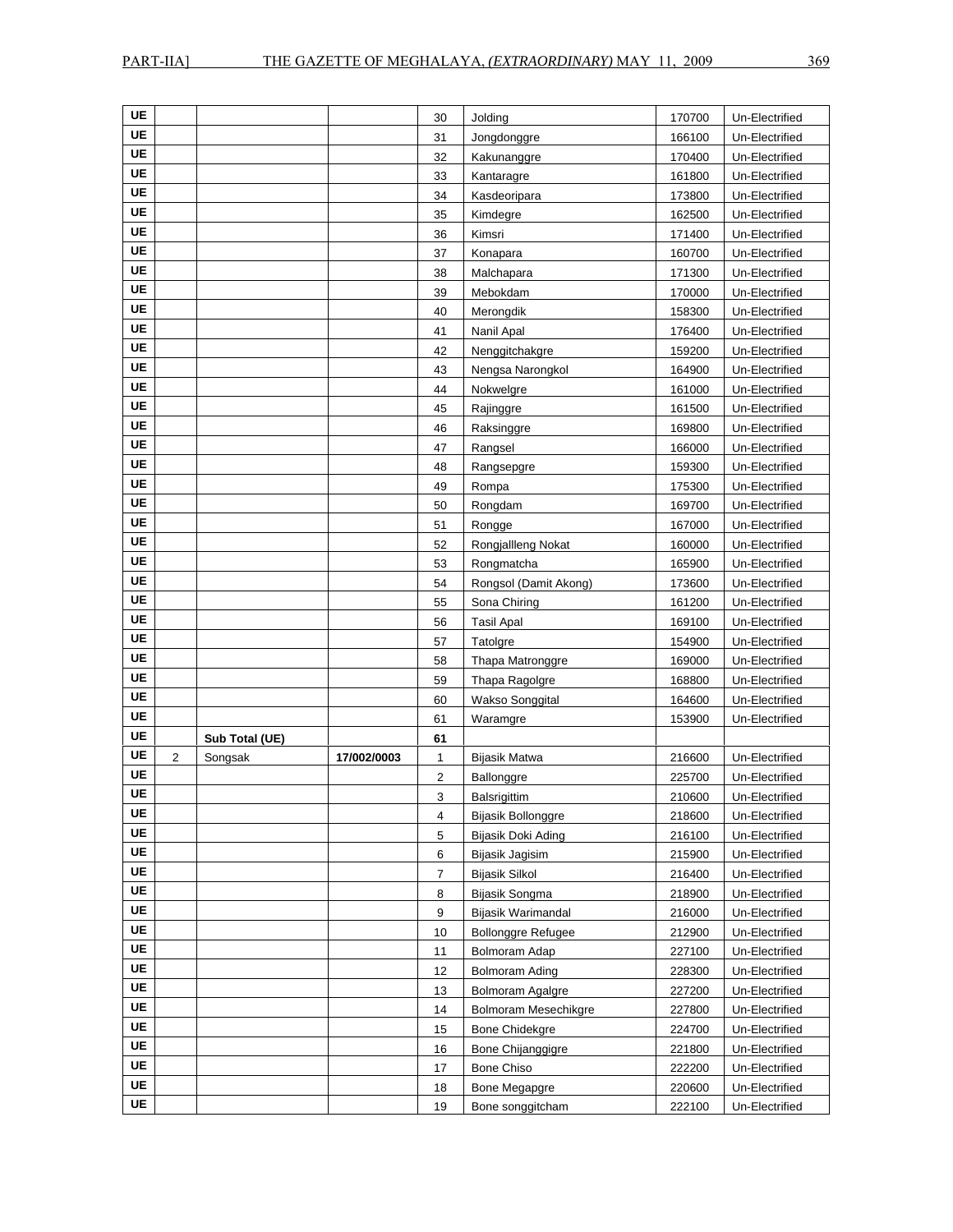| UE | | | | 30 | Jolding | 170700 | Un-Electrified |
|---|---|---|---|---|---|---|---|
| UE | | | | 31 | Jongdonggre | 166100 | Un-Electrified |
| UE | | | | 32 | Kakunanggre | 170400 | Un-Electrified |
| UE | | | | 33 | Kantaragre | 161800 | Un-Electrified |
| UE | | | | 34 | Kasdeoripara | 173800 | Un-Electrified |
| UE | | | | 35 | Kimdegre | 162500 | Un-Electrified |
| UE | | | | 36 | Kimsri | 171400 | Un-Electrified |
| UE | | | | 37 | Konapara | 160700 | Un-Electrified |
| UE | | | | 38 | Malchapara | 171300 | Un-Electrified |
| UE | | | | 39 | Mebokdam | 170000 | Un-Electrified |
| UE | | | | 40 | Merongdik | 158300 | Un-Electrified |
| UE | | | | 41 | Nanil Apal | 176400 | Un-Electrified |
| UE | | | | 42 | Nenggitchakgre | 159200 | Un-Electrified |
| UE | | | | 43 | Nengsa Narongkol | 164900 | Un-Electrified |
| UE | | | | 44 | Nokwelgre | 161000 | Un-Electrified |
| UE | | | | 45 | Rajinggre | 161500 | Un-Electrified |
| UE | | | | 46 | Raksinggre | 169800 | Un-Electrified |
| UE | | | | 47 | Rangsel | 166000 | Un-Electrified |
| UE | | | | 48 | Rangsepgre | 159300 | Un-Electrified |
| UE | | | | 49 | Rompa | 175300 | Un-Electrified |
| UE | | | | 50 | Rongdam | 169700 | Un-Electrified |
| UE | | | | 51 | Rongge | 167000 | Un-Electrified |
| UE | | | | 52 | Rongjallleng Nokat | 160000 | Un-Electrified |
| UE | | | | 53 | Rongmatcha | 165900 | Un-Electrified |
| UE | | | | 54 | Rongsol (Damit Akong) | 173600 | Un-Electrified |
| UE | | | | 55 | Sona Chiring | 161200 | Un-Electrified |
| UE | | | | 56 | Tasil Apal | 169100 | Un-Electrified |
| UE | | | | 57 | Tatolgre | 154900 | Un-Electrified |
| UE | | | | 58 | Thapa Matronggre | 169000 | Un-Electrified |
| UE | | | | 59 | Thapa Ragolgre | 168800 | Un-Electrified |
| UE | | | | 60 | Wakso Songgital | 164600 | Un-Electrified |
| UE | | | | 61 | Waramgre | 153900 | Un-Electrified |
| UE | | **Sub Total (UE)** | | **61** | | | |
| UE | 2 | Songsak | **17/002/0003** | 1 | Bijasik Matwa | 216600 | Un-Electrified |
| UE | | | | 2 | Ballonggre | 225700 | Un-Electrified |
| UE | | | | 3 | Balsrigittim | 210600 | Un-Electrified |
| UE | | | | 4 | Bijasik Bollonggre | 218600 | Un-Electrified |
| UE | | | | 5 | Bijasik Doki Ading | 216100 | Un-Electrified |
| UE | | | | 6 | Bijasik Jagisim | 215900 | Un-Electrified |
| UE | | | | 7 | Bijasik Silkol | 216400 | Un-Electrified |
| UE | | | | 8 | Bijasik Songma | 218900 | Un-Electrified |
| UE | | | | 9 | Bijasik Warimandal | 216000 | Un-Electrified |
| UE | | | | 10 | Bollonggre Refugee | 212900 | Un-Electrified |
| UE | | | | 11 | Bolmoram Adap | 227100 | Un-Electrified |
| UE | | | | 12 | Bolmoram Ading | 228300 | Un-Electrified |
| UE | | | | 13 | Bolmoram Agalgre | 227200 | Un-Electrified |
| UE | | | | 14 | Bolmoram Mesechikgre | 227800 | Un-Electrified |
| UE | | | | 15 | Bone Chidekgre | 224700 | Un-Electrified |
| UE | | | | 16 | Bone Chijanggigre | 221800 | Un-Electrified |
| UE | | | | 17 | Bone Chiso | 222200 | Un-Electrified |
| UE | | | | 18 | Bone Megapgre | 220600 | Un-Electrified |
| UE | | | | 19 | Bone songgitcham | 222100 | Un-Electrified |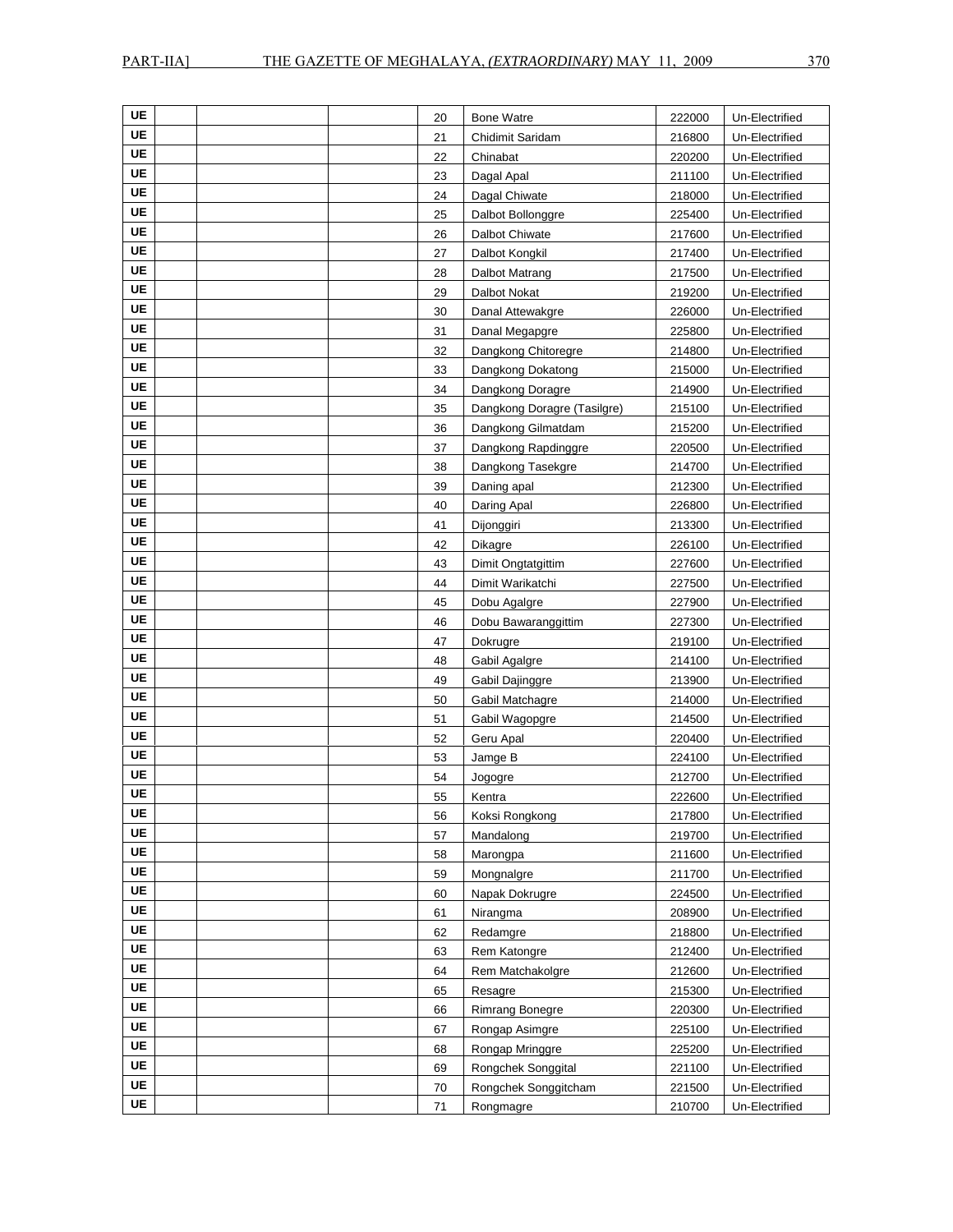| | | | | | | | |
|---|---|---|---|---|---|---|---|
| UE | | | | 20 | Bone Watre | 222000 | Un-Electrified |
| UE | | | | 21 | Chidimit Saridam | 216800 | Un-Electrified |
| UE | | | | 22 | Chinabat | 220200 | Un-Electrified |
| UE | | | | 23 | Dagal Apal | 211100 | Un-Electrified |
| UE | | | | 24 | Dagal Chiwate | 218000 | Un-Electrified |
| UE | | | | 25 | Dalbot Bollonggre | 225400 | Un-Electrified |
| UE | | | | 26 | Dalbot Chiwate | 217600 | Un-Electrified |
| UE | | | | 27 | Dalbot Kongkil | 217400 | Un-Electrified |
| UE | | | | 28 | Dalbot Matrang | 217500 | Un-Electrified |
| UE | | | | 29 | Dalbot Nokat | 219200 | Un-Electrified |
| UE | | | | 30 | Danal Attewakgre | 226000 | Un-Electrified |
| UE | | | | 31 | Danal Megapgre | 225800 | Un-Electrified |
| UE | | | | 32 | Dangkong Chitoregre | 214800 | Un-Electrified |
| UE | | | | 33 | Dangkong Dokatong | 215000 | Un-Electrified |
| UE | | | | 34 | Dangkong Doragre | 214900 | Un-Electrified |
| UE | | | | 35 | Dangkong Doragre (Tasilgre) | 215100 | Un-Electrified |
| UE | | | | 36 | Dangkong Gilmatdam | 215200 | Un-Electrified |
| UE | | | | 37 | Dangkong Rapdinggre | 220500 | Un-Electrified |
| UE | | | | 38 | Dangkong Tasekgre | 214700 | Un-Electrified |
| UE | | | | 39 | Daning apal | 212300 | Un-Electrified |
| UE | | | | 40 | Daring Apal | 226800 | Un-Electrified |
| UE | | | | 41 | Dijonggiri | 213300 | Un-Electrified |
| UE | | | | 42 | Dikagre | 226100 | Un-Electrified |
| UE | | | | 43 | Dimit Ongtatgittim | 227600 | Un-Electrified |
| UE | | | | 44 | Dimit Warikatchi | 227500 | Un-Electrified |
| UE | | | | 45 | Dobu Agalgre | 227900 | Un-Electrified |
| UE | | | | 46 | Dobu Bawaranggittim | 227300 | Un-Electrified |
| UE | | | | 47 | Dokrugre | 219100 | Un-Electrified |
| UE | | | | 48 | Gabil Agalgre | 214100 | Un-Electrified |
| UE | | | | 49 | Gabil Dajinggre | 213900 | Un-Electrified |
| UE | | | | 50 | Gabil Matchagre | 214000 | Un-Electrified |
| UE | | | | 51 | Gabil Wagopgre | 214500 | Un-Electrified |
| UE | | | | 52 | Geru Apal | 220400 | Un-Electrified |
| UE | | | | 53 | Jamge B | 224100 | Un-Electrified |
| UE | | | | 54 | Jogogre | 212700 | Un-Electrified |
| UE | | | | 55 | Kentra | 222600 | Un-Electrified |
| UE | | | | 56 | Koksi Rongkong | 217800 | Un-Electrified |
| UE | | | | 57 | Mandalong | 219700 | Un-Electrified |
| UE | | | | 58 | Marongpa | 211600 | Un-Electrified |
| UE | | | | 59 | Mongnalgre | 211700 | Un-Electrified |
| UE | | | | 60 | Napak Dokrugre | 224500 | Un-Electrified |
| UE | | | | 61 | Nirangma | 208900 | Un-Electrified |
| UE | | | | 62 | Redamgre | 218800 | Un-Electrified |
| UE | | | | 63 | Rem Katongre | 212400 | Un-Electrified |
| UE | | | | 64 | Rem Matchakolgre | 212600 | Un-Electrified |
| UE | | | | 65 | Resagre | 215300 | Un-Electrified |
| UE | | | | 66 | Rimrang Bonegre | 220300 | Un-Electrified |
| UE | | | | 67 | Rongap Asimgre | 225100 | Un-Electrified |
| UE | | | | 68 | Rongap Mringgre | 225200 | Un-Electrified |
| UE | | | | 69 | Rongchek Songgital | 221100 | Un-Electrified |
| UE | | | | 70 | Rongchek Songgitcham | 221500 | Un-Electrified |
| UE | | | | 71 | Rongmagre | 210700 | Un-Electrified |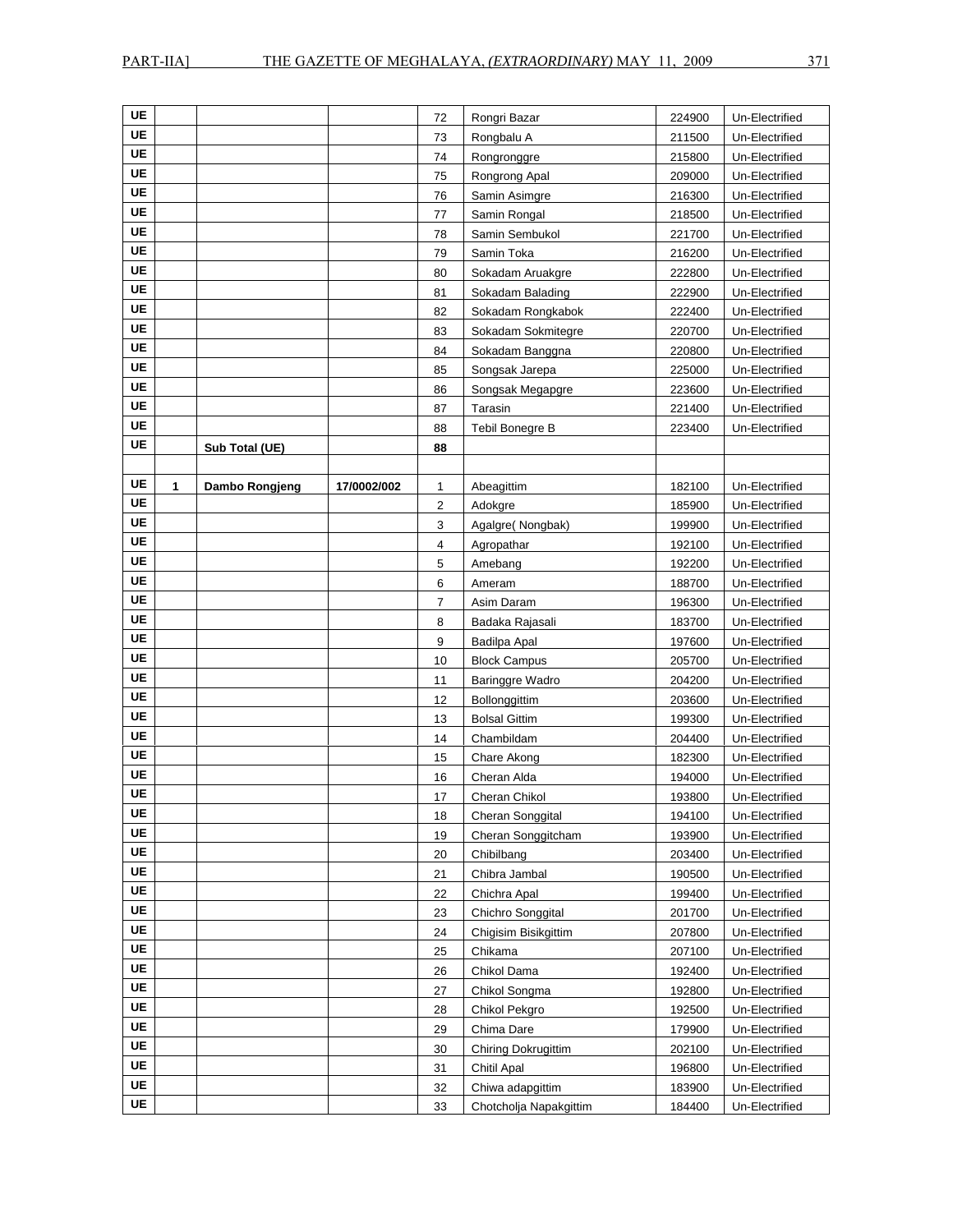| | | | | | | | |
|---|---|---|---|---|---|---|---|
| UE | | | | 72 | Rongri Bazar | 224900 | Un-Electrified |
| UE | | | | 73 | Rongbalu A | 211500 | Un-Electrified |
| UE | | | | 74 | Rongronggre | 215800 | Un-Electrified |
| UE | | | | 75 | Rongrong Apal | 209000 | Un-Electrified |
| UE | | | | 76 | Samin Asimgre | 216300 | Un-Electrified |
| UE | | | | 77 | Samin Rongal | 218500 | Un-Electrified |
| UE | | | | 78 | Samin Sembukol | 221700 | Un-Electrified |
| UE | | | | 79 | Samin Toka | 216200 | Un-Electrified |
| UE | | | | 80 | Sokadam Aruakgre | 222800 | Un-Electrified |
| UE | | | | 81 | Sokadam Balading | 222900 | Un-Electrified |
| UE | | | | 82 | Sokadam Rongkabok | 222400 | Un-Electrified |
| UE | | | | 83 | Sokadam Sokmitegre | 220700 | Un-Electrified |
| UE | | | | 84 | Sokadam Banggna | 220800 | Un-Electrified |
| UE | | | | 85 | Songsak Jarepa | 225000 | Un-Electrified |
| UE | | | | 86 | Songsak Megapgre | 223600 | Un-Electrified |
| UE | | | | 87 | Tarasin | 221400 | Un-Electrified |
| UE | | | | 88 | Tebil Bonegre B | 223400 | Un-Electrified |
| UE | | **Sub Total (UE)** | | **88** | | | |
| | | | | | | | |
| UE | **1** | **Dambo Rongjeng** | **17/0002/002** | 1 | Abeagittim | 182100 | Un-Electrified |
| UE | | | | 2 | Adokgre | 185900 | Un-Electrified |
| UE | | | | 3 | Agalgre( Nongbak) | 199900 | Un-Electrified |
| UE | | | | 4 | Agropathar | 192100 | Un-Electrified |
| UE | | | | 5 | Amebang | 192200 | Un-Electrified |
| UE | | | | 6 | Ameram | 188700 | Un-Electrified |
| UE | | | | 7 | Asim Daram | 196300 | Un-Electrified |
| UE | | | | 8 | Badaka Rajasali | 183700 | Un-Electrified |
| UE | | | | 9 | Badilpa Apal | 197600 | Un-Electrified |
| UE | | | | 10 | Block Campus | 205700 | Un-Electrified |
| UE | | | | 11 | Baringgre Wadro | 204200 | Un-Electrified |
| UE | | | | 12 | Bollonggittim | 203600 | Un-Electrified |
| UE | | | | 13 | Bolsal Gittim | 199300 | Un-Electrified |
| UE | | | | 14 | Chambildam | 204400 | Un-Electrified |
| UE | | | | 15 | Chare Akong | 182300 | Un-Electrified |
| UE | | | | 16 | Cheran Alda | 194000 | Un-Electrified |
| UE | | | | 17 | Cheran Chikol | 193800 | Un-Electrified |
| UE | | | | 18 | Cheran Songgital | 194100 | Un-Electrified |
| UE | | | | 19 | Cheran Songgitcham | 193900 | Un-Electrified |
| UE | | | | 20 | Chibilbang | 203400 | Un-Electrified |
| UE | | | | 21 | Chibra Jambal | 190500 | Un-Electrified |
| UE | | | | 22 | Chichra Apal | 199400 | Un-Electrified |
| UE | | | | 23 | Chichro Songgital | 201700 | Un-Electrified |
| UE | | | | 24 | Chigisim Bisikgittim | 207800 | Un-Electrified |
| UE | | | | 25 | Chikama | 207100 | Un-Electrified |
| UE | | | | 26 | Chikol Dama | 192400 | Un-Electrified |
| UE | | | | 27 | Chikol Songma | 192800 | Un-Electrified |
| UE | | | | 28 | Chikol Pekgro | 192500 | Un-Electrified |
| UE | | | | 29 | Chima Dare | 179900 | Un-Electrified |
| UE | | | | 30 | Chiring Dokrugittim | 202100 | Un-Electrified |
| UE | | | | 31 | Chitil Apal | 196800 | Un-Electrified |
| UE | | | | 32 | Chiwa adapgittim | 183900 | Un-Electrified |
| UE | | | | 33 | Chotcholja Napakgittim | 184400 | Un-Electrified |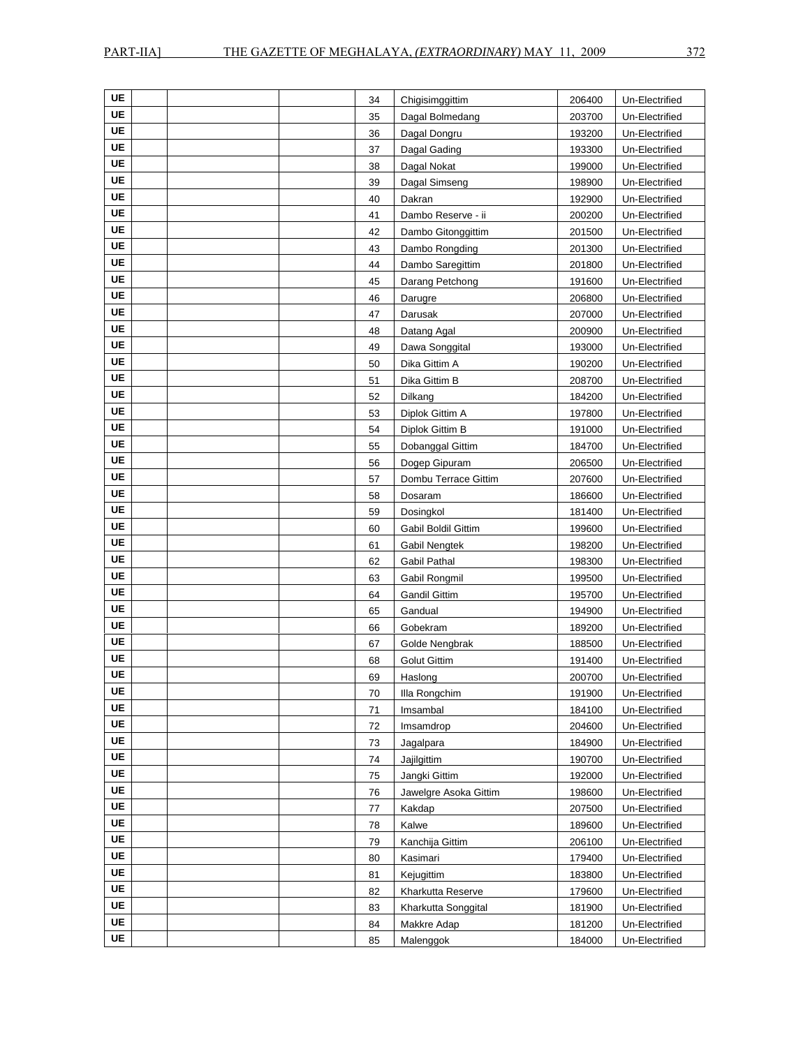| | | | | | | | |
|---|---|---|---|---|---|---|---|
| UE | | | | 34 | Chigisimggittim | 206400 | Un-Electrified |
| UE | | | | 35 | Dagal Bolmedang | 203700 | Un-Electrified |
| UE | | | | 36 | Dagal Dongru | 193200 | Un-Electrified |
| UE | | | | 37 | Dagal Gading | 193300 | Un-Electrified |
| UE | | | | 38 | Dagal Nokat | 199000 | Un-Electrified |
| UE | | | | 39 | Dagal Simseng | 198900 | Un-Electrified |
| UE | | | | 40 | Dakran | 192900 | Un-Electrified |
| UE | | | | 41 | Dambo Reserve - ii | 200200 | Un-Electrified |
| UE | | | | 42 | Dambo Gitonggittim | 201500 | Un-Electrified |
| UE | | | | 43 | Dambo Rongding | 201300 | Un-Electrified |
| UE | | | | 44 | Dambo Saregittim | 201800 | Un-Electrified |
| UE | | | | 45 | Darang Petchong | 191600 | Un-Electrified |
| UE | | | | 46 | Darugre | 206800 | Un-Electrified |
| UE | | | | 47 | Darusak | 207000 | Un-Electrified |
| UE | | | | 48 | Datang Agal | 200900 | Un-Electrified |
| UE | | | | 49 | Dawa Songgital | 193000 | Un-Electrified |
| UE | | | | 50 | Dika Gittim A | 190200 | Un-Electrified |
| UE | | | | 51 | Dika Gittim B | 208700 | Un-Electrified |
| UE | | | | 52 | Dilkang | 184200 | Un-Electrified |
| UE | | | | 53 | Diplok Gittim A | 197800 | Un-Electrified |
| UE | | | | 54 | Diplok Gittim B | 191000 | Un-Electrified |
| UE | | | | 55 | Dobanggal Gittim | 184700 | Un-Electrified |
| UE | | | | 56 | Dogep Gipuram | 206500 | Un-Electrified |
| UE | | | | 57 | Dombu Terrace Gittim | 207600 | Un-Electrified |
| UE | | | | 58 | Dosaram | 186600 | Un-Electrified |
| UE | | | | 59 | Dosingkol | 181400 | Un-Electrified |
| UE | | | | 60 | Gabil Boldil Gittim | 199600 | Un-Electrified |
| UE | | | | 61 | Gabil Nengtek | 198200 | Un-Electrified |
| UE | | | | 62 | Gabil Pathal | 198300 | Un-Electrified |
| UE | | | | 63 | Gabil Rongmil | 199500 | Un-Electrified |
| UE | | | | 64 | Gandil Gittim | 195700 | Un-Electrified |
| UE | | | | 65 | Gandual | 194900 | Un-Electrified |
| UE | | | | 66 | Gobekram | 189200 | Un-Electrified |
| UE | | | | 67 | Golde Nengbrak | 188500 | Un-Electrified |
| UE | | | | 68 | Golut Gittim | 191400 | Un-Electrified |
| UE | | | | 69 | Haslong | 200700 | Un-Electrified |
| UE | | | | 70 | Illa Rongchim | 191900 | Un-Electrified |
| UE | | | | 71 | Imsambal | 184100 | Un-Electrified |
| UE | | | | 72 | Imsamdrop | 204600 | Un-Electrified |
| UE | | | | 73 | Jagalpara | 184900 | Un-Electrified |
| UE | | | | 74 | Jajilgittim | 190700 | Un-Electrified |
| UE | | | | 75 | Jangki Gittim | 192000 | Un-Electrified |
| UE | | | | 76 | Jawelgre Asoka Gittim | 198600 | Un-Electrified |
| UE | | | | 77 | Kakdap | 207500 | Un-Electrified |
| UE | | | | 78 | Kalwe | 189600 | Un-Electrified |
| UE | | | | 79 | Kanchija Gittim | 206100 | Un-Electrified |
| UE | | | | 80 | Kasimari | 179400 | Un-Electrified |
| UE | | | | 81 | Kejugittim | 183800 | Un-Electrified |
| UE | | | | 82 | Kharkutta Reserve | 179600 | Un-Electrified |
| UE | | | | 83 | Kharkutta Songgital | 181900 | Un-Electrified |
| UE | | | | 84 | Makkre Adap | 181200 | Un-Electrified |
| UE | | | | 85 | Malenggok | 184000 | Un-Electrified |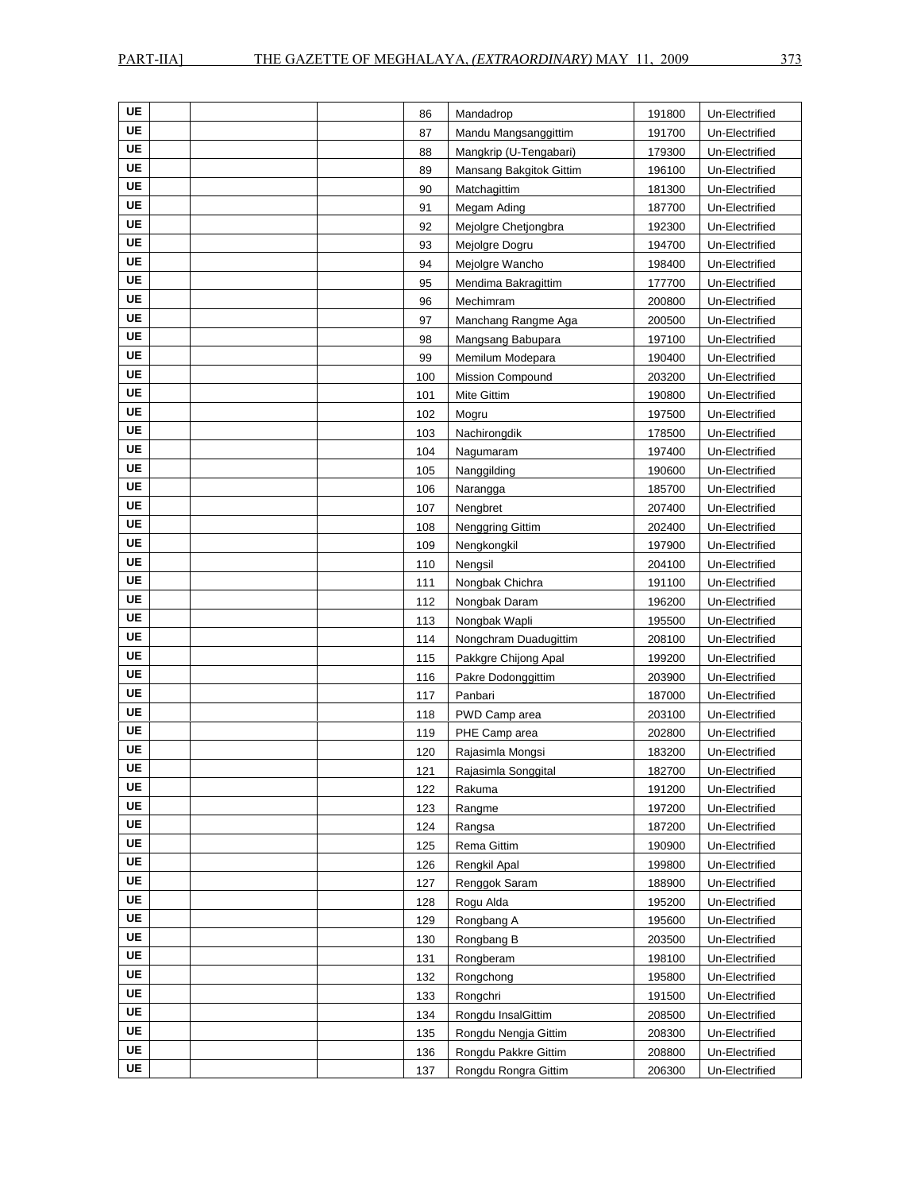| UE | | | | 86 | Mandadrop | 191800 | Un-Electrified |
|---|---|---|---|---|---|---|---|
| UE | | | | 87 | Mandu Mangsanggittim | 191700 | Un-Electrified |
| UE | | | | 88 | Mangkrip (U-Tengabari) | 179300 | Un-Electrified |
| UE | | | | 89 | Mansang Bakgitok Gittim | 196100 | Un-Electrified |
| UE | | | | 90 | Matchagittim | 181300 | Un-Electrified |
| UE | | | | 91 | Megam Ading | 187700 | Un-Electrified |
| UE | | | | 92 | Mejolgre Chetjongbra | 192300 | Un-Electrified |
| UE | | | | 93 | Mejolgre Dogru | 194700 | Un-Electrified |
| UE | | | | 94 | Mejolgre Wancho | 198400 | Un-Electrified |
| UE | | | | 95 | Mendima Bakragittim | 177700 | Un-Electrified |
| UE | | | | 96 | Mechimram | 200800 | Un-Electrified |
| UE | | | | 97 | Manchang Rangme Aga | 200500 | Un-Electrified |
| UE | | | | 98 | Mangsang Babupara | 197100 | Un-Electrified |
| UE | | | | 99 | Memilum Modepara | 190400 | Un-Electrified |
| UE | | | | 100 | Mission Compound | 203200 | Un-Electrified |
| UE | | | | 101 | Mite Gittim | 190800 | Un-Electrified |
| UE | | | | 102 | Mogru | 197500 | Un-Electrified |
| UE | | | | 103 | Nachirongdik | 178500 | Un-Electrified |
| UE | | | | 104 | Nagumaram | 197400 | Un-Electrified |
| UE | | | | 105 | Nanggilding | 190600 | Un-Electrified |
| UE | | | | 106 | Narangga | 185700 | Un-Electrified |
| UE | | | | 107 | Nengbret | 207400 | Un-Electrified |
| UE | | | | 108 | Nenggring Gittim | 202400 | Un-Electrified |
| UE | | | | 109 | Nengkongkil | 197900 | Un-Electrified |
| UE | | | | 110 | Nengsil | 204100 | Un-Electrified |
| UE | | | | 111 | Nongbak Chichra | 191100 | Un-Electrified |
| UE | | | | 112 | Nongbak Daram | 196200 | Un-Electrified |
| UE | | | | 113 | Nongbak Wapli | 195500 | Un-Electrified |
| UE | | | | 114 | Nongchram Duadugittim | 208100 | Un-Electrified |
| UE | | | | 115 | Pakkgre Chijong Apal | 199200 | Un-Electrified |
| UE | | | | 116 | Pakre Dodonggittim | 203900 | Un-Electrified |
| UE | | | | 117 | Panbari | 187000 | Un-Electrified |
| UE | | | | 118 | PWD Camp area | 203100 | Un-Electrified |
| UE | | | | 119 | PHE Camp area | 202800 | Un-Electrified |
| UE | | | | 120 | Rajasimla Mongsi | 183200 | Un-Electrified |
| UE | | | | 121 | Rajasimla Songgital | 182700 | Un-Electrified |
| UE | | | | 122 | Rakuma | 191200 | Un-Electrified |
| UE | | | | 123 | Rangme | 197200 | Un-Electrified |
| UE | | | | 124 | Rangsa | 187200 | Un-Electrified |
| UE | | | | 125 | Rema Gittim | 190900 | Un-Electrified |
| UE | | | | 126 | Rengkil Apal | 199800 | Un-Electrified |
| UE | | | | 127 | Renggok Saram | 188900 | Un-Electrified |
| UE | | | | 128 | Rogu Alda | 195200 | Un-Electrified |
| UE | | | | 129 | Rongbang A | 195600 | Un-Electrified |
| UE | | | | 130 | Rongbang B | 203500 | Un-Electrified |
| UE | | | | 131 | Rongberam | 198100 | Un-Electrified |
| UE | | | | 132 | Rongchong | 195800 | Un-Electrified |
| UE | | | | 133 | Rongchri | 191500 | Un-Electrified |
| UE | | | | 134 | Rongdu InsalGittim | 208500 | Un-Electrified |
| UE | | | | 135 | Rongdu Nengja Gittim | 208300 | Un-Electrified |
| UE | | | | 136 | Rongdu Pakkre Gittim | 208800 | Un-Electrified |
| UE | | | | 137 | Rongdu Rongra Gittim | 206300 | Un-Electrified |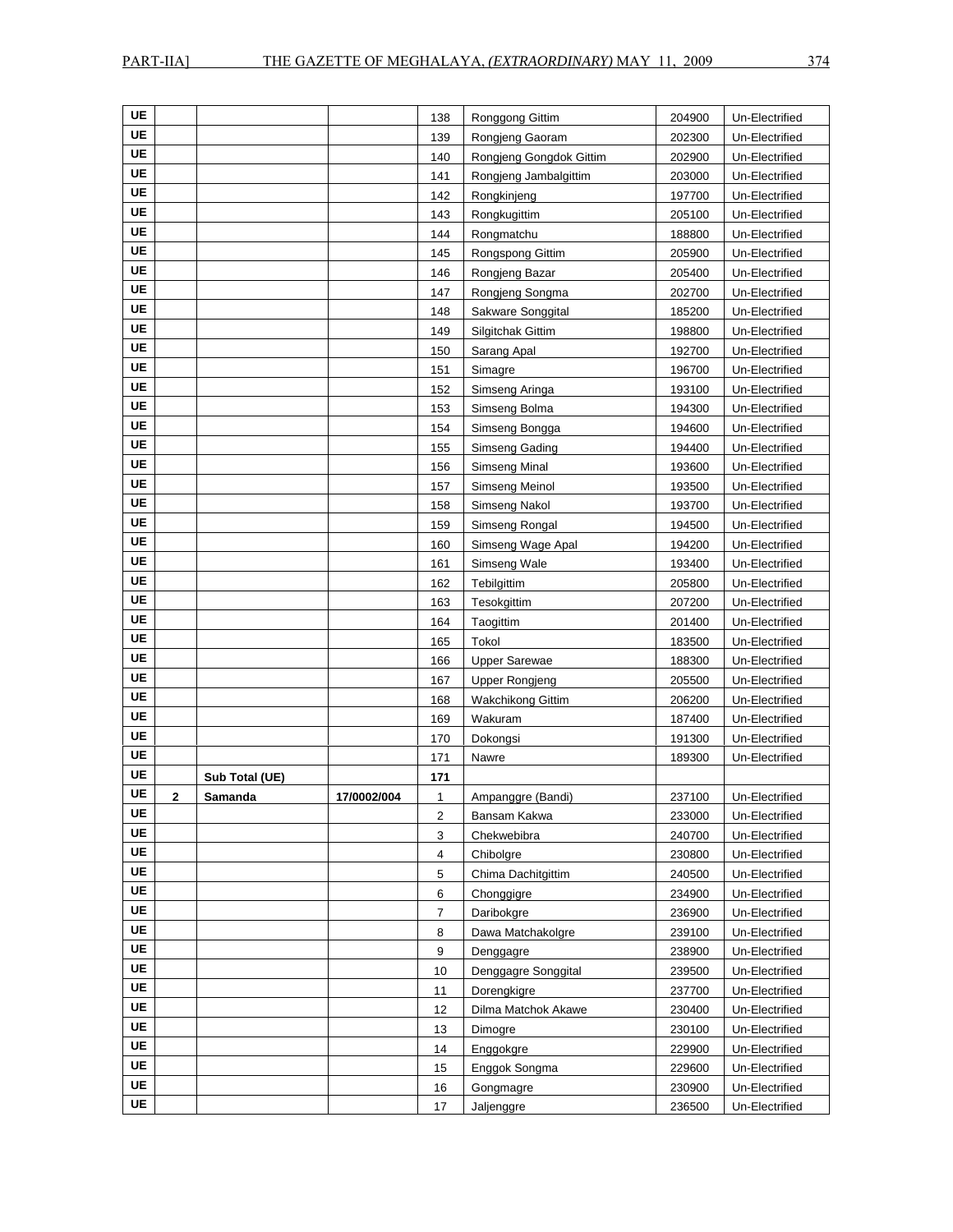| | | | | | | | |
|---|---|---|---|---|---|---|---|
| UE | | | | 138 | Ronggong Gittim | 204900 | Un-Electrified |
| UE | | | | 139 | Rongjeng Gaoram | 202300 | Un-Electrified |
| UE | | | | 140 | Rongjeng Gongdok Gittim | 202900 | Un-Electrified |
| UE | | | | 141 | Rongjeng Jambalgittim | 203000 | Un-Electrified |
| UE | | | | 142 | Rongkinjeng | 197700 | Un-Electrified |
| UE | | | | 143 | Rongkugittim | 205100 | Un-Electrified |
| UE | | | | 144 | Rongmatchu | 188800 | Un-Electrified |
| UE | | | | 145 | Rongspong Gittim | 205900 | Un-Electrified |
| UE | | | | 146 | Rongjeng Bazar | 205400 | Un-Electrified |
| UE | | | | 147 | Rongjeng Songma | 202700 | Un-Electrified |
| UE | | | | 148 | Sakware Songgital | 185200 | Un-Electrified |
| UE | | | | 149 | Silgitchak Gittim | 198800 | Un-Electrified |
| UE | | | | 150 | Sarang Apal | 192700 | Un-Electrified |
| UE | | | | 151 | Simagre | 196700 | Un-Electrified |
| UE | | | | 152 | Simseng Aringa | 193100 | Un-Electrified |
| UE | | | | 153 | Simseng Bolma | 194300 | Un-Electrified |
| UE | | | | 154 | Simseng Bongga | 194600 | Un-Electrified |
| UE | | | | 155 | Simseng Gading | 194400 | Un-Electrified |
| UE | | | | 156 | Simseng Minal | 193600 | Un-Electrified |
| UE | | | | 157 | Simseng Meinol | 193500 | Un-Electrified |
| UE | | | | 158 | Simseng Nakol | 193700 | Un-Electrified |
| UE | | | | 159 | Simseng Rongal | 194500 | Un-Electrified |
| UE | | | | 160 | Simseng Wage Apal | 194200 | Un-Electrified |
| UE | | | | 161 | Simseng Wale | 193400 | Un-Electrified |
| UE | | | | 162 | Tebilgittim | 205800 | Un-Electrified |
| UE | | | | 163 | Tesokgittim | 207200 | Un-Electrified |
| UE | | | | 164 | Taogittim | 201400 | Un-Electrified |
| UE | | | | 165 | Tokol | 183500 | Un-Electrified |
| UE | | | | 166 | Upper Sarewae | 188300 | Un-Electrified |
| UE | | | | 167 | Upper Rongjeng | 205500 | Un-Electrified |
| UE | | | | 168 | Wakchikong Gittim | 206200 | Un-Electrified |
| UE | | | | 169 | Wakuram | 187400 | Un-Electrified |
| UE | | | | 170 | Dokongsi | 191300 | Un-Electrified |
| UE | | | | 171 | Nawre | 189300 | Un-Electrified |
| UE | | **Sub Total (UE)** | | **171** | | | |
| UE | **2** | **Samanda** | **17/0002/004** | 1 | Ampanggre (Bandi) | 237100 | Un-Electrified |
| UE | | | | 2 | Bansam Kakwa | 233000 | Un-Electrified |
| UE | | | | 3 | Chekwebibra | 240700 | Un-Electrified |
| UE | | | | 4 | Chibolgre | 230800 | Un-Electrified |
| UE | | | | 5 | Chima Dachitgittim | 240500 | Un-Electrified |
| UE | | | | 6 | Chonggigre | 234900 | Un-Electrified |
| UE | | | | 7 | Daribokgre | 236900 | Un-Electrified |
| UE | | | | 8 | Dawa Matchakolgre | 239100 | Un-Electrified |
| UE | | | | 9 | Denggagre | 238900 | Un-Electrified |
| UE | | | | 10 | Denggagre Songgital | 239500 | Un-Electrified |
| UE | | | | 11 | Dorengkigre | 237700 | Un-Electrified |
| UE | | | | 12 | Dilma Matchok Akawe | 230400 | Un-Electrified |
| UE | | | | 13 | Dimogre | 230100 | Un-Electrified |
| UE | | | | 14 | Enggokgre | 229900 | Un-Electrified |
| UE | | | | 15 | Enggok Songma | 229600 | Un-Electrified |
| UE | | | | 16 | Gongmagre | 230900 | Un-Electrified |
| UE | | | | 17 | Jaljenggre | 236500 | Un-Electrified |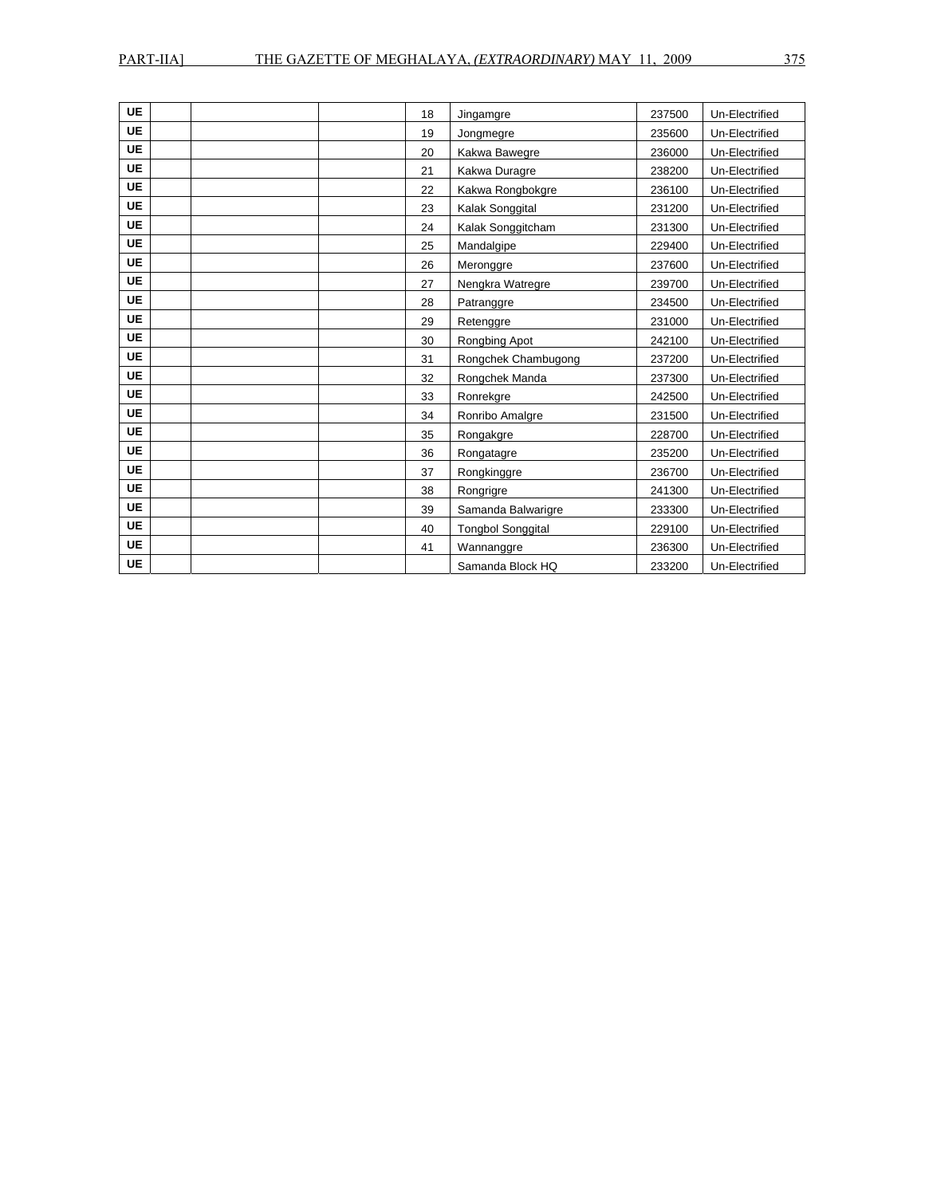| UE | | | | 18 | Jingamgre | 237500 | Un-Electrified |
|---|---|---|---|---|---|---|---|
| UE | | | | 19 | Jongmegre | 235600 | Un-Electrified |
| UE | | | | 20 | Kakwa Bawegre | 236000 | Un-Electrified |
| UE | | | | 21 | Kakwa Duragre | 238200 | Un-Electrified |
| UE | | | | 22 | Kakwa Rongbokgre | 236100 | Un-Electrified |
| UE | | | | 23 | Kalak Songgital | 231200 | Un-Electrified |
| UE | | | | 24 | Kalak Songgitcham | 231300 | Un-Electrified |
| UE | | | | 25 | Mandalgipe | 229400 | Un-Electrified |
| UE | | | | 26 | Meronggre | 237600 | Un-Electrified |
| UE | | | | 27 | Nengkra Watregre | 239700 | Un-Electrified |
| UE | | | | 28 | Patranggre | 234500 | Un-Electrified |
| UE | | | | 29 | Retenggre | 231000 | Un-Electrified |
| UE | | | | 30 | Rongbing Apot | 242100 | Un-Electrified |
| UE | | | | 31 | Rongchek Chambugong | 237200 | Un-Electrified |
| UE | | | | 32 | Rongchek Manda | 237300 | Un-Electrified |
| UE | | | | 33 | Ronrekgre | 242500 | Un-Electrified |
| UE | | | | 34 | Ronribo Amalgre | 231500 | Un-Electrified |
| UE | | | | 35 | Rongakgre | 228700 | Un-Electrified |
| UE | | | | 36 | Rongatagre | 235200 | Un-Electrified |
| UE | | | | 37 | Rongkinggre | 236700 | Un-Electrified |
| UE | | | | 38 | Rongrigre | 241300 | Un-Electrified |
| UE | | | | 39 | Samanda Balwarigre | 233300 | Un-Electrified |
| UE | | | | 40 | Tongbol Songgital | 229100 | Un-Electrified |
| UE | | | | 41 | Wannanggre | 236300 | Un-Electrified |
| UE | | | | | Samanda Block HQ | 233200 | Un-Electrified |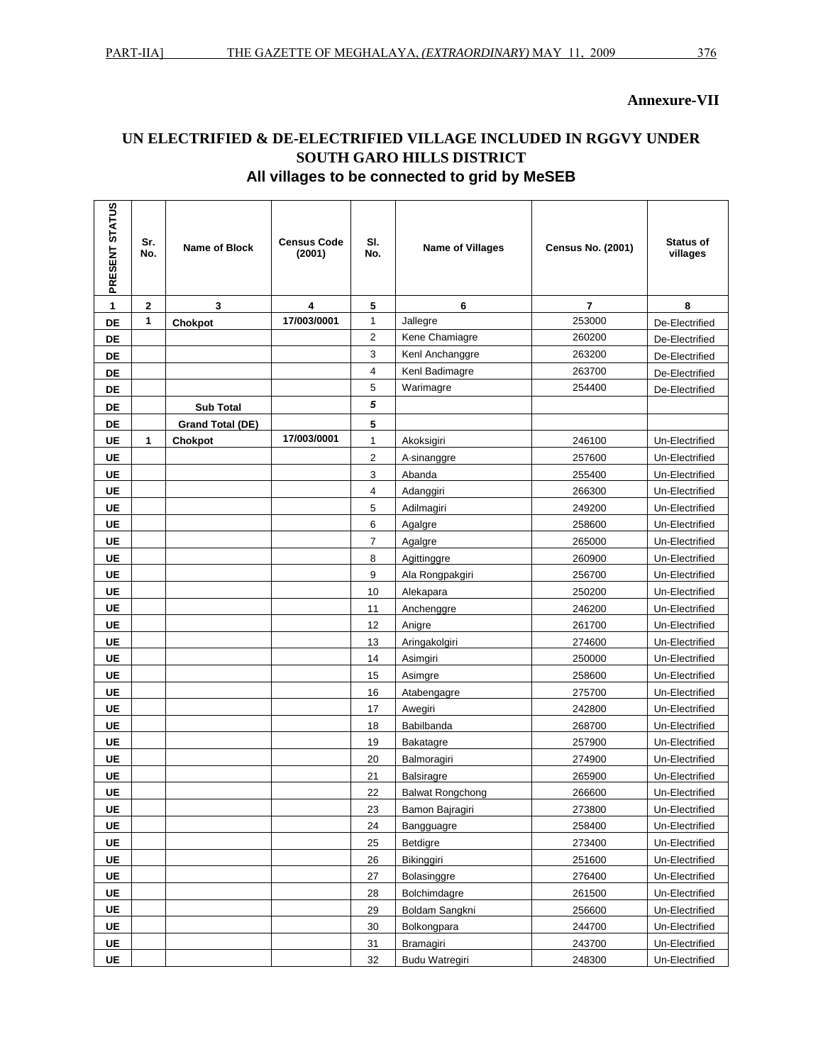**Annexure-VII**

## UN ELECTRIFIED & DE-ELECTRIFIED VILLAGE INCLUDED IN RGGVY UNDER SOUTH GARO HILLS DISTRICT

## All villages to be connected to grid by MeSEB

| PRESENT STATUS | Sr. No. | Name of Block | Census Code (2001) | Sl. No. | Name of Villages | Census No. (2001) | Status of villages |
|---|---|---|---|---|---|---|---|
| 1 | 2 | 3 | 4 | 5 | 6 | 7 | 8 |
| DE | 1 | Chokpot | 17/003/0001 | 1 | Jallegre | 253000 | De-Electrified |
| DE | | | | 2 | Kene Chamiagre | 260200 | De-Electrified |
| DE | | | | 3 | Kenl Anchanggre | 263200 | De-Electrified |
| DE | | | | 4 | Kenl Badimagre | 263700 | De-Electrified |
| DE | | | | 5 | Warimagre | 254400 | De-Electrified |
| DE | | Sub Total | | *5* | | | |
| DE | | Grand Total (DE) | | 5 | | | |
| UE | 1 | Chokpot | 17/003/0001 | 1 | Akoksigiri | 246100 | Un-Electrified |
| UE | | | | 2 | A·sinanggre | 257600 | Un-Electrified |
| UE | | | | 3 | Abanda | 255400 | Un-Electrified |
| UE | | | | 4 | Adanggiri | 266300 | Un-Electrified |
| UE | | | | 5 | Adilmagiri | 249200 | Un-Electrified |
| UE | | | | 6 | Agalgre | 258600 | Un-Electrified |
| UE | | | | 7 | Agalgre | 265000 | Un-Electrified |
| UE | | | | 8 | Agittinggre | 260900 | Un-Electrified |
| UE | | | | 9 | Ala Rongpakgiri | 256700 | Un-Electrified |
| UE | | | | 10 | Alekapara | 250200 | Un-Electrified |
| UE | | | | 11 | Anchenggre | 246200 | Un-Electrified |
| UE | | | | 12 | Anigre | 261700 | Un-Electrified |
| UE | | | | 13 | Aringakolgiri | 274600 | Un-Electrified |
| UE | | | | 14 | Asimgiri | 250000 | Un-Electrified |
| UE | | | | 15 | Asimgre | 258600 | Un-Electrified |
| UE | | | | 16 | Atabengagre | 275700 | Un-Electrified |
| UE | | | | 17 | Awegiri | 242800 | Un-Electrified |
| UE | | | | 18 | Babilbanda | 268700 | Un-Electrified |
| UE | | | | 19 | Bakatagre | 257900 | Un-Electrified |
| UE | | | | 20 | Balmoragiri | 274900 | Un-Electrified |
| UE | | | | 21 | Balsiragre | 265900 | Un-Electrified |
| UE | | | | 22 | Balwat Rongchong | 266600 | Un-Electrified |
| UE | | | | 23 | Bamon Bajragiri | 273800 | Un-Electrified |
| UE | | | | 24 | Bangguagre | 258400 | Un-Electrified |
| UE | | | | 25 | Betdigre | 273400 | Un-Electrified |
| UE | | | | 26 | Bikinggiri | 251600 | Un-Electrified |
| UE | | | | 27 | Bolasinggre | 276400 | Un-Electrified |
| UE | | | | 28 | Bolchimdagre | 261500 | Un-Electrified |
| UE | | | | 29 | Boldam Sangkni | 256600 | Un-Electrified |
| UE | | | | 30 | Bolkongpara | 244700 | Un-Electrified |
| UE | | | | 31 | Bramagiri | 243700 | Un-Electrified |
| UE | | | | 32 | Budu Watregiri | 248300 | Un-Electrified |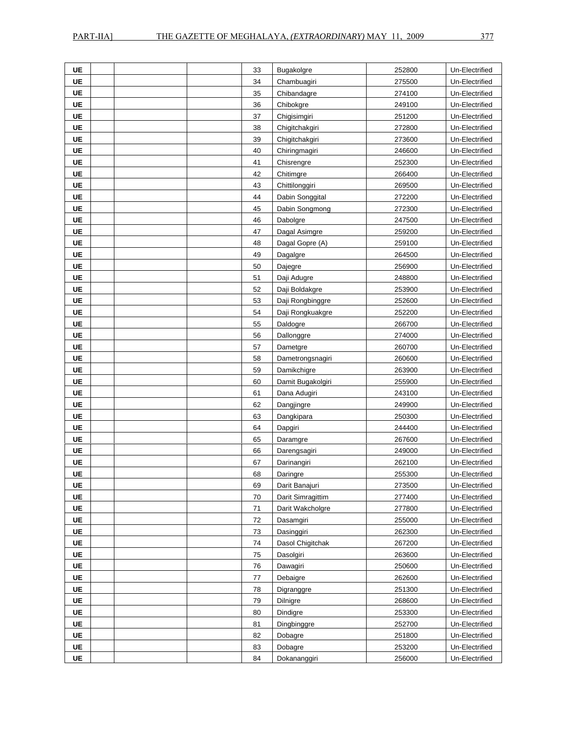| UE | | | | 33 | Bugakolgre | 252800 | Un-Electrified |
|---|---|---|---|---|---|---|---|
| UE | | | | 34 | Chambuagiri | 275500 | Un-Electrified |
| UE | | | | 35 | Chibandagre | 274100 | Un-Electrified |
| UE | | | | 36 | Chibokgre | 249100 | Un-Electrified |
| UE | | | | 37 | Chigisimgiri | 251200 | Un-Electrified |
| UE | | | | 38 | Chigitchakgiri | 272800 | Un-Electrified |
| UE | | | | 39 | Chigitchakgiri | 273600 | Un-Electrified |
| UE | | | | 40 | Chiringmagiri | 246600 | Un-Electrified |
| UE | | | | 41 | Chisrengre | 252300 | Un-Electrified |
| UE | | | | 42 | Chitimgre | 266400 | Un-Electrified |
| UE | | | | 43 | Chittilonggiri | 269500 | Un-Electrified |
| UE | | | | 44 | Dabin Songgital | 272200 | Un-Electrified |
| UE | | | | 45 | Dabin Songmong | 272300 | Un-Electrified |
| UE | | | | 46 | Dabolgre | 247500 | Un-Electrified |
| UE | | | | 47 | Dagal Asimgre | 259200 | Un-Electrified |
| UE | | | | 48 | Dagal Gopre (A) | 259100 | Un-Electrified |
| UE | | | | 49 | Dagalgre | 264500 | Un-Electrified |
| UE | | | | 50 | Dajegre | 256900 | Un-Electrified |
| UE | | | | 51 | Daji Adugre | 248800 | Un-Electrified |
| UE | | | | 52 | Daji Boldakgre | 253900 | Un-Electrified |
| UE | | | | 53 | Daji Rongbinggre | 252600 | Un-Electrified |
| UE | | | | 54 | Daji Rongkuakgre | 252200 | Un-Electrified |
| UE | | | | 55 | Daldogre | 266700 | Un-Electrified |
| UE | | | | 56 | Dallonggre | 274000 | Un-Electrified |
| UE | | | | 57 | Dametgre | 260700 | Un-Electrified |
| UE | | | | 58 | Dametrongsnagiri | 260600 | Un-Electrified |
| UE | | | | 59 | Damikchigre | 263900 | Un-Electrified |
| UE | | | | 60 | Damit Bugakolgiri | 255900 | Un-Electrified |
| UE | | | | 61 | Dana Adugiri | 243100 | Un-Electrified |
| UE | | | | 62 | Dangjingre | 249900 | Un-Electrified |
| UE | | | | 63 | Dangkipara | 250300 | Un-Electrified |
| UE | | | | 64 | Dapgiri | 244400 | Un-Electrified |
| UE | | | | 65 | Daramgre | 267600 | Un-Electrified |
| UE | | | | 66 | Darengsagiri | 249000 | Un-Electrified |
| UE | | | | 67 | Darinangiri | 262100 | Un-Electrified |
| UE | | | | 68 | Daringre | 255300 | Un-Electrified |
| UE | | | | 69 | Darit Banajuri | 273500 | Un-Electrified |
| UE | | | | 70 | Darit Simragittim | 277400 | Un-Electrified |
| UE | | | | 71 | Darit Wakcholgre | 277800 | Un-Electrified |
| UE | | | | 72 | Dasamgiri | 255000 | Un-Electrified |
| UE | | | | 73 | Dasinggiri | 262300 | Un-Electrified |
| UE | | | | 74 | Dasol Chigitchak | 267200 | Un-Electrified |
| UE | | | | 75 | Dasolgiri | 263600 | Un-Electrified |
| UE | | | | 76 | Dawagiri | 250600 | Un-Electrified |
| UE | | | | 77 | Debaigre | 262600 | Un-Electrified |
| UE | | | | 78 | Digranggre | 251300 | Un-Electrified |
| UE | | | | 79 | Dilnigre | 268600 | Un-Electrified |
| UE | | | | 80 | Dindigre | 253300 | Un-Electrified |
| UE | | | | 81 | Dingbinggre | 252700 | Un-Electrified |
| UE | | | | 82 | Dobagre | 251800 | Un-Electrified |
| UE | | | | 83 | Dobagre | 253200 | Un-Electrified |
| UE | | | | 84 | Dokananggiri | 256000 | Un-Electrified |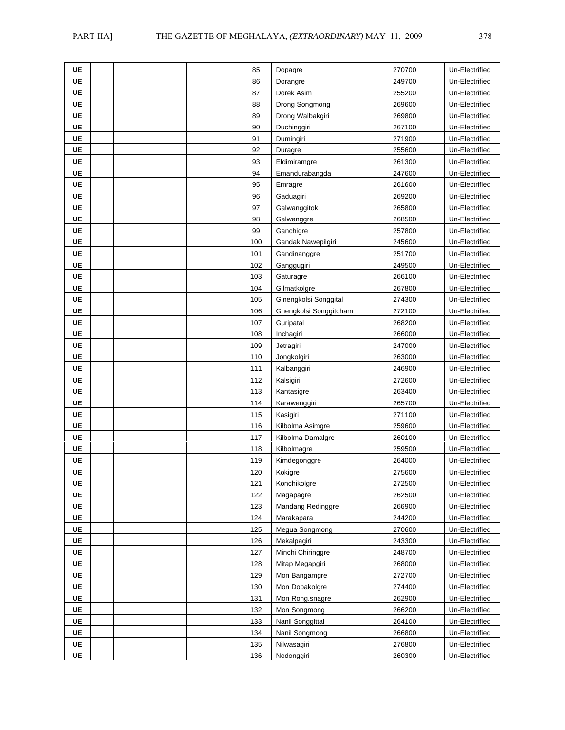| | | | | | | | |
|---|---|---|---|---|---|---|---|
| UE | | | | 85 | Dopagre | 270700 | Un-Electrified |
| UE | | | | 86 | Dorangre | 249700 | Un-Electrified |
| UE | | | | 87 | Dorek Asim | 255200 | Un-Electrified |
| UE | | | | 88 | Drong Songmong | 269600 | Un-Electrified |
| UE | | | | 89 | Drong Walbakgiri | 269800 | Un-Electrified |
| UE | | | | 90 | Duchinggiri | 267100 | Un-Electrified |
| UE | | | | 91 | Dumingiri | 271900 | Un-Electrified |
| UE | | | | 92 | Duragre | 255600 | Un-Electrified |
| UE | | | | 93 | Eldimiramgre | 261300 | Un-Electrified |
| UE | | | | 94 | Emandurabangda | 247600 | Un-Electrified |
| UE | | | | 95 | Emragre | 261600 | Un-Electrified |
| UE | | | | 96 | Gaduagiri | 269200 | Un-Electrified |
| UE | | | | 97 | Galwanggitok | 265800 | Un-Electrified |
| UE | | | | 98 | Galwanggre | 268500 | Un-Electrified |
| UE | | | | 99 | Ganchigre | 257800 | Un-Electrified |
| UE | | | | 100 | Gandak Nawepilgiri | 245600 | Un-Electrified |
| UE | | | | 101 | Gandinanggre | 251700 | Un-Electrified |
| UE | | | | 102 | Ganggugiri | 249500 | Un-Electrified |
| UE | | | | 103 | Gaturagre | 266100 | Un-Electrified |
| UE | | | | 104 | Gilmatkolgre | 267800 | Un-Electrified |
| UE | | | | 105 | Ginengkolsi Songgital | 274300 | Un-Electrified |
| UE | | | | 106 | Gnengkolsi Songgitcham | 272100 | Un-Electrified |
| UE | | | | 107 | Guripatal | 268200 | Un-Electrified |
| UE | | | | 108 | Inchagiri | 266000 | Un-Electrified |
| UE | | | | 109 | Jetragiri | 247000 | Un-Electrified |
| UE | | | | 110 | Jongkolgiri | 263000 | Un-Electrified |
| UE | | | | 111 | Kalbanggiri | 246900 | Un-Electrified |
| UE | | | | 112 | Kalsigiri | 272600 | Un-Electrified |
| UE | | | | 113 | Kantasigre | 263400 | Un-Electrified |
| UE | | | | 114 | Karawenggiri | 265700 | Un-Electrified |
| UE | | | | 115 | Kasigiri | 271100 | Un-Electrified |
| UE | | | | 116 | Kilbolma Asimgre | 259600 | Un-Electrified |
| UE | | | | 117 | Kilbolma Damalgre | 260100 | Un-Electrified |
| UE | | | | 118 | Kilbolmagre | 259500 | Un-Electrified |
| UE | | | | 119 | Kimdegonggre | 264000 | Un-Electrified |
| UE | | | | 120 | Kokigre | 275600 | Un-Electrified |
| UE | | | | 121 | Konchikolgre | 272500 | Un-Electrified |
| UE | | | | 122 | Magapagre | 262500 | Un-Electrified |
| UE | | | | 123 | Mandang Redinggre | 266900 | Un-Electrified |
| UE | | | | 124 | Marakapara | 244200 | Un-Electrified |
| UE | | | | 125 | Megua Songmong | 270600 | Un-Electrified |
| UE | | | | 126 | Mekalpagiri | 243300 | Un-Electrified |
| UE | | | | 127 | Minchi Chiringgre | 248700 | Un-Electrified |
| UE | | | | 128 | Mitap Megapgiri | 268000 | Un-Electrified |
| UE | | | | 129 | Mon Bangamgre | 272700 | Un-Electrified |
| UE | | | | 130 | Mon Dobakolgre | 274400 | Un-Electrified |
| UE | | | | 131 | Mon Rong.snagre | 262900 | Un-Electrified |
| UE | | | | 132 | Mon Songmong | 266200 | Un-Electrified |
| UE | | | | 133 | Nanil Songgittal | 264100 | Un-Electrified |
| UE | | | | 134 | Nanil Songmong | 266800 | Un-Electrified |
| UE | | | | 135 | Nilwasagiri | 276800 | Un-Electrified |
| UE | | | | 136 | Nodonggiri | 260300 | Un-Electrified |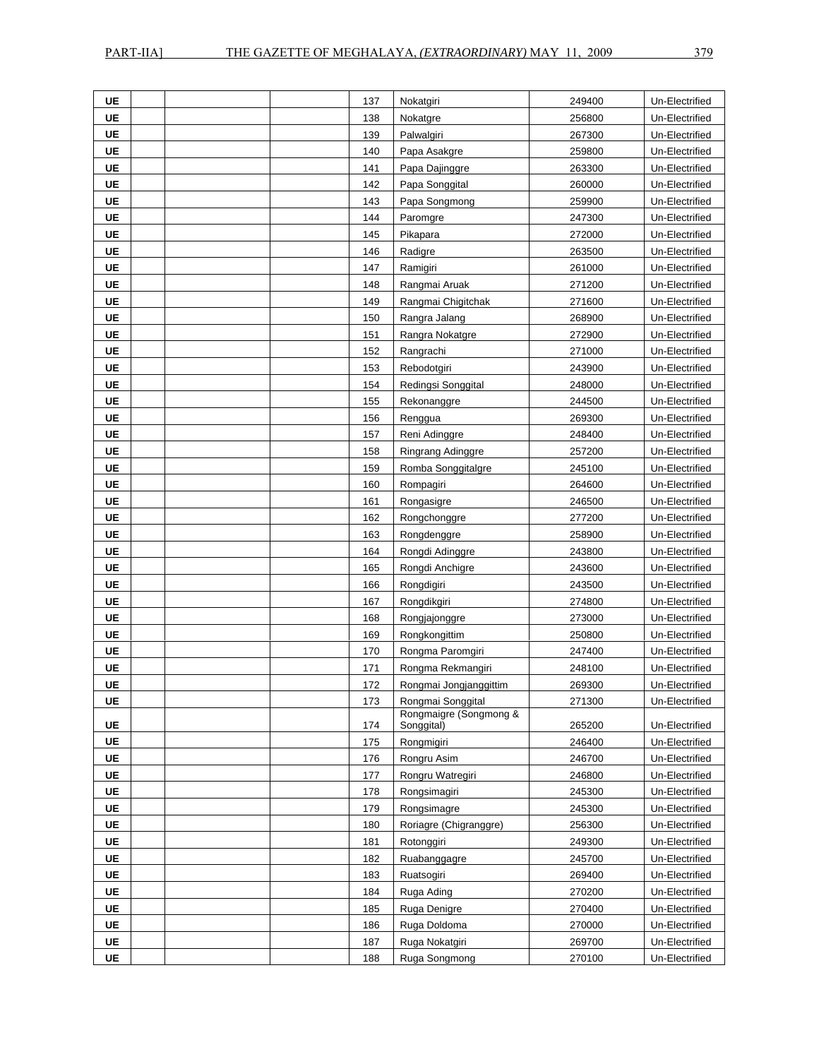| UE | | | | 137 | Nokatgiri | 249400 | Un-Electrified |
|---|---|---|---|---|---|---|---|
| UE | | | | 138 | Nokatgre | 256800 | Un-Electrified |
| UE | | | | 139 | Palwalgiri | 267300 | Un-Electrified |
| UE | | | | 140 | Papa Asakgre | 259800 | Un-Electrified |
| UE | | | | 141 | Papa Dajinggre | 263300 | Un-Electrified |
| UE | | | | 142 | Papa Songgital | 260000 | Un-Electrified |
| UE | | | | 143 | Papa Songmong | 259900 | Un-Electrified |
| UE | | | | 144 | Paromgre | 247300 | Un-Electrified |
| UE | | | | 145 | Pikapara | 272000 | Un-Electrified |
| UE | | | | 146 | Radigre | 263500 | Un-Electrified |
| UE | | | | 147 | Ramigiri | 261000 | Un-Electrified |
| UE | | | | 148 | Rangmai Aruak | 271200 | Un-Electrified |
| UE | | | | 149 | Rangmai Chigitchak | 271600 | Un-Electrified |
| UE | | | | 150 | Rangra Jalang | 268900 | Un-Electrified |
| UE | | | | 151 | Rangra Nokatgre | 272900 | Un-Electrified |
| UE | | | | 152 | Rangrachi | 271000 | Un-Electrified |
| UE | | | | 153 | Rebodotgiri | 243900 | Un-Electrified |
| UE | | | | 154 | Redingsi Songgital | 248000 | Un-Electrified |
| UE | | | | 155 | Rekonanggre | 244500 | Un-Electrified |
| UE | | | | 156 | Renggua | 269300 | Un-Electrified |
| UE | | | | 157 | Reni Adinggre | 248400 | Un-Electrified |
| UE | | | | 158 | Ringrang Adinggre | 257200 | Un-Electrified |
| UE | | | | 159 | Romba Songgitalgre | 245100 | Un-Electrified |
| UE | | | | 160 | Rompagiri | 264600 | Un-Electrified |
| UE | | | | 161 | Rongasigre | 246500 | Un-Electrified |
| UE | | | | 162 | Rongchonggre | 277200 | Un-Electrified |
| UE | | | | 163 | Rongdenggre | 258900 | Un-Electrified |
| UE | | | | 164 | Rongdi Adinggre | 243800 | Un-Electrified |
| UE | | | | 165 | Rongdi Anchigre | 243600 | Un-Electrified |
| UE | | | | 166 | Rongdigiri | 243500 | Un-Electrified |
| UE | | | | 167 | Rongdikgiri | 274800 | Un-Electrified |
| UE | | | | 168 | Rongjajonggre | 273000 | Un-Electrified |
| UE | | | | 169 | Rongkongittim | 250800 | Un-Electrified |
| UE | | | | 170 | Rongma Paromgiri | 247400 | Un-Electrified |
| UE | | | | 171 | Rongma Rekmangiri | 248100 | Un-Electrified |
| UE | | | | 172 | Rongmai Jongjanggittim | 269300 | Un-Electrified |
| UE | | | | 173 | Rongmai Songgital | 271300 | Un-Electrified |
| UE | | | | 174 | Rongmaigre (Songmong & Songgital) | 265200 | Un-Electrified |
| UE | | | | 175 | Rongmigiri | 246400 | Un-Electrified |
| UE | | | | 176 | Rongru Asim | 246700 | Un-Electrified |
| UE | | | | 177 | Rongru Watregiri | 246800 | Un-Electrified |
| UE | | | | 178 | Rongsimagiri | 245300 | Un-Electrified |
| UE | | | | 179 | Rongsimagre | 245300 | Un-Electrified |
| UE | | | | 180 | Roriagre (Chigranggre) | 256300 | Un-Electrified |
| UE | | | | 181 | Rotonggiri | 249300 | Un-Electrified |
| UE | | | | 182 | Ruabanggagre | 245700 | Un-Electrified |
| UE | | | | 183 | Ruatsogiri | 269400 | Un-Electrified |
| UE | | | | 184 | Ruga Ading | 270200 | Un-Electrified |
| UE | | | | 185 | Ruga Denigre | 270400 | Un-Electrified |
| UE | | | | 186 | Ruga Doldoma | 270000 | Un-Electrified |
| UE | | | | 187 | Ruga Nokatgiri | 269700 | Un-Electrified |
| UE | | | | 188 | Ruga Songmong | 270100 | Un-Electrified |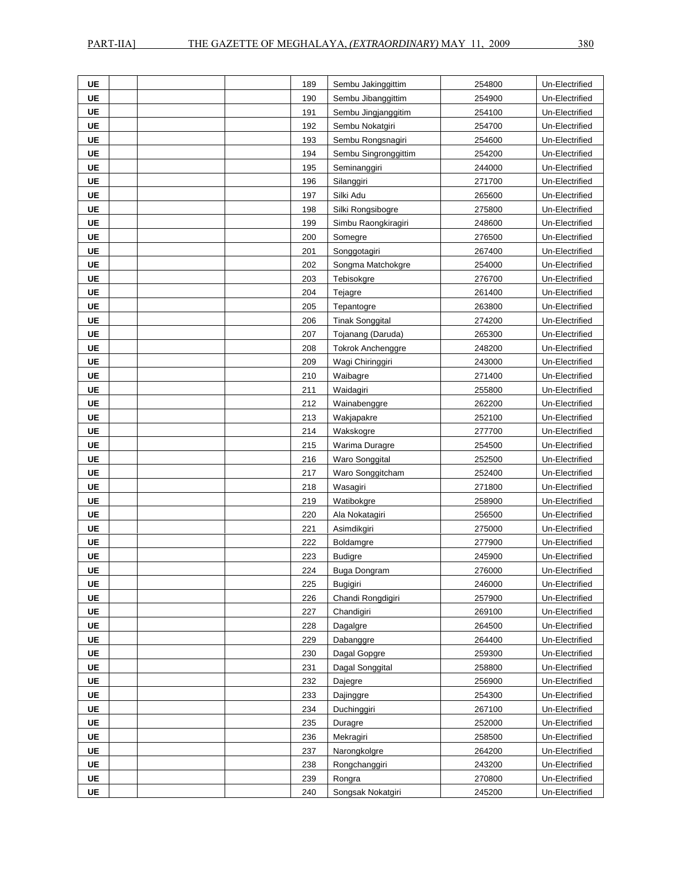| UE | | | | 189 | Sembu Jakinggittim | 254800 | Un-Electrified |
|---|---|---|---|---|---|---|---|
| UE | | | | 190 | Sembu Jibanggittim | 254900 | Un-Electrified |
| UE | | | | 191 | Sembu Jingjanggitim | 254100 | Un-Electrified |
| UE | | | | 192 | Sembu Nokatgiri | 254700 | Un-Electrified |
| UE | | | | 193 | Sembu Rongsnagiri | 254600 | Un-Electrified |
| UE | | | | 194 | Sembu Singronggittim | 254200 | Un-Electrified |
| UE | | | | 195 | Seminanggiri | 244000 | Un-Electrified |
| UE | | | | 196 | Silanggiri | 271700 | Un-Electrified |
| UE | | | | 197 | Silki Adu | 265600 | Un-Electrified |
| UE | | | | 198 | Silki Rongsibogre | 275800 | Un-Electrified |
| UE | | | | 199 | Simbu Raongkiragiri | 248600 | Un-Electrified |
| UE | | | | 200 | Somegre | 276500 | Un-Electrified |
| UE | | | | 201 | Songgotagiri | 267400 | Un-Electrified |
| UE | | | | 202 | Songma Matchokgre | 254000 | Un-Electrified |
| UE | | | | 203 | Tebisokgre | 276700 | Un-Electrified |
| UE | | | | 204 | Tejagre | 261400 | Un-Electrified |
| UE | | | | 205 | Tepantogre | 263800 | Un-Electrified |
| UE | | | | 206 | Tinak Songgital | 274200 | Un-Electrified |
| UE | | | | 207 | Tojanang (Daruda) | 265300 | Un-Electrified |
| UE | | | | 208 | Tokrok Anchenggre | 248200 | Un-Electrified |
| UE | | | | 209 | Wagi Chiringgiri | 243000 | Un-Electrified |
| UE | | | | 210 | Waibagre | 271400 | Un-Electrified |
| UE | | | | 211 | Waidagiri | 255800 | Un-Electrified |
| UE | | | | 212 | Wainabenggre | 262200 | Un-Electrified |
| UE | | | | 213 | Wakjapakre | 252100 | Un-Electrified |
| UE | | | | 214 | Wakskogre | 277700 | Un-Electrified |
| UE | | | | 215 | Warima Duragre | 254500 | Un-Electrified |
| UE | | | | 216 | Waro Songgital | 252500 | Un-Electrified |
| UE | | | | 217 | Waro Songgitcham | 252400 | Un-Electrified |
| UE | | | | 218 | Wasagiri | 271800 | Un-Electrified |
| UE | | | | 219 | Watibokgre | 258900 | Un-Electrified |
| UE | | | | 220 | Ala Nokatagiri | 256500 | Un-Electrified |
| UE | | | | 221 | Asimdikgiri | 275000 | Un-Electrified |
| UE | | | | 222 | Boldamgre | 277900 | Un-Electrified |
| UE | | | | 223 | Budigre | 245900 | Un-Electrified |
| UE | | | | 224 | Buga Dongram | 276000 | Un-Electrified |
| UE | | | | 225 | Bugigiri | 246000 | Un-Electrified |
| UE | | | | 226 | Chandi Rongdigiri | 257900 | Un-Electrified |
| UE | | | | 227 | Chandigiri | 269100 | Un-Electrified |
| UE | | | | 228 | Dagalgre | 264500 | Un-Electrified |
| UE | | | | 229 | Dabanggre | 264400 | Un-Electrified |
| UE | | | | 230 | Dagal Gopgre | 259300 | Un-Electrified |
| UE | | | | 231 | Dagal Songgital | 258800 | Un-Electrified |
| UE | | | | 232 | Dajegre | 256900 | Un-Electrified |
| UE | | | | 233 | Dajinggre | 254300 | Un-Electrified |
| UE | | | | 234 | Duchinggiri | 267100 | Un-Electrified |
| UE | | | | 235 | Duragre | 252000 | Un-Electrified |
| UE | | | | 236 | Mekragiri | 258500 | Un-Electrified |
| UE | | | | 237 | Narongkolgre | 264200 | Un-Electrified |
| UE | | | | 238 | Rongchanggiri | 243200 | Un-Electrified |
| UE | | | | 239 | Rongra | 270800 | Un-Electrified |
| UE | | | | 240 | Songsak Nokatgiri | 245200 | Un-Electrified |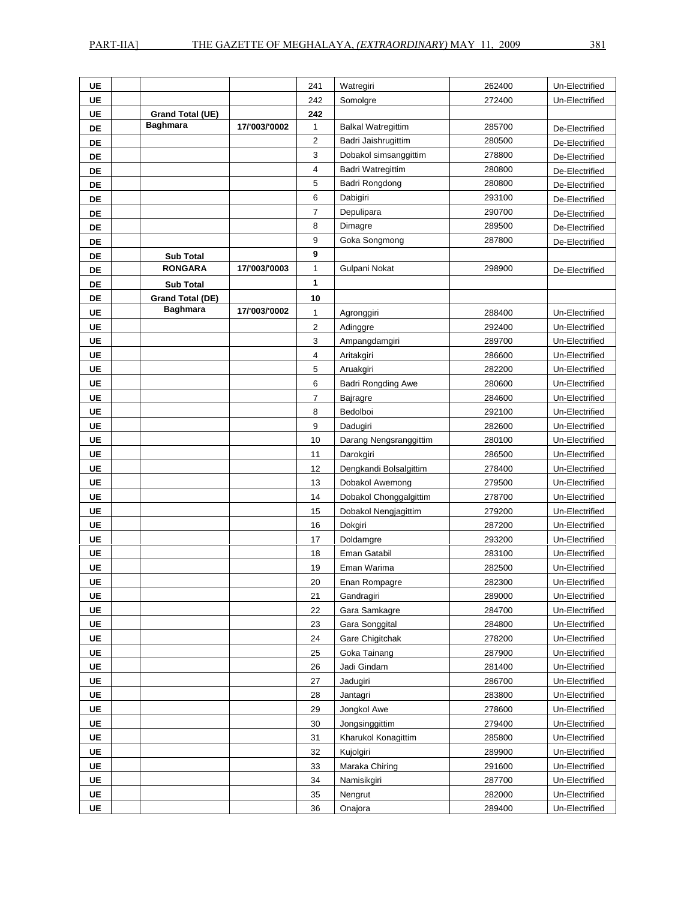| | | | | | | | |
|---|---|---|---|---|---|---|---|
| UE | | | | 241 | Watregiri | 262400 | Un-Electrified |
| UE | | | | 242 | Somolgre | 272400 | Un-Electrified |
| UE | | **Grand Total (UE)** | | **242** | | | |
| DE | | **Baghmara** | **17/'003/'0002** | 1 | Balkal Watregittim | 285700 | De-Electrified |
| DE | | | | 2 | Badri Jaishrugittim | 280500 | De-Electrified |
| DE | | | | 3 | Dobakol simsanggittim | 278800 | De-Electrified |
| DE | | | | 4 | Badri Watregittim | 280800 | De-Electrified |
| DE | | | | 5 | Badri Rongdong | 280800 | De-Electrified |
| DE | | | | 6 | Dabigiri | 293100 | De-Electrified |
| DE | | | | 7 | Depulipara | 290700 | De-Electrified |
| DE | | | | 8 | Dimagre | 289500 | De-Electrified |
| DE | | | | 9 | Goka Songmong | 287800 | De-Electrified |
| DE | | **Sub Total** | | **9** | | | |
| DE | | **RONGARA** | **17/'003/'0003** | 1 | Gulpani Nokat | 298900 | De-Electrified |
| DE | | **Sub Total** | | **1** | | | |
| DE | | **Grand Total (DE)** | | **10** | | | |
| UE | | **Baghmara** | **17/'003/'0002** | 1 | Agronggiri | 288400 | Un-Electrified |
| UE | | | | 2 | Adinggre | 292400 | Un-Electrified |
| UE | | | | 3 | Ampangdamgiri | 289700 | Un-Electrified |
| UE | | | | 4 | Aritakgiri | 286600 | Un-Electrified |
| UE | | | | 5 | Aruakgiri | 282200 | Un-Electrified |
| UE | | | | 6 | Badri Rongding Awe | 280600 | Un-Electrified |
| UE | | | | 7 | Bajragre | 284600 | Un-Electrified |
| UE | | | | 8 | Bedolboi | 292100 | Un-Electrified |
| UE | | | | 9 | Dadugiri | 282600 | Un-Electrified |
| UE | | | | 10 | Darang Nengsranggittim | 280100 | Un-Electrified |
| UE | | | | 11 | Darokgiri | 286500 | Un-Electrified |
| UE | | | | 12 | Dengkandi Bolsalgittim | 278400 | Un-Electrified |
| UE | | | | 13 | Dobakol Awemong | 279500 | Un-Electrified |
| UE | | | | 14 | Dobakol Chonggalgittim | 278700 | Un-Electrified |
| UE | | | | 15 | Dobakol Nengjagittim | 279200 | Un-Electrified |
| UE | | | | 16 | Dokgiri | 287200 | Un-Electrified |
| UE | | | | 17 | Doldamgre | 293200 | Un-Electrified |
| UE | | | | 18 | Eman Gatabil | 283100 | Un-Electrified |
| UE | | | | 19 | Eman Warima | 282500 | Un-Electrified |
| UE | | | | 20 | Enan Rompagre | 282300 | Un-Electrified |
| UE | | | | 21 | Gandragiri | 289000 | Un-Electrified |
| UE | | | | 22 | Gara Samkagre | 284700 | Un-Electrified |
| UE | | | | 23 | Gara Songgital | 284800 | Un-Electrified |
| UE | | | | 24 | Gare Chigitchak | 278200 | Un-Electrified |
| UE | | | | 25 | Goka Tainang | 287900 | Un-Electrified |
| UE | | | | 26 | Jadi Gindam | 281400 | Un-Electrified |
| UE | | | | 27 | Jadugiri | 286700 | Un-Electrified |
| UE | | | | 28 | Jantagri | 283800 | Un-Electrified |
| UE | | | | 29 | Jongkol Awe | 278600 | Un-Electrified |
| UE | | | | 30 | Jongsinggittim | 279400 | Un-Electrified |
| UE | | | | 31 | Kharukol Konagittim | 285800 | Un-Electrified |
| UE | | | | 32 | Kujolgiri | 289900 | Un-Electrified |
| UE | | | | 33 | Maraka Chiring | 291600 | Un-Electrified |
| UE | | | | 34 | Namisikgiri | 287700 | Un-Electrified |
| UE | | | | 35 | Nengrut | 282000 | Un-Electrified |
| UE | | | | 36 | Onajora | 289400 | Un-Electrified |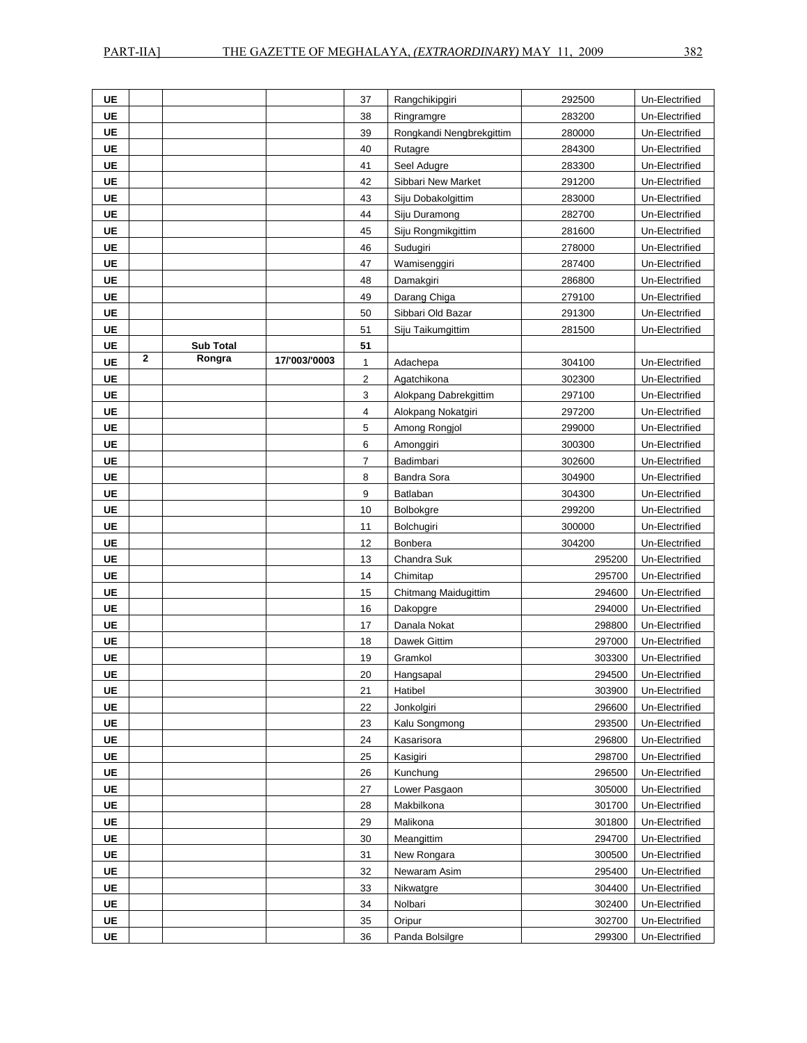| | | | | | | | |
|---|---|---|---|---|---|---|---|
| UE | | | | 37 | Rangchikipgiri | 292500 | Un-Electrified |
| UE | | | | 38 | Ringramgre | 283200 | Un-Electrified |
| UE | | | | 39 | Rongkandi Nengbrekgittim | 280000 | Un-Electrified |
| UE | | | | 40 | Rutagre | 284300 | Un-Electrified |
| UE | | | | 41 | Seel Adugre | 283300 | Un-Electrified |
| UE | | | | 42 | Sibbari New Market | 291200 | Un-Electrified |
| UE | | | | 43 | Siju Dobakolgittim | 283000 | Un-Electrified |
| UE | | | | 44 | Siju Duramong | 282700 | Un-Electrified |
| UE | | | | 45 | Siju Rongmikgittim | 281600 | Un-Electrified |
| UE | | | | 46 | Sudugiri | 278000 | Un-Electrified |
| UE | | | | 47 | Wamisenggiri | 287400 | Un-Electrified |
| UE | | | | 48 | Damakgiri | 286800 | Un-Electrified |
| UE | | | | 49 | Darang Chiga | 279100 | Un-Electrified |
| UE | | | | 50 | Sibbari Old Bazar | 291300 | Un-Electrified |
| UE | | | | 51 | Siju Taikumgittim | 281500 | Un-Electrified |
| UE | | **Sub Total** | | **51** | | | |
| UE | **2** | **Rongra** | **17/'003/'0003** | 1 | Adachepa | 304100 | Un-Electrified |
| UE | | | | 2 | Agatchikona | 302300 | Un-Electrified |
| UE | | | | 3 | Alokpang Dabrekgittim | 297100 | Un-Electrified |
| UE | | | | 4 | Alokpang Nokatgiri | 297200 | Un-Electrified |
| UE | | | | 5 | Among Rongjol | 299000 | Un-Electrified |
| UE | | | | 6 | Amonggiri | 300300 | Un-Electrified |
| UE | | | | 7 | Badimbari | 302600 | Un-Electrified |
| UE | | | | 8 | Bandra Sora | 304900 | Un-Electrified |
| UE | | | | 9 | Batlaban | 304300 | Un-Electrified |
| UE | | | | 10 | Bolbokgre | 299200 | Un-Electrified |
| UE | | | | 11 | Bolchugiri | 300000 | Un-Electrified |
| UE | | | | 12 | Bonbera | 304200 | Un-Electrified |
| UE | | | | 13 | Chandra Suk | 295200 | Un-Electrified |
| UE | | | | 14 | Chimitap | 295700 | Un-Electrified |
| UE | | | | 15 | Chitmang Maidugittim | 294600 | Un-Electrified |
| UE | | | | 16 | Dakopgre | 294000 | Un-Electrified |
| UE | | | | 17 | Danala Nokat | 298800 | Un-Electrified |
| UE | | | | 18 | Dawek Gittim | 297000 | Un-Electrified |
| UE | | | | 19 | Gramkol | 303300 | Un-Electrified |
| UE | | | | 20 | Hangsapal | 294500 | Un-Electrified |
| UE | | | | 21 | Hatibel | 303900 | Un-Electrified |
| UE | | | | 22 | Jonkolgiri | 296600 | Un-Electrified |
| UE | | | | 23 | Kalu Songmong | 293500 | Un-Electrified |
| UE | | | | 24 | Kasarisora | 296800 | Un-Electrified |
| UE | | | | 25 | Kasigiri | 298700 | Un-Electrified |
| UE | | | | 26 | Kunchung | 296500 | Un-Electrified |
| UE | | | | 27 | Lower Pasgaon | 305000 | Un-Electrified |
| UE | | | | 28 | Makbilkona | 301700 | Un-Electrified |
| UE | | | | 29 | Malikona | 301800 | Un-Electrified |
| UE | | | | 30 | Meangittim | 294700 | Un-Electrified |
| UE | | | | 31 | New Rongara | 300500 | Un-Electrified |
| UE | | | | 32 | Newaram Asim | 295400 | Un-Electrified |
| UE | | | | 33 | Nikwatgre | 304400 | Un-Electrified |
| UE | | | | 34 | Nolbari | 302400 | Un-Electrified |
| UE | | | | 35 | Oripur | 302700 | Un-Electrified |
| UE | | | | 36 | Panda Bolsilgre | 299300 | Un-Electrified |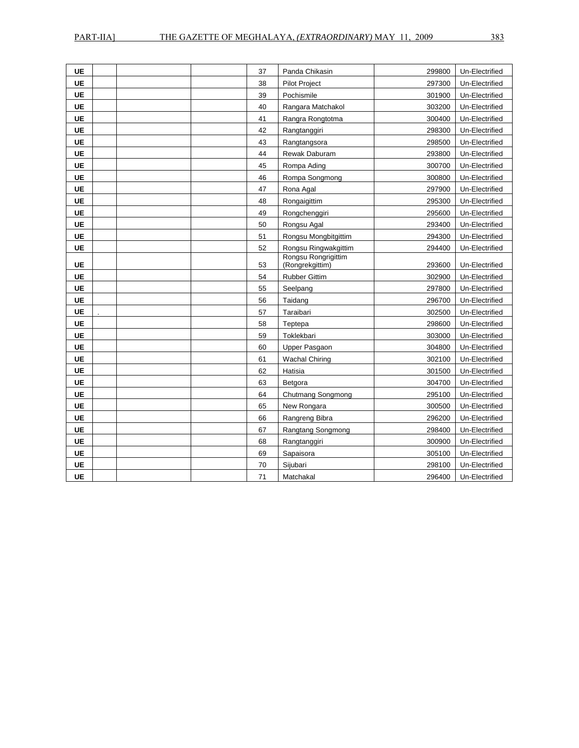| | | | | | | | |
|---|---|---|---|---|---|---|---|
| **UE** | | | | 37 | Panda Chikasin | 299800 | Un-Electrified |
| **UE** | | | | 38 | Pilot Project | 297300 | Un-Electrified |
| **UE** | | | | 39 | Pochismile | 301900 | Un-Electrified |
| **UE** | | | | 40 | Rangara Matchakol | 303200 | Un-Electrified |
| **UE** | | | | 41 | Rangra Rongtotma | 300400 | Un-Electrified |
| **UE** | | | | 42 | Rangtanggiri | 298300 | Un-Electrified |
| **UE** | | | | 43 | Rangtangsora | 298500 | Un-Electrified |
| **UE** | | | | 44 | Rewak Daburam | 293800 | Un-Electrified |
| **UE** | | | | 45 | Rompa Ading | 300700 | Un-Electrified |
| **UE** | | | | 46 | Rompa Songmong | 300800 | Un-Electrified |
| **UE** | | | | 47 | Rona Agal | 297900 | Un-Electrified |
| **UE** | | | | 48 | Rongaigittim | 295300 | Un-Electrified |
| **UE** | | | | 49 | Rongchenggiri | 295600 | Un-Electrified |
| **UE** | | | | 50 | Rongsu Agal | 293400 | Un-Electrified |
| **UE** | | | | 51 | Rongsu Mongbitgittim | 294300 | Un-Electrified |
| **UE** | | | | 52 | Rongsu Ringwakgittim | 294400 | Un-Electrified |
| **UE** | | | | 53 | Rongsu Rongrigittim (Rongrekgittim) | 293600 | Un-Electrified |
| **UE** | | | | 54 | Rubber Gittim | 302900 | Un-Electrified |
| **UE** | | | | 55 | Seelpang | 297800 | Un-Electrified |
| **UE** | | | | 56 | Taidang | 296700 | Un-Electrified |
| **UE** | . | | | 57 | Taraibari | 302500 | Un-Electrified |
| **UE** | | | | 58 | Teptepa | 298600 | Un-Electrified |
| **UE** | | | | 59 | Toklekbari | 303000 | Un-Electrified |
| **UE** | | | | 60 | Upper Pasgaon | 304800 | Un-Electrified |
| **UE** | | | | 61 | Wachal Chiring | 302100 | Un-Electrified |
| **UE** | | | | 62 | Hatisia | 301500 | Un-Electrified |
| **UE** | | | | 63 | Betgora | 304700 | Un-Electrified |
| **UE** | | | | 64 | Chutmang Songmong | 295100 | Un-Electrified |
| **UE** | | | | 65 | New Rongara | 300500 | Un-Electrified |
| **UE** | | | | 66 | Rangreng Bibra | 296200 | Un-Electrified |
| **UE** | | | | 67 | Rangtang Songmong | 298400 | Un-Electrified |
| **UE** | | | | 68 | Rangtanggiri | 300900 | Un-Electrified |
| **UE** | | | | 69 | Sapaisora | 305100 | Un-Electrified |
| **UE** | | | | 70 | Sijubari | 298100 | Un-Electrified |
| **UE** | | | | 71 | Matchakal | 296400 | Un-Electrified |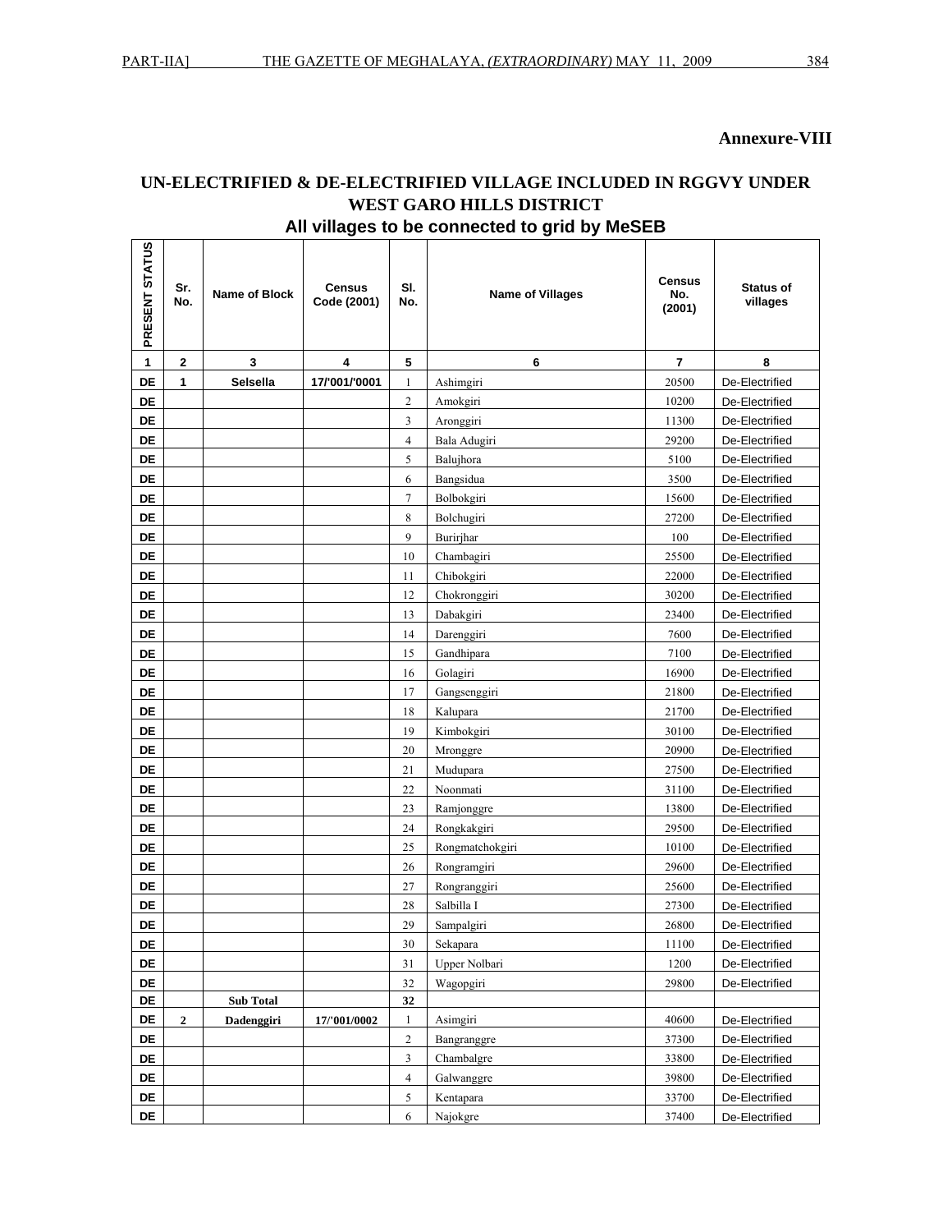**Annexure-VIII**

## UN-ELECTRIFIED & DE-ELECTRIFIED VILLAGE INCLUDED IN RGGVY UNDER WEST GARO HILLS DISTRICT

### All villages to be connected to grid by MeSEB

| PRESENT STATUS | Sr. No. | Name of Block | Census Code (2001) | Sl. No. | Name of Villages | Census No. (2001) | Status of villages |
|---|---|---|---|---|---|---|---|
| 1 | 2 | 3 | 4 | 5 | 6 | 7 | 8 |
| DE | 1 | Selsella | 17/'001/'0001 | 1 | Ashimgiri | 20500 | De-Electrified |
| DE | | | | 2 | Amokgiri | 10200 | De-Electrified |
| DE | | | | 3 | Aronggiri | 11300 | De-Electrified |
| DE | | | | 4 | Bala Adugiri | 29200 | De-Electrified |
| DE | | | | 5 | Balujhora | 5100 | De-Electrified |
| DE | | | | 6 | Bangsidua | 3500 | De-Electrified |
| DE | | | | 7 | Bolbokgiri | 15600 | De-Electrified |
| DE | | | | 8 | Bolchugiri | 27200 | De-Electrified |
| DE | | | | 9 | Burirjhar | 100 | De-Electrified |
| DE | | | | 10 | Chambagiri | 25500 | De-Electrified |
| DE | | | | 11 | Chibokgiri | 22000 | De-Electrified |
| DE | | | | 12 | Chokronggiri | 30200 | De-Electrified |
| DE | | | | 13 | Dabakgiri | 23400 | De-Electrified |
| DE | | | | 14 | Darenggiri | 7600 | De-Electrified |
| DE | | | | 15 | Gandhipara | 7100 | De-Electrified |
| DE | | | | 16 | Golagiri | 16900 | De-Electrified |
| DE | | | | 17 | Gangsenggiri | 21800 | De-Electrified |
| DE | | | | 18 | Kalupara | 21700 | De-Electrified |
| DE | | | | 19 | Kimbokgiri | 30100 | De-Electrified |
| DE | | | | 20 | Mronggre | 20900 | De-Electrified |
| DE | | | | 21 | Mudupara | 27500 | De-Electrified |
| DE | | | | 22 | Noonmati | 31100 | De-Electrified |
| DE | | | | 23 | Ramjonggre | 13800 | De-Electrified |
| DE | | | | 24 | Rongkakgiri | 29500 | De-Electrified |
| DE | | | | 25 | Rongmatchokgiri | 10100 | De-Electrified |
| DE | | | | 26 | Rongramgiri | 29600 | De-Electrified |
| DE | | | | 27 | Rongranggiri | 25600 | De-Electrified |
| DE | | | | 28 | Salbilla I | 27300 | De-Electrified |
| DE | | | | 29 | Sampalgiri | 26800 | De-Electrified |
| DE | | | | 30 | Sekapara | 11100 | De-Electrified |
| DE | | | | 31 | Upper Nolbari | 1200 | De-Electrified |
| DE | | | | 32 | Wagopgiri | 29800 | De-Electrified |
| DE | | **Sub Total** | | **32** | | | |
| DE | 2 | Dadenggiri | 17/'001/0002 | 1 | Asimgiri | 40600 | De-Electrified |
| DE | | | | 2 | Bangranggre | 37300 | De-Electrified |
| DE | | | | 3 | Chambalgre | 33800 | De-Electrified |
| DE | | | | 4 | Galwanggre | 39800 | De-Electrified |
| DE | | | | 5 | Kentapara | 33700 | De-Electrified |
| DE | | | | 6 | Najokgre | 37400 | De-Electrified |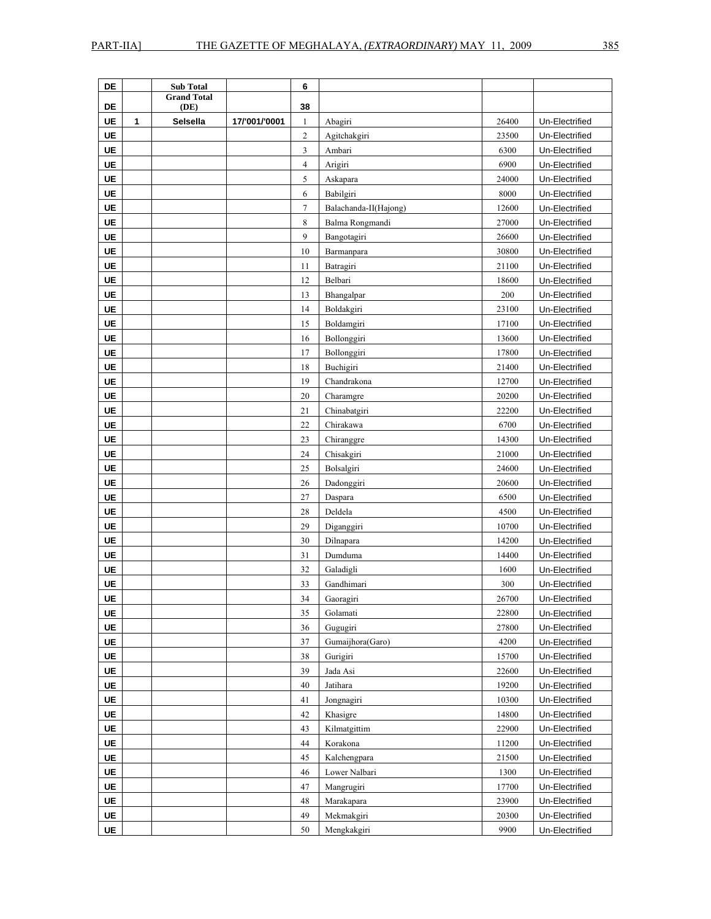| DE | | Sub Total | | 6 | | | |
|---|---|---|---|---|---|---|---|
| DE | | Grand Total (DE) | | 38 | | | |
| UE | 1 | Selsella | 17/'001/'0001 | 1 | Abagiri | 26400 | Un-Electrified |
| UE | | | | 2 | Agitchakgiri | 23500 | Un-Electrified |
| UE | | | | 3 | Ambari | 6300 | Un-Electrified |
| UE | | | | 4 | Arigiri | 6900 | Un-Electrified |
| UE | | | | 5 | Askapara | 24000 | Un-Electrified |
| UE | | | | 6 | Babilgiri | 8000 | Un-Electrified |
| UE | | | | 7 | Balachanda-II(Hajong) | 12600 | Un-Electrified |
| UE | | | | 8 | Balma Rongmandi | 27000 | Un-Electrified |
| UE | | | | 9 | Bangotagiri | 26600 | Un-Electrified |
| UE | | | | 10 | Barmanpara | 30800 | Un-Electrified |
| UE | | | | 11 | Batragiri | 21100 | Un-Electrified |
| UE | | | | 12 | Belbari | 18600 | Un-Electrified |
| UE | | | | 13 | Bhangalpar | 200 | Un-Electrified |
| UE | | | | 14 | Boldakgiri | 23100 | Un-Electrified |
| UE | | | | 15 | Boldamgiri | 17100 | Un-Electrified |
| UE | | | | 16 | Bollonggiri | 13600 | Un-Electrified |
| UE | | | | 17 | Bollonggiri | 17800 | Un-Electrified |
| UE | | | | 18 | Buchigiri | 21400 | Un-Electrified |
| UE | | | | 19 | Chandrakona | 12700 | Un-Electrified |
| UE | | | | 20 | Charamgre | 20200 | Un-Electrified |
| UE | | | | 21 | Chinabatgiri | 22200 | Un-Electrified |
| UE | | | | 22 | Chirakawa | 6700 | Un-Electrified |
| UE | | | | 23 | Chiranggre | 14300 | Un-Electrified |
| UE | | | | 24 | Chisakgiri | 21000 | Un-Electrified |
| UE | | | | 25 | Bolsalgiri | 24600 | Un-Electrified |
| UE | | | | 26 | Dadonggiri | 20600 | Un-Electrified |
| UE | | | | 27 | Daspara | 6500 | Un-Electrified |
| UE | | | | 28 | Deldela | 4500 | Un-Electrified |
| UE | | | | 29 | Diganggiri | 10700 | Un-Electrified |
| UE | | | | 30 | Dilnapara | 14200 | Un-Electrified |
| UE | | | | 31 | Dumduma | 14400 | Un-Electrified |
| UE | | | | 32 | Galadigli | 1600 | Un-Electrified |
| UE | | | | 33 | Gandhimari | 300 | Un-Electrified |
| UE | | | | 34 | Gaoragiri | 26700 | Un-Electrified |
| UE | | | | 35 | Golamati | 22800 | Un-Electrified |
| UE | | | | 36 | Gugugiri | 27800 | Un-Electrified |
| UE | | | | 37 | Gumaijhora(Garo) | 4200 | Un-Electrified |
| UE | | | | 38 | Gurigiri | 15700 | Un-Electrified |
| UE | | | | 39 | Jada Asi | 22600 | Un-Electrified |
| UE | | | | 40 | Jatihara | 19200 | Un-Electrified |
| UE | | | | 41 | Jongnagiri | 10300 | Un-Electrified |
| UE | | | | 42 | Khasigre | 14800 | Un-Electrified |
| UE | | | | 43 | Kilmatgittim | 22900 | Un-Electrified |
| UE | | | | 44 | Korakona | 11200 | Un-Electrified |
| UE | | | | 45 | Kalchengpara | 21500 | Un-Electrified |
| UE | | | | 46 | Lower Nalbari | 1300 | Un-Electrified |
| UE | | | | 47 | Mangrugiri | 17700 | Un-Electrified |
| UE | | | | 48 | Marakapara | 23900 | Un-Electrified |
| UE | | | | 49 | Mekmakgiri | 20300 | Un-Electrified |
| UE | | | | 50 | Mengkakgiri | 9900 | Un-Electrified |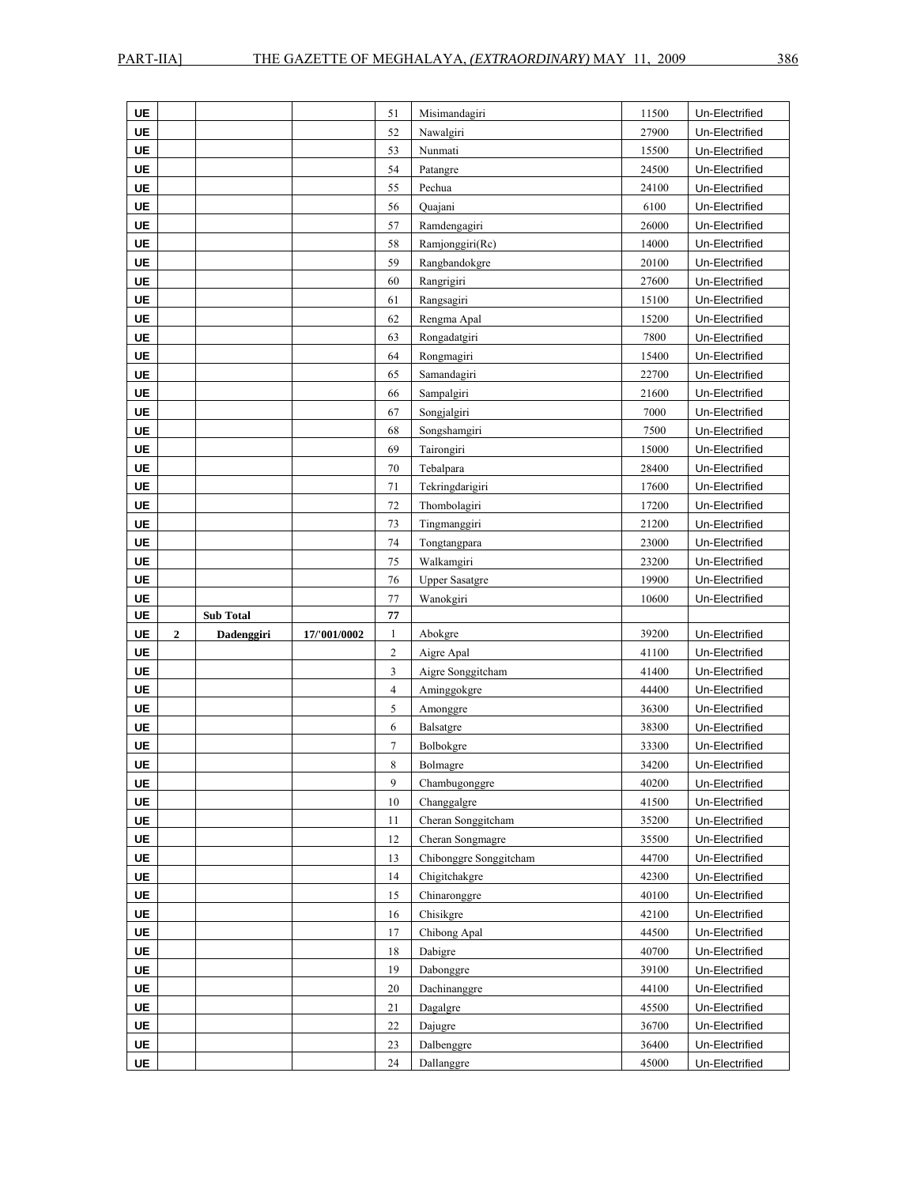| UE | | | | 51 | Misimandagiri | 11500 | Un-Electrified |
|---|---|---|---|---|---|---|---|
| UE | | | | 52 | Nawalgiri | 27900 | Un-Electrified |
| UE | | | | 53 | Nunmati | 15500 | Un-Electrified |
| UE | | | | 54 | Patangre | 24500 | Un-Electrified |
| UE | | | | 55 | Pechua | 24100 | Un-Electrified |
| UE | | | | 56 | Quajani | 6100 | Un-Electrified |
| UE | | | | 57 | Ramdengagiri | 26000 | Un-Electrified |
| UE | | | | 58 | Ramjonggiri(Rc) | 14000 | Un-Electrified |
| UE | | | | 59 | Rangbandokgre | 20100 | Un-Electrified |
| UE | | | | 60 | Rangrigiri | 27600 | Un-Electrified |
| UE | | | | 61 | Rangsagiri | 15100 | Un-Electrified |
| UE | | | | 62 | Rengma Apal | 15200 | Un-Electrified |
| UE | | | | 63 | Rongadatgiri | 7800 | Un-Electrified |
| UE | | | | 64 | Rongmagiri | 15400 | Un-Electrified |
| UE | | | | 65 | Samandagiri | 22700 | Un-Electrified |
| UE | | | | 66 | Sampalgiri | 21600 | Un-Electrified |
| UE | | | | 67 | Songjalgiri | 7000 | Un-Electrified |
| UE | | | | 68 | Songshamgiri | 7500 | Un-Electrified |
| UE | | | | 69 | Tairongiri | 15000 | Un-Electrified |
| UE | | | | 70 | Tebalpara | 28400 | Un-Electrified |
| UE | | | | 71 | Tekringdarigiri | 17600 | Un-Electrified |
| UE | | | | 72 | Thombolagiri | 17200 | Un-Electrified |
| UE | | | | 73 | Tingmanggiri | 21200 | Un-Electrified |
| UE | | | | 74 | Tongtangpara | 23000 | Un-Electrified |
| UE | | | | 75 | Walkamgiri | 23200 | Un-Electrified |
| UE | | | | 76 | Upper Sasatgre | 19900 | Un-Electrified |
| UE | | | | 77 | Wanokgiri | 10600 | Un-Electrified |
| UE | | **Sub Total** | | **77** | | | |
| UE | **2** | **Dadenggiri** | **17/'001/0002** | 1 | Abokgre | 39200 | Un-Electrified |
| UE | | | | 2 | Aigre Apal | 41100 | Un-Electrified |
| UE | | | | 3 | Aigre Songgitcham | 41400 | Un-Electrified |
| UE | | | | 4 | Aminggokgre | 44400 | Un-Electrified |
| UE | | | | 5 | Amonggre | 36300 | Un-Electrified |
| UE | | | | 6 | Balsatgre | 38300 | Un-Electrified |
| UE | | | | 7 | Bolbokgre | 33300 | Un-Electrified |
| UE | | | | 8 | Bolmagre | 34200 | Un-Electrified |
| UE | | | | 9 | Chambugonggre | 40200 | Un-Electrified |
| UE | | | | 10 | Changgalgre | 41500 | Un-Electrified |
| UE | | | | 11 | Cheran Songgitcham | 35200 | Un-Electrified |
| UE | | | | 12 | Cheran Songmagre | 35500 | Un-Electrified |
| UE | | | | 13 | Chibonggre Songgitcham | 44700 | Un-Electrified |
| UE | | | | 14 | Chigitchakgre | 42300 | Un-Electrified |
| UE | | | | 15 | Chinaronggre | 40100 | Un-Electrified |
| UE | | | | 16 | Chisikgre | 42100 | Un-Electrified |
| UE | | | | 17 | Chibong Apal | 44500 | Un-Electrified |
| UE | | | | 18 | Dabigre | 40700 | Un-Electrified |
| UE | | | | 19 | Dabonggre | 39100 | Un-Electrified |
| UE | | | | 20 | Dachinanggre | 44100 | Un-Electrified |
| UE | | | | 21 | Dagalgre | 45500 | Un-Electrified |
| UE | | | | 22 | Dajugre | 36700 | Un-Electrified |
| UE | | | | 23 | Dalbenggre | 36400 | Un-Electrified |
| UE | | | | 24 | Dallanggre | 45000 | Un-Electrified |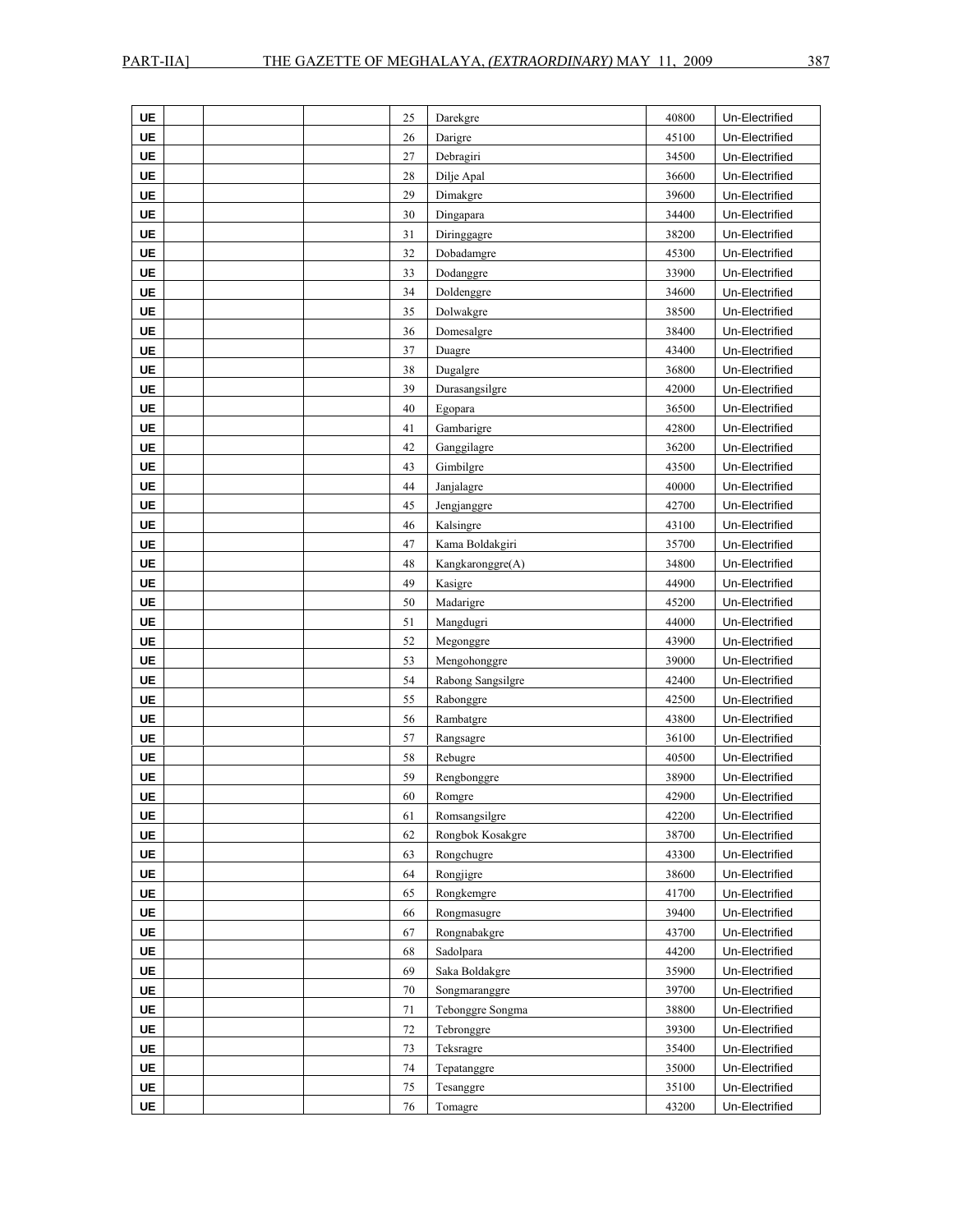| | | | | | | | |
|---|---|---|---|---|---|---|---|
| UE | | | | 25 | Darekgre | 40800 | Un-Electrified |
| UE | | | | 26 | Darigre | 45100 | Un-Electrified |
| UE | | | | 27 | Debragiri | 34500 | Un-Electrified |
| UE | | | | 28 | Dilje Apal | 36600 | Un-Electrified |
| UE | | | | 29 | Dimakgre | 39600 | Un-Electrified |
| UE | | | | 30 | Dingapara | 34400 | Un-Electrified |
| UE | | | | 31 | Diringgagre | 38200 | Un-Electrified |
| UE | | | | 32 | Dobadamgre | 45300 | Un-Electrified |
| UE | | | | 33 | Dodanggre | 33900 | Un-Electrified |
| UE | | | | 34 | Doldenggre | 34600 | Un-Electrified |
| UE | | | | 35 | Dolwakgre | 38500 | Un-Electrified |
| UE | | | | 36 | Domesalgre | 38400 | Un-Electrified |
| UE | | | | 37 | Duagre | 43400 | Un-Electrified |
| UE | | | | 38 | Dugalgre | 36800 | Un-Electrified |
| UE | | | | 39 | Durasangsilgre | 42000 | Un-Electrified |
| UE | | | | 40 | Egopara | 36500 | Un-Electrified |
| UE | | | | 41 | Gambarigre | 42800 | Un-Electrified |
| UE | | | | 42 | Ganggilagre | 36200 | Un-Electrified |
| UE | | | | 43 | Gimbilgre | 43500 | Un-Electrified |
| UE | | | | 44 | Janjalagre | 40000 | Un-Electrified |
| UE | | | | 45 | Jengjanggre | 42700 | Un-Electrified |
| UE | | | | 46 | Kalsingre | 43100 | Un-Electrified |
| UE | | | | 47 | Kama Boldakgiri | 35700 | Un-Electrified |
| UE | | | | 48 | Kangkaronggre(A) | 34800 | Un-Electrified |
| UE | | | | 49 | Kasigre | 44900 | Un-Electrified |
| UE | | | | 50 | Madarigre | 45200 | Un-Electrified |
| UE | | | | 51 | Mangdugri | 44000 | Un-Electrified |
| UE | | | | 52 | Megonggre | 43900 | Un-Electrified |
| UE | | | | 53 | Mengohonggre | 39000 | Un-Electrified |
| UE | | | | 54 | Rabong Sangsilgre | 42400 | Un-Electrified |
| UE | | | | 55 | Rabonggre | 42500 | Un-Electrified |
| UE | | | | 56 | Rambatgre | 43800 | Un-Electrified |
| UE | | | | 57 | Rangsagre | 36100 | Un-Electrified |
| UE | | | | 58 | Rebugre | 40500 | Un-Electrified |
| UE | | | | 59 | Rengbonggre | 38900 | Un-Electrified |
| UE | | | | 60 | Romgre | 42900 | Un-Electrified |
| UE | | | | 61 | Romsangsilgre | 42200 | Un-Electrified |
| UE | | | | 62 | Rongbok Kosakgre | 38700 | Un-Electrified |
| UE | | | | 63 | Rongchugre | 43300 | Un-Electrified |
| UE | | | | 64 | Rongjigre | 38600 | Un-Electrified |
| UE | | | | 65 | Rongkemgre | 41700 | Un-Electrified |
| UE | | | | 66 | Rongmasugre | 39400 | Un-Electrified |
| UE | | | | 67 | Rongnabakgre | 43700 | Un-Electrified |
| UE | | | | 68 | Sadolpara | 44200 | Un-Electrified |
| UE | | | | 69 | Saka Boldakgre | 35900 | Un-Electrified |
| UE | | | | 70 | Songmaranggre | 39700 | Un-Electrified |
| UE | | | | 71 | Tebonggre Songma | 38800 | Un-Electrified |
| UE | | | | 72 | Tebronggre | 39300 | Un-Electrified |
| UE | | | | 73 | Teksragre | 35400 | Un-Electrified |
| UE | | | | 74 | Tepatanggre | 35000 | Un-Electrified |
| UE | | | | 75 | Tesanggre | 35100 | Un-Electrified |
| UE | | | | 76 | Tomagre | 43200 | Un-Electrified |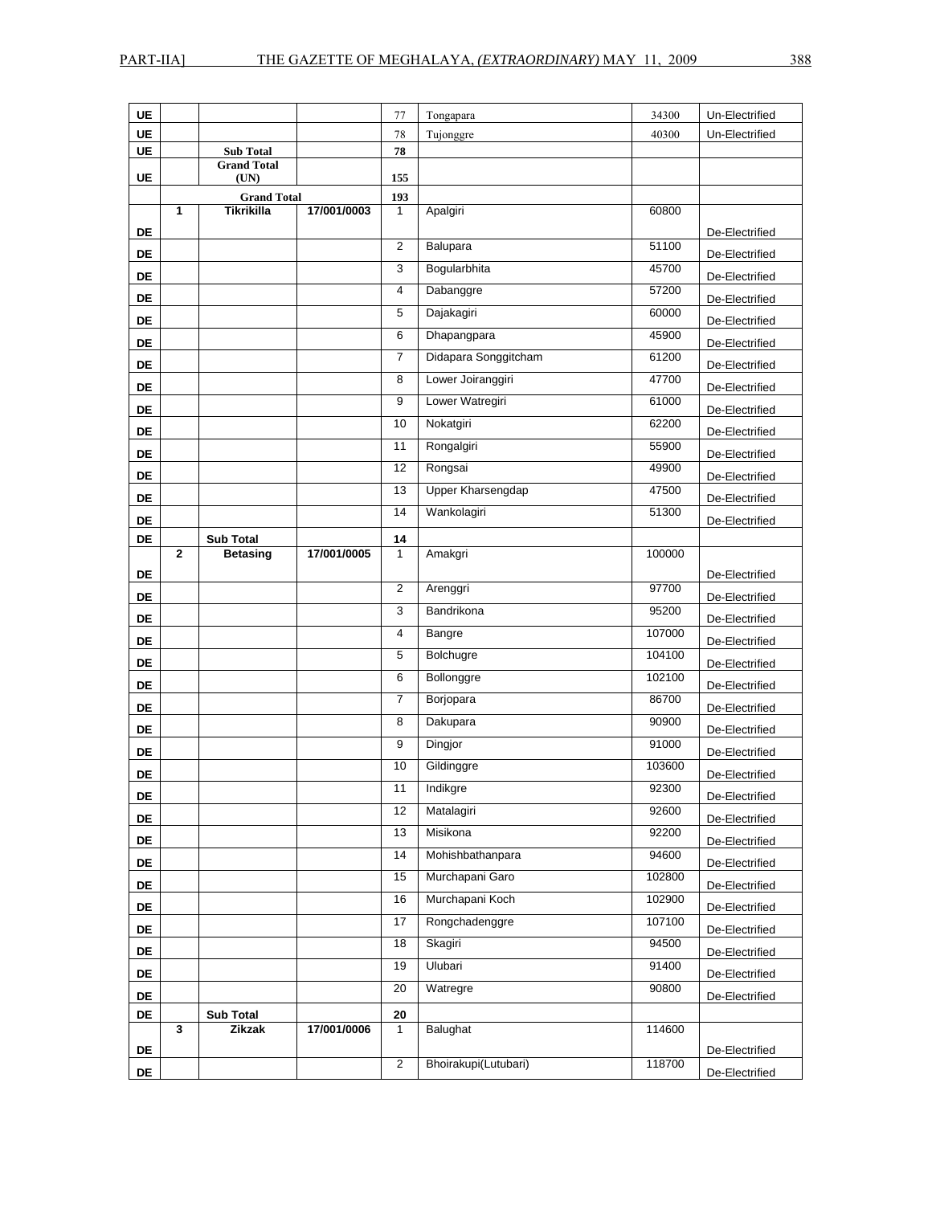| | | | | | | | |
|---|---|---|---|---|---|---|---|
| UE | | | | 77 | Tongapara | 34300 | Un-Electrified |
| UE | | | | 78 | Tujonggre | 40300 | Un-Electrified |
| UE | | **Sub Total** | | **78** | | | |
| UE | | **Grand Total (UN)** | | **155** | | | |
| | | **Grand Total** | | **193** | | | |
| DE | **1** | **Tikrikilla** | **17/001/0003** | 1 | Apalgiri | 60800 | De-Electrified |
| DE | | | | 2 | Balupara | 51100 | De-Electrified |
| DE | | | | 3 | Bogularbhita | 45700 | De-Electrified |
| DE | | | | 4 | Dabanggre | 57200 | De-Electrified |
| DE | | | | 5 | Dajakagiri | 60000 | De-Electrified |
| DE | | | | 6 | Dhapangpara | 45900 | De-Electrified |
| DE | | | | 7 | Didapara Songgitcham | 61200 | De-Electrified |
| DE | | | | 8 | Lower Joiranggiri | 47700 | De-Electrified |
| DE | | | | 9 | Lower Watregiri | 61000 | De-Electrified |
| DE | | | | 10 | Nokatgiri | 62200 | De-Electrified |
| DE | | | | 11 | Rongalgiri | 55900 | De-Electrified |
| DE | | | | 12 | Rongsai | 49900 | De-Electrified |
| DE | | | | 13 | Upper Kharsengdap | 47500 | De-Electrified |
| DE | | | | 14 | Wankolagiri | 51300 | De-Electrified |
| DE | | **Sub Total** | | **14** | | | |
| DE | **2** | **Betasing** | **17/001/0005** | 1 | Amakgri | 100000 | De-Electrified |
| DE | | | | 2 | Arenggri | 97700 | De-Electrified |
| DE | | | | 3 | Bandrikona | 95200 | De-Electrified |
| DE | | | | 4 | Bangre | 107000 | De-Electrified |
| DE | | | | 5 | Bolchugre | 104100 | De-Electrified |
| DE | | | | 6 | Bollonggre | 102100 | De-Electrified |
| DE | | | | 7 | Borjopara | 86700 | De-Electrified |
| DE | | | | 8 | Dakupara | 90900 | De-Electrified |
| DE | | | | 9 | Dingjor | 91000 | De-Electrified |
| DE | | | | 10 | Gildinggre | 103600 | De-Electrified |
| DE | | | | 11 | Indikgre | 92300 | De-Electrified |
| DE | | | | 12 | Matalagiri | 92600 | De-Electrified |
| DE | | | | 13 | Misikona | 92200 | De-Electrified |
| DE | | | | 14 | Mohishbathanpara | 94600 | De-Electrified |
| DE | | | | 15 | Murchapani Garo | 102800 | De-Electrified |
| DE | | | | 16 | Murchapani Koch | 102900 | De-Electrified |
| DE | | | | 17 | Rongchadenggre | 107100 | De-Electrified |
| DE | | | | 18 | Skagiri | 94500 | De-Electrified |
| DE | | | | 19 | Ulubari | 91400 | De-Electrified |
| DE | | | | 20 | Watregre | 90800 | De-Electrified |
| DE | | **Sub Total** | | **20** | | | |
| DE | **3** | **Zikzak** | **17/001/0006** | 1 | Balughat | 114600 | De-Electrified |
| DE | | | | 2 | Bhoirakupi(Lutubari) | 118700 | De-Electrified |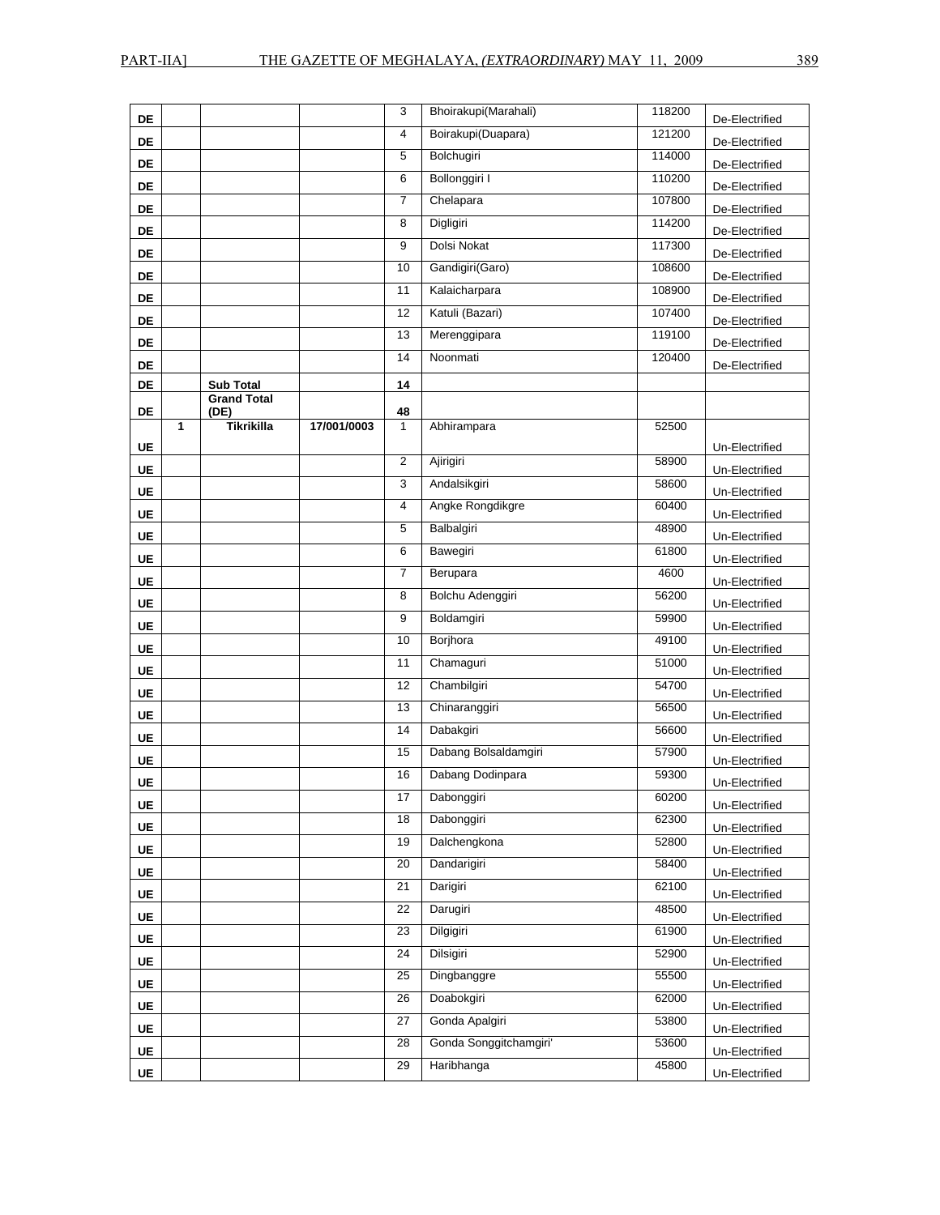| DE | | | | 3 | Bhoirakupi(Marahali) | 118200 | De-Electrified |
|---|---|---|---|---|---|---|---|
| DE | | | | 4 | Boirakupi(Duapara) | 121200 | De-Electrified |
| DE | | | | 5 | Bolchugiri | 114000 | De-Electrified |
| DE | | | | 6 | Bollonggiri I | 110200 | De-Electrified |
| DE | | | | 7 | Chelapara | 107800 | De-Electrified |
| DE | | | | 8 | Digligiri | 114200 | De-Electrified |
| DE | | | | 9 | Dolsi Nokat | 117300 | De-Electrified |
| DE | | | | 10 | Gandigiri(Garo) | 108600 | De-Electrified |
| DE | | | | 11 | Kalaicharpara | 108900 | De-Electrified |
| DE | | | | 12 | Katuli (Bazari) | 107400 | De-Electrified |
| DE | | | | 13 | Merenggipara | 119100 | De-Electrified |
| DE | | | | 14 | Noonmati | 120400 | De-Electrified |
| DE | | **Sub Total** | | **14** | | | |
| DE | | **Grand Total (DE)** | | **48** | | | |
| UE | **1** | **Tikrikilla** | **17/001/0003** | 1 | Abhirampara | 52500 | Un-Electrified |
| UE | | | | 2 | Ajirigiri | 58900 | Un-Electrified |
| UE | | | | 3 | Andalsikgiri | 58600 | Un-Electrified |
| UE | | | | 4 | Angke Rongdikgre | 60400 | Un-Electrified |
| UE | | | | 5 | Balbalgiri | 48900 | Un-Electrified |
| UE | | | | 6 | Bawegiri | 61800 | Un-Electrified |
| UE | | | | 7 | Berupara | 4600 | Un-Electrified |
| UE | | | | 8 | Bolchu Adenggiri | 56200 | Un-Electrified |
| UE | | | | 9 | Boldamgiri | 59900 | Un-Electrified |
| UE | | | | 10 | Borjhora | 49100 | Un-Electrified |
| UE | | | | 11 | Chamaguri | 51000 | Un-Electrified |
| UE | | | | 12 | Chambilgiri | 54700 | Un-Electrified |
| UE | | | | 13 | Chinaranggiri | 56500 | Un-Electrified |
| UE | | | | 14 | Dabakgiri | 56600 | Un-Electrified |
| UE | | | | 15 | Dabang Bolsaldamgiri | 57900 | Un-Electrified |
| UE | | | | 16 | Dabang Dodinpara | 59300 | Un-Electrified |
| UE | | | | 17 | Dabonggiri | 60200 | Un-Electrified |
| UE | | | | 18 | Dabonggiri | 62300 | Un-Electrified |
| UE | | | | 19 | Dalchengkona | 52800 | Un-Electrified |
| UE | | | | 20 | Dandarigiri | 58400 | Un-Electrified |
| UE | | | | 21 | Darigiri | 62100 | Un-Electrified |
| UE | | | | 22 | Darugiri | 48500 | Un-Electrified |
| UE | | | | 23 | Dilgigiri | 61900 | Un-Electrified |
| UE | | | | 24 | Dilsigiri | 52900 | Un-Electrified |
| UE | | | | 25 | Dingbanggre | 55500 | Un-Electrified |
| UE | | | | 26 | Doabokgiri | 62000 | Un-Electrified |
| UE | | | | 27 | Gonda Apalgiri | 53800 | Un-Electrified |
| UE | | | | 28 | Gonda Songgitchamgiri' | 53600 | Un-Electrified |
| UE | | | | 29 | Haribhanga | 45800 | Un-Electrified |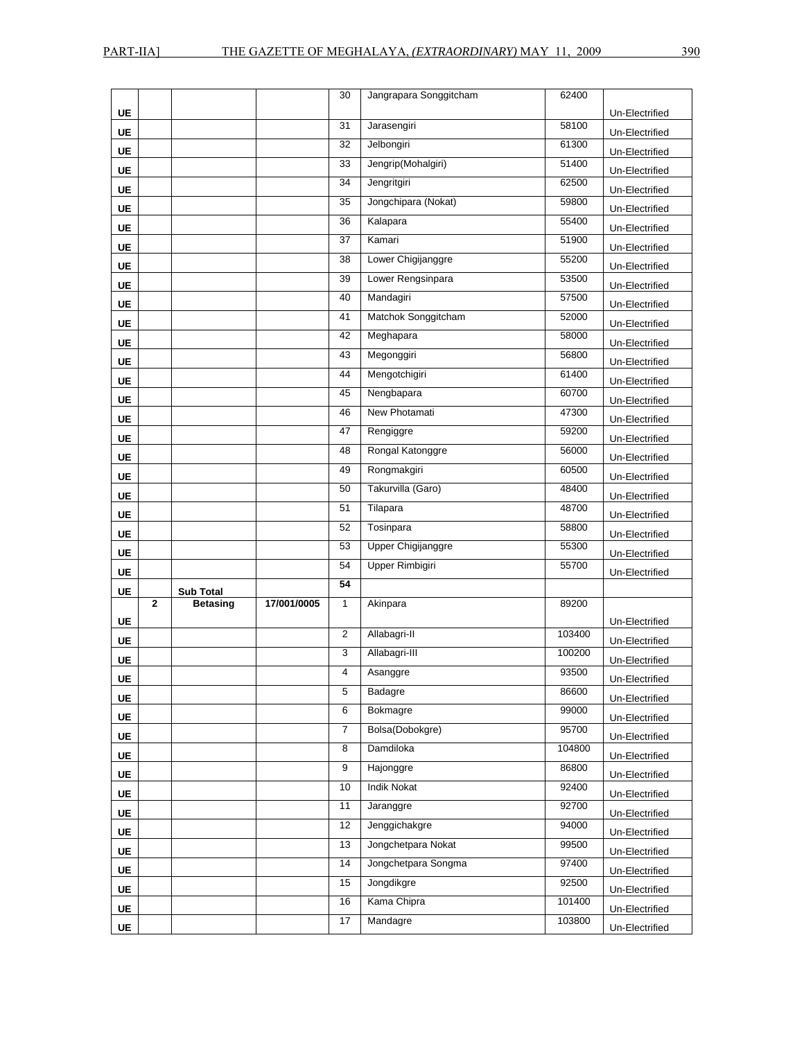| | | | | | | | |
|---|---|---|---|---|---|---|---|
| UE | | | | 30 | Jangrapara Songgitcham | 62400 | Un-Electrified |
| UE | | | | 31 | Jarasengiri | 58100 | Un-Electrified |
| UE | | | | 32 | Jelbongiri | 61300 | Un-Electrified |
| UE | | | | 33 | Jengrip(Mohalgiri) | 51400 | Un-Electrified |
| UE | | | | 34 | Jengritgiri | 62500 | Un-Electrified |
| UE | | | | 35 | Jongchipara (Nokat) | 59800 | Un-Electrified |
| UE | | | | 36 | Kalapara | 55400 | Un-Electrified |
| UE | | | | 37 | Kamari | 51900 | Un-Electrified |
| UE | | | | 38 | Lower Chigijanggre | 55200 | Un-Electrified |
| UE | | | | 39 | Lower Rengsinpara | 53500 | Un-Electrified |
| UE | | | | 40 | Mandagiri | 57500 | Un-Electrified |
| UE | | | | 41 | Matchok Songgitcham | 52000 | Un-Electrified |
| UE | | | | 42 | Meghapara | 58000 | Un-Electrified |
| UE | | | | 43 | Megonggiri | 56800 | Un-Electrified |
| UE | | | | 44 | Mengotchigiri | 61400 | Un-Electrified |
| UE | | | | 45 | Nengbapara | 60700 | Un-Electrified |
| UE | | | | 46 | New Photamati | 47300 | Un-Electrified |
| UE | | | | 47 | Rengiggre | 59200 | Un-Electrified |
| UE | | | | 48 | Rongal Katonggre | 56000 | Un-Electrified |
| UE | | | | 49 | Rongmakgiri | 60500 | Un-Electrified |
| UE | | | | 50 | Takurvilla (Garo) | 48400 | Un-Electrified |
| UE | | | | 51 | Tilapara | 48700 | Un-Electrified |
| UE | | | | 52 | Tosinpara | 58800 | Un-Electrified |
| UE | | | | 53 | Upper Chigijanggre | 55300 | Un-Electrified |
| UE | | | | 54 | Upper Rimbigiri | 55700 | Un-Electrified |
| UE | | **Sub Total** | | **54** | | | |
| UE | **2** | **Betasing** | **17/001/0005** | 1 | Akinpara | 89200 | Un-Electrified |
| UE | | | | 2 | Allabagri-II | 103400 | Un-Electrified |
| UE | | | | 3 | Allabagri-III | 100200 | Un-Electrified |
| UE | | | | 4 | Asanggre | 93500 | Un-Electrified |
| UE | | | | 5 | Badagre | 86600 | Un-Electrified |
| UE | | | | 6 | Bokmagre | 99000 | Un-Electrified |
| UE | | | | 7 | Bolsa(Dobokgre) | 95700 | Un-Electrified |
| UE | | | | 8 | Damdiloka | 104800 | Un-Electrified |
| UE | | | | 9 | Hajonggre | 86800 | Un-Electrified |
| UE | | | | 10 | Indik Nokat | 92400 | Un-Electrified |
| UE | | | | 11 | Jaranggre | 92700 | Un-Electrified |
| UE | | | | 12 | Jenggichakgre | 94000 | Un-Electrified |
| UE | | | | 13 | Jongchetpara Nokat | 99500 | Un-Electrified |
| UE | | | | 14 | Jongchetpara Songma | 97400 | Un-Electrified |
| UE | | | | 15 | Jongdikgre | 92500 | Un-Electrified |
| UE | | | | 16 | Kama Chipra | 101400 | Un-Electrified |
| UE | | | | 17 | Mandagre | 103800 | Un-Electrified |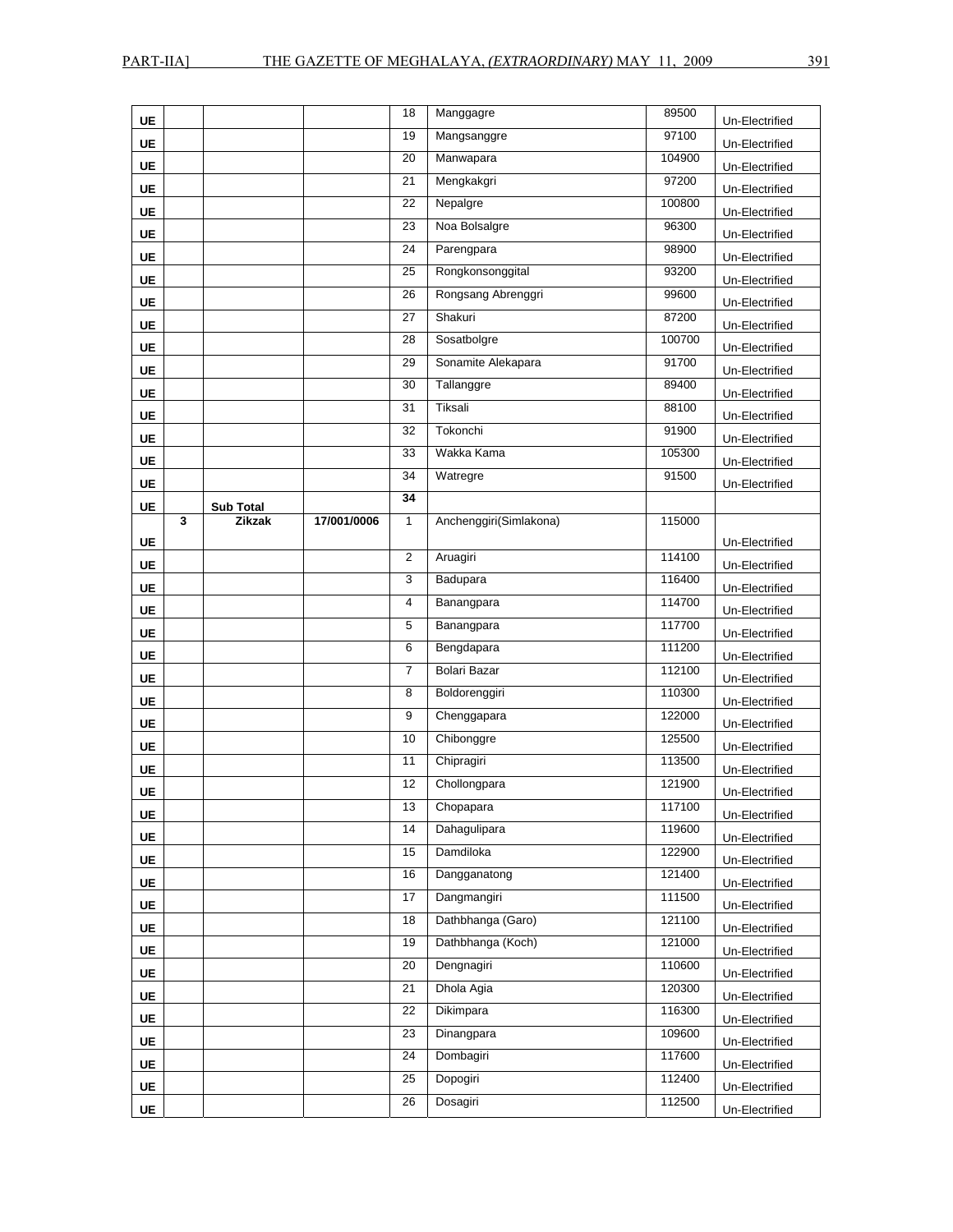| | | | | | | | |
|---|---|---|---|---|---|---|---|
| **UE** | | | | 18 | Manggagre | 89500 | Un-Electrified |
| **UE** | | | | 19 | Mangsanggre | 97100 | Un-Electrified |
| **UE** | | | | 20 | Manwapara | 104900 | Un-Electrified |
| **UE** | | | | 21 | Mengkakgri | 97200 | Un-Electrified |
| **UE** | | | | 22 | Nepalgre | 100800 | Un-Electrified |
| **UE** | | | | 23 | Noa Bolsalgre | 96300 | Un-Electrified |
| **UE** | | | | 24 | Parengpara | 98900 | Un-Electrified |
| **UE** | | | | 25 | Rongkonsonggital | 93200 | Un-Electrified |
| **UE** | | | | 26 | Rongsang Abrenggri | 99600 | Un-Electrified |
| **UE** | | | | 27 | Shakuri | 87200 | Un-Electrified |
| **UE** | | | | 28 | Sosatbolgre | 100700 | Un-Electrified |
| **UE** | | | | 29 | Sonamite Alekapara | 91700 | Un-Electrified |
| **UE** | | | | 30 | Tallanggre | 89400 | Un-Electrified |
| **UE** | | | | 31 | Tiksali | 88100 | Un-Electrified |
| **UE** | | | | 32 | Tokonchi | 91900 | Un-Electrified |
| **UE** | | | | 33 | Wakka Kama | 105300 | Un-Electrified |
| **UE** | | | | 34 | Watregre | 91500 | Un-Electrified |
| **UE** | | **Sub Total** | | **34** | | | |
| **UE** | **3** | **Zikzak** | **17/001/0006** | 1 | Anchenggiri(Simlakona) | 115000 | Un-Electrified |
| **UE** | | | | 2 | Aruagiri | 114100 | Un-Electrified |
| **UE** | | | | 3 | Badupara | 116400 | Un-Electrified |
| **UE** | | | | 4 | Banangpara | 114700 | Un-Electrified |
| **UE** | | | | 5 | Banangpara | 117700 | Un-Electrified |
| **UE** | | | | 6 | Bengdapara | 111200 | Un-Electrified |
| **UE** | | | | 7 | Bolari Bazar | 112100 | Un-Electrified |
| **UE** | | | | 8 | Boldorenggiri | 110300 | Un-Electrified |
| **UE** | | | | 9 | Chenggapara | 122000 | Un-Electrified |
| **UE** | | | | 10 | Chibonggre | 125500 | Un-Electrified |
| **UE** | | | | 11 | Chipragiri | 113500 | Un-Electrified |
| **UE** | | | | 12 | Chollongpara | 121900 | Un-Electrified |
| **UE** | | | | 13 | Chopapara | 117100 | Un-Electrified |
| **UE** | | | | 14 | Dahagulipara | 119600 | Un-Electrified |
| **UE** | | | | 15 | Damdiloka | 122900 | Un-Electrified |
| **UE** | | | | 16 | Dangganatong | 121400 | Un-Electrified |
| **UE** | | | | 17 | Dangmangiri | 111500 | Un-Electrified |
| **UE** | | | | 18 | Dathbhanga (Garo) | 121100 | Un-Electrified |
| **UE** | | | | 19 | Dathbhanga (Koch) | 121000 | Un-Electrified |
| **UE** | | | | 20 | Dengnagiri | 110600 | Un-Electrified |
| **UE** | | | | 21 | Dhola Agia | 120300 | Un-Electrified |
| **UE** | | | | 22 | Dikimpara | 116300 | Un-Electrified |
| **UE** | | | | 23 | Dinangpara | 109600 | Un-Electrified |
| **UE** | | | | 24 | Dombagiri | 117600 | Un-Electrified |
| **UE** | | | | 25 | Dopogiri | 112400 | Un-Electrified |
| **UE** | | | | 26 | Dosagiri | 112500 | Un-Electrified |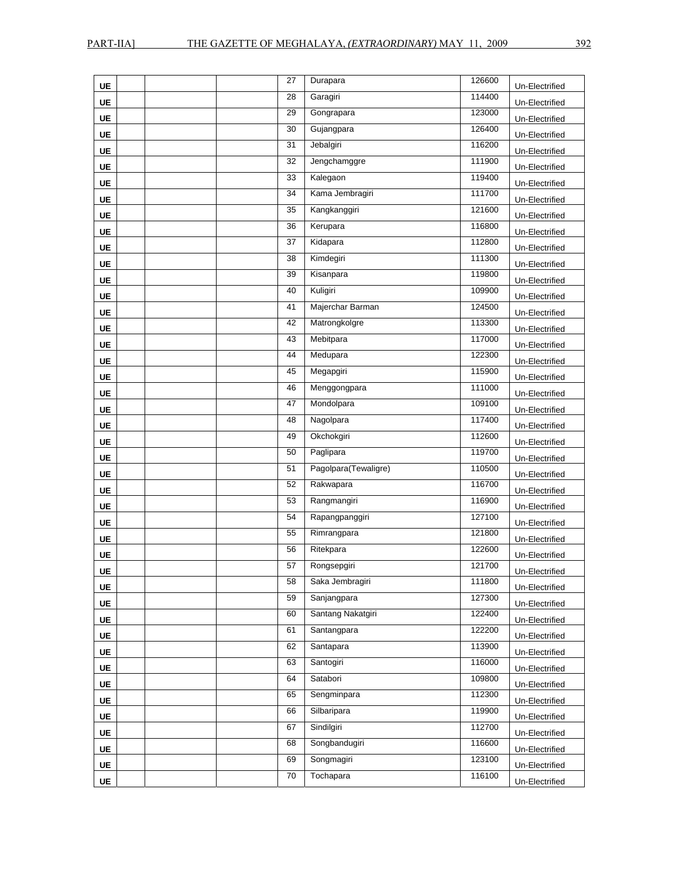| | | | | | | | |
|---|---|---|---|---|---|---|---|
| UE | | | | 27 | Durapara | 126600 | Un-Electrified |
| UE | | | | 28 | Garagiri | 114400 | Un-Electrified |
| UE | | | | 29 | Gongrapara | 123000 | Un-Electrified |
| UE | | | | 30 | Gujangpara | 126400 | Un-Electrified |
| UE | | | | 31 | Jebalgiri | 116200 | Un-Electrified |
| UE | | | | 32 | Jengchamggre | 111900 | Un-Electrified |
| UE | | | | 33 | Kalegaon | 119400 | Un-Electrified |
| UE | | | | 34 | Kama Jembragiri | 111700 | Un-Electrified |
| UE | | | | 35 | Kangkanggiri | 121600 | Un-Electrified |
| UE | | | | 36 | Kerupara | 116800 | Un-Electrified |
| UE | | | | 37 | Kidapara | 112800 | Un-Electrified |
| UE | | | | 38 | Kimdegiri | 111300 | Un-Electrified |
| UE | | | | 39 | Kisanpara | 119800 | Un-Electrified |
| UE | | | | 40 | Kuligiri | 109900 | Un-Electrified |
| UE | | | | 41 | Majerchar Barman | 124500 | Un-Electrified |
| UE | | | | 42 | Matrongkolgre | 113300 | Un-Electrified |
| UE | | | | 43 | Mebitpara | 117000 | Un-Electrified |
| UE | | | | 44 | Medupara | 122300 | Un-Electrified |
| UE | | | | 45 | Megapgiri | 115900 | Un-Electrified |
| UE | | | | 46 | Menggongpara | 111000 | Un-Electrified |
| UE | | | | 47 | Mondolpara | 109100 | Un-Electrified |
| UE | | | | 48 | Nagolpara | 117400 | Un-Electrified |
| UE | | | | 49 | Okchokgiri | 112600 | Un-Electrified |
| UE | | | | 50 | Paglipara | 119700 | Un-Electrified |
| UE | | | | 51 | Pagolpara(Tewaligre) | 110500 | Un-Electrified |
| UE | | | | 52 | Rakwapara | 116700 | Un-Electrified |
| UE | | | | 53 | Rangmangiri | 116900 | Un-Electrified |
| UE | | | | 54 | Rapangpanggiri | 127100 | Un-Electrified |
| UE | | | | 55 | Rimrangpara | 121800 | Un-Electrified |
| UE | | | | 56 | Ritekpara | 122600 | Un-Electrified |
| UE | | | | 57 | Rongsepgiri | 121700 | Un-Electrified |
| UE | | | | 58 | Saka Jembragiri | 111800 | Un-Electrified |
| UE | | | | 59 | Sanjangpara | 127300 | Un-Electrified |
| UE | | | | 60 | Santang Nakatgiri | 122400 | Un-Electrified |
| UE | | | | 61 | Santangpara | 122200 | Un-Electrified |
| UE | | | | 62 | Santapara | 113900 | Un-Electrified |
| UE | | | | 63 | Santogiri | 116000 | Un-Electrified |
| UE | | | | 64 | Satabori | 109800 | Un-Electrified |
| UE | | | | 65 | Sengminpara | 112300 | Un-Electrified |
| UE | | | | 66 | Silbaripara | 119900 | Un-Electrified |
| UE | | | | 67 | Sindilgiri | 112700 | Un-Electrified |
| UE | | | | 68 | Songbandugiri | 116600 | Un-Electrified |
| UE | | | | 69 | Songmagiri | 123100 | Un-Electrified |
| UE | | | | 70 | Tochapara | 116100 | Un-Electrified |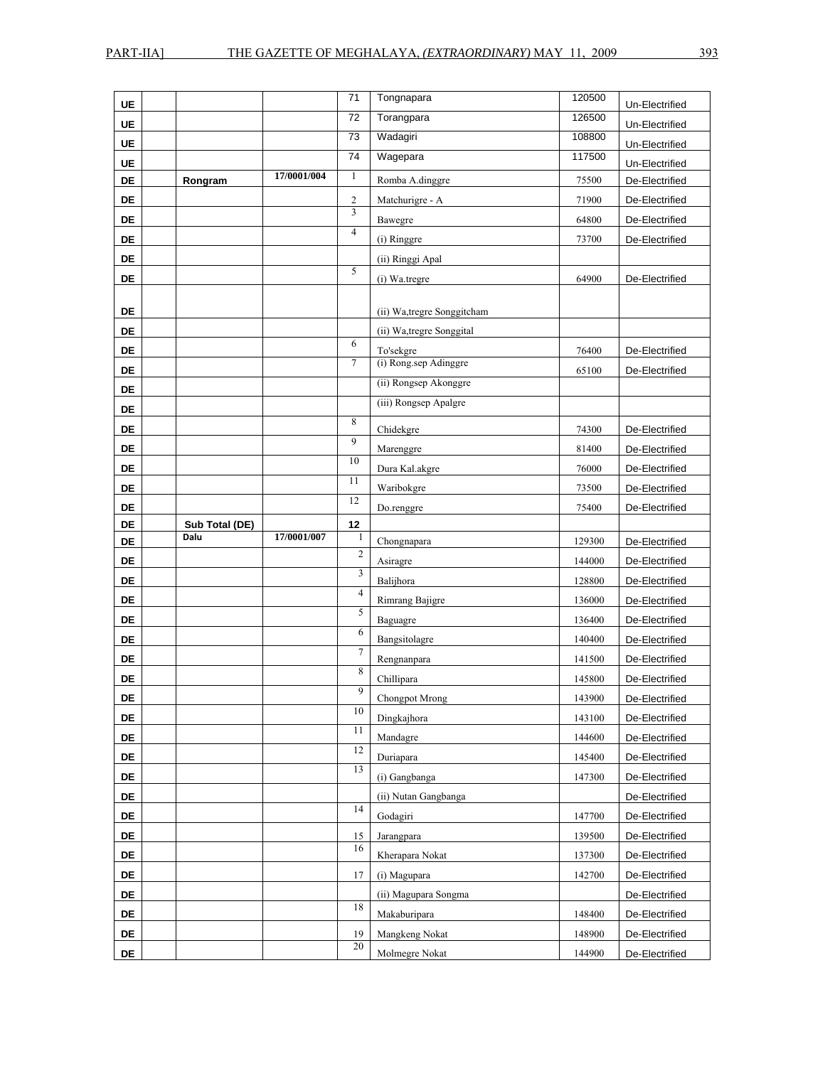| UE | | | | 71 | Tongnapara | 120500 | Un-Electrified |
|---|---|---|---|---|---|---|---|
| UE | | | | 72 | Torangpara | 126500 | Un-Electrified |
| UE | | | | 73 | Wadagiri | 108800 | Un-Electrified |
| UE | | | | 74 | Wagepara | 117500 | Un-Electrified |
| DE | | **Rongram** | **17/0001/004** | 1 | Romba A.dinggre | 75500 | De-Electrified |
| DE | | | | 2 | Matchurigre - A | 71900 | De-Electrified |
| DE | | | | 3 | Bawegre | 64800 | De-Electrified |
| DE | | | | 4 | (i) Ringgre | 73700 | De-Electrified |
| DE | | | | | (ii) Ringgi Apal | | |
| DE | | | | 5 | (i) Wa.tregre | 64900 | De-Electrified |
| DE | | | | | (ii) Wa,tregre Songgitcham | | |
| DE | | | | | (ii) Wa,tregre Songgital | | |
| DE | | | | 6 | To'sekgre | 76400 | De-Electrified |
| DE | | | | 7 | (i) Rong.sep Adinggre | 65100 | De-Electrified |
| DE | | | | | (ii) Rongsep Akonggre | | |
| DE | | | | | (iii) Rongsep Apalgre | | |
| DE | | | | 8 | Chidekgre | 74300 | De-Electrified |
| DE | | | | 9 | Marenggre | 81400 | De-Electrified |
| DE | | | | 10 | Dura Kal.akgre | 76000 | De-Electrified |
| DE | | | | 11 | Waribokgre | 73500 | De-Electrified |
| DE | | | | 12 | Do.renggre | 75400 | De-Electrified |
| DE | | **Sub Total (DE)** | | **12** | | | |
| DE | | **Dalu** | **17/0001/007** | 1 | Chongnapara | 129300 | De-Electrified |
| DE | | | | 2 | Asiragre | 144000 | De-Electrified |
| DE | | | | 3 | Balijhora | 128800 | De-Electrified |
| DE | | | | 4 | Rimrang Bajigre | 136000 | De-Electrified |
| DE | | | | 5 | Baguagre | 136400 | De-Electrified |
| DE | | | | 6 | Bangsitolagre | 140400 | De-Electrified |
| DE | | | | 7 | Rengnanpara | 141500 | De-Electrified |
| DE | | | | 8 | Chillipara | 145800 | De-Electrified |
| DE | | | | 9 | Chongpot Mrong | 143900 | De-Electrified |
| DE | | | | 10 | Dingkajhora | 143100 | De-Electrified |
| DE | | | | 11 | Mandagre | 144600 | De-Electrified |
| DE | | | | 12 | Duriapara | 145400 | De-Electrified |
| DE | | | | 13 | (i) Gangbanga | 147300 | De-Electrified |
| DE | | | | | (ii) Nutan Gangbanga | | De-Electrified |
| DE | | | | 14 | Godagiri | 147700 | De-Electrified |
| DE | | | | 15 | Jarangpara | 139500 | De-Electrified |
| DE | | | | 16 | Kherapara Nokat | 137300 | De-Electrified |
| DE | | | | 17 | (i) Magupara | 142700 | De-Electrified |
| DE | | | | | (ii) Magupara Songma | | De-Electrified |
| DE | | | | 18 | Makaburipara | 148400 | De-Electrified |
| DE | | | | 19 | Mangkeng Nokat | 148900 | De-Electrified |
| DE | | | | 20 | Molmegre Nokat | 144900 | De-Electrified |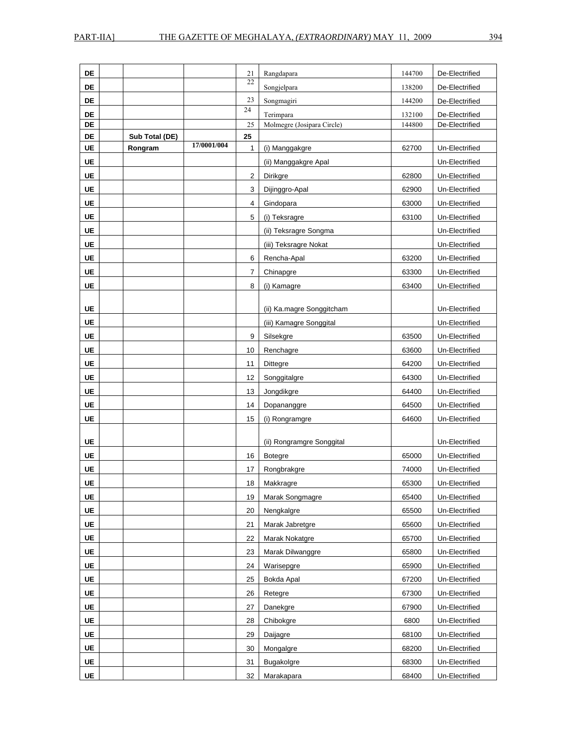| | | | | | | | |
|---|---|---|---|---|---|---|---|
| DE | | | | 21 | Rangdapara | 144700 | De-Electrified |
| DE | | | | 22 | Songjelpara | 138200 | De-Electrified |
| DE | | | | 23 | Songmagiri | 144200 | De-Electrified |
| DE | | | | 24 | Terimpara | 132100 | De-Electrified |
| DE | | | | 25 | Molmegre (Josipara Circle) | 144800 | De-Electrified |
| DE | | **Sub Total (DE)** | | **25** | | | |
| UE | | **Rongram** | **17/0001/004** | 1 | (i) Manggakgre | 62700 | Un-Electrified |
| UE | | | | | (ii) Manggakgre Apal | | Un-Electrified |
| UE | | | | 2 | Dirikgre | 62800 | Un-Electrified |
| UE | | | | 3 | Dijinggro-Apal | 62900 | Un-Electrified |
| UE | | | | 4 | Gindopara | 63000 | Un-Electrified |
| UE | | | | 5 | (i) Teksragre | 63100 | Un-Electrified |
| UE | | | | | (ii) Teksragre Songma | | Un-Electrified |
| UE | | | | | (iii) Teksragre Nokat | | Un-Electrified |
| UE | | | | 6 | Rencha-Apal | 63200 | Un-Electrified |
| UE | | | | 7 | Chinapgre | 63300 | Un-Electrified |
| UE | | | | 8 | (i) Kamagre | 63400 | Un-Electrified |
| UE | | | | | (ii) Ka.magre Songgitcham | | Un-Electrified |
| UE | | | | | (iii) Kamagre Songgital | | Un-Electrified |
| UE | | | | 9 | Silsekgre | 63500 | Un-Electrified |
| UE | | | | 10 | Renchagre | 63600 | Un-Electrified |
| UE | | | | 11 | Dittegre | 64200 | Un-Electrified |
| UE | | | | 12 | Songgitalgre | 64300 | Un-Electrified |
| UE | | | | 13 | Jongdikgre | 64400 | Un-Electrified |
| UE | | | | 14 | Dopananggre | 64500 | Un-Electrified |
| UE | | | | 15 | (i) Rongramgre | 64600 | Un-Electrified |
| UE | | | | | (ii) Rongramgre Songgital | | Un-Electrified |
| UE | | | | 16 | Botegre | 65000 | Un-Electrified |
| UE | | | | 17 | Rongbrakgre | 74000 | Un-Electrified |
| UE | | | | 18 | Makkragre | 65300 | Un-Electrified |
| UE | | | | 19 | Marak Songmagre | 65400 | Un-Electrified |
| UE | | | | 20 | Nengkalgre | 65500 | Un-Electrified |
| UE | | | | 21 | Marak Jabretgre | 65600 | Un-Electrified |
| UE | | | | 22 | Marak Nokatgre | 65700 | Un-Electrified |
| UE | | | | 23 | Marak Dilwanggre | 65800 | Un-Electrified |
| UE | | | | 24 | Warisepgre | 65900 | Un-Electrified |
| UE | | | | 25 | Bokda Apal | 67200 | Un-Electrified |
| UE | | | | 26 | Retegre | 67300 | Un-Electrified |
| UE | | | | 27 | Danekgre | 67900 | Un-Electrified |
| UE | | | | 28 | Chibokgre | 6800 | Un-Electrified |
| UE | | | | 29 | Daijagre | 68100 | Un-Electrified |
| UE | | | | 30 | Mongalgre | 68200 | Un-Electrified |
| UE | | | | 31 | Bugakolgre | 68300 | Un-Electrified |
| UE | | | | 32 | Marakapara | 68400 | Un-Electrified |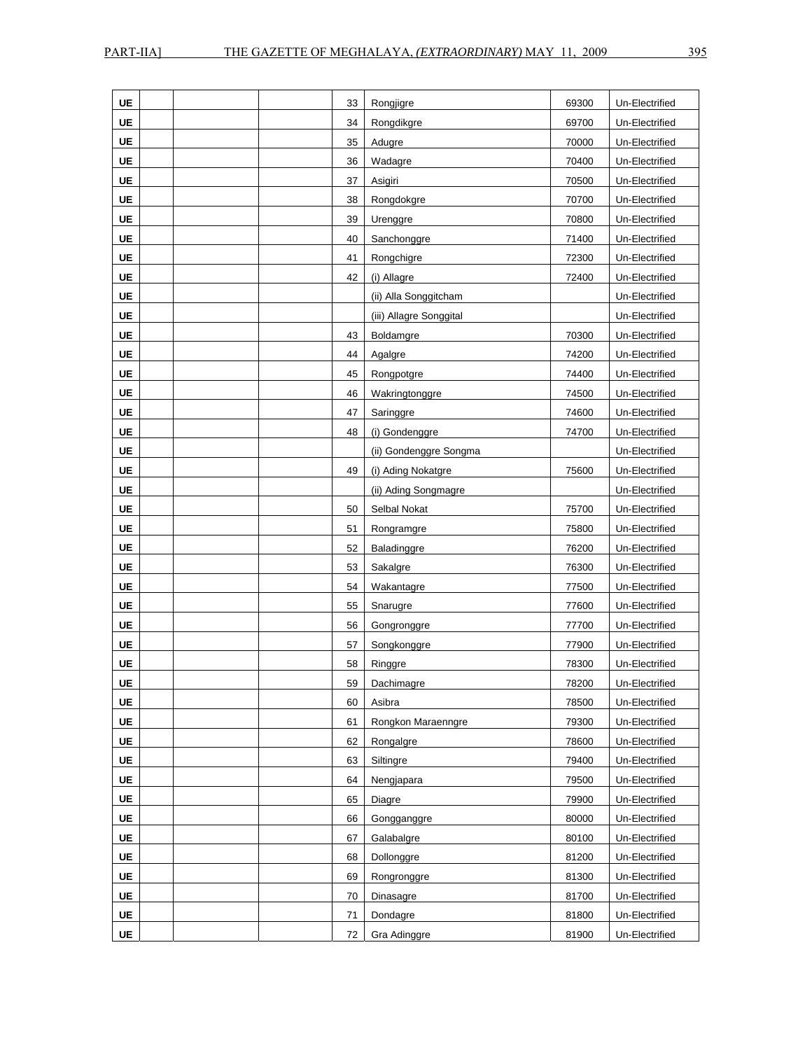| UE | | | | 33 | Rongjigre | 69300 | Un-Electrified |
|---|---|---|---|---|---|---|---|
| UE | | | | 34 | Rongdikgre | 69700 | Un-Electrified |
| UE | | | | 35 | Adugre | 70000 | Un-Electrified |
| UE | | | | 36 | Wadagre | 70400 | Un-Electrified |
| UE | | | | 37 | Asigiri | 70500 | Un-Electrified |
| UE | | | | 38 | Rongdokgre | 70700 | Un-Electrified |
| UE | | | | 39 | Urenggre | 70800 | Un-Electrified |
| UE | | | | 40 | Sanchonggre | 71400 | Un-Electrified |
| UE | | | | 41 | Rongchigre | 72300 | Un-Electrified |
| UE | | | | 42 | (i) Allagre | 72400 | Un-Electrified |
| UE | | | | | (ii) Alla Songgitcham | | Un-Electrified |
| UE | | | | | (iii) Allagre Songgital | | Un-Electrified |
| UE | | | | 43 | Boldamgre | 70300 | Un-Electrified |
| UE | | | | 44 | Agalgre | 74200 | Un-Electrified |
| UE | | | | 45 | Rongpotgre | 74400 | Un-Electrified |
| UE | | | | 46 | Wakringtonggre | 74500 | Un-Electrified |
| UE | | | | 47 | Saringgre | 74600 | Un-Electrified |
| UE | | | | 48 | (i) Gondenggre | 74700 | Un-Electrified |
| UE | | | | | (ii) Gondenggre Songma | | Un-Electrified |
| UE | | | | 49 | (i) Ading Nokatgre | 75600 | Un-Electrified |
| UE | | | | | (ii) Ading Songmagre | | Un-Electrified |
| UE | | | | 50 | Selbal Nokat | 75700 | Un-Electrified |
| UE | | | | 51 | Rongramgre | 75800 | Un-Electrified |
| UE | | | | 52 | Baladinggre | 76200 | Un-Electrified |
| UE | | | | 53 | Sakalgre | 76300 | Un-Electrified |
| UE | | | | 54 | Wakantagre | 77500 | Un-Electrified |
| UE | | | | 55 | Snarugre | 77600 | Un-Electrified |
| UE | | | | 56 | Gongronggre | 77700 | Un-Electrified |
| UE | | | | 57 | Songkonggre | 77900 | Un-Electrified |
| UE | | | | 58 | Ringgre | 78300 | Un-Electrified |
| UE | | | | 59 | Dachimagre | 78200 | Un-Electrified |
| UE | | | | 60 | Asibra | 78500 | Un-Electrified |
| UE | | | | 61 | Rongkon Maraenngre | 79300 | Un-Electrified |
| UE | | | | 62 | Rongalgre | 78600 | Un-Electrified |
| UE | | | | 63 | Siltingre | 79400 | Un-Electrified |
| UE | | | | 64 | Nengjapara | 79500 | Un-Electrified |
| UE | | | | 65 | Diagre | 79900 | Un-Electrified |
| UE | | | | 66 | Gongganggre | 80000 | Un-Electrified |
| UE | | | | 67 | Galabalgre | 80100 | Un-Electrified |
| UE | | | | 68 | Dollonggre | 81200 | Un-Electrified |
| UE | | | | 69 | Rongronggre | 81300 | Un-Electrified |
| UE | | | | 70 | Dinasagre | 81700 | Un-Electrified |
| UE | | | | 71 | Dondagre | 81800 | Un-Electrified |
| UE | | | | 72 | Gra Adinggre | 81900 | Un-Electrified |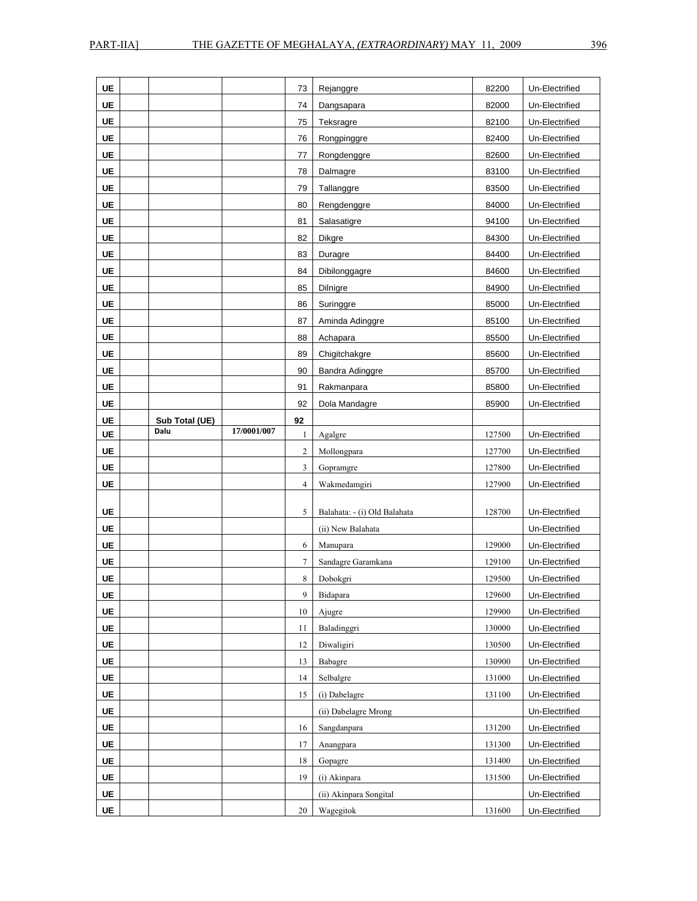| | | | | | | | |
|---|---|---|---|---|---|---|---|
| UE | | | | 73 | Rejanggre | 82200 | Un-Electrified |
| UE | | | | 74 | Dangsapara | 82000 | Un-Electrified |
| UE | | | | 75 | Teksragre | 82100 | Un-Electrified |
| UE | | | | 76 | Rongpinggre | 82400 | Un-Electrified |
| UE | | | | 77 | Rongdenggre | 82600 | Un-Electrified |
| UE | | | | 78 | Dalmagre | 83100 | Un-Electrified |
| UE | | | | 79 | Tallanggre | 83500 | Un-Electrified |
| UE | | | | 80 | Rengdenggre | 84000 | Un-Electrified |
| UE | | | | 81 | Salasatigre | 94100 | Un-Electrified |
| UE | | | | 82 | Dikgre | 84300 | Un-Electrified |
| UE | | | | 83 | Duragre | 84400 | Un-Electrified |
| UE | | | | 84 | Dibilonggagre | 84600 | Un-Electrified |
| UE | | | | 85 | Dilnigre | 84900 | Un-Electrified |
| UE | | | | 86 | Suringgre | 85000 | Un-Electrified |
| UE | | | | 87 | Aminda Adinggre | 85100 | Un-Electrified |
| UE | | | | 88 | Achapara | 85500 | Un-Electrified |
| UE | | | | 89 | Chigitchakgre | 85600 | Un-Electrified |
| UE | | | | 90 | Bandra Adinggre | 85700 | Un-Electrified |
| UE | | | | 91 | Rakmanpara | 85800 | Un-Electrified |
| UE | | | | 92 | Dola Mandagre | 85900 | Un-Electrified |
| UE | | **Sub Total (UE)** | | **92** | | | |
| UE | | **Dalu** | **17/0001/007** | 1 | Agalgre | 127500 | Un-Electrified |
| UE | | | | 2 | Mollongpara | 127700 | Un-Electrified |
| UE | | | | 3 | Gopramgre | 127800 | Un-Electrified |
| UE | | | | 4 | Wakmedamgiri | 127900 | Un-Electrified |
| UE | | | | 5 | Balahata: - (i) Old Balahata | 128700 | Un-Electrified |
| UE | | | | | (ii) New Balahata | | Un-Electrified |
| UE | | | | 6 | Manupara | 129000 | Un-Electrified |
| UE | | | | 7 | Sandagre Garamkana | 129100 | Un-Electrified |
| UE | | | | 8 | Dobokgri | 129500 | Un-Electrified |
| UE | | | | 9 | Bidapara | 129600 | Un-Electrified |
| UE | | | | 10 | Ajugre | 129900 | Un-Electrified |
| UE | | | | 11 | Baladinggri | 130000 | Un-Electrified |
| UE | | | | 12 | Diwaligiri | 130500 | Un-Electrified |
| UE | | | | 13 | Babagre | 130900 | Un-Electrified |
| UE | | | | 14 | Selbalgre | 131000 | Un-Electrified |
| UE | | | | 15 | (i) Dabelagre | 131100 | Un-Electrified |
| UE | | | | | (ii) Dabelagre Mrong | | Un-Electrified |
| UE | | | | 16 | Sangdanpara | 131200 | Un-Electrified |
| UE | | | | 17 | Anangpara | 131300 | Un-Electrified |
| UE | | | | 18 | Gopagre | 131400 | Un-Electrified |
| UE | | | | 19 | (i) Akinpara | 131500 | Un-Electrified |
| UE | | | | | (ii) Akinpara Songital | | Un-Electrified |
| UE | | | | 20 | Wagegitok | 131600 | Un-Electrified |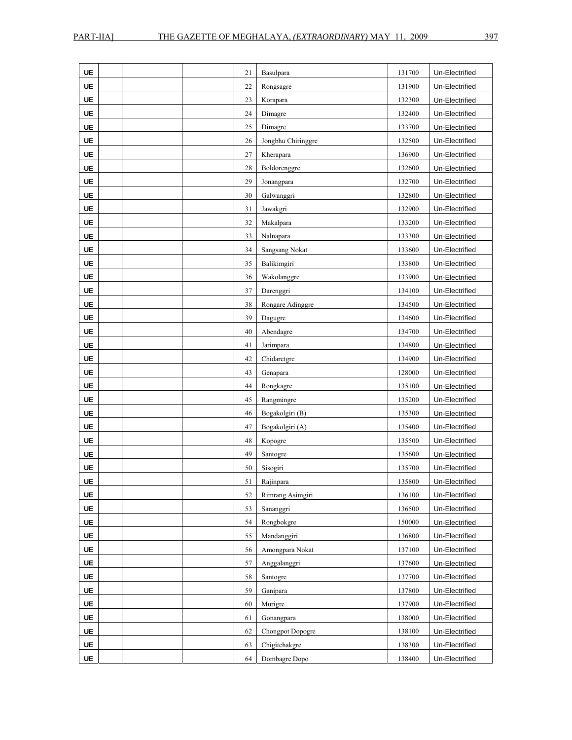| | | | | | | | |
|---|---|---|---|---|---|---|---|
| UE | | | | 21 | Basulpara | 131700 | Un-Electrified |
| UE | | | | 22 | Rongsagre | 131900 | Un-Electrified |
| UE | | | | 23 | Korapara | 132300 | Un-Electrified |
| UE | | | | 24 | Dimagre | 132400 | Un-Electrified |
| UE | | | | 25 | Dimagre | 133700 | Un-Electrified |
| UE | | | | 26 | Jongbhu Chiringgre | 132500 | Un-Electrified |
| UE | | | | 27 | Kherapara | 136900 | Un-Electrified |
| UE | | | | 28 | Boldorenggre | 132600 | Un-Electrified |
| UE | | | | 29 | Jonangpara | 132700 | Un-Electrified |
| UE | | | | 30 | Galwanggri | 132800 | Un-Electrified |
| UE | | | | 31 | Jawakgri | 132900 | Un-Electrified |
| UE | | | | 32 | Makalpara | 133200 | Un-Electrified |
| UE | | | | 33 | Nalnapara | 133300 | Un-Electrified |
| UE | | | | 34 | Sangsang Nokat | 133600 | Un-Electrified |
| UE | | | | 35 | Balikimgiri | 133800 | Un-Electrified |
| UE | | | | 36 | Wakolanggre | 133900 | Un-Electrified |
| UE | | | | 37 | Darenggri | 134100 | Un-Electrified |
| UE | | | | 38 | Rongare Adinggre | 134500 | Un-Electrified |
| UE | | | | 39 | Dagugre | 134600 | Un-Electrified |
| UE | | | | 40 | Abendagre | 134700 | Un-Electrified |
| UE | | | | 41 | Jarimpara | 134800 | Un-Electrified |
| UE | | | | 42 | Chidaretgre | 134900 | Un-Electrified |
| UE | | | | 43 | Genapara | 128000 | Un-Electrified |
| UE | | | | 44 | Rongkagre | 135100 | Un-Electrified |
| UE | | | | 45 | Rangmingre | 135200 | Un-Electrified |
| UE | | | | 46 | Bogakolgiri (B) | 135300 | Un-Electrified |
| UE | | | | 47 | Bogakolgiri (A) | 135400 | Un-Electrified |
| UE | | | | 48 | Kopogre | 135500 | Un-Electrified |
| UE | | | | 49 | Santogre | 135600 | Un-Electrified |
| UE | | | | 50 | Sisogiri | 135700 | Un-Electrified |
| UE | | | | 51 | Rajinpara | 135800 | Un-Electrified |
| UE | | | | 52 | Rimrang Asimgiri | 136100 | Un-Electrified |
| UE | | | | 53 | Sananggri | 136500 | Un-Electrified |
| UE | | | | 54 | Rongbokgre | 150000 | Un-Electrified |
| UE | | | | 55 | Mandanggiri | 136800 | Un-Electrified |
| UE | | | | 56 | Amongpara Nokat | 137100 | Un-Electrified |
| UE | | | | 57 | Anggalanggri | 137600 | Un-Electrified |
| UE | | | | 58 | Santogre | 137700 | Un-Electrified |
| UE | | | | 59 | Ganipara | 137800 | Un-Electrified |
| UE | | | | 60 | Murigre | 137900 | Un-Electrified |
| UE | | | | 61 | Gonangpara | 138000 | Un-Electrified |
| UE | | | | 62 | Chongpot Dopogre | 138100 | Un-Electrified |
| UE | | | | 63 | Chigitchakgre | 138300 | Un-Electrified |
| UE | | | | 64 | Dombagre Dopo | 138400 | Un-Electrified |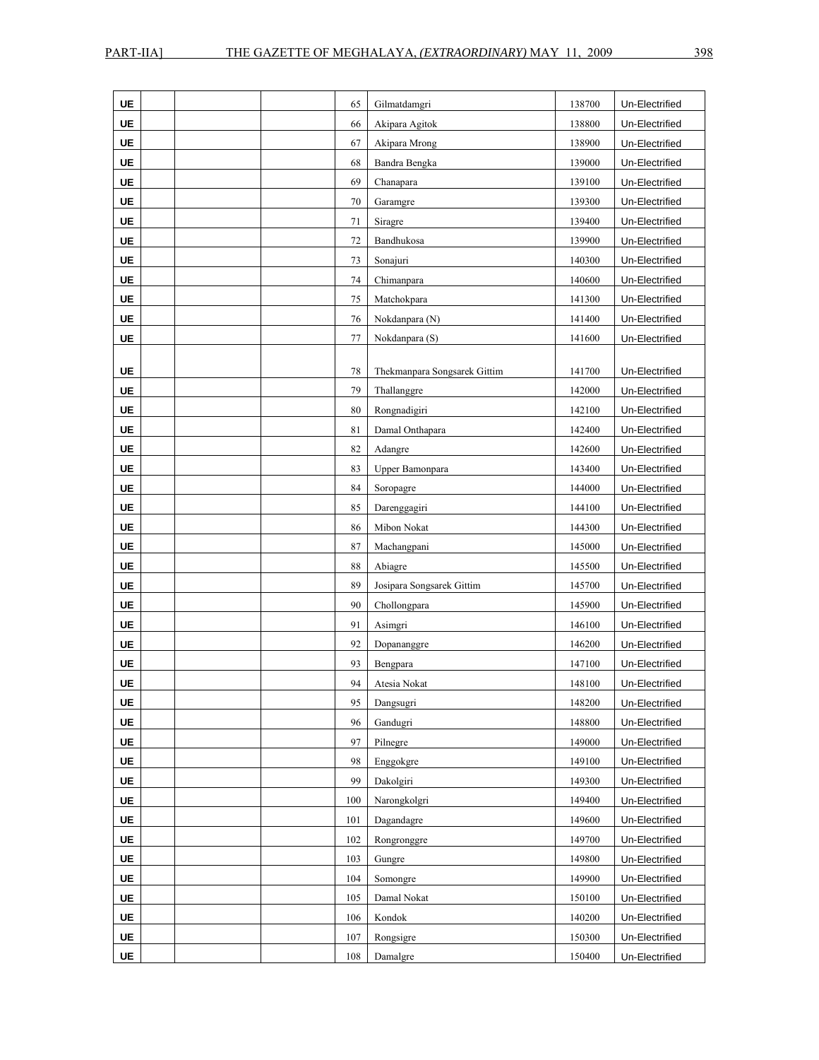| UE | | | | 65 | Gilmatdamgri | 138700 | Un-Electrified |
|---|---|---|---|---|---|---|---|
| UE | | | | 66 | Akipara Agitok | 138800 | Un-Electrified |
| UE | | | | 67 | Akipara Mrong | 138900 | Un-Electrified |
| UE | | | | 68 | Bandra Bengka | 139000 | Un-Electrified |
| UE | | | | 69 | Chanapara | 139100 | Un-Electrified |
| UE | | | | 70 | Garamgre | 139300 | Un-Electrified |
| UE | | | | 71 | Siragre | 139400 | Un-Electrified |
| UE | | | | 72 | Bandhukosa | 139900 | Un-Electrified |
| UE | | | | 73 | Sonajuri | 140300 | Un-Electrified |
| UE | | | | 74 | Chimanpara | 140600 | Un-Electrified |
| UE | | | | 75 | Matchokpara | 141300 | Un-Electrified |
| UE | | | | 76 | Nokdanpara (N) | 141400 | Un-Electrified |
| UE | | | | 77 | Nokdanpara (S) | 141600 | Un-Electrified |
| UE | | | | 78 | Thekmanpara Songsarek Gittim | 141700 | Un-Electrified |
| UE | | | | 79 | Thallanggre | 142000 | Un-Electrified |
| UE | | | | 80 | Rongnadigiri | 142100 | Un-Electrified |
| UE | | | | 81 | Damal Onthapara | 142400 | Un-Electrified |
| UE | | | | 82 | Adangre | 142600 | Un-Electrified |
| UE | | | | 83 | Upper Bamonpara | 143400 | Un-Electrified |
| UE | | | | 84 | Soropagre | 144000 | Un-Electrified |
| UE | | | | 85 | Darenggagiri | 144100 | Un-Electrified |
| UE | | | | 86 | Mibon Nokat | 144300 | Un-Electrified |
| UE | | | | 87 | Machangpani | 145000 | Un-Electrified |
| UE | | | | 88 | Abiagre | 145500 | Un-Electrified |
| UE | | | | 89 | Josipara Songsarek Gittim | 145700 | Un-Electrified |
| UE | | | | 90 | Chollongpara | 145900 | Un-Electrified |
| UE | | | | 91 | Asimgri | 146100 | Un-Electrified |
| UE | | | | 92 | Dopananggre | 146200 | Un-Electrified |
| UE | | | | 93 | Bengpara | 147100 | Un-Electrified |
| UE | | | | 94 | Atesia Nokat | 148100 | Un-Electrified |
| UE | | | | 95 | Dangsugri | 148200 | Un-Electrified |
| UE | | | | 96 | Gandugri | 148800 | Un-Electrified |
| UE | | | | 97 | Pilnegre | 149000 | Un-Electrified |
| UE | | | | 98 | Enggokgre | 149100 | Un-Electrified |
| UE | | | | 99 | Dakolgiri | 149300 | Un-Electrified |
| UE | | | | 100 | Narongkolgri | 149400 | Un-Electrified |
| UE | | | | 101 | Dagandagre | 149600 | Un-Electrified |
| UE | | | | 102 | Rongronggre | 149700 | Un-Electrified |
| UE | | | | 103 | Gungre | 149800 | Un-Electrified |
| UE | | | | 104 | Somongre | 149900 | Un-Electrified |
| UE | | | | 105 | Damal Nokat | 150100 | Un-Electrified |
| UE | | | | 106 | Kondok | 140200 | Un-Electrified |
| UE | | | | 107 | Rongsigre | 150300 | Un-Electrified |
| UE | | | | 108 | Damalgre | 150400 | Un-Electrified |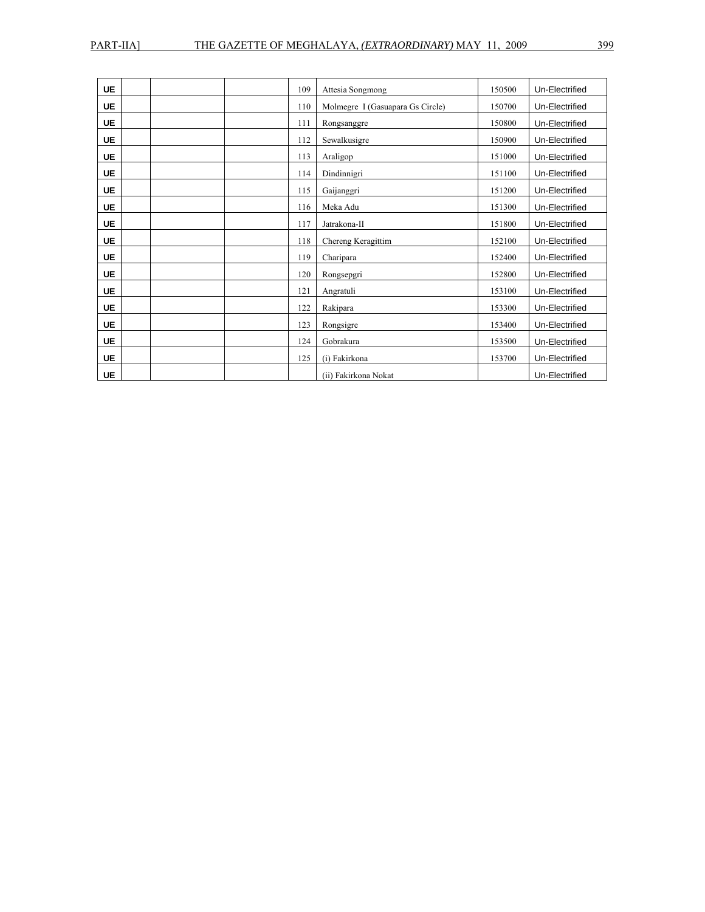| | | | | | | | |
|---|---|---|---|---|---|---|---|
| UE | | | | 109 | Attesia Songmong | 150500 | Un-Electrified |
| UE | | | | 110 | Molmegre I (Gasuapara Gs Circle) | 150700 | Un-Electrified |
| UE | | | | 111 | Rongsanggre | 150800 | Un-Electrified |
| UE | | | | 112 | Sewalkusigre | 150900 | Un-Electrified |
| UE | | | | 113 | Araligop | 151000 | Un-Electrified |
| UE | | | | 114 | Dindinnigri | 151100 | Un-Electrified |
| UE | | | | 115 | Gaijanggri | 151200 | Un-Electrified |
| UE | | | | 116 | Meka Adu | 151300 | Un-Electrified |
| UE | | | | 117 | Jatrakona-II | 151800 | Un-Electrified |
| UE | | | | 118 | Chereng Keragittim | 152100 | Un-Electrified |
| UE | | | | 119 | Charipara | 152400 | Un-Electrified |
| UE | | | | 120 | Rongsepgri | 152800 | Un-Electrified |
| UE | | | | 121 | Angratuli | 153100 | Un-Electrified |
| UE | | | | 122 | Rakipara | 153300 | Un-Electrified |
| UE | | | | 123 | Rongsigre | 153400 | Un-Electrified |
| UE | | | | 124 | Gobrakura | 153500 | Un-Electrified |
| UE | | | | 125 | (i) Fakirkona | 153700 | Un-Electrified |
| UE | | | | | (ii) Fakirkona Nokat | | Un-Electrified |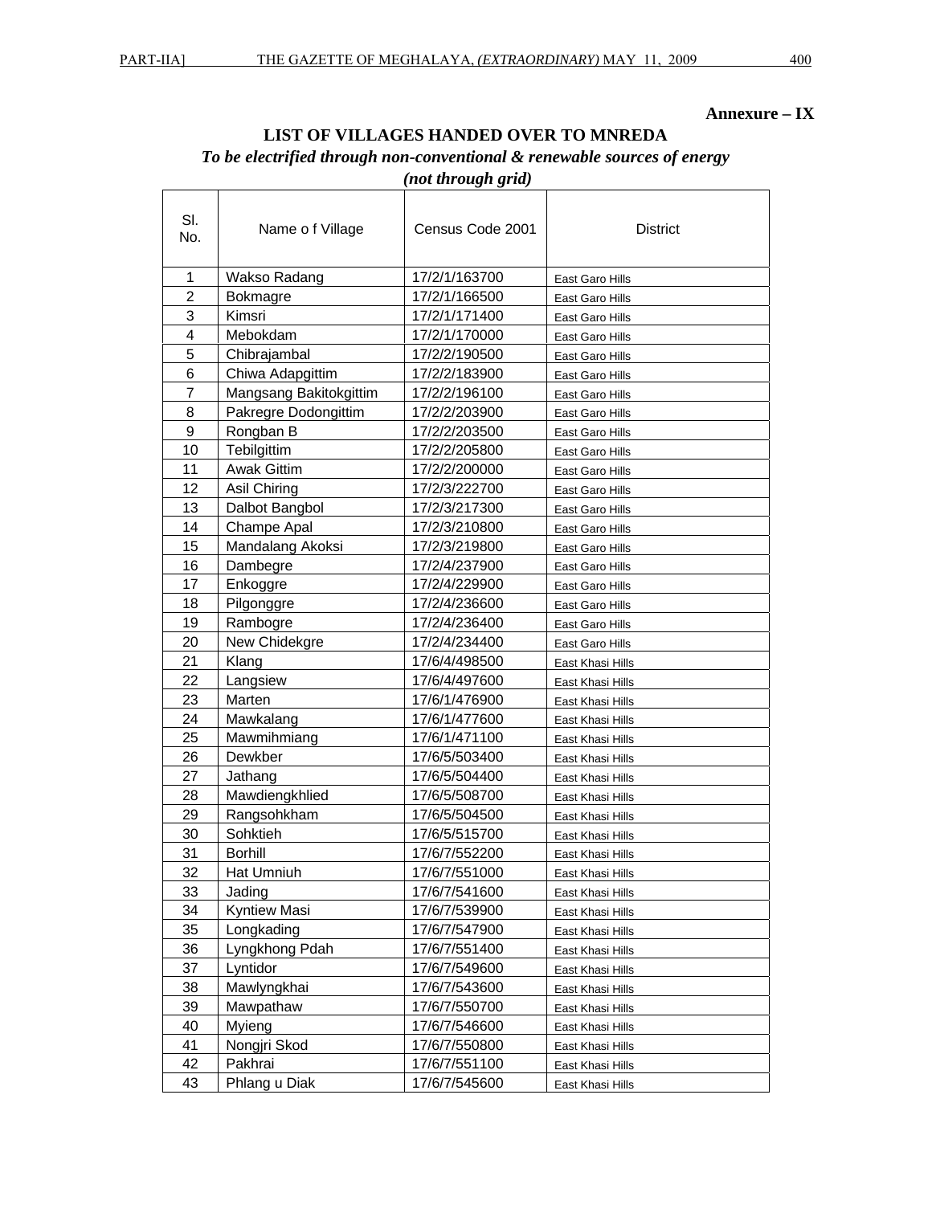**Annexure – IX**

## LIST OF VILLAGES HANDED OVER TO MNREDA

***To be electrified through non-conventional & renewable sources of energy (not through grid)***

| Sl. No. | Name o f Village | Census Code 2001 | District |
|---|---|---|---|
| 1 | Wakso Radang | 17/2/1/163700 | East Garo Hills |
| 2 | Bokmagre | 17/2/1/166500 | East Garo Hills |
| 3 | Kimsri | 17/2/1/171400 | East Garo Hills |
| 4 | Mebokdam | 17/2/1/170000 | East Garo Hills |
| 5 | Chibrajambal | 17/2/2/190500 | East Garo Hills |
| 6 | Chiwa Adapgittim | 17/2/2/183900 | East Garo Hills |
| 7 | Mangsang Bakitokgittim | 17/2/2/196100 | East Garo Hills |
| 8 | Pakregre Dodongittim | 17/2/2/203900 | East Garo Hills |
| 9 | Rongban B | 17/2/2/203500 | East Garo Hills |
| 10 | Tebilgittim | 17/2/2/205800 | East Garo Hills |
| 11 | Awak Gittim | 17/2/2/200000 | East Garo Hills |
| 12 | Asil Chiring | 17/2/3/222700 | East Garo Hills |
| 13 | Dalbot Bangbol | 17/2/3/217300 | East Garo Hills |
| 14 | Champe Apal | 17/2/3/210800 | East Garo Hills |
| 15 | Mandalang Akoksi | 17/2/3/219800 | East Garo Hills |
| 16 | Dambegre | 17/2/4/237900 | East Garo Hills |
| 17 | Enkoggre | 17/2/4/229900 | East Garo Hills |
| 18 | Pilgonggre | 17/2/4/236600 | East Garo Hills |
| 19 | Rambogre | 17/2/4/236400 | East Garo Hills |
| 20 | New Chidekgre | 17/2/4/234400 | East Garo Hills |
| 21 | Klang | 17/6/4/498500 | East Khasi Hills |
| 22 | Langsiew | 17/6/4/497600 | East Khasi Hills |
| 23 | Marten | 17/6/1/476900 | East Khasi Hills |
| 24 | Mawkalang | 17/6/1/477600 | East Khasi Hills |
| 25 | Mawmihmiang | 17/6/1/471100 | East Khasi Hills |
| 26 | Dewkber | 17/6/5/503400 | East Khasi Hills |
| 27 | Jathang | 17/6/5/504400 | East Khasi Hills |
| 28 | Mawdiengkhlied | 17/6/5/508700 | East Khasi Hills |
| 29 | Rangsohkham | 17/6/5/504500 | East Khasi Hills |
| 30 | Sohktieh | 17/6/5/515700 | East Khasi Hills |
| 31 | Borhill | 17/6/7/552200 | East Khasi Hills |
| 32 | Hat Umniuh | 17/6/7/551000 | East Khasi Hills |
| 33 | Jading | 17/6/7/541600 | East Khasi Hills |
| 34 | Kyntiew Masi | 17/6/7/539900 | East Khasi Hills |
| 35 | Longkading | 17/6/7/547900 | East Khasi Hills |
| 36 | Lyngkhong Pdah | 17/6/7/551400 | East Khasi Hills |
| 37 | Lyntidor | 17/6/7/549600 | East Khasi Hills |
| 38 | Mawlyngkhai | 17/6/7/543600 | East Khasi Hills |
| 39 | Mawpathaw | 17/6/7/550700 | East Khasi Hills |
| 40 | Myieng | 17/6/7/546600 | East Khasi Hills |
| 41 | Nongjri Skod | 17/6/7/550800 | East Khasi Hills |
| 42 | Pakhrai | 17/6/7/551100 | East Khasi Hills |
| 43 | Phlang u Diak | 17/6/7/545600 | East Khasi Hills |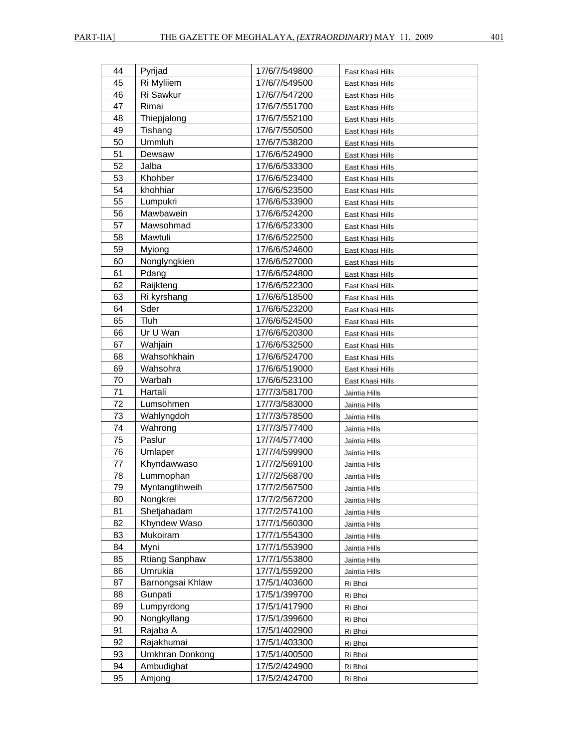| 44 | Pyrijad | 17/6/7/549800 | East Khasi Hills |
|---|---|---|---|
| 45 | Ri Myliiem | 17/6/7/549500 | East Khasi Hills |
| 46 | Ri Sawkur | 17/6/7/547200 | East Khasi Hills |
| 47 | Rimai | 17/6/7/551700 | East Khasi Hills |
| 48 | Thiepjalong | 17/6/7/552100 | East Khasi Hills |
| 49 | Tishang | 17/6/7/550500 | East Khasi Hills |
| 50 | Ummluh | 17/6/7/538200 | East Khasi Hills |
| 51 | Dewsaw | 17/6/6/524900 | East Khasi Hills |
| 52 | Jalba | 17/6/6/533300 | East Khasi Hills |
| 53 | Khohber | 17/6/6/523400 | East Khasi Hills |
| 54 | khohhiar | 17/6/6/523500 | East Khasi Hills |
| 55 | Lumpukri | 17/6/6/533900 | East Khasi Hills |
| 56 | Mawbawein | 17/6/6/524200 | East Khasi Hills |
| 57 | Mawsohmad | 17/6/6/523300 | East Khasi Hills |
| 58 | Mawtuli | 17/6/6/522500 | East Khasi Hills |
| 59 | Myiong | 17/6/6/524600 | East Khasi Hills |
| 60 | Nonglyngkien | 17/6/6/527000 | East Khasi Hills |
| 61 | Pdang | 17/6/6/524800 | East Khasi Hills |
| 62 | Raijkteng | 17/6/6/522300 | East Khasi Hills |
| 63 | Ri kyrshang | 17/6/6/518500 | East Khasi Hills |
| 64 | Sder | 17/6/6/523200 | East Khasi Hills |
| 65 | Tluh | 17/6/6/524500 | East Khasi Hills |
| 66 | Ur U Wan | 17/6/6/520300 | East Khasi Hills |
| 67 | Wahjain | 17/6/6/532500 | East Khasi Hills |
| 68 | Wahsohkhain | 17/6/6/524700 | East Khasi Hills |
| 69 | Wahsohra | 17/6/6/519000 | East Khasi Hills |
| 70 | Warbah | 17/6/6/523100 | East Khasi Hills |
| 71 | Hartali | 17/7/3/581700 | Jaintia Hills |
| 72 | Lumsohmen | 17/7/3/583000 | Jaintia Hills |
| 73 | Wahlyngdoh | 17/7/3/578500 | Jaintia Hills |
| 74 | Wahrong | 17/7/3/577400 | Jaintia Hills |
| 75 | Paslur | 17/7/4/577400 | Jaintia Hills |
| 76 | Umlaper | 17/7/4/599900 | Jaintia Hills |
| 77 | Khyndawwaso | 17/7/2/569100 | Jaintia Hills |
| 78 | Lummophan | 17/7/2/568700 | Jaintia Hills |
| 79 | Myntangtihweih | 17/7/2/567500 | Jaintia Hills |
| 80 | Nongkrei | 17/7/2/567200 | Jaintia Hills |
| 81 | Shetjahadam | 17/7/2/574100 | Jaintia Hills |
| 82 | Khyndew Waso | 17/7/1/560300 | Jaintia Hills |
| 83 | Mukoiram | 17/7/1/554300 | Jaintia Hills |
| 84 | Myni | 17/7/1/553900 | Jaintia Hills |
| 85 | Rtiang Sanphaw | 17/7/1/553800 | Jaintia Hills |
| 86 | Umrukia | 17/7/1/559200 | Jaintia Hills |
| 87 | Barnongsai Khlaw | 17/5/1/403600 | Ri Bhoi |
| 88 | Gunpati | 17/5/1/399700 | Ri Bhoi |
| 89 | Lumpyrdong | 17/5/1/417900 | Ri Bhoi |
| 90 | Nongkyllang | 17/5/1/399600 | Ri Bhoi |
| 91 | Rajaba A | 17/5/1/402900 | Ri Bhoi |
| 92 | Rajakhumai | 17/5/1/403300 | Ri Bhoi |
| 93 | Umkhran Donkong | 17/5/1/400500 | Ri Bhoi |
| 94 | Ambudighat | 17/5/2/424900 | Ri Bhoi |
| 95 | Amjong | 17/5/2/424700 | Ri Bhoi |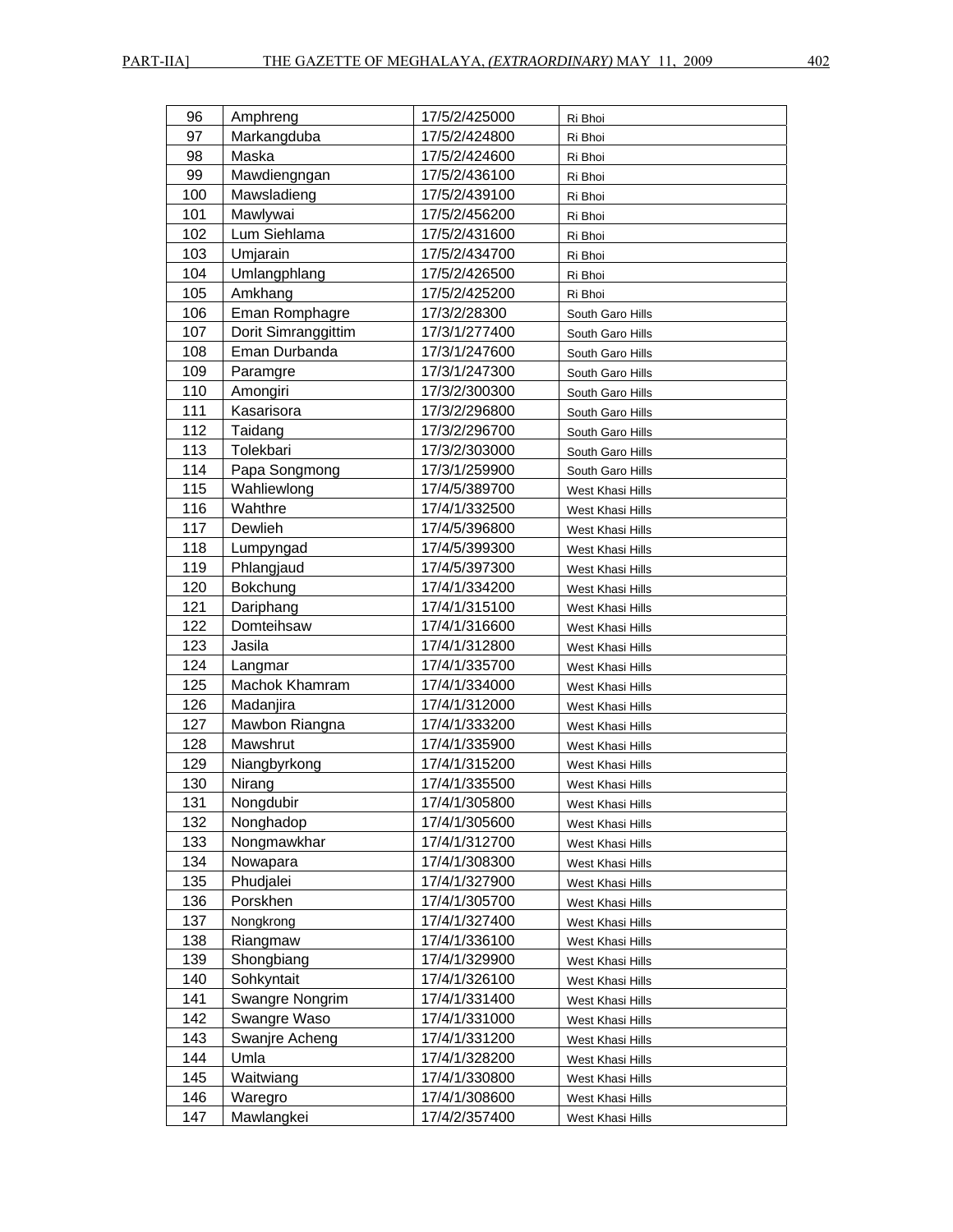| 96 | Amphreng | 17/5/2/425000 | Ri Bhoi |
|---|---|---|---|
| 97 | Markangduba | 17/5/2/424800 | Ri Bhoi |
| 98 | Maska | 17/5/2/424600 | Ri Bhoi |
| 99 | Mawdiengngan | 17/5/2/436100 | Ri Bhoi |
| 100 | Mawsladieng | 17/5/2/439100 | Ri Bhoi |
| 101 | Mawlywai | 17/5/2/456200 | Ri Bhoi |
| 102 | Lum Siehlama | 17/5/2/431600 | Ri Bhoi |
| 103 | Umjarain | 17/5/2/434700 | Ri Bhoi |
| 104 | Umlangphlang | 17/5/2/426500 | Ri Bhoi |
| 105 | Amkhang | 17/5/2/425200 | Ri Bhoi |
| 106 | Eman Romphagre | 17/3/2/28300 | South Garo Hills |
| 107 | Dorit Simranggittim | 17/3/1/277400 | South Garo Hills |
| 108 | Eman Durbanda | 17/3/1/247600 | South Garo Hills |
| 109 | Paramgre | 17/3/1/247300 | South Garo Hills |
| 110 | Amongiri | 17/3/2/300300 | South Garo Hills |
| 111 | Kasarisora | 17/3/2/296800 | South Garo Hills |
| 112 | Taidang | 17/3/2/296700 | South Garo Hills |
| 113 | Tolekbari | 17/3/2/303000 | South Garo Hills |
| 114 | Papa Songmong | 17/3/1/259900 | South Garo Hills |
| 115 | Wahliewlong | 17/4/5/389700 | West Khasi Hills |
| 116 | Wahthre | 17/4/1/332500 | West Khasi Hills |
| 117 | Dewlieh | 17/4/5/396800 | West Khasi Hills |
| 118 | Lumpyngad | 17/4/5/399300 | West Khasi Hills |
| 119 | Phlangjaud | 17/4/5/397300 | West Khasi Hills |
| 120 | Bokchung | 17/4/1/334200 | West Khasi Hills |
| 121 | Dariphang | 17/4/1/315100 | West Khasi Hills |
| 122 | Domteihsaw | 17/4/1/316600 | West Khasi Hills |
| 123 | Jasila | 17/4/1/312800 | West Khasi Hills |
| 124 | Langmar | 17/4/1/335700 | West Khasi Hills |
| 125 | Machok Khamram | 17/4/1/334000 | West Khasi Hills |
| 126 | Madanjira | 17/4/1/312000 | West Khasi Hills |
| 127 | Mawbon Riangna | 17/4/1/333200 | West Khasi Hills |
| 128 | Mawshrut | 17/4/1/335900 | West Khasi Hills |
| 129 | Niangbyrkong | 17/4/1/315200 | West Khasi Hills |
| 130 | Nirang | 17/4/1/335500 | West Khasi Hills |
| 131 | Nongdubir | 17/4/1/305800 | West Khasi Hills |
| 132 | Nonghadop | 17/4/1/305600 | West Khasi Hills |
| 133 | Nongmawkhar | 17/4/1/312700 | West Khasi Hills |
| 134 | Nowapara | 17/4/1/308300 | West Khasi Hills |
| 135 | Phudjalei | 17/4/1/327900 | West Khasi Hills |
| 136 | Porskhen | 17/4/1/305700 | West Khasi Hills |
| 137 | Nongkrong | 17/4/1/327400 | West Khasi Hills |
| 138 | Riangmaw | 17/4/1/336100 | West Khasi Hills |
| 139 | Shongbiang | 17/4/1/329900 | West Khasi Hills |
| 140 | Sohkyntait | 17/4/1/326100 | West Khasi Hills |
| 141 | Swangre Nongrim | 17/4/1/331400 | West Khasi Hills |
| 142 | Swangre Waso | 17/4/1/331000 | West Khasi Hills |
| 143 | Swanjre Acheng | 17/4/1/331200 | West Khasi Hills |
| 144 | Umla | 17/4/1/328200 | West Khasi Hills |
| 145 | Waitwiang | 17/4/1/330800 | West Khasi Hills |
| 146 | Waregro | 17/4/1/308600 | West Khasi Hills |
| 147 | Mawlangkei | 17/4/2/357400 | West Khasi Hills |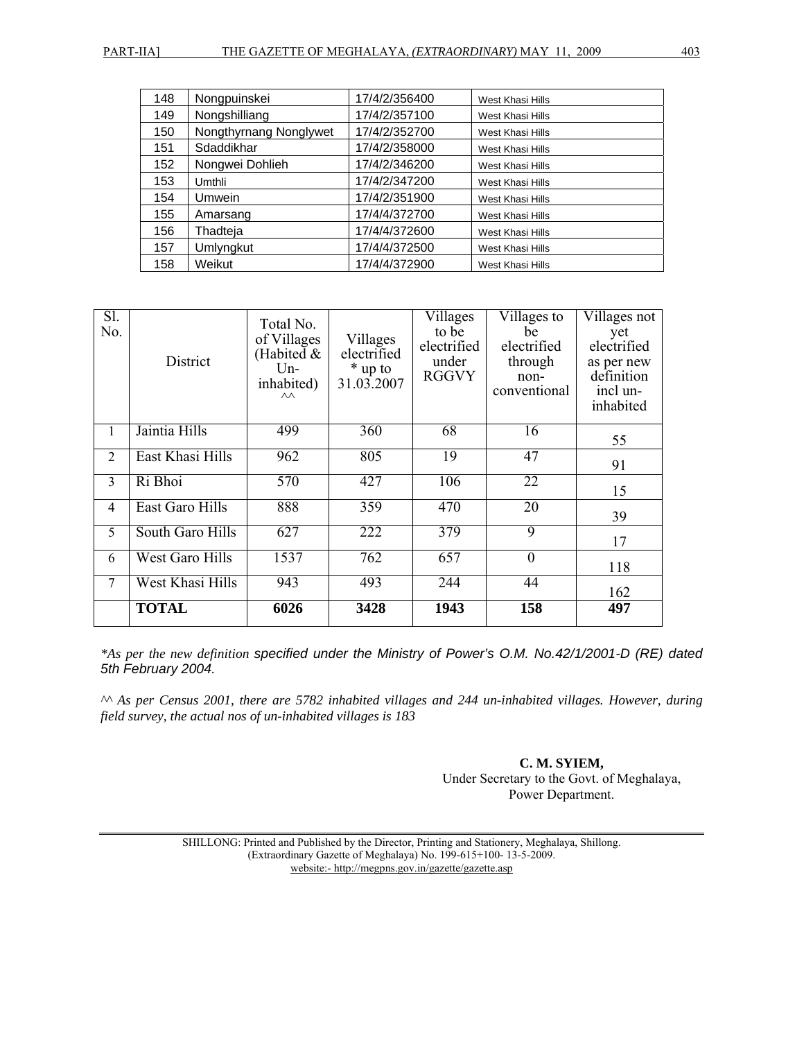| | | | |
|---|---|---|---|
| 148 | Nongpuinskei | 17/4/2/356400 | West Khasi Hills |
| 149 | Nongshilliang | 17/4/2/357100 | West Khasi Hills |
| 150 | Nongthyrnang Nonglywet | 17/4/2/352700 | West Khasi Hills |
| 151 | Sdaddikhar | 17/4/2/358000 | West Khasi Hills |
| 152 | Nongwei Dohlieh | 17/4/2/346200 | West Khasi Hills |
| 153 | Umthli | 17/4/2/347200 | West Khasi Hills |
| 154 | Umwein | 17/4/2/351900 | West Khasi Hills |
| 155 | Amarsang | 17/4/4/372700 | West Khasi Hills |
| 156 | Thadteja | 17/4/4/372600 | West Khasi Hills |
| 157 | Umlyngkut | 17/4/4/372500 | West Khasi Hills |
| 158 | Weikut | 17/4/4/372900 | West Khasi Hills |

| Sl. No. | District | Total No. of Villages (Habited & Un-inhabited) ^^ | Villages electrified * up to 31.03.2007 | Villages to be electrified under RGGVY | Villages to be electrified through non-conventional | Villages not yet electrified as per new definition incl un-inhabited |
|---|---|---|---|---|---|---|
| 1 | Jaintia Hills | 499 | 360 | 68 | 16 | 55 |
| 2 | East Khasi Hills | 962 | 805 | 19 | 47 | 91 |
| 3 | Ri Bhoi | 570 | 427 | 106 | 22 | 15 |
| 4 | East Garo Hills | 888 | 359 | 470 | 20 | 39 |
| 5 | South Garo Hills | 627 | 222 | 379 | 9 | 17 |
| 6 | West Garo Hills | 1537 | 762 | 657 | 0 | 118 |
| 7 | West Khasi Hills | 943 | 493 | 244 | 44 | 162 |
| | **TOTAL** | **6026** | **3428** | **1943** | **158** | **497** |

*\*As per the new definition specified under the Ministry of Power's O.M. No.42/1/2001-D (RE) dated 5th February 2004.*

*^^ As per Census 2001, there are 5782 inhabited villages and 244 un-inhabited villages. However, during field survey, the actual nos of un-inhabited villages is 183*

**C. M. SYIEM,**
Under Secretary to the Govt. of Meghalaya,
Power Department.

SHILLONG: Printed and Published by the Director, Printing and Stationery, Meghalaya, Shillong.
(Extraordinary Gazette of Meghalaya) No. 199-615+100- 13-5-2009.
website:- http://megpns.gov.in/gazette/gazette.asp